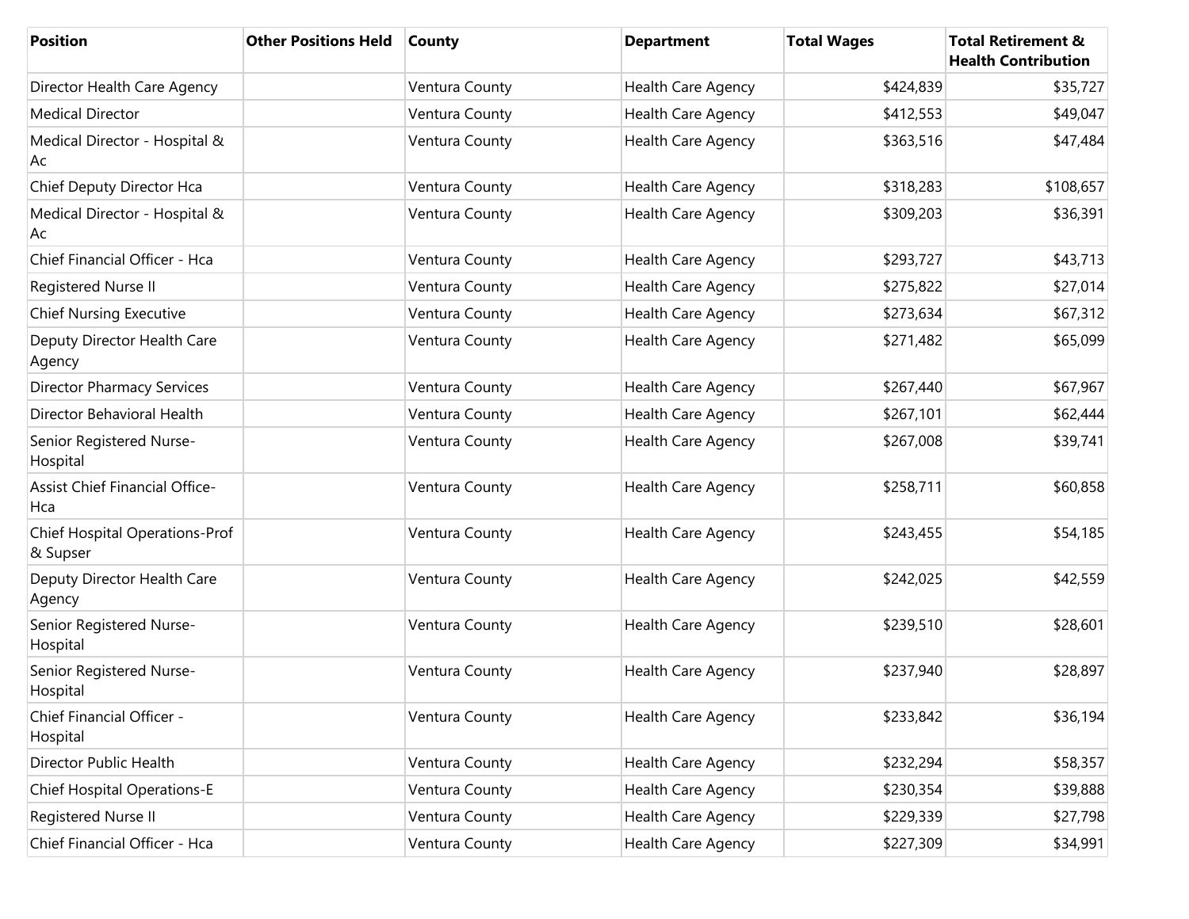| Position | Other Positions Held | County | Department | Total Wages | Total Retirement & Health Contribution |
| --- | --- | --- | --- | --- | --- |
| Director Health Care Agency | | Ventura County | Health Care Agency | $424,839 | $35,727 |
| Medical Director | | Ventura County | Health Care Agency | $412,553 | $49,047 |
| Medical Director - Hospital & Ac | | Ventura County | Health Care Agency | $363,516 | $47,484 |
| Chief Deputy Director Hca | | Ventura County | Health Care Agency | $318,283 | $108,657 |
| Medical Director - Hospital & Ac | | Ventura County | Health Care Agency | $309,203 | $36,391 |
| Chief Financial Officer - Hca | | Ventura County | Health Care Agency | $293,727 | $43,713 |
| Registered Nurse II | | Ventura County | Health Care Agency | $275,822 | $27,014 |
| Chief Nursing Executive | | Ventura County | Health Care Agency | $273,634 | $67,312 |
| Deputy Director Health Care Agency | | Ventura County | Health Care Agency | $271,482 | $65,099 |
| Director Pharmacy Services | | Ventura County | Health Care Agency | $267,440 | $67,967 |
| Director Behavioral Health | | Ventura County | Health Care Agency | $267,101 | $62,444 |
| Senior Registered Nurse-Hospital | | Ventura County | Health Care Agency | $267,008 | $39,741 |
| Assist Chief Financial Office-Hca | | Ventura County | Health Care Agency | $258,711 | $60,858 |
| Chief Hospital Operations-Prof & Supser | | Ventura County | Health Care Agency | $243,455 | $54,185 |
| Deputy Director Health Care Agency | | Ventura County | Health Care Agency | $242,025 | $42,559 |
| Senior Registered Nurse-Hospital | | Ventura County | Health Care Agency | $239,510 | $28,601 |
| Senior Registered Nurse-Hospital | | Ventura County | Health Care Agency | $237,940 | $28,897 |
| Chief Financial Officer - Hospital | | Ventura County | Health Care Agency | $233,842 | $36,194 |
| Director Public Health | | Ventura County | Health Care Agency | $232,294 | $58,357 |
| Chief Hospital Operations-E | | Ventura County | Health Care Agency | $230,354 | $39,888 |
| Registered Nurse II | | Ventura County | Health Care Agency | $229,339 | $27,798 |
| Chief Financial Officer - Hca | | Ventura County | Health Care Agency | $227,309 | $34,991 |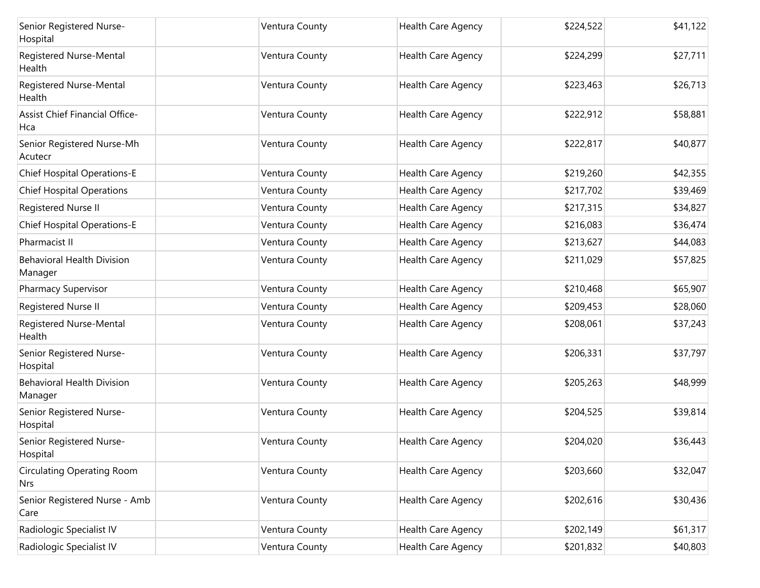| | | | | | |
|---|---|---|---|---|---|
| Senior Registered Nurse-Hospital | | Ventura County | Health Care Agency | $224,522 | $41,122 |
| Registered Nurse-Mental Health | | Ventura County | Health Care Agency | $224,299 | $27,711 |
| Registered Nurse-Mental Health | | Ventura County | Health Care Agency | $223,463 | $26,713 |
| Assist Chief Financial Office-Hca | | Ventura County | Health Care Agency | $222,912 | $58,881 |
| Senior Registered Nurse-Mh Acutecr | | Ventura County | Health Care Agency | $222,817 | $40,877 |
| Chief Hospital Operations-E | | Ventura County | Health Care Agency | $219,260 | $42,355 |
| Chief Hospital Operations | | Ventura County | Health Care Agency | $217,702 | $39,469 |
| Registered Nurse II | | Ventura County | Health Care Agency | $217,315 | $34,827 |
| Chief Hospital Operations-E | | Ventura County | Health Care Agency | $216,083 | $36,474 |
| Pharmacist II | | Ventura County | Health Care Agency | $213,627 | $44,083 |
| Behavioral Health Division Manager | | Ventura County | Health Care Agency | $211,029 | $57,825 |
| Pharmacy Supervisor | | Ventura County | Health Care Agency | $210,468 | $65,907 |
| Registered Nurse II | | Ventura County | Health Care Agency | $209,453 | $28,060 |
| Registered Nurse-Mental Health | | Ventura County | Health Care Agency | $208,061 | $37,243 |
| Senior Registered Nurse-Hospital | | Ventura County | Health Care Agency | $206,331 | $37,797 |
| Behavioral Health Division Manager | | Ventura County | Health Care Agency | $205,263 | $48,999 |
| Senior Registered Nurse-Hospital | | Ventura County | Health Care Agency | $204,525 | $39,814 |
| Senior Registered Nurse-Hospital | | Ventura County | Health Care Agency | $204,020 | $36,443 |
| Circulating Operating Room Nrs | | Ventura County | Health Care Agency | $203,660 | $32,047 |
| Senior Registered Nurse - Amb Care | | Ventura County | Health Care Agency | $202,616 | $30,436 |
| Radiologic Specialist IV | | Ventura County | Health Care Agency | $202,149 | $61,317 |
| Radiologic Specialist IV | | Ventura County | Health Care Agency | $201,832 | $40,803 |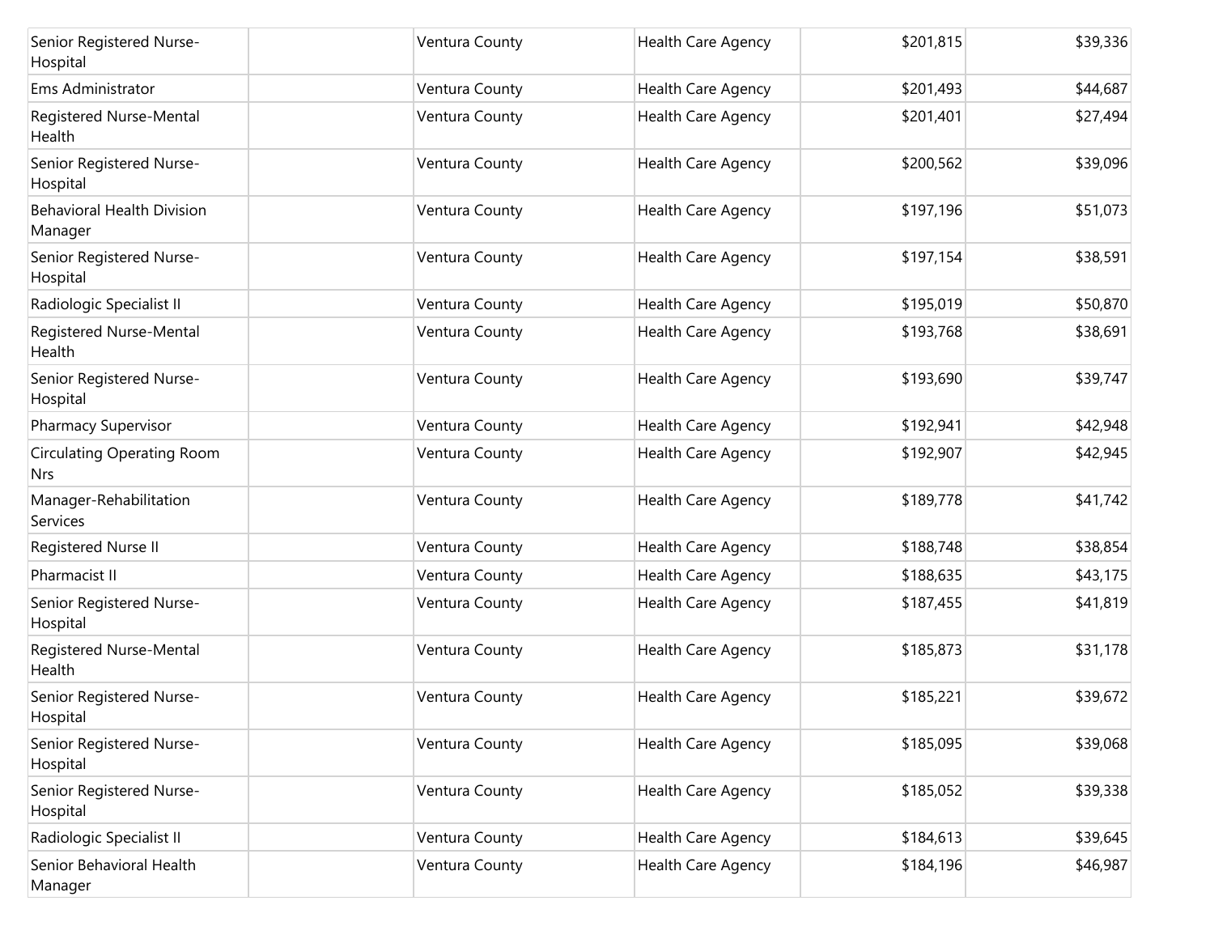| | | | | | |
|---|---|---|---|---|---|
| Senior Registered Nurse-Hospital | | Ventura County | Health Care Agency | $201,815 | $39,336 |
| Ems Administrator | | Ventura County | Health Care Agency | $201,493 | $44,687 |
| Registered Nurse-Mental Health | | Ventura County | Health Care Agency | $201,401 | $27,494 |
| Senior Registered Nurse-Hospital | | Ventura County | Health Care Agency | $200,562 | $39,096 |
| Behavioral Health Division Manager | | Ventura County | Health Care Agency | $197,196 | $51,073 |
| Senior Registered Nurse-Hospital | | Ventura County | Health Care Agency | $197,154 | $38,591 |
| Radiologic Specialist II | | Ventura County | Health Care Agency | $195,019 | $50,870 |
| Registered Nurse-Mental Health | | Ventura County | Health Care Agency | $193,768 | $38,691 |
| Senior Registered Nurse-Hospital | | Ventura County | Health Care Agency | $193,690 | $39,747 |
| Pharmacy Supervisor | | Ventura County | Health Care Agency | $192,941 | $42,948 |
| Circulating Operating Room Nrs | | Ventura County | Health Care Agency | $192,907 | $42,945 |
| Manager-Rehabilitation Services | | Ventura County | Health Care Agency | $189,778 | $41,742 |
| Registered Nurse II | | Ventura County | Health Care Agency | $188,748 | $38,854 |
| Pharmacist II | | Ventura County | Health Care Agency | $188,635 | $43,175 |
| Senior Registered Nurse-Hospital | | Ventura County | Health Care Agency | $187,455 | $41,819 |
| Registered Nurse-Mental Health | | Ventura County | Health Care Agency | $185,873 | $31,178 |
| Senior Registered Nurse-Hospital | | Ventura County | Health Care Agency | $185,221 | $39,672 |
| Senior Registered Nurse-Hospital | | Ventura County | Health Care Agency | $185,095 | $39,068 |
| Senior Registered Nurse-Hospital | | Ventura County | Health Care Agency | $185,052 | $39,338 |
| Radiologic Specialist II | | Ventura County | Health Care Agency | $184,613 | $39,645 |
| Senior Behavioral Health Manager | | Ventura County | Health Care Agency | $184,196 | $46,987 |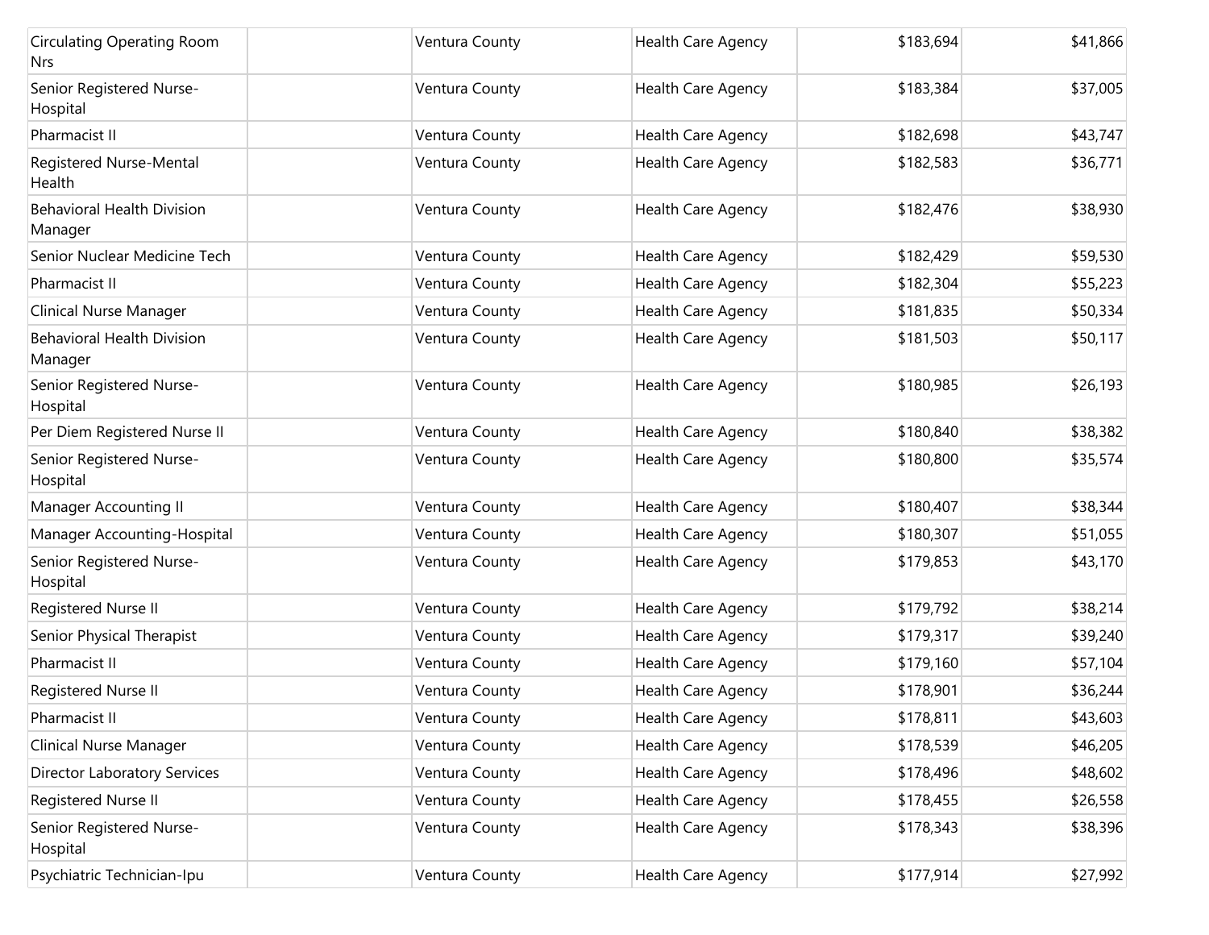| | | | | | |
|---|---|---|---|---|---|
| Circulating Operating Room Nrs | | Ventura County | Health Care Agency | $183,694 | $41,866 |
| Senior Registered Nurse-Hospital | | Ventura County | Health Care Agency | $183,384 | $37,005 |
| Pharmacist II | | Ventura County | Health Care Agency | $182,698 | $43,747 |
| Registered Nurse-Mental Health | | Ventura County | Health Care Agency | $182,583 | $36,771 |
| Behavioral Health Division Manager | | Ventura County | Health Care Agency | $182,476 | $38,930 |
| Senior Nuclear Medicine Tech | | Ventura County | Health Care Agency | $182,429 | $59,530 |
| Pharmacist II | | Ventura County | Health Care Agency | $182,304 | $55,223 |
| Clinical Nurse Manager | | Ventura County | Health Care Agency | $181,835 | $50,334 |
| Behavioral Health Division Manager | | Ventura County | Health Care Agency | $181,503 | $50,117 |
| Senior Registered Nurse-Hospital | | Ventura County | Health Care Agency | $180,985 | $26,193 |
| Per Diem Registered Nurse II | | Ventura County | Health Care Agency | $180,840 | $38,382 |
| Senior Registered Nurse-Hospital | | Ventura County | Health Care Agency | $180,800 | $35,574 |
| Manager Accounting II | | Ventura County | Health Care Agency | $180,407 | $38,344 |
| Manager Accounting-Hospital | | Ventura County | Health Care Agency | $180,307 | $51,055 |
| Senior Registered Nurse-Hospital | | Ventura County | Health Care Agency | $179,853 | $43,170 |
| Registered Nurse II | | Ventura County | Health Care Agency | $179,792 | $38,214 |
| Senior Physical Therapist | | Ventura County | Health Care Agency | $179,317 | $39,240 |
| Pharmacist II | | Ventura County | Health Care Agency | $179,160 | $57,104 |
| Registered Nurse II | | Ventura County | Health Care Agency | $178,901 | $36,244 |
| Pharmacist II | | Ventura County | Health Care Agency | $178,811 | $43,603 |
| Clinical Nurse Manager | | Ventura County | Health Care Agency | $178,539 | $46,205 |
| Director Laboratory Services | | Ventura County | Health Care Agency | $178,496 | $48,602 |
| Registered Nurse II | | Ventura County | Health Care Agency | $178,455 | $26,558 |
| Senior Registered Nurse-Hospital | | Ventura County | Health Care Agency | $178,343 | $38,396 |
| Psychiatric Technician-Ipu | | Ventura County | Health Care Agency | $177,914 | $27,992 |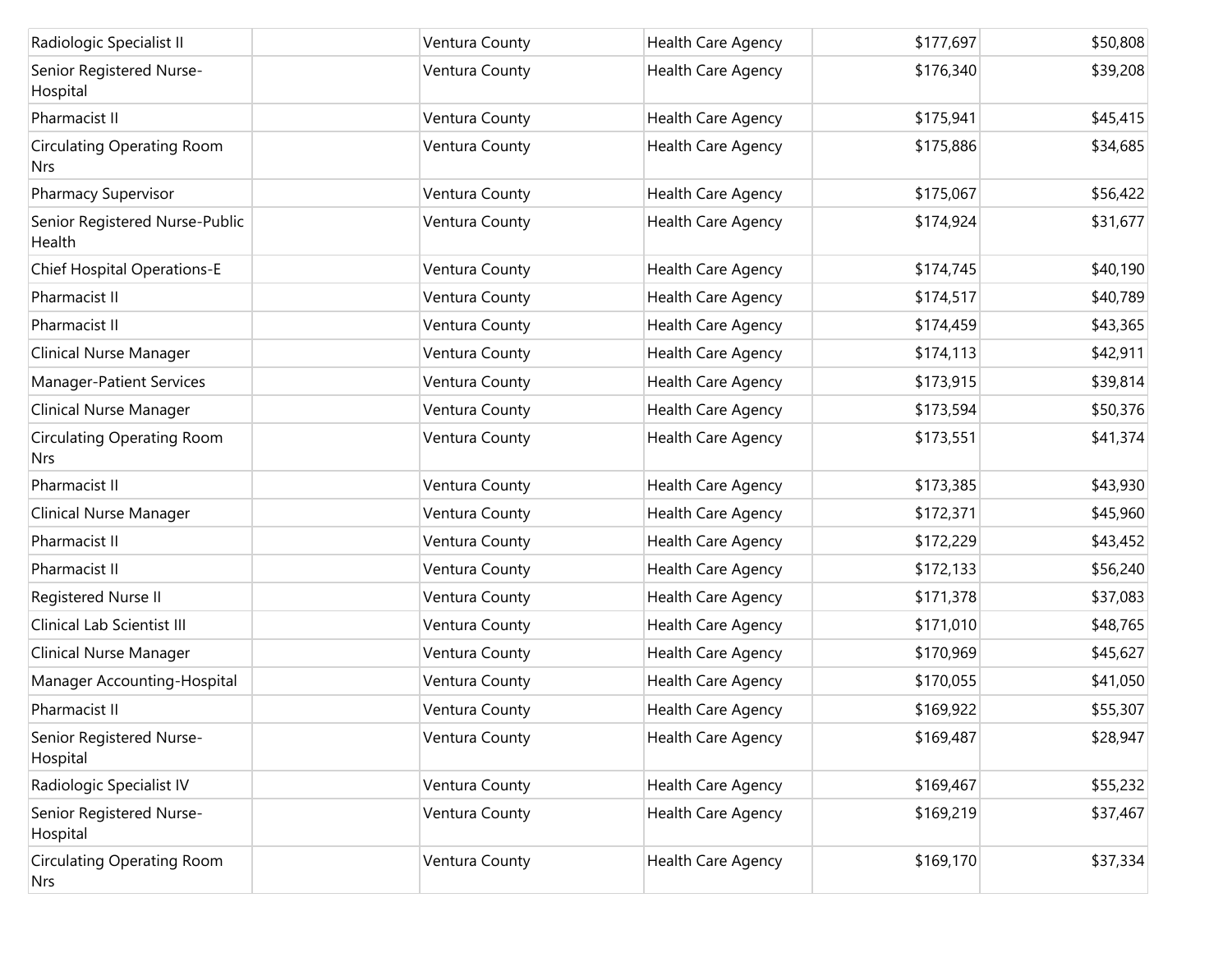| | | | | | |
|---|---|---|---|---|---|
| Radiologic Specialist II | | Ventura County | Health Care Agency | $177,697 | $50,808 |
| Senior Registered Nurse-Hospital | | Ventura County | Health Care Agency | $176,340 | $39,208 |
| Pharmacist II | | Ventura County | Health Care Agency | $175,941 | $45,415 |
| Circulating Operating Room Nrs | | Ventura County | Health Care Agency | $175,886 | $34,685 |
| Pharmacy Supervisor | | Ventura County | Health Care Agency | $175,067 | $56,422 |
| Senior Registered Nurse-Public Health | | Ventura County | Health Care Agency | $174,924 | $31,677 |
| Chief Hospital Operations-E | | Ventura County | Health Care Agency | $174,745 | $40,190 |
| Pharmacist II | | Ventura County | Health Care Agency | $174,517 | $40,789 |
| Pharmacist II | | Ventura County | Health Care Agency | $174,459 | $43,365 |
| Clinical Nurse Manager | | Ventura County | Health Care Agency | $174,113 | $42,911 |
| Manager-Patient Services | | Ventura County | Health Care Agency | $173,915 | $39,814 |
| Clinical Nurse Manager | | Ventura County | Health Care Agency | $173,594 | $50,376 |
| Circulating Operating Room Nrs | | Ventura County | Health Care Agency | $173,551 | $41,374 |
| Pharmacist II | | Ventura County | Health Care Agency | $173,385 | $43,930 |
| Clinical Nurse Manager | | Ventura County | Health Care Agency | $172,371 | $45,960 |
| Pharmacist II | | Ventura County | Health Care Agency | $172,229 | $43,452 |
| Pharmacist II | | Ventura County | Health Care Agency | $172,133 | $56,240 |
| Registered Nurse II | | Ventura County | Health Care Agency | $171,378 | $37,083 |
| Clinical Lab Scientist III | | Ventura County | Health Care Agency | $171,010 | $48,765 |
| Clinical Nurse Manager | | Ventura County | Health Care Agency | $170,969 | $45,627 |
| Manager Accounting-Hospital | | Ventura County | Health Care Agency | $170,055 | $41,050 |
| Pharmacist II | | Ventura County | Health Care Agency | $169,922 | $55,307 |
| Senior Registered Nurse-Hospital | | Ventura County | Health Care Agency | $169,487 | $28,947 |
| Radiologic Specialist IV | | Ventura County | Health Care Agency | $169,467 | $55,232 |
| Senior Registered Nurse-Hospital | | Ventura County | Health Care Agency | $169,219 | $37,467 |
| Circulating Operating Room Nrs | | Ventura County | Health Care Agency | $169,170 | $37,334 |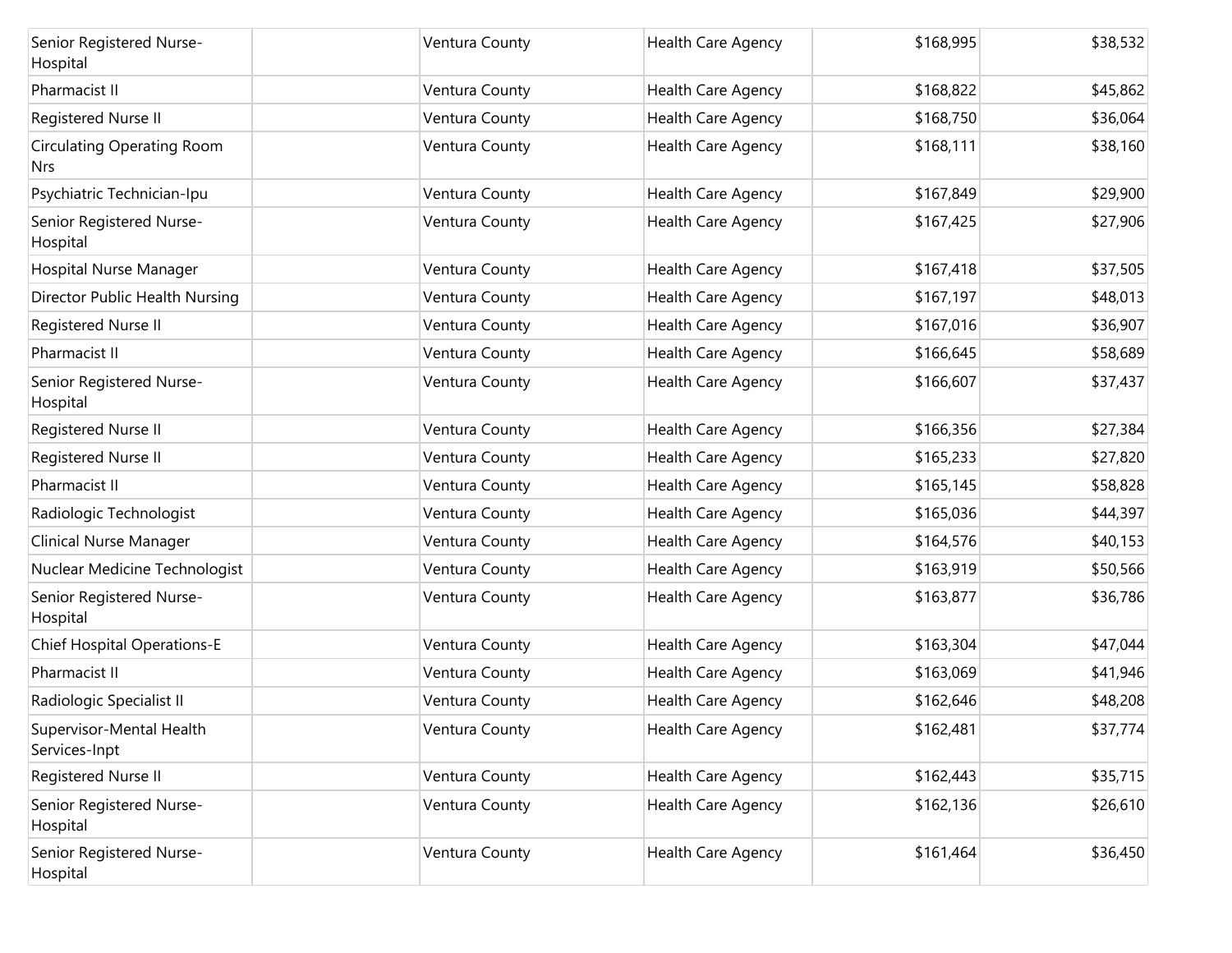| | | | | | |
|---|---|---|---|---|---|
| Senior Registered Nurse-Hospital | | Ventura County | Health Care Agency | $168,995 | $38,532 |
| Pharmacist II | | Ventura County | Health Care Agency | $168,822 | $45,862 |
| Registered Nurse II | | Ventura County | Health Care Agency | $168,750 | $36,064 |
| Circulating Operating Room Nrs | | Ventura County | Health Care Agency | $168,111 | $38,160 |
| Psychiatric Technician-Ipu | | Ventura County | Health Care Agency | $167,849 | $29,900 |
| Senior Registered Nurse-Hospital | | Ventura County | Health Care Agency | $167,425 | $27,906 |
| Hospital Nurse Manager | | Ventura County | Health Care Agency | $167,418 | $37,505 |
| Director Public Health Nursing | | Ventura County | Health Care Agency | $167,197 | $48,013 |
| Registered Nurse II | | Ventura County | Health Care Agency | $167,016 | $36,907 |
| Pharmacist II | | Ventura County | Health Care Agency | $166,645 | $58,689 |
| Senior Registered Nurse-Hospital | | Ventura County | Health Care Agency | $166,607 | $37,437 |
| Registered Nurse II | | Ventura County | Health Care Agency | $166,356 | $27,384 |
| Registered Nurse II | | Ventura County | Health Care Agency | $165,233 | $27,820 |
| Pharmacist II | | Ventura County | Health Care Agency | $165,145 | $58,828 |
| Radiologic Technologist | | Ventura County | Health Care Agency | $165,036 | $44,397 |
| Clinical Nurse Manager | | Ventura County | Health Care Agency | $164,576 | $40,153 |
| Nuclear Medicine Technologist | | Ventura County | Health Care Agency | $163,919 | $50,566 |
| Senior Registered Nurse-Hospital | | Ventura County | Health Care Agency | $163,877 | $36,786 |
| Chief Hospital Operations-E | | Ventura County | Health Care Agency | $163,304 | $47,044 |
| Pharmacist II | | Ventura County | Health Care Agency | $163,069 | $41,946 |
| Radiologic Specialist II | | Ventura County | Health Care Agency | $162,646 | $48,208 |
| Supervisor-Mental Health Services-Inpt | | Ventura County | Health Care Agency | $162,481 | $37,774 |
| Registered Nurse II | | Ventura County | Health Care Agency | $162,443 | $35,715 |
| Senior Registered Nurse-Hospital | | Ventura County | Health Care Agency | $162,136 | $26,610 |
| Senior Registered Nurse-Hospital | | Ventura County | Health Care Agency | $161,464 | $36,450 |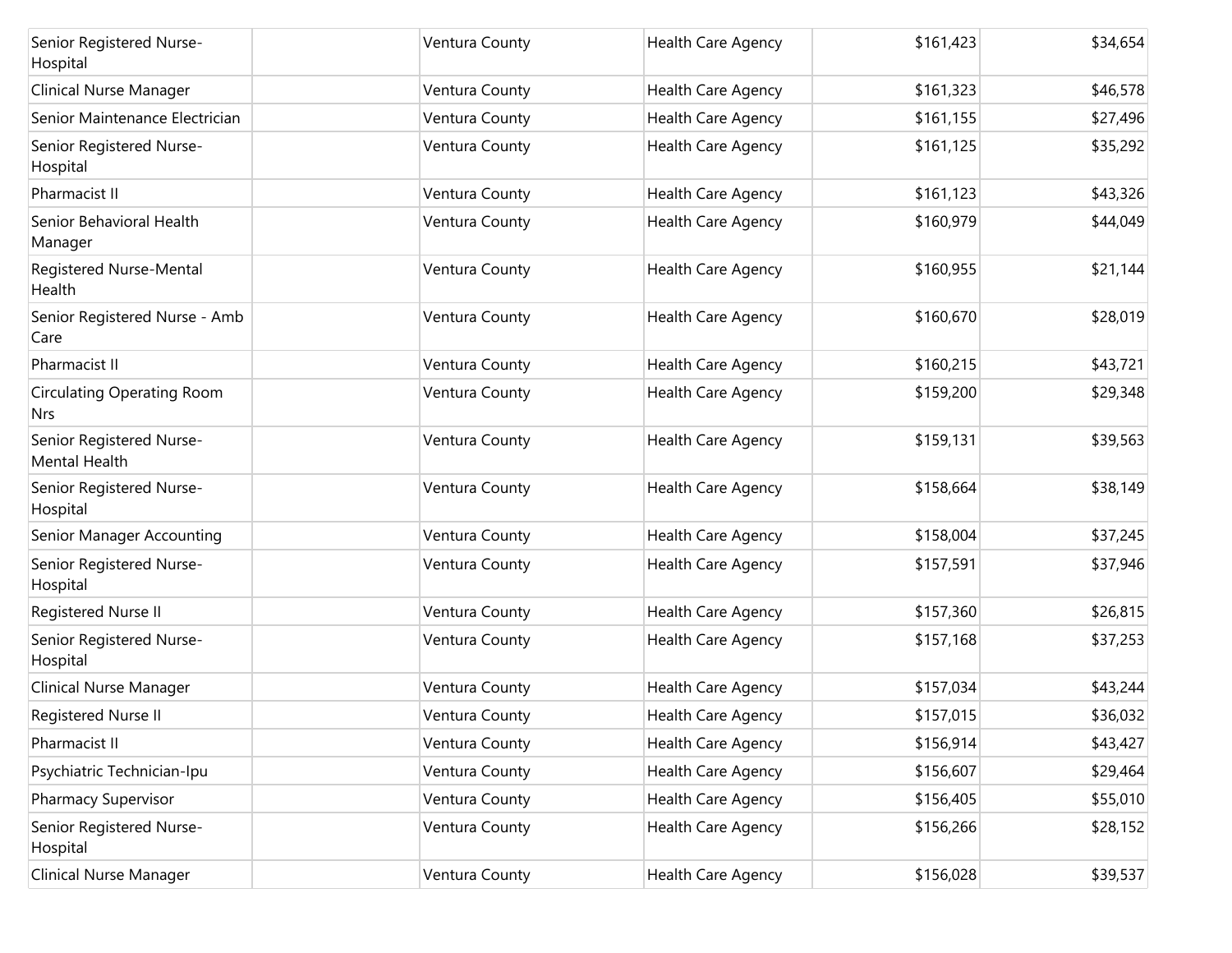| | | | | | |
|---|---|---|---|---|---|
| Senior Registered Nurse-Hospital | | Ventura County | Health Care Agency | $161,423 | $34,654 |
| Clinical Nurse Manager | | Ventura County | Health Care Agency | $161,323 | $46,578 |
| Senior Maintenance Electrician | | Ventura County | Health Care Agency | $161,155 | $27,496 |
| Senior Registered Nurse-Hospital | | Ventura County | Health Care Agency | $161,125 | $35,292 |
| Pharmacist II | | Ventura County | Health Care Agency | $161,123 | $43,326 |
| Senior Behavioral Health Manager | | Ventura County | Health Care Agency | $160,979 | $44,049 |
| Registered Nurse-Mental Health | | Ventura County | Health Care Agency | $160,955 | $21,144 |
| Senior Registered Nurse - Amb Care | | Ventura County | Health Care Agency | $160,670 | $28,019 |
| Pharmacist II | | Ventura County | Health Care Agency | $160,215 | $43,721 |
| Circulating Operating Room Nrs | | Ventura County | Health Care Agency | $159,200 | $29,348 |
| Senior Registered Nurse-Mental Health | | Ventura County | Health Care Agency | $159,131 | $39,563 |
| Senior Registered Nurse-Hospital | | Ventura County | Health Care Agency | $158,664 | $38,149 |
| Senior Manager Accounting | | Ventura County | Health Care Agency | $158,004 | $37,245 |
| Senior Registered Nurse-Hospital | | Ventura County | Health Care Agency | $157,591 | $37,946 |
| Registered Nurse II | | Ventura County | Health Care Agency | $157,360 | $26,815 |
| Senior Registered Nurse-Hospital | | Ventura County | Health Care Agency | $157,168 | $37,253 |
| Clinical Nurse Manager | | Ventura County | Health Care Agency | $157,034 | $43,244 |
| Registered Nurse II | | Ventura County | Health Care Agency | $157,015 | $36,032 |
| Pharmacist II | | Ventura County | Health Care Agency | $156,914 | $43,427 |
| Psychiatric Technician-Ipu | | Ventura County | Health Care Agency | $156,607 | $29,464 |
| Pharmacy Supervisor | | Ventura County | Health Care Agency | $156,405 | $55,010 |
| Senior Registered Nurse-Hospital | | Ventura County | Health Care Agency | $156,266 | $28,152 |
| Clinical Nurse Manager | | Ventura County | Health Care Agency | $156,028 | $39,537 |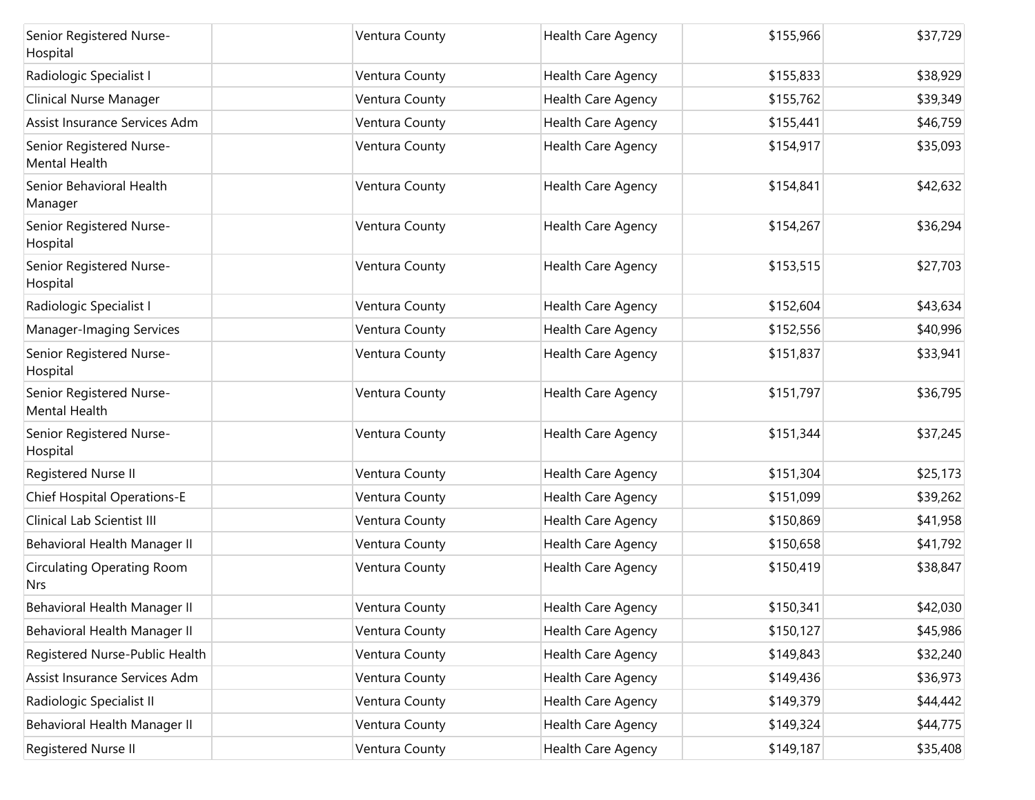| Senior Registered Nurse-Hospital | | Ventura County | Health Care Agency | $155,966 | $37,729 |
|---|---|---|---|---|---|
| Radiologic Specialist I | | Ventura County | Health Care Agency | $155,833 | $38,929 |
| Clinical Nurse Manager | | Ventura County | Health Care Agency | $155,762 | $39,349 |
| Assist Insurance Services Adm | | Ventura County | Health Care Agency | $155,441 | $46,759 |
| Senior Registered Nurse-Mental Health | | Ventura County | Health Care Agency | $154,917 | $35,093 |
| Senior Behavioral Health Manager | | Ventura County | Health Care Agency | $154,841 | $42,632 |
| Senior Registered Nurse-Hospital | | Ventura County | Health Care Agency | $154,267 | $36,294 |
| Senior Registered Nurse-Hospital | | Ventura County | Health Care Agency | $153,515 | $27,703 |
| Radiologic Specialist I | | Ventura County | Health Care Agency | $152,604 | $43,634 |
| Manager-Imaging Services | | Ventura County | Health Care Agency | $152,556 | $40,996 |
| Senior Registered Nurse-Hospital | | Ventura County | Health Care Agency | $151,837 | $33,941 |
| Senior Registered Nurse-Mental Health | | Ventura County | Health Care Agency | $151,797 | $36,795 |
| Senior Registered Nurse-Hospital | | Ventura County | Health Care Agency | $151,344 | $37,245 |
| Registered Nurse II | | Ventura County | Health Care Agency | $151,304 | $25,173 |
| Chief Hospital Operations-E | | Ventura County | Health Care Agency | $151,099 | $39,262 |
| Clinical Lab Scientist III | | Ventura County | Health Care Agency | $150,869 | $41,958 |
| Behavioral Health Manager II | | Ventura County | Health Care Agency | $150,658 | $41,792 |
| Circulating Operating Room Nrs | | Ventura County | Health Care Agency | $150,419 | $38,847 |
| Behavioral Health Manager II | | Ventura County | Health Care Agency | $150,341 | $42,030 |
| Behavioral Health Manager II | | Ventura County | Health Care Agency | $150,127 | $45,986 |
| Registered Nurse-Public Health | | Ventura County | Health Care Agency | $149,843 | $32,240 |
| Assist Insurance Services Adm | | Ventura County | Health Care Agency | $149,436 | $36,973 |
| Radiologic Specialist II | | Ventura County | Health Care Agency | $149,379 | $44,442 |
| Behavioral Health Manager II | | Ventura County | Health Care Agency | $149,324 | $44,775 |
| Registered Nurse II | | Ventura County | Health Care Agency | $149,187 | $35,408 |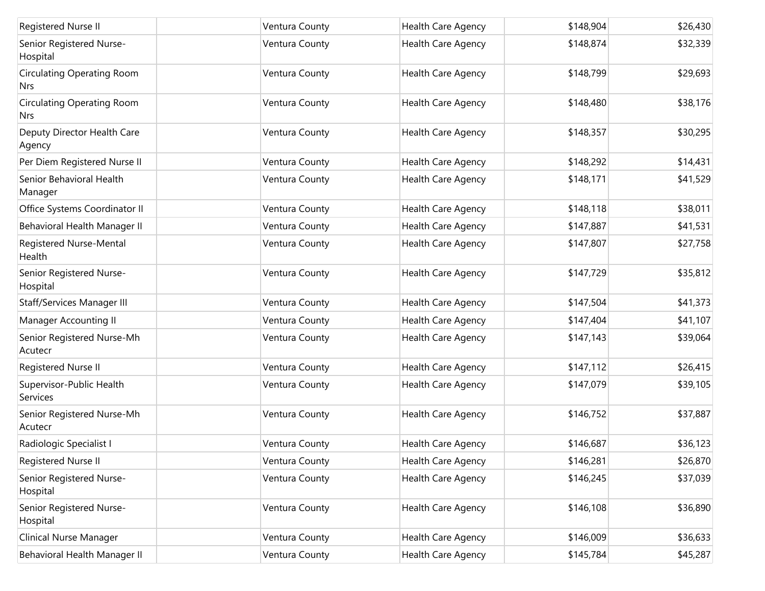| | | | | | |
|---|---|---|---|---|---|
| Registered Nurse II | | Ventura County | Health Care Agency | $148,904 | $26,430 |
| Senior Registered Nurse-Hospital | | Ventura County | Health Care Agency | $148,874 | $32,339 |
| Circulating Operating Room Nrs | | Ventura County | Health Care Agency | $148,799 | $29,693 |
| Circulating Operating Room Nrs | | Ventura County | Health Care Agency | $148,480 | $38,176 |
| Deputy Director Health Care Agency | | Ventura County | Health Care Agency | $148,357 | $30,295 |
| Per Diem Registered Nurse II | | Ventura County | Health Care Agency | $148,292 | $14,431 |
| Senior Behavioral Health Manager | | Ventura County | Health Care Agency | $148,171 | $41,529 |
| Office Systems Coordinator II | | Ventura County | Health Care Agency | $148,118 | $38,011 |
| Behavioral Health Manager II | | Ventura County | Health Care Agency | $147,887 | $41,531 |
| Registered Nurse-Mental Health | | Ventura County | Health Care Agency | $147,807 | $27,758 |
| Senior Registered Nurse-Hospital | | Ventura County | Health Care Agency | $147,729 | $35,812 |
| Staff/Services Manager III | | Ventura County | Health Care Agency | $147,504 | $41,373 |
| Manager Accounting II | | Ventura County | Health Care Agency | $147,404 | $41,107 |
| Senior Registered Nurse-Mh Acutecr | | Ventura County | Health Care Agency | $147,143 | $39,064 |
| Registered Nurse II | | Ventura County | Health Care Agency | $147,112 | $26,415 |
| Supervisor-Public Health Services | | Ventura County | Health Care Agency | $147,079 | $39,105 |
| Senior Registered Nurse-Mh Acutecr | | Ventura County | Health Care Agency | $146,752 | $37,887 |
| Radiologic Specialist I | | Ventura County | Health Care Agency | $146,687 | $36,123 |
| Registered Nurse II | | Ventura County | Health Care Agency | $146,281 | $26,870 |
| Senior Registered Nurse-Hospital | | Ventura County | Health Care Agency | $146,245 | $37,039 |
| Senior Registered Nurse-Hospital | | Ventura County | Health Care Agency | $146,108 | $36,890 |
| Clinical Nurse Manager | | Ventura County | Health Care Agency | $146,009 | $36,633 |
| Behavioral Health Manager II | | Ventura County | Health Care Agency | $145,784 | $45,287 |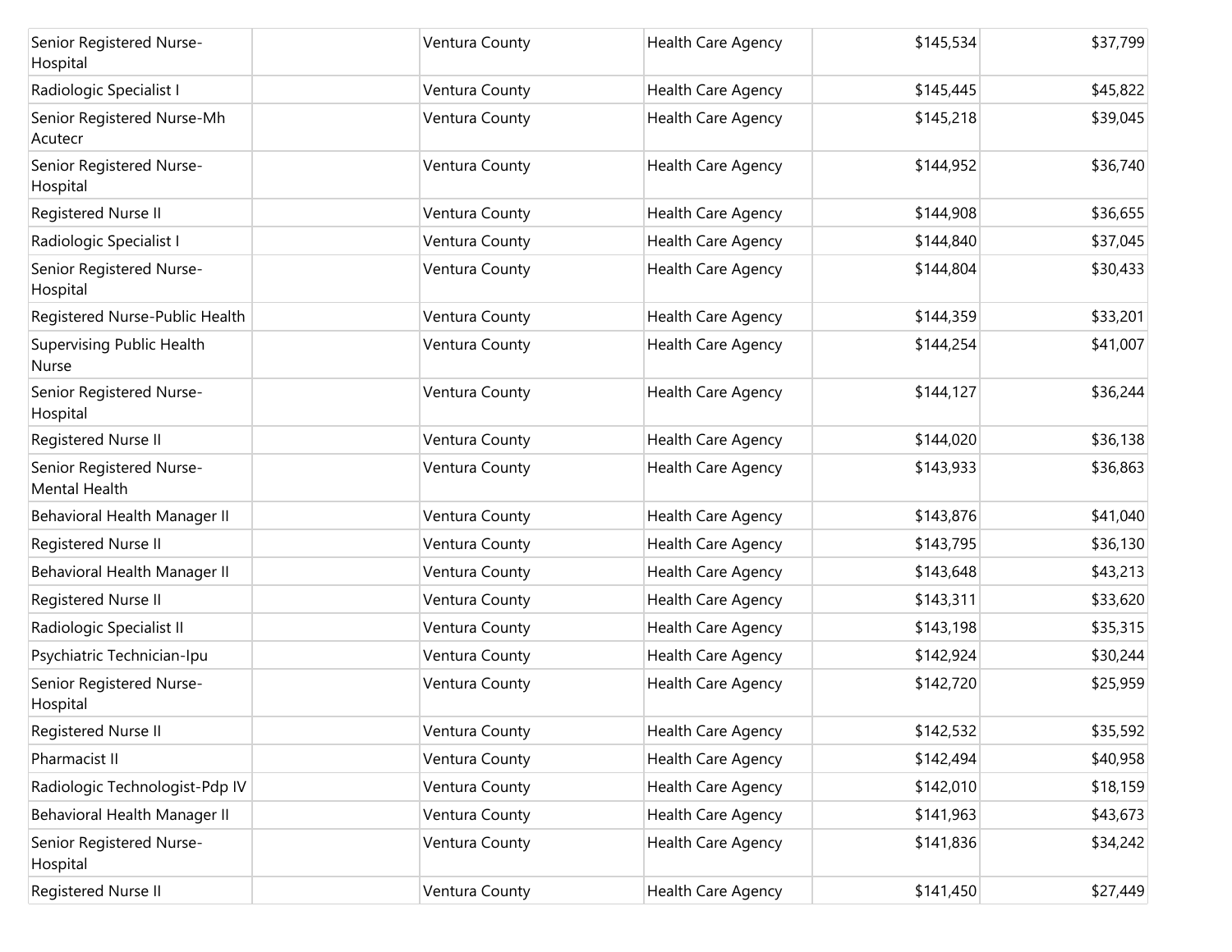| | | | | | |
|---|---|---|---|---|---|
| Senior Registered Nurse-Hospital | | Ventura County | Health Care Agency | $145,534 | $37,799 |
| Radiologic Specialist I | | Ventura County | Health Care Agency | $145,445 | $45,822 |
| Senior Registered Nurse-Mh Acutecr | | Ventura County | Health Care Agency | $145,218 | $39,045 |
| Senior Registered Nurse-Hospital | | Ventura County | Health Care Agency | $144,952 | $36,740 |
| Registered Nurse II | | Ventura County | Health Care Agency | $144,908 | $36,655 |
| Radiologic Specialist I | | Ventura County | Health Care Agency | $144,840 | $37,045 |
| Senior Registered Nurse-Hospital | | Ventura County | Health Care Agency | $144,804 | $30,433 |
| Registered Nurse-Public Health | | Ventura County | Health Care Agency | $144,359 | $33,201 |
| Supervising Public Health Nurse | | Ventura County | Health Care Agency | $144,254 | $41,007 |
| Senior Registered Nurse-Hospital | | Ventura County | Health Care Agency | $144,127 | $36,244 |
| Registered Nurse II | | Ventura County | Health Care Agency | $144,020 | $36,138 |
| Senior Registered Nurse-Mental Health | | Ventura County | Health Care Agency | $143,933 | $36,863 |
| Behavioral Health Manager II | | Ventura County | Health Care Agency | $143,876 | $41,040 |
| Registered Nurse II | | Ventura County | Health Care Agency | $143,795 | $36,130 |
| Behavioral Health Manager II | | Ventura County | Health Care Agency | $143,648 | $43,213 |
| Registered Nurse II | | Ventura County | Health Care Agency | $143,311 | $33,620 |
| Radiologic Specialist II | | Ventura County | Health Care Agency | $143,198 | $35,315 |
| Psychiatric Technician-Ipu | | Ventura County | Health Care Agency | $142,924 | $30,244 |
| Senior Registered Nurse-Hospital | | Ventura County | Health Care Agency | $142,720 | $25,959 |
| Registered Nurse II | | Ventura County | Health Care Agency | $142,532 | $35,592 |
| Pharmacist II | | Ventura County | Health Care Agency | $142,494 | $40,958 |
| Radiologic Technologist-Pdp IV | | Ventura County | Health Care Agency | $142,010 | $18,159 |
| Behavioral Health Manager II | | Ventura County | Health Care Agency | $141,963 | $43,673 |
| Senior Registered Nurse-Hospital | | Ventura County | Health Care Agency | $141,836 | $34,242 |
| Registered Nurse II | | Ventura County | Health Care Agency | $141,450 | $27,449 |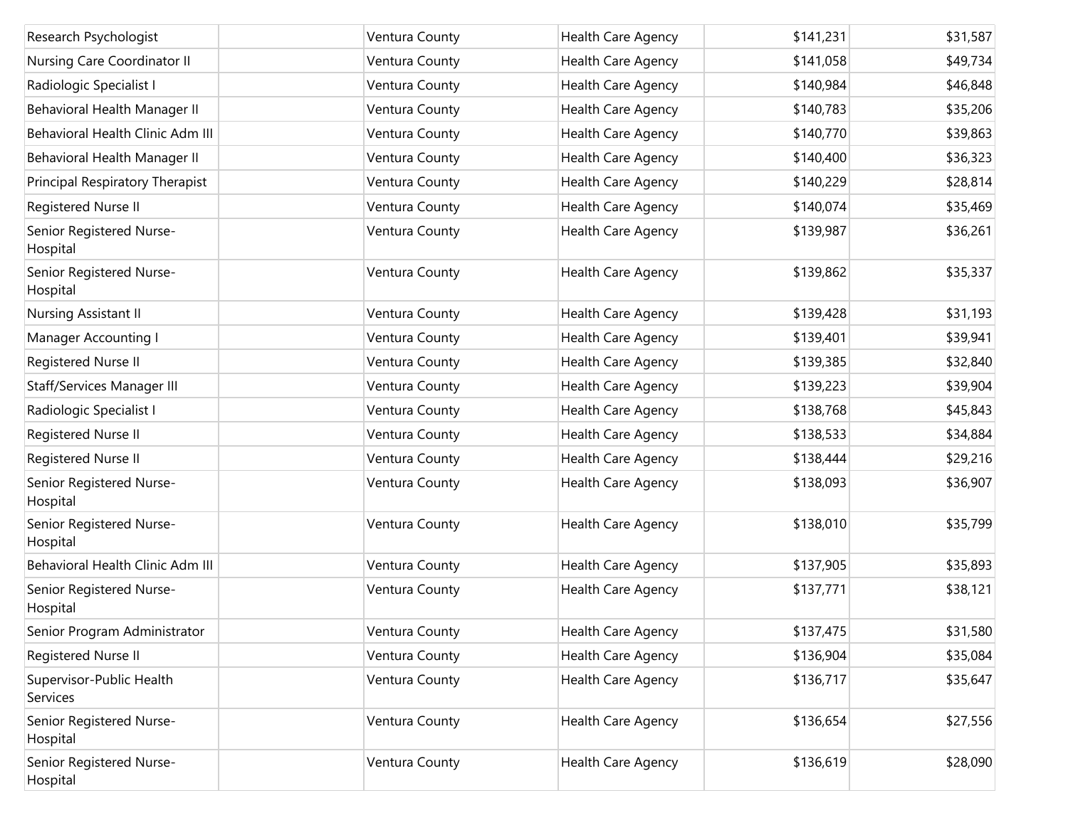| | | | | | |
|---|---|---|---|---|---|
| Research Psychologist | | Ventura County | Health Care Agency | $141,231 | $31,587 |
| Nursing Care Coordinator II | | Ventura County | Health Care Agency | $141,058 | $49,734 |
| Radiologic Specialist I | | Ventura County | Health Care Agency | $140,984 | $46,848 |
| Behavioral Health Manager II | | Ventura County | Health Care Agency | $140,783 | $35,206 |
| Behavioral Health Clinic Adm III | | Ventura County | Health Care Agency | $140,770 | $39,863 |
| Behavioral Health Manager II | | Ventura County | Health Care Agency | $140,400 | $36,323 |
| Principal Respiratory Therapist | | Ventura County | Health Care Agency | $140,229 | $28,814 |
| Registered Nurse II | | Ventura County | Health Care Agency | $140,074 | $35,469 |
| Senior Registered Nurse-Hospital | | Ventura County | Health Care Agency | $139,987 | $36,261 |
| Senior Registered Nurse-Hospital | | Ventura County | Health Care Agency | $139,862 | $35,337 |
| Nursing Assistant II | | Ventura County | Health Care Agency | $139,428 | $31,193 |
| Manager Accounting I | | Ventura County | Health Care Agency | $139,401 | $39,941 |
| Registered Nurse II | | Ventura County | Health Care Agency | $139,385 | $32,840 |
| Staff/Services Manager III | | Ventura County | Health Care Agency | $139,223 | $39,904 |
| Radiologic Specialist I | | Ventura County | Health Care Agency | $138,768 | $45,843 |
| Registered Nurse II | | Ventura County | Health Care Agency | $138,533 | $34,884 |
| Registered Nurse II | | Ventura County | Health Care Agency | $138,444 | $29,216 |
| Senior Registered Nurse-Hospital | | Ventura County | Health Care Agency | $138,093 | $36,907 |
| Senior Registered Nurse-Hospital | | Ventura County | Health Care Agency | $138,010 | $35,799 |
| Behavioral Health Clinic Adm III | | Ventura County | Health Care Agency | $137,905 | $35,893 |
| Senior Registered Nurse-Hospital | | Ventura County | Health Care Agency | $137,771 | $38,121 |
| Senior Program Administrator | | Ventura County | Health Care Agency | $137,475 | $31,580 |
| Registered Nurse II | | Ventura County | Health Care Agency | $136,904 | $35,084 |
| Supervisor-Public Health Services | | Ventura County | Health Care Agency | $136,717 | $35,647 |
| Senior Registered Nurse-Hospital | | Ventura County | Health Care Agency | $136,654 | $27,556 |
| Senior Registered Nurse-Hospital | | Ventura County | Health Care Agency | $136,619 | $28,090 |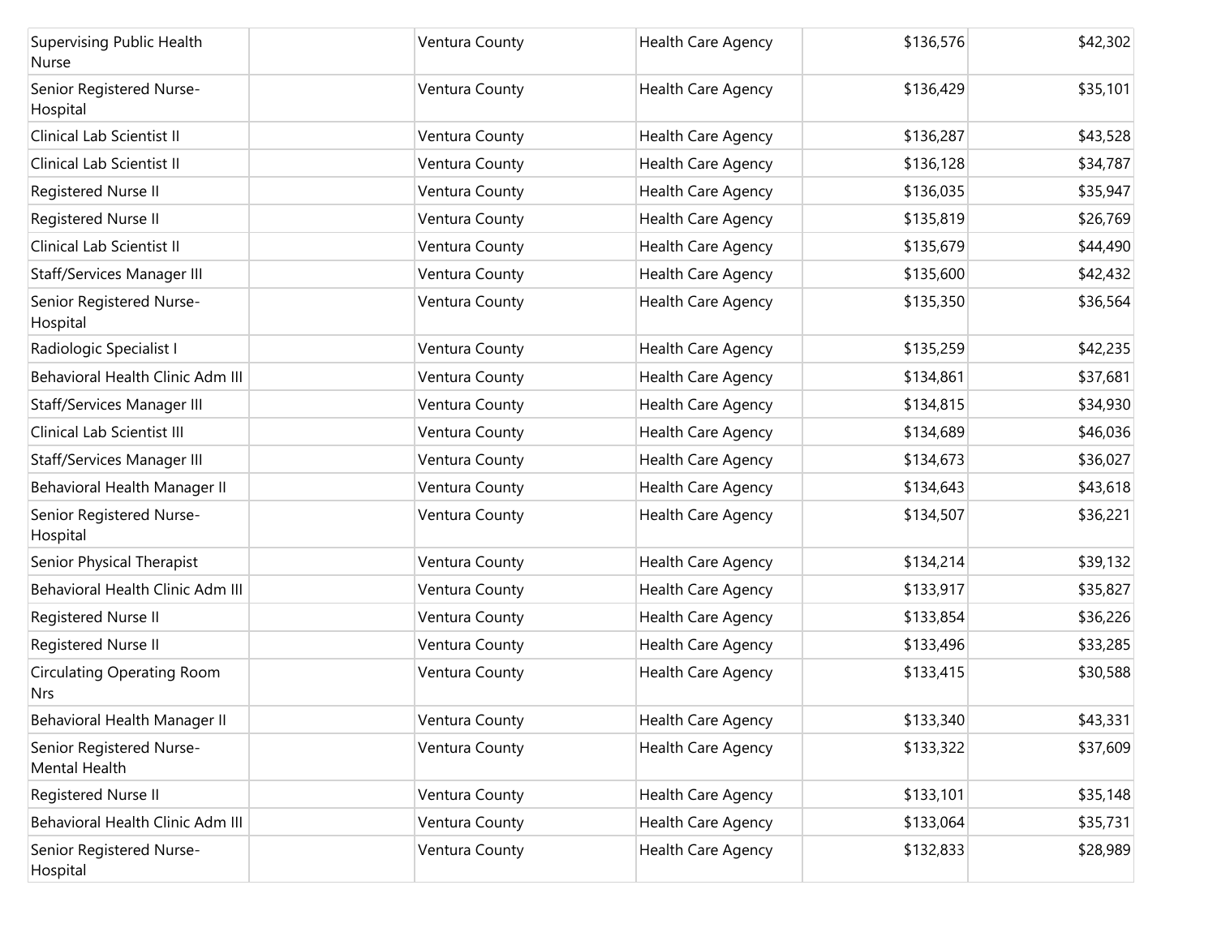| | | | | | |
|---|---|---|---|---|---|
| Supervising Public Health Nurse | | Ventura County | Health Care Agency | $136,576 | $42,302 |
| Senior Registered Nurse-Hospital | | Ventura County | Health Care Agency | $136,429 | $35,101 |
| Clinical Lab Scientist II | | Ventura County | Health Care Agency | $136,287 | $43,528 |
| Clinical Lab Scientist II | | Ventura County | Health Care Agency | $136,128 | $34,787 |
| Registered Nurse II | | Ventura County | Health Care Agency | $136,035 | $35,947 |
| Registered Nurse II | | Ventura County | Health Care Agency | $135,819 | $26,769 |
| Clinical Lab Scientist II | | Ventura County | Health Care Agency | $135,679 | $44,490 |
| Staff/Services Manager III | | Ventura County | Health Care Agency | $135,600 | $42,432 |
| Senior Registered Nurse-Hospital | | Ventura County | Health Care Agency | $135,350 | $36,564 |
| Radiologic Specialist I | | Ventura County | Health Care Agency | $135,259 | $42,235 |
| Behavioral Health Clinic Adm III | | Ventura County | Health Care Agency | $134,861 | $37,681 |
| Staff/Services Manager III | | Ventura County | Health Care Agency | $134,815 | $34,930 |
| Clinical Lab Scientist III | | Ventura County | Health Care Agency | $134,689 | $46,036 |
| Staff/Services Manager III | | Ventura County | Health Care Agency | $134,673 | $36,027 |
| Behavioral Health Manager II | | Ventura County | Health Care Agency | $134,643 | $43,618 |
| Senior Registered Nurse-Hospital | | Ventura County | Health Care Agency | $134,507 | $36,221 |
| Senior Physical Therapist | | Ventura County | Health Care Agency | $134,214 | $39,132 |
| Behavioral Health Clinic Adm III | | Ventura County | Health Care Agency | $133,917 | $35,827 |
| Registered Nurse II | | Ventura County | Health Care Agency | $133,854 | $36,226 |
| Registered Nurse II | | Ventura County | Health Care Agency | $133,496 | $33,285 |
| Circulating Operating Room Nrs | | Ventura County | Health Care Agency | $133,415 | $30,588 |
| Behavioral Health Manager II | | Ventura County | Health Care Agency | $133,340 | $43,331 |
| Senior Registered Nurse-Mental Health | | Ventura County | Health Care Agency | $133,322 | $37,609 |
| Registered Nurse II | | Ventura County | Health Care Agency | $133,101 | $35,148 |
| Behavioral Health Clinic Adm III | | Ventura County | Health Care Agency | $133,064 | $35,731 |
| Senior Registered Nurse-Hospital | | Ventura County | Health Care Agency | $132,833 | $28,989 |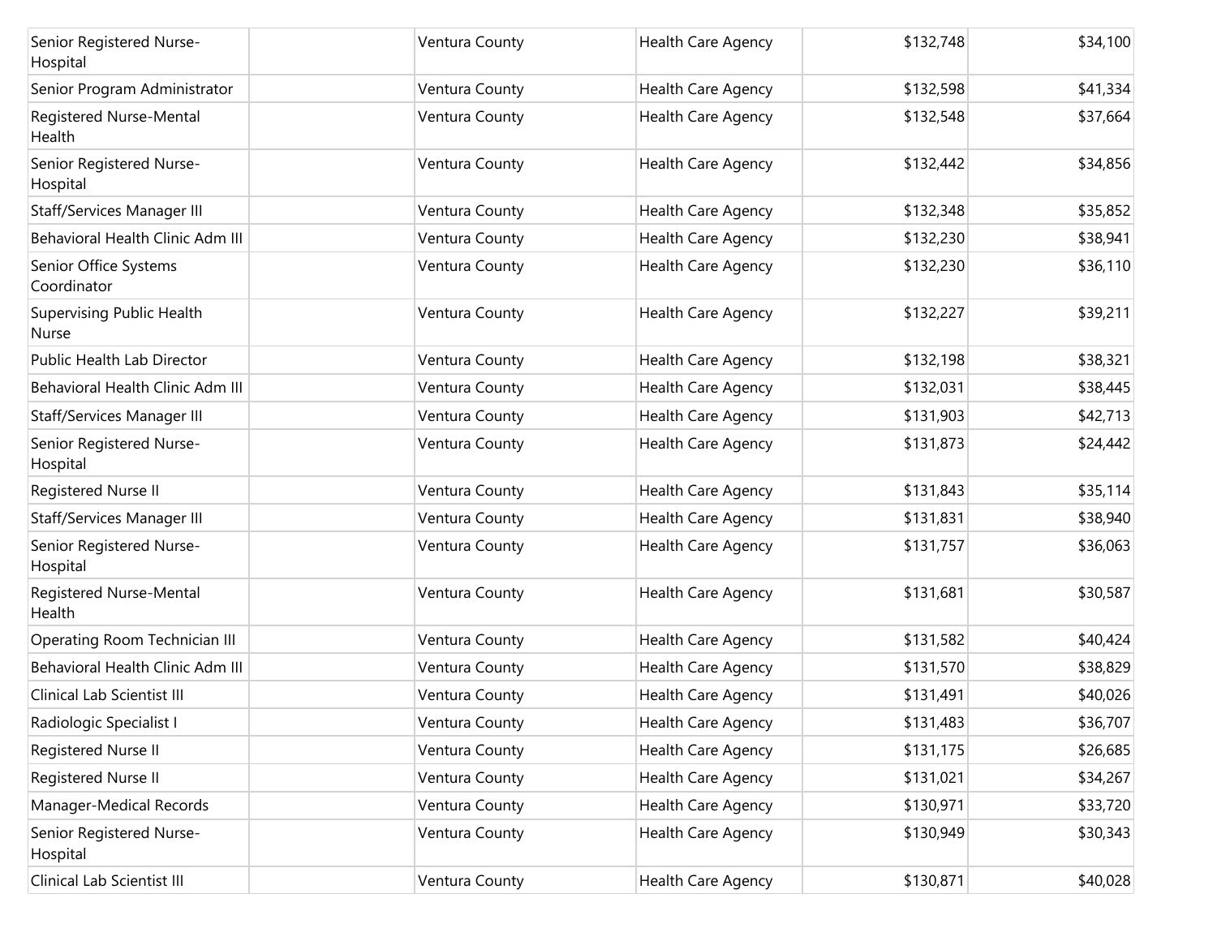| | | | | | |
|---|---|---|---|---|---|
| Senior Registered Nurse-Hospital | | Ventura County | Health Care Agency | $132,748 | $34,100 |
| Senior Program Administrator | | Ventura County | Health Care Agency | $132,598 | $41,334 |
| Registered Nurse-Mental Health | | Ventura County | Health Care Agency | $132,548 | $37,664 |
| Senior Registered Nurse-Hospital | | Ventura County | Health Care Agency | $132,442 | $34,856 |
| Staff/Services Manager III | | Ventura County | Health Care Agency | $132,348 | $35,852 |
| Behavioral Health Clinic Adm III | | Ventura County | Health Care Agency | $132,230 | $38,941 |
| Senior Office Systems Coordinator | | Ventura County | Health Care Agency | $132,230 | $36,110 |
| Supervising Public Health Nurse | | Ventura County | Health Care Agency | $132,227 | $39,211 |
| Public Health Lab Director | | Ventura County | Health Care Agency | $132,198 | $38,321 |
| Behavioral Health Clinic Adm III | | Ventura County | Health Care Agency | $132,031 | $38,445 |
| Staff/Services Manager III | | Ventura County | Health Care Agency | $131,903 | $42,713 |
| Senior Registered Nurse-Hospital | | Ventura County | Health Care Agency | $131,873 | $24,442 |
| Registered Nurse II | | Ventura County | Health Care Agency | $131,843 | $35,114 |
| Staff/Services Manager III | | Ventura County | Health Care Agency | $131,831 | $38,940 |
| Senior Registered Nurse-Hospital | | Ventura County | Health Care Agency | $131,757 | $36,063 |
| Registered Nurse-Mental Health | | Ventura County | Health Care Agency | $131,681 | $30,587 |
| Operating Room Technician III | | Ventura County | Health Care Agency | $131,582 | $40,424 |
| Behavioral Health Clinic Adm III | | Ventura County | Health Care Agency | $131,570 | $38,829 |
| Clinical Lab Scientist III | | Ventura County | Health Care Agency | $131,491 | $40,026 |
| Radiologic Specialist I | | Ventura County | Health Care Agency | $131,483 | $36,707 |
| Registered Nurse II | | Ventura County | Health Care Agency | $131,175 | $26,685 |
| Registered Nurse II | | Ventura County | Health Care Agency | $131,021 | $34,267 |
| Manager-Medical Records | | Ventura County | Health Care Agency | $130,971 | $33,720 |
| Senior Registered Nurse-Hospital | | Ventura County | Health Care Agency | $130,949 | $30,343 |
| Clinical Lab Scientist III | | Ventura County | Health Care Agency | $130,871 | $40,028 |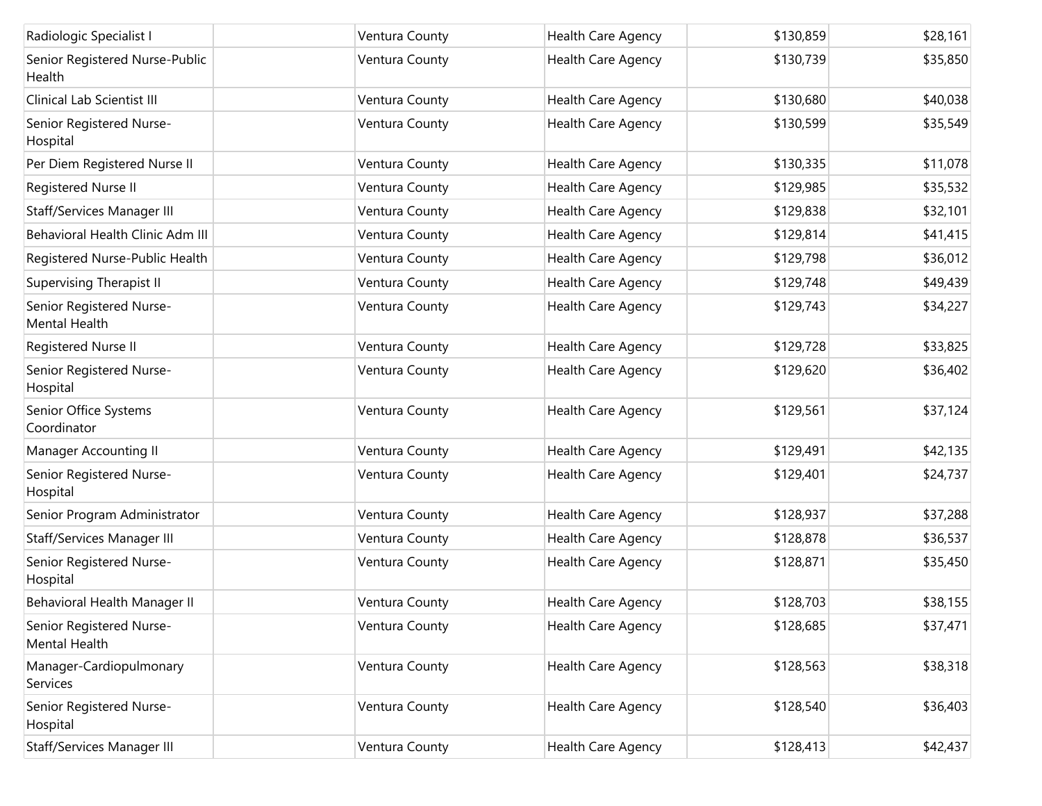| | | | | | |
|---|---|---|---|---|---|
| Radiologic Specialist I | | Ventura County | Health Care Agency | $130,859 | $28,161 |
| Senior Registered Nurse-Public Health | | Ventura County | Health Care Agency | $130,739 | $35,850 |
| Clinical Lab Scientist III | | Ventura County | Health Care Agency | $130,680 | $40,038 |
| Senior Registered Nurse-Hospital | | Ventura County | Health Care Agency | $130,599 | $35,549 |
| Per Diem Registered Nurse II | | Ventura County | Health Care Agency | $130,335 | $11,078 |
| Registered Nurse II | | Ventura County | Health Care Agency | $129,985 | $35,532 |
| Staff/Services Manager III | | Ventura County | Health Care Agency | $129,838 | $32,101 |
| Behavioral Health Clinic Adm III | | Ventura County | Health Care Agency | $129,814 | $41,415 |
| Registered Nurse-Public Health | | Ventura County | Health Care Agency | $129,798 | $36,012 |
| Supervising Therapist II | | Ventura County | Health Care Agency | $129,748 | $49,439 |
| Senior Registered Nurse-Mental Health | | Ventura County | Health Care Agency | $129,743 | $34,227 |
| Registered Nurse II | | Ventura County | Health Care Agency | $129,728 | $33,825 |
| Senior Registered Nurse-Hospital | | Ventura County | Health Care Agency | $129,620 | $36,402 |
| Senior Office Systems Coordinator | | Ventura County | Health Care Agency | $129,561 | $37,124 |
| Manager Accounting II | | Ventura County | Health Care Agency | $129,491 | $42,135 |
| Senior Registered Nurse-Hospital | | Ventura County | Health Care Agency | $129,401 | $24,737 |
| Senior Program Administrator | | Ventura County | Health Care Agency | $128,937 | $37,288 |
| Staff/Services Manager III | | Ventura County | Health Care Agency | $128,878 | $36,537 |
| Senior Registered Nurse-Hospital | | Ventura County | Health Care Agency | $128,871 | $35,450 |
| Behavioral Health Manager II | | Ventura County | Health Care Agency | $128,703 | $38,155 |
| Senior Registered Nurse-Mental Health | | Ventura County | Health Care Agency | $128,685 | $37,471 |
| Manager-Cardiopulmonary Services | | Ventura County | Health Care Agency | $128,563 | $38,318 |
| Senior Registered Nurse-Hospital | | Ventura County | Health Care Agency | $128,540 | $36,403 |
| Staff/Services Manager III | | Ventura County | Health Care Agency | $128,413 | $42,437 |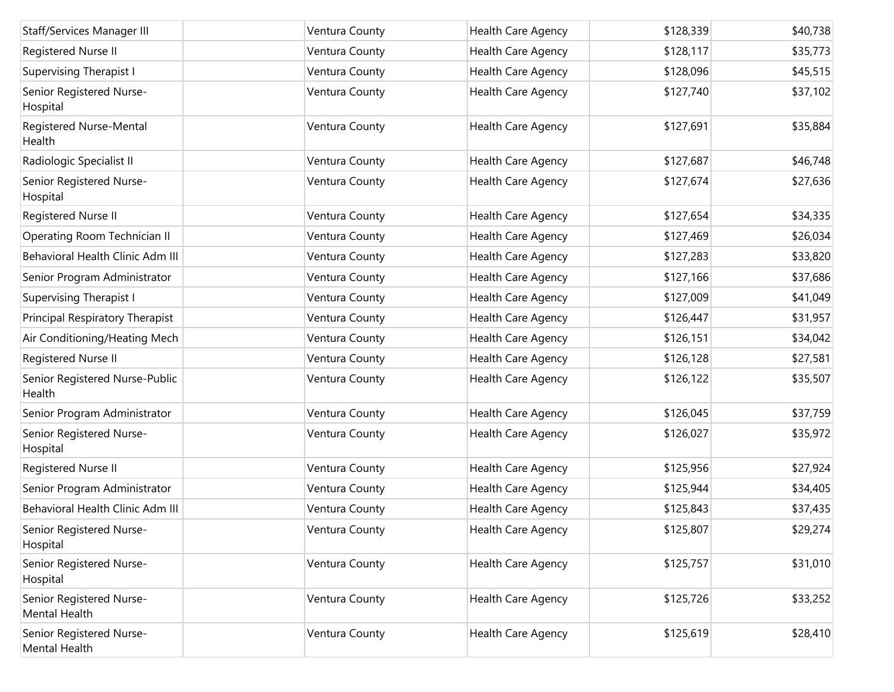| | | | | | |
|---|---|---|---|---|---|
| Staff/Services Manager III | | Ventura County | Health Care Agency | $128,339 | $40,738 |
| Registered Nurse II | | Ventura County | Health Care Agency | $128,117 | $35,773 |
| Supervising Therapist I | | Ventura County | Health Care Agency | $128,096 | $45,515 |
| Senior Registered Nurse-Hospital | | Ventura County | Health Care Agency | $127,740 | $37,102 |
| Registered Nurse-Mental Health | | Ventura County | Health Care Agency | $127,691 | $35,884 |
| Radiologic Specialist II | | Ventura County | Health Care Agency | $127,687 | $46,748 |
| Senior Registered Nurse-Hospital | | Ventura County | Health Care Agency | $127,674 | $27,636 |
| Registered Nurse II | | Ventura County | Health Care Agency | $127,654 | $34,335 |
| Operating Room Technician II | | Ventura County | Health Care Agency | $127,469 | $26,034 |
| Behavioral Health Clinic Adm III | | Ventura County | Health Care Agency | $127,283 | $33,820 |
| Senior Program Administrator | | Ventura County | Health Care Agency | $127,166 | $37,686 |
| Supervising Therapist I | | Ventura County | Health Care Agency | $127,009 | $41,049 |
| Principal Respiratory Therapist | | Ventura County | Health Care Agency | $126,447 | $31,957 |
| Air Conditioning/Heating Mech | | Ventura County | Health Care Agency | $126,151 | $34,042 |
| Registered Nurse II | | Ventura County | Health Care Agency | $126,128 | $27,581 |
| Senior Registered Nurse-Public Health | | Ventura County | Health Care Agency | $126,122 | $35,507 |
| Senior Program Administrator | | Ventura County | Health Care Agency | $126,045 | $37,759 |
| Senior Registered Nurse-Hospital | | Ventura County | Health Care Agency | $126,027 | $35,972 |
| Registered Nurse II | | Ventura County | Health Care Agency | $125,956 | $27,924 |
| Senior Program Administrator | | Ventura County | Health Care Agency | $125,944 | $34,405 |
| Behavioral Health Clinic Adm III | | Ventura County | Health Care Agency | $125,843 | $37,435 |
| Senior Registered Nurse-Hospital | | Ventura County | Health Care Agency | $125,807 | $29,274 |
| Senior Registered Nurse-Hospital | | Ventura County | Health Care Agency | $125,757 | $31,010 |
| Senior Registered Nurse-Mental Health | | Ventura County | Health Care Agency | $125,726 | $33,252 |
| Senior Registered Nurse-Mental Health | | Ventura County | Health Care Agency | $125,619 | $28,410 |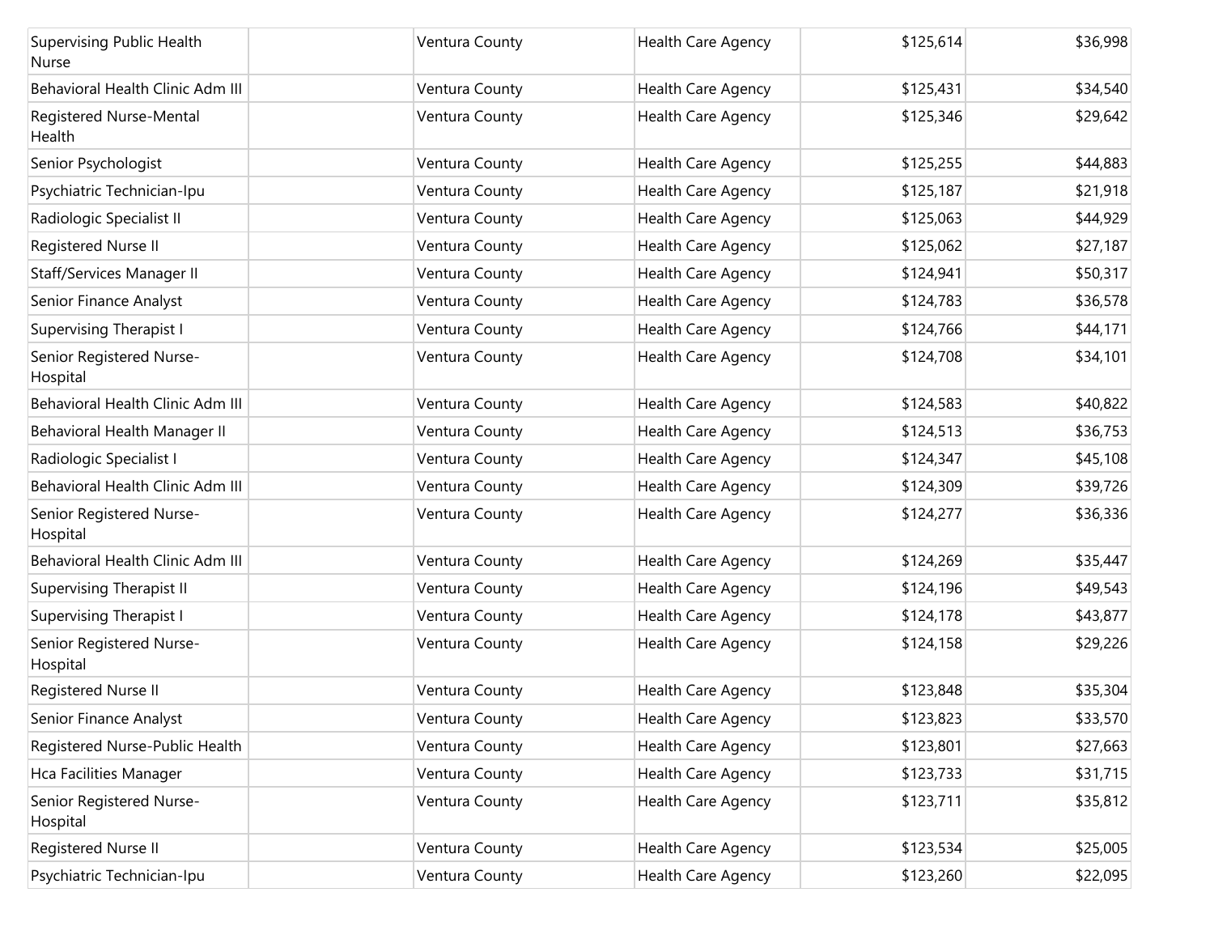| | | | | | |
|---|---|---|---|---|---|
| Supervising Public Health Nurse | | Ventura County | Health Care Agency | $125,614 | $36,998 |
| Behavioral Health Clinic Adm III | | Ventura County | Health Care Agency | $125,431 | $34,540 |
| Registered Nurse-Mental Health | | Ventura County | Health Care Agency | $125,346 | $29,642 |
| Senior Psychologist | | Ventura County | Health Care Agency | $125,255 | $44,883 |
| Psychiatric Technician-Ipu | | Ventura County | Health Care Agency | $125,187 | $21,918 |
| Radiologic Specialist II | | Ventura County | Health Care Agency | $125,063 | $44,929 |
| Registered Nurse II | | Ventura County | Health Care Agency | $125,062 | $27,187 |
| Staff/Services Manager II | | Ventura County | Health Care Agency | $124,941 | $50,317 |
| Senior Finance Analyst | | Ventura County | Health Care Agency | $124,783 | $36,578 |
| Supervising Therapist I | | Ventura County | Health Care Agency | $124,766 | $44,171 |
| Senior Registered Nurse-Hospital | | Ventura County | Health Care Agency | $124,708 | $34,101 |
| Behavioral Health Clinic Adm III | | Ventura County | Health Care Agency | $124,583 | $40,822 |
| Behavioral Health Manager II | | Ventura County | Health Care Agency | $124,513 | $36,753 |
| Radiologic Specialist I | | Ventura County | Health Care Agency | $124,347 | $45,108 |
| Behavioral Health Clinic Adm III | | Ventura County | Health Care Agency | $124,309 | $39,726 |
| Senior Registered Nurse-Hospital | | Ventura County | Health Care Agency | $124,277 | $36,336 |
| Behavioral Health Clinic Adm III | | Ventura County | Health Care Agency | $124,269 | $35,447 |
| Supervising Therapist II | | Ventura County | Health Care Agency | $124,196 | $49,543 |
| Supervising Therapist I | | Ventura County | Health Care Agency | $124,178 | $43,877 |
| Senior Registered Nurse-Hospital | | Ventura County | Health Care Agency | $124,158 | $29,226 |
| Registered Nurse II | | Ventura County | Health Care Agency | $123,848 | $35,304 |
| Senior Finance Analyst | | Ventura County | Health Care Agency | $123,823 | $33,570 |
| Registered Nurse-Public Health | | Ventura County | Health Care Agency | $123,801 | $27,663 |
| Hca Facilities Manager | | Ventura County | Health Care Agency | $123,733 | $31,715 |
| Senior Registered Nurse-Hospital | | Ventura County | Health Care Agency | $123,711 | $35,812 |
| Registered Nurse II | | Ventura County | Health Care Agency | $123,534 | $25,005 |
| Psychiatric Technician-Ipu | | Ventura County | Health Care Agency | $123,260 | $22,095 |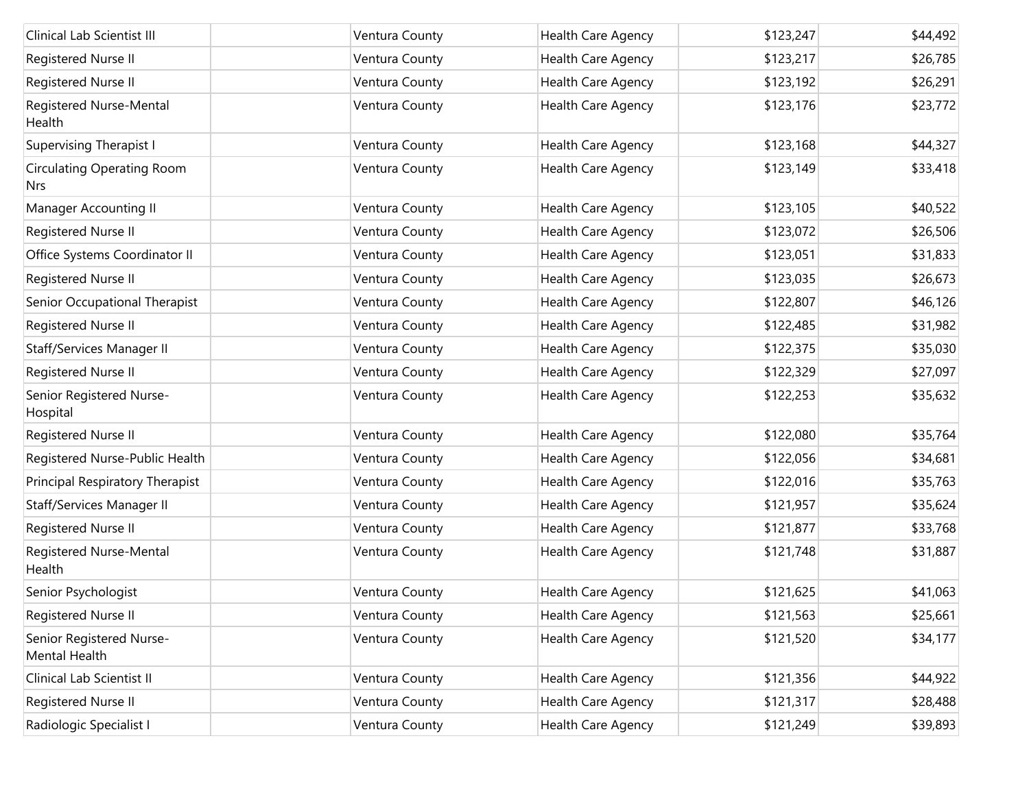| | | | | | |
|---|---|---|---|---|---|
| Clinical Lab Scientist III | | Ventura County | Health Care Agency | $123,247 | $44,492 |
| Registered Nurse II | | Ventura County | Health Care Agency | $123,217 | $26,785 |
| Registered Nurse II | | Ventura County | Health Care Agency | $123,192 | $26,291 |
| Registered Nurse-Mental Health | | Ventura County | Health Care Agency | $123,176 | $23,772 |
| Supervising Therapist I | | Ventura County | Health Care Agency | $123,168 | $44,327 |
| Circulating Operating Room Nrs | | Ventura County | Health Care Agency | $123,149 | $33,418 |
| Manager Accounting II | | Ventura County | Health Care Agency | $123,105 | $40,522 |
| Registered Nurse II | | Ventura County | Health Care Agency | $123,072 | $26,506 |
| Office Systems Coordinator II | | Ventura County | Health Care Agency | $123,051 | $31,833 |
| Registered Nurse II | | Ventura County | Health Care Agency | $123,035 | $26,673 |
| Senior Occupational Therapist | | Ventura County | Health Care Agency | $122,807 | $46,126 |
| Registered Nurse II | | Ventura County | Health Care Agency | $122,485 | $31,982 |
| Staff/Services Manager II | | Ventura County | Health Care Agency | $122,375 | $35,030 |
| Registered Nurse II | | Ventura County | Health Care Agency | $122,329 | $27,097 |
| Senior Registered Nurse-Hospital | | Ventura County | Health Care Agency | $122,253 | $35,632 |
| Registered Nurse II | | Ventura County | Health Care Agency | $122,080 | $35,764 |
| Registered Nurse-Public Health | | Ventura County | Health Care Agency | $122,056 | $34,681 |
| Principal Respiratory Therapist | | Ventura County | Health Care Agency | $122,016 | $35,763 |
| Staff/Services Manager II | | Ventura County | Health Care Agency | $121,957 | $35,624 |
| Registered Nurse II | | Ventura County | Health Care Agency | $121,877 | $33,768 |
| Registered Nurse-Mental Health | | Ventura County | Health Care Agency | $121,748 | $31,887 |
| Senior Psychologist | | Ventura County | Health Care Agency | $121,625 | $41,063 |
| Registered Nurse II | | Ventura County | Health Care Agency | $121,563 | $25,661 |
| Senior Registered Nurse-Mental Health | | Ventura County | Health Care Agency | $121,520 | $34,177 |
| Clinical Lab Scientist II | | Ventura County | Health Care Agency | $121,356 | $44,922 |
| Registered Nurse II | | Ventura County | Health Care Agency | $121,317 | $28,488 |
| Radiologic Specialist I | | Ventura County | Health Care Agency | $121,249 | $39,893 |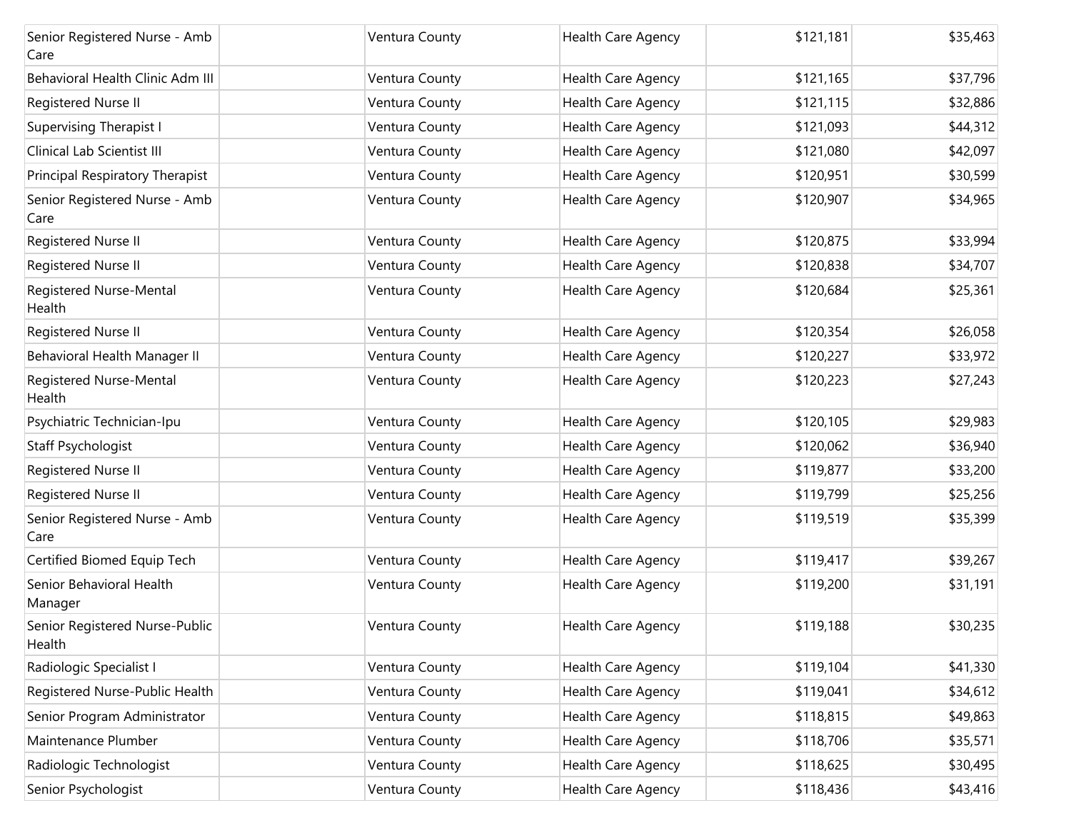| | | | | | |
|---|---|---|---|---|---|
| Senior Registered Nurse - Amb Care | | Ventura County | Health Care Agency | $121,181 | $35,463 |
| Behavioral Health Clinic Adm III | | Ventura County | Health Care Agency | $121,165 | $37,796 |
| Registered Nurse II | | Ventura County | Health Care Agency | $121,115 | $32,886 |
| Supervising Therapist I | | Ventura County | Health Care Agency | $121,093 | $44,312 |
| Clinical Lab Scientist III | | Ventura County | Health Care Agency | $121,080 | $42,097 |
| Principal Respiratory Therapist | | Ventura County | Health Care Agency | $120,951 | $30,599 |
| Senior Registered Nurse - Amb Care | | Ventura County | Health Care Agency | $120,907 | $34,965 |
| Registered Nurse II | | Ventura County | Health Care Agency | $120,875 | $33,994 |
| Registered Nurse II | | Ventura County | Health Care Agency | $120,838 | $34,707 |
| Registered Nurse-Mental Health | | Ventura County | Health Care Agency | $120,684 | $25,361 |
| Registered Nurse II | | Ventura County | Health Care Agency | $120,354 | $26,058 |
| Behavioral Health Manager II | | Ventura County | Health Care Agency | $120,227 | $33,972 |
| Registered Nurse-Mental Health | | Ventura County | Health Care Agency | $120,223 | $27,243 |
| Psychiatric Technician-Ipu | | Ventura County | Health Care Agency | $120,105 | $29,983 |
| Staff Psychologist | | Ventura County | Health Care Agency | $120,062 | $36,940 |
| Registered Nurse II | | Ventura County | Health Care Agency | $119,877 | $33,200 |
| Registered Nurse II | | Ventura County | Health Care Agency | $119,799 | $25,256 |
| Senior Registered Nurse - Amb Care | | Ventura County | Health Care Agency | $119,519 | $35,399 |
| Certified Biomed Equip Tech | | Ventura County | Health Care Agency | $119,417 | $39,267 |
| Senior Behavioral Health Manager | | Ventura County | Health Care Agency | $119,200 | $31,191 |
| Senior Registered Nurse-Public Health | | Ventura County | Health Care Agency | $119,188 | $30,235 |
| Radiologic Specialist I | | Ventura County | Health Care Agency | $119,104 | $41,330 |
| Registered Nurse-Public Health | | Ventura County | Health Care Agency | $119,041 | $34,612 |
| Senior Program Administrator | | Ventura County | Health Care Agency | $118,815 | $49,863 |
| Maintenance Plumber | | Ventura County | Health Care Agency | $118,706 | $35,571 |
| Radiologic Technologist | | Ventura County | Health Care Agency | $118,625 | $30,495 |
| Senior Psychologist | | Ventura County | Health Care Agency | $118,436 | $43,416 |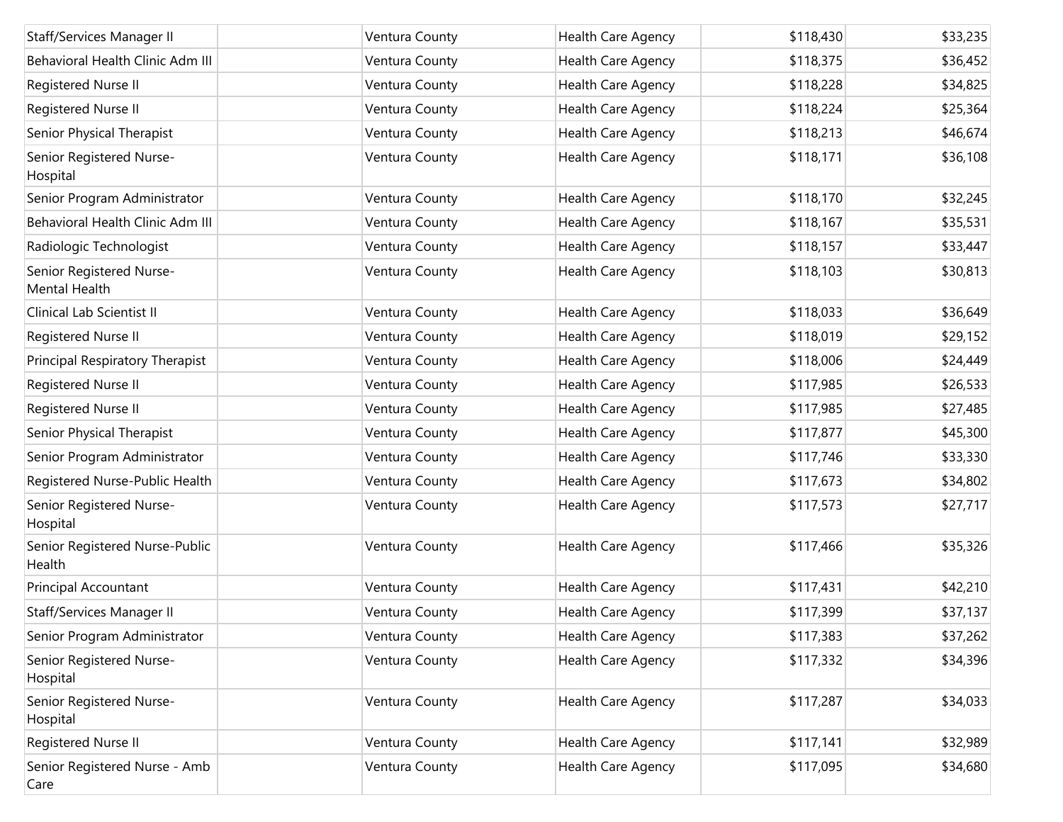| | | | | | |
|---|---|---|---|---|---|
| Staff/Services Manager II | | Ventura County | Health Care Agency | $118,430 | $33,235 |
| Behavioral Health Clinic Adm III | | Ventura County | Health Care Agency | $118,375 | $36,452 |
| Registered Nurse II | | Ventura County | Health Care Agency | $118,228 | $34,825 |
| Registered Nurse II | | Ventura County | Health Care Agency | $118,224 | $25,364 |
| Senior Physical Therapist | | Ventura County | Health Care Agency | $118,213 | $46,674 |
| Senior Registered Nurse-Hospital | | Ventura County | Health Care Agency | $118,171 | $36,108 |
| Senior Program Administrator | | Ventura County | Health Care Agency | $118,170 | $32,245 |
| Behavioral Health Clinic Adm III | | Ventura County | Health Care Agency | $118,167 | $35,531 |
| Radiologic Technologist | | Ventura County | Health Care Agency | $118,157 | $33,447 |
| Senior Registered Nurse-Mental Health | | Ventura County | Health Care Agency | $118,103 | $30,813 |
| Clinical Lab Scientist II | | Ventura County | Health Care Agency | $118,033 | $36,649 |
| Registered Nurse II | | Ventura County | Health Care Agency | $118,019 | $29,152 |
| Principal Respiratory Therapist | | Ventura County | Health Care Agency | $118,006 | $24,449 |
| Registered Nurse II | | Ventura County | Health Care Agency | $117,985 | $26,533 |
| Registered Nurse II | | Ventura County | Health Care Agency | $117,985 | $27,485 |
| Senior Physical Therapist | | Ventura County | Health Care Agency | $117,877 | $45,300 |
| Senior Program Administrator | | Ventura County | Health Care Agency | $117,746 | $33,330 |
| Registered Nurse-Public Health | | Ventura County | Health Care Agency | $117,673 | $34,802 |
| Senior Registered Nurse-Hospital | | Ventura County | Health Care Agency | $117,573 | $27,717 |
| Senior Registered Nurse-Public Health | | Ventura County | Health Care Agency | $117,466 | $35,326 |
| Principal Accountant | | Ventura County | Health Care Agency | $117,431 | $42,210 |
| Staff/Services Manager II | | Ventura County | Health Care Agency | $117,399 | $37,137 |
| Senior Program Administrator | | Ventura County | Health Care Agency | $117,383 | $37,262 |
| Senior Registered Nurse-Hospital | | Ventura County | Health Care Agency | $117,332 | $34,396 |
| Senior Registered Nurse-Hospital | | Ventura County | Health Care Agency | $117,287 | $34,033 |
| Registered Nurse II | | Ventura County | Health Care Agency | $117,141 | $32,989 |
| Senior Registered Nurse - Amb Care | | Ventura County | Health Care Agency | $117,095 | $34,680 |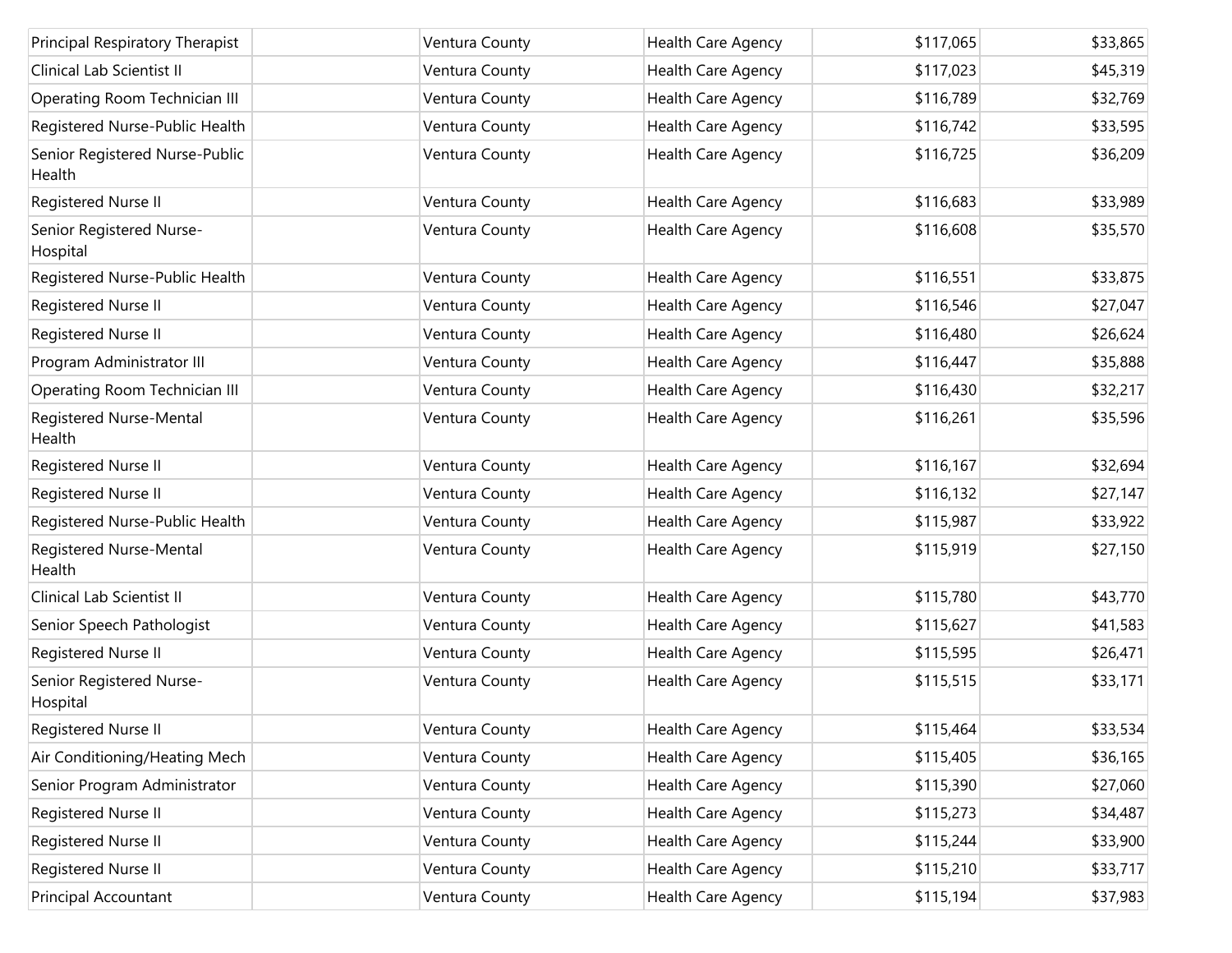| | | | | | |
|---|---|---|---|---|---|
| Principal Respiratory Therapist | | Ventura County | Health Care Agency | $117,065 | $33,865 |
| Clinical Lab Scientist II | | Ventura County | Health Care Agency | $117,023 | $45,319 |
| Operating Room Technician III | | Ventura County | Health Care Agency | $116,789 | $32,769 |
| Registered Nurse-Public Health | | Ventura County | Health Care Agency | $116,742 | $33,595 |
| Senior Registered Nurse-Public Health | | Ventura County | Health Care Agency | $116,725 | $36,209 |
| Registered Nurse II | | Ventura County | Health Care Agency | $116,683 | $33,989 |
| Senior Registered Nurse-Hospital | | Ventura County | Health Care Agency | $116,608 | $35,570 |
| Registered Nurse-Public Health | | Ventura County | Health Care Agency | $116,551 | $33,875 |
| Registered Nurse II | | Ventura County | Health Care Agency | $116,546 | $27,047 |
| Registered Nurse II | | Ventura County | Health Care Agency | $116,480 | $26,624 |
| Program Administrator III | | Ventura County | Health Care Agency | $116,447 | $35,888 |
| Operating Room Technician III | | Ventura County | Health Care Agency | $116,430 | $32,217 |
| Registered Nurse-Mental Health | | Ventura County | Health Care Agency | $116,261 | $35,596 |
| Registered Nurse II | | Ventura County | Health Care Agency | $116,167 | $32,694 |
| Registered Nurse II | | Ventura County | Health Care Agency | $116,132 | $27,147 |
| Registered Nurse-Public Health | | Ventura County | Health Care Agency | $115,987 | $33,922 |
| Registered Nurse-Mental Health | | Ventura County | Health Care Agency | $115,919 | $27,150 |
| Clinical Lab Scientist II | | Ventura County | Health Care Agency | $115,780 | $43,770 |
| Senior Speech Pathologist | | Ventura County | Health Care Agency | $115,627 | $41,583 |
| Registered Nurse II | | Ventura County | Health Care Agency | $115,595 | $26,471 |
| Senior Registered Nurse-Hospital | | Ventura County | Health Care Agency | $115,515 | $33,171 |
| Registered Nurse II | | Ventura County | Health Care Agency | $115,464 | $33,534 |
| Air Conditioning/Heating Mech | | Ventura County | Health Care Agency | $115,405 | $36,165 |
| Senior Program Administrator | | Ventura County | Health Care Agency | $115,390 | $27,060 |
| Registered Nurse II | | Ventura County | Health Care Agency | $115,273 | $34,487 |
| Registered Nurse II | | Ventura County | Health Care Agency | $115,244 | $33,900 |
| Registered Nurse II | | Ventura County | Health Care Agency | $115,210 | $33,717 |
| Principal Accountant | | Ventura County | Health Care Agency | $115,194 | $37,983 |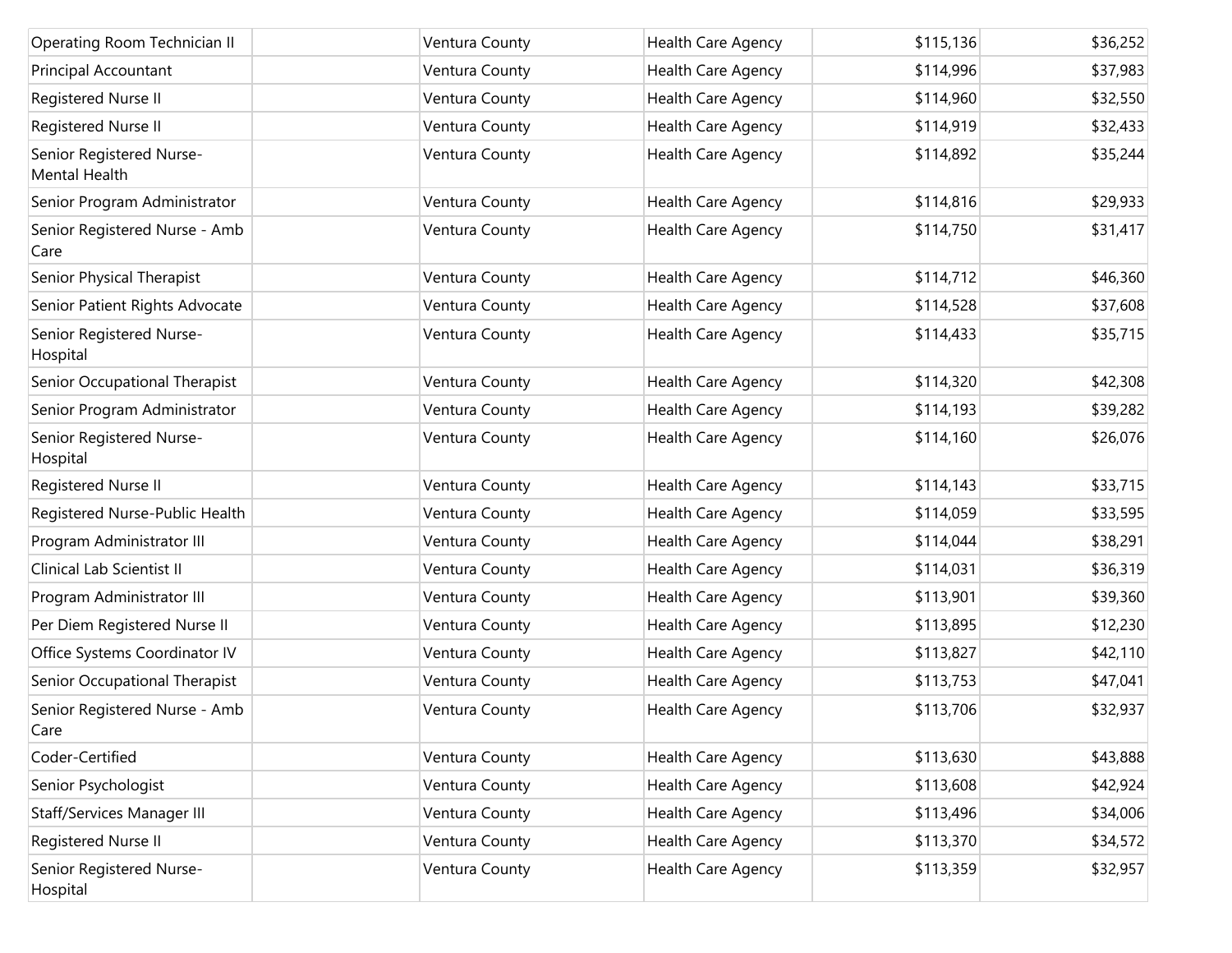| | | | | | |
|---|---|---|---|---|---|
| Operating Room Technician II | | Ventura County | Health Care Agency | $115,136 | $36,252 |
| Principal Accountant | | Ventura County | Health Care Agency | $114,996 | $37,983 |
| Registered Nurse II | | Ventura County | Health Care Agency | $114,960 | $32,550 |
| Registered Nurse II | | Ventura County | Health Care Agency | $114,919 | $32,433 |
| Senior Registered Nurse-Mental Health | | Ventura County | Health Care Agency | $114,892 | $35,244 |
| Senior Program Administrator | | Ventura County | Health Care Agency | $114,816 | $29,933 |
| Senior Registered Nurse - Amb Care | | Ventura County | Health Care Agency | $114,750 | $31,417 |
| Senior Physical Therapist | | Ventura County | Health Care Agency | $114,712 | $46,360 |
| Senior Patient Rights Advocate | | Ventura County | Health Care Agency | $114,528 | $37,608 |
| Senior Registered Nurse-Hospital | | Ventura County | Health Care Agency | $114,433 | $35,715 |
| Senior Occupational Therapist | | Ventura County | Health Care Agency | $114,320 | $42,308 |
| Senior Program Administrator | | Ventura County | Health Care Agency | $114,193 | $39,282 |
| Senior Registered Nurse-Hospital | | Ventura County | Health Care Agency | $114,160 | $26,076 |
| Registered Nurse II | | Ventura County | Health Care Agency | $114,143 | $33,715 |
| Registered Nurse-Public Health | | Ventura County | Health Care Agency | $114,059 | $33,595 |
| Program Administrator III | | Ventura County | Health Care Agency | $114,044 | $38,291 |
| Clinical Lab Scientist II | | Ventura County | Health Care Agency | $114,031 | $36,319 |
| Program Administrator III | | Ventura County | Health Care Agency | $113,901 | $39,360 |
| Per Diem Registered Nurse II | | Ventura County | Health Care Agency | $113,895 | $12,230 |
| Office Systems Coordinator IV | | Ventura County | Health Care Agency | $113,827 | $42,110 |
| Senior Occupational Therapist | | Ventura County | Health Care Agency | $113,753 | $47,041 |
| Senior Registered Nurse - Amb Care | | Ventura County | Health Care Agency | $113,706 | $32,937 |
| Coder-Certified | | Ventura County | Health Care Agency | $113,630 | $43,888 |
| Senior Psychologist | | Ventura County | Health Care Agency | $113,608 | $42,924 |
| Staff/Services Manager III | | Ventura County | Health Care Agency | $113,496 | $34,006 |
| Registered Nurse II | | Ventura County | Health Care Agency | $113,370 | $34,572 |
| Senior Registered Nurse-Hospital | | Ventura County | Health Care Agency | $113,359 | $32,957 |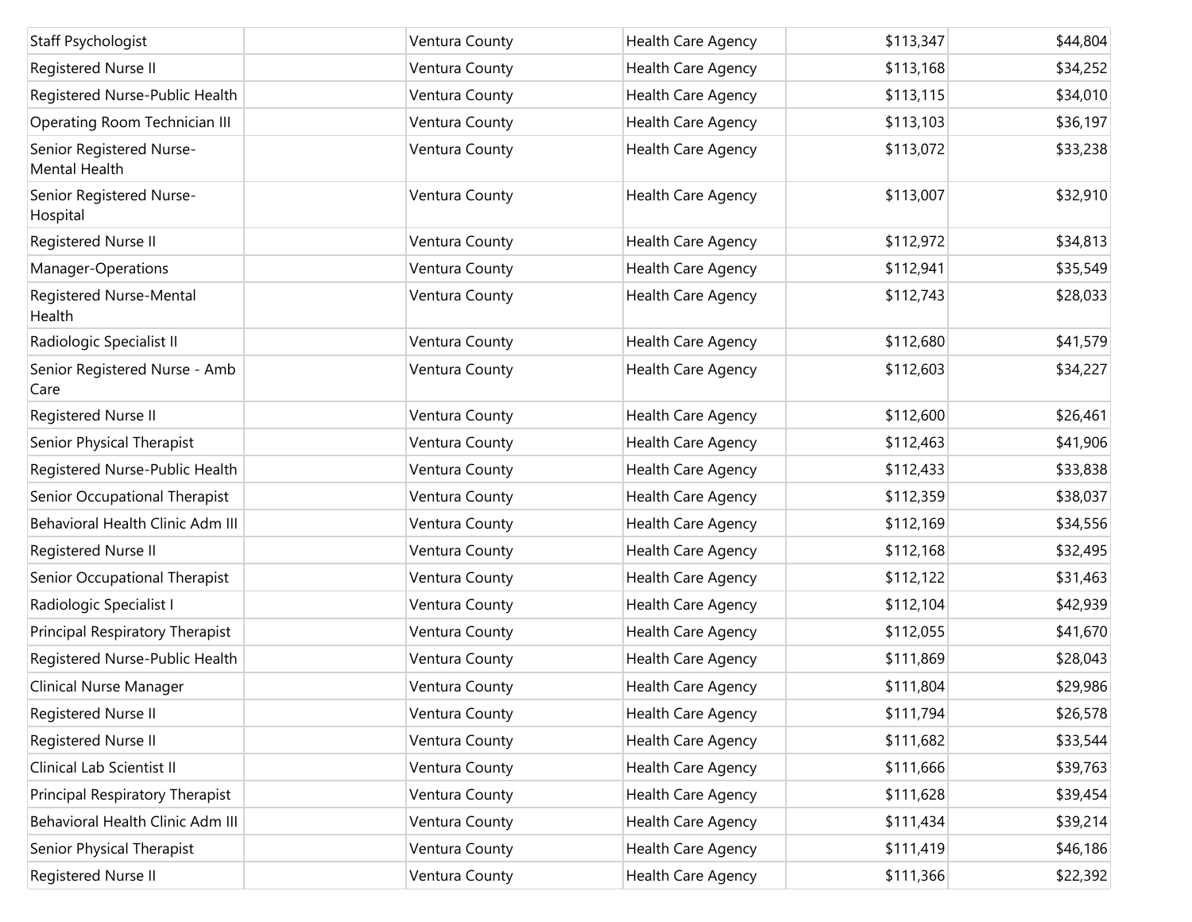| Staff Psychologist | | Ventura County | Health Care Agency | $113,347 | $44,804 |
|---|---|---|---|---|---|
| Registered Nurse II | | Ventura County | Health Care Agency | $113,168 | $34,252 |
| Registered Nurse-Public Health | | Ventura County | Health Care Agency | $113,115 | $34,010 |
| Operating Room Technician III | | Ventura County | Health Care Agency | $113,103 | $36,197 |
| Senior Registered Nurse-Mental Health | | Ventura County | Health Care Agency | $113,072 | $33,238 |
| Senior Registered Nurse-Hospital | | Ventura County | Health Care Agency | $113,007 | $32,910 |
| Registered Nurse II | | Ventura County | Health Care Agency | $112,972 | $34,813 |
| Manager-Operations | | Ventura County | Health Care Agency | $112,941 | $35,549 |
| Registered Nurse-Mental Health | | Ventura County | Health Care Agency | $112,743 | $28,033 |
| Radiologic Specialist II | | Ventura County | Health Care Agency | $112,680 | $41,579 |
| Senior Registered Nurse - Amb Care | | Ventura County | Health Care Agency | $112,603 | $34,227 |
| Registered Nurse II | | Ventura County | Health Care Agency | $112,600 | $26,461 |
| Senior Physical Therapist | | Ventura County | Health Care Agency | $112,463 | $41,906 |
| Registered Nurse-Public Health | | Ventura County | Health Care Agency | $112,433 | $33,838 |
| Senior Occupational Therapist | | Ventura County | Health Care Agency | $112,359 | $38,037 |
| Behavioral Health Clinic Adm III | | Ventura County | Health Care Agency | $112,169 | $34,556 |
| Registered Nurse II | | Ventura County | Health Care Agency | $112,168 | $32,495 |
| Senior Occupational Therapist | | Ventura County | Health Care Agency | $112,122 | $31,463 |
| Radiologic Specialist I | | Ventura County | Health Care Agency | $112,104 | $42,939 |
| Principal Respiratory Therapist | | Ventura County | Health Care Agency | $112,055 | $41,670 |
| Registered Nurse-Public Health | | Ventura County | Health Care Agency | $111,869 | $28,043 |
| Clinical Nurse Manager | | Ventura County | Health Care Agency | $111,804 | $29,986 |
| Registered Nurse II | | Ventura County | Health Care Agency | $111,794 | $26,578 |
| Registered Nurse II | | Ventura County | Health Care Agency | $111,682 | $33,544 |
| Clinical Lab Scientist II | | Ventura County | Health Care Agency | $111,666 | $39,763 |
| Principal Respiratory Therapist | | Ventura County | Health Care Agency | $111,628 | $39,454 |
| Behavioral Health Clinic Adm III | | Ventura County | Health Care Agency | $111,434 | $39,214 |
| Senior Physical Therapist | | Ventura County | Health Care Agency | $111,419 | $46,186 |
| Registered Nurse II | | Ventura County | Health Care Agency | $111,366 | $22,392 |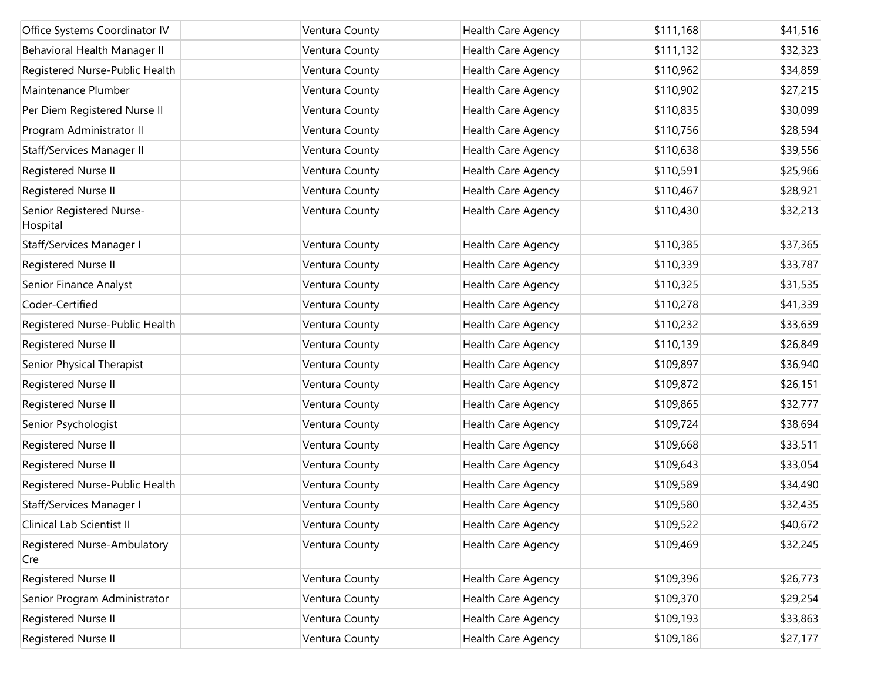| | | | | | |
|---|---|---|---|---|---|
| Office Systems Coordinator IV | | Ventura County | Health Care Agency | $111,168 | $41,516 |
| Behavioral Health Manager II | | Ventura County | Health Care Agency | $111,132 | $32,323 |
| Registered Nurse-Public Health | | Ventura County | Health Care Agency | $110,962 | $34,859 |
| Maintenance Plumber | | Ventura County | Health Care Agency | $110,902 | $27,215 |
| Per Diem Registered Nurse II | | Ventura County | Health Care Agency | $110,835 | $30,099 |
| Program Administrator II | | Ventura County | Health Care Agency | $110,756 | $28,594 |
| Staff/Services Manager II | | Ventura County | Health Care Agency | $110,638 | $39,556 |
| Registered Nurse II | | Ventura County | Health Care Agency | $110,591 | $25,966 |
| Registered Nurse II | | Ventura County | Health Care Agency | $110,467 | $28,921 |
| Senior Registered Nurse-Hospital | | Ventura County | Health Care Agency | $110,430 | $32,213 |
| Staff/Services Manager I | | Ventura County | Health Care Agency | $110,385 | $37,365 |
| Registered Nurse II | | Ventura County | Health Care Agency | $110,339 | $33,787 |
| Senior Finance Analyst | | Ventura County | Health Care Agency | $110,325 | $31,535 |
| Coder-Certified | | Ventura County | Health Care Agency | $110,278 | $41,339 |
| Registered Nurse-Public Health | | Ventura County | Health Care Agency | $110,232 | $33,639 |
| Registered Nurse II | | Ventura County | Health Care Agency | $110,139 | $26,849 |
| Senior Physical Therapist | | Ventura County | Health Care Agency | $109,897 | $36,940 |
| Registered Nurse II | | Ventura County | Health Care Agency | $109,872 | $26,151 |
| Registered Nurse II | | Ventura County | Health Care Agency | $109,865 | $32,777 |
| Senior Psychologist | | Ventura County | Health Care Agency | $109,724 | $38,694 |
| Registered Nurse II | | Ventura County | Health Care Agency | $109,668 | $33,511 |
| Registered Nurse II | | Ventura County | Health Care Agency | $109,643 | $33,054 |
| Registered Nurse-Public Health | | Ventura County | Health Care Agency | $109,589 | $34,490 |
| Staff/Services Manager I | | Ventura County | Health Care Agency | $109,580 | $32,435 |
| Clinical Lab Scientist II | | Ventura County | Health Care Agency | $109,522 | $40,672 |
| Registered Nurse-Ambulatory Cre | | Ventura County | Health Care Agency | $109,469 | $32,245 |
| Registered Nurse II | | Ventura County | Health Care Agency | $109,396 | $26,773 |
| Senior Program Administrator | | Ventura County | Health Care Agency | $109,370 | $29,254 |
| Registered Nurse II | | Ventura County | Health Care Agency | $109,193 | $33,863 |
| Registered Nurse II | | Ventura County | Health Care Agency | $109,186 | $27,177 |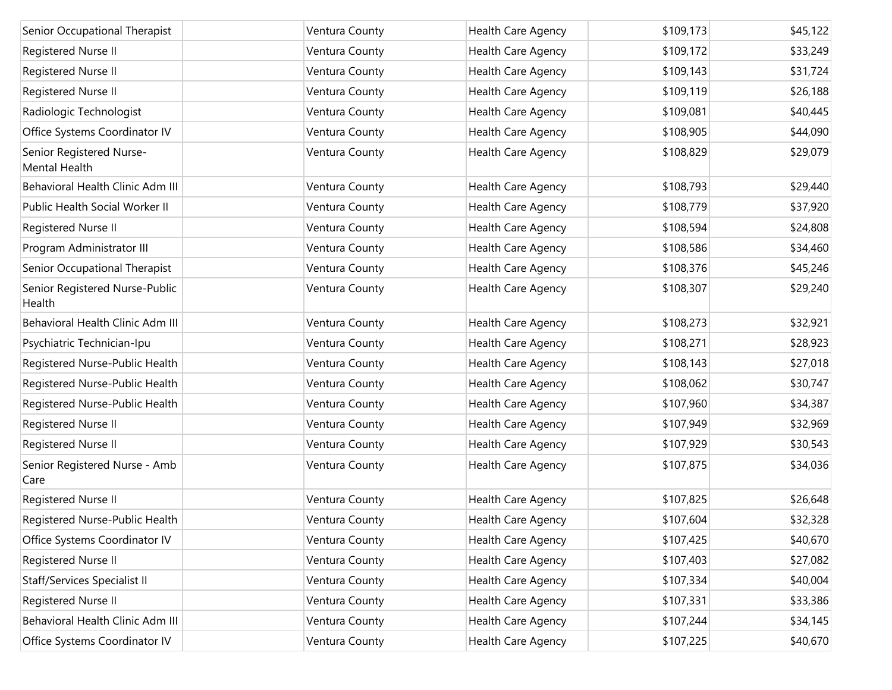| | | | | | |
|---|---|---|---|---|---|
| Senior Occupational Therapist | | Ventura County | Health Care Agency | $109,173 | $45,122 |
| Registered Nurse II | | Ventura County | Health Care Agency | $109,172 | $33,249 |
| Registered Nurse II | | Ventura County | Health Care Agency | $109,143 | $31,724 |
| Registered Nurse II | | Ventura County | Health Care Agency | $109,119 | $26,188 |
| Radiologic Technologist | | Ventura County | Health Care Agency | $109,081 | $40,445 |
| Office Systems Coordinator IV | | Ventura County | Health Care Agency | $108,905 | $44,090 |
| Senior Registered Nurse-Mental Health | | Ventura County | Health Care Agency | $108,829 | $29,079 |
| Behavioral Health Clinic Adm III | | Ventura County | Health Care Agency | $108,793 | $29,440 |
| Public Health Social Worker II | | Ventura County | Health Care Agency | $108,779 | $37,920 |
| Registered Nurse II | | Ventura County | Health Care Agency | $108,594 | $24,808 |
| Program Administrator III | | Ventura County | Health Care Agency | $108,586 | $34,460 |
| Senior Occupational Therapist | | Ventura County | Health Care Agency | $108,376 | $45,246 |
| Senior Registered Nurse-Public Health | | Ventura County | Health Care Agency | $108,307 | $29,240 |
| Behavioral Health Clinic Adm III | | Ventura County | Health Care Agency | $108,273 | $32,921 |
| Psychiatric Technician-Ipu | | Ventura County | Health Care Agency | $108,271 | $28,923 |
| Registered Nurse-Public Health | | Ventura County | Health Care Agency | $108,143 | $27,018 |
| Registered Nurse-Public Health | | Ventura County | Health Care Agency | $108,062 | $30,747 |
| Registered Nurse-Public Health | | Ventura County | Health Care Agency | $107,960 | $34,387 |
| Registered Nurse II | | Ventura County | Health Care Agency | $107,949 | $32,969 |
| Registered Nurse II | | Ventura County | Health Care Agency | $107,929 | $30,543 |
| Senior Registered Nurse - Amb Care | | Ventura County | Health Care Agency | $107,875 | $34,036 |
| Registered Nurse II | | Ventura County | Health Care Agency | $107,825 | $26,648 |
| Registered Nurse-Public Health | | Ventura County | Health Care Agency | $107,604 | $32,328 |
| Office Systems Coordinator IV | | Ventura County | Health Care Agency | $107,425 | $40,670 |
| Registered Nurse II | | Ventura County | Health Care Agency | $107,403 | $27,082 |
| Staff/Services Specialist II | | Ventura County | Health Care Agency | $107,334 | $40,004 |
| Registered Nurse II | | Ventura County | Health Care Agency | $107,331 | $33,386 |
| Behavioral Health Clinic Adm III | | Ventura County | Health Care Agency | $107,244 | $34,145 |
| Office Systems Coordinator IV | | Ventura County | Health Care Agency | $107,225 | $40,670 |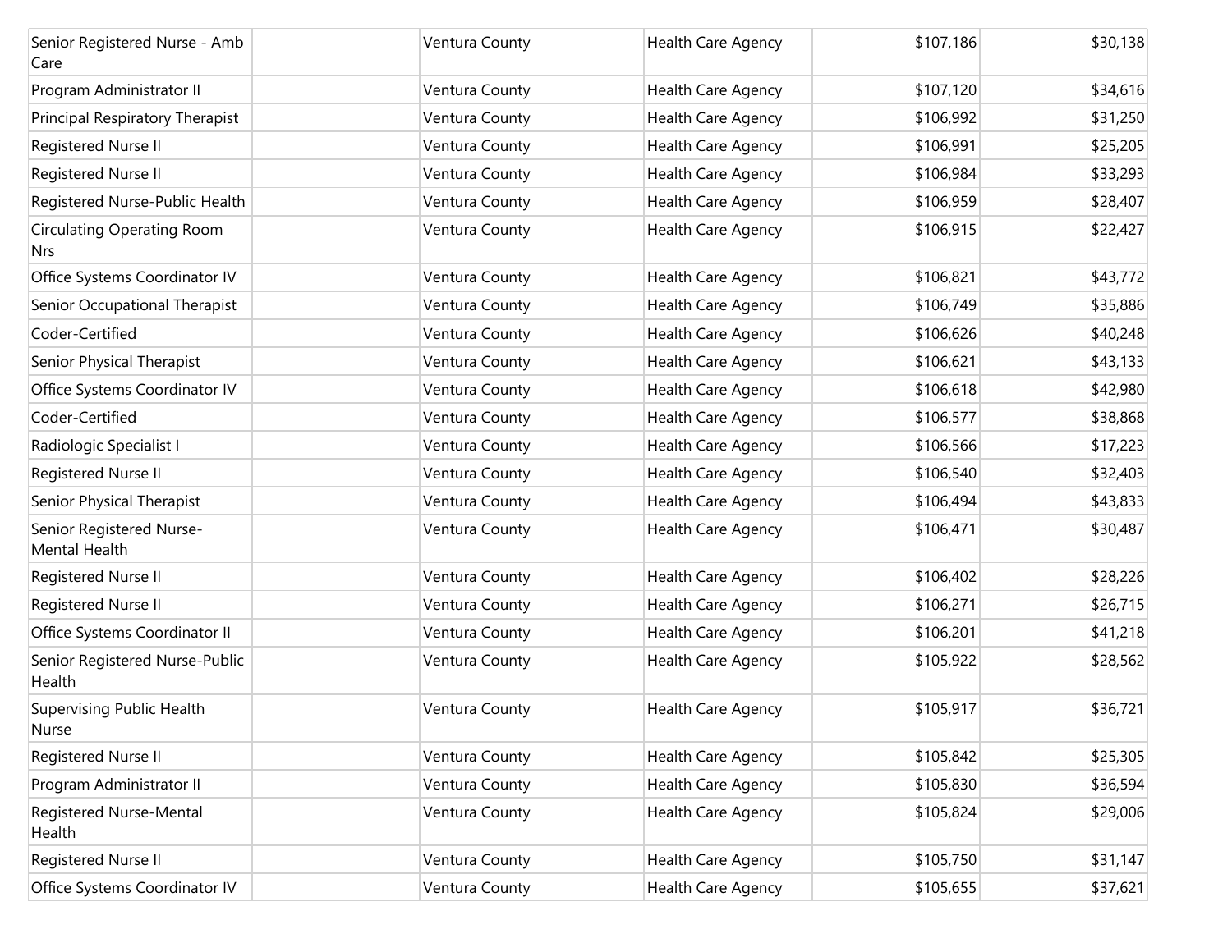| | | | | | |
|---|---|---|---|---|---|
| Senior Registered Nurse - Amb Care | | Ventura County | Health Care Agency | $107,186 | $30,138 |
| Program Administrator II | | Ventura County | Health Care Agency | $107,120 | $34,616 |
| Principal Respiratory Therapist | | Ventura County | Health Care Agency | $106,992 | $31,250 |
| Registered Nurse II | | Ventura County | Health Care Agency | $106,991 | $25,205 |
| Registered Nurse II | | Ventura County | Health Care Agency | $106,984 | $33,293 |
| Registered Nurse-Public Health | | Ventura County | Health Care Agency | $106,959 | $28,407 |
| Circulating Operating Room Nrs | | Ventura County | Health Care Agency | $106,915 | $22,427 |
| Office Systems Coordinator IV | | Ventura County | Health Care Agency | $106,821 | $43,772 |
| Senior Occupational Therapist | | Ventura County | Health Care Agency | $106,749 | $35,886 |
| Coder-Certified | | Ventura County | Health Care Agency | $106,626 | $40,248 |
| Senior Physical Therapist | | Ventura County | Health Care Agency | $106,621 | $43,133 |
| Office Systems Coordinator IV | | Ventura County | Health Care Agency | $106,618 | $42,980 |
| Coder-Certified | | Ventura County | Health Care Agency | $106,577 | $38,868 |
| Radiologic Specialist I | | Ventura County | Health Care Agency | $106,566 | $17,223 |
| Registered Nurse II | | Ventura County | Health Care Agency | $106,540 | $32,403 |
| Senior Physical Therapist | | Ventura County | Health Care Agency | $106,494 | $43,833 |
| Senior Registered Nurse-Mental Health | | Ventura County | Health Care Agency | $106,471 | $30,487 |
| Registered Nurse II | | Ventura County | Health Care Agency | $106,402 | $28,226 |
| Registered Nurse II | | Ventura County | Health Care Agency | $106,271 | $26,715 |
| Office Systems Coordinator II | | Ventura County | Health Care Agency | $106,201 | $41,218 |
| Senior Registered Nurse-Public Health | | Ventura County | Health Care Agency | $105,922 | $28,562 |
| Supervising Public Health Nurse | | Ventura County | Health Care Agency | $105,917 | $36,721 |
| Registered Nurse II | | Ventura County | Health Care Agency | $105,842 | $25,305 |
| Program Administrator II | | Ventura County | Health Care Agency | $105,830 | $36,594 |
| Registered Nurse-Mental Health | | Ventura County | Health Care Agency | $105,824 | $29,006 |
| Registered Nurse II | | Ventura County | Health Care Agency | $105,750 | $31,147 |
| Office Systems Coordinator IV | | Ventura County | Health Care Agency | $105,655 | $37,621 |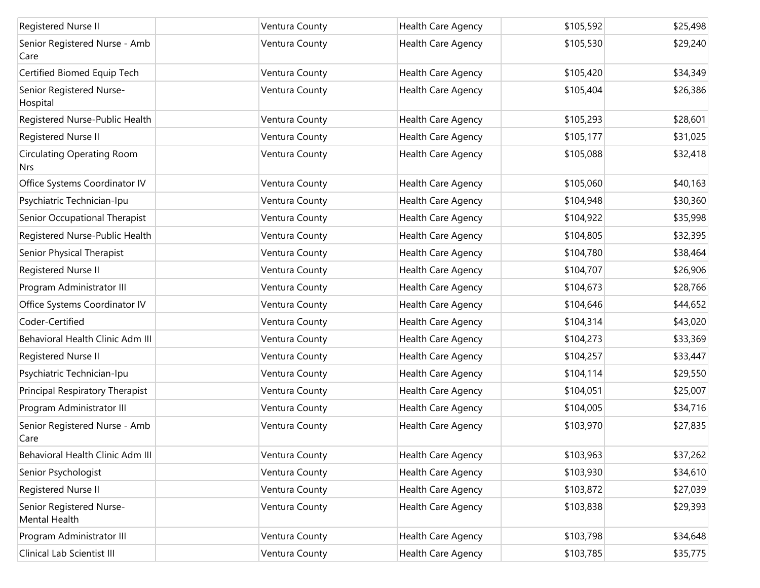| | | | | | |
|---|---|---|---|---|---|
| Registered Nurse II | | Ventura County | Health Care Agency | $105,592 | $25,498 |
| Senior Registered Nurse - Amb Care | | Ventura County | Health Care Agency | $105,530 | $29,240 |
| Certified Biomed Equip Tech | | Ventura County | Health Care Agency | $105,420 | $34,349 |
| Senior Registered Nurse-Hospital | | Ventura County | Health Care Agency | $105,404 | $26,386 |
| Registered Nurse-Public Health | | Ventura County | Health Care Agency | $105,293 | $28,601 |
| Registered Nurse II | | Ventura County | Health Care Agency | $105,177 | $31,025 |
| Circulating Operating Room Nrs | | Ventura County | Health Care Agency | $105,088 | $32,418 |
| Office Systems Coordinator IV | | Ventura County | Health Care Agency | $105,060 | $40,163 |
| Psychiatric Technician-Ipu | | Ventura County | Health Care Agency | $104,948 | $30,360 |
| Senior Occupational Therapist | | Ventura County | Health Care Agency | $104,922 | $35,998 |
| Registered Nurse-Public Health | | Ventura County | Health Care Agency | $104,805 | $32,395 |
| Senior Physical Therapist | | Ventura County | Health Care Agency | $104,780 | $38,464 |
| Registered Nurse II | | Ventura County | Health Care Agency | $104,707 | $26,906 |
| Program Administrator III | | Ventura County | Health Care Agency | $104,673 | $28,766 |
| Office Systems Coordinator IV | | Ventura County | Health Care Agency | $104,646 | $44,652 |
| Coder-Certified | | Ventura County | Health Care Agency | $104,314 | $43,020 |
| Behavioral Health Clinic Adm III | | Ventura County | Health Care Agency | $104,273 | $33,369 |
| Registered Nurse II | | Ventura County | Health Care Agency | $104,257 | $33,447 |
| Psychiatric Technician-Ipu | | Ventura County | Health Care Agency | $104,114 | $29,550 |
| Principal Respiratory Therapist | | Ventura County | Health Care Agency | $104,051 | $25,007 |
| Program Administrator III | | Ventura County | Health Care Agency | $104,005 | $34,716 |
| Senior Registered Nurse - Amb Care | | Ventura County | Health Care Agency | $103,970 | $27,835 |
| Behavioral Health Clinic Adm III | | Ventura County | Health Care Agency | $103,963 | $37,262 |
| Senior Psychologist | | Ventura County | Health Care Agency | $103,930 | $34,610 |
| Registered Nurse II | | Ventura County | Health Care Agency | $103,872 | $27,039 |
| Senior Registered Nurse-Mental Health | | Ventura County | Health Care Agency | $103,838 | $29,393 |
| Program Administrator III | | Ventura County | Health Care Agency | $103,798 | $34,648 |
| Clinical Lab Scientist III | | Ventura County | Health Care Agency | $103,785 | $35,775 |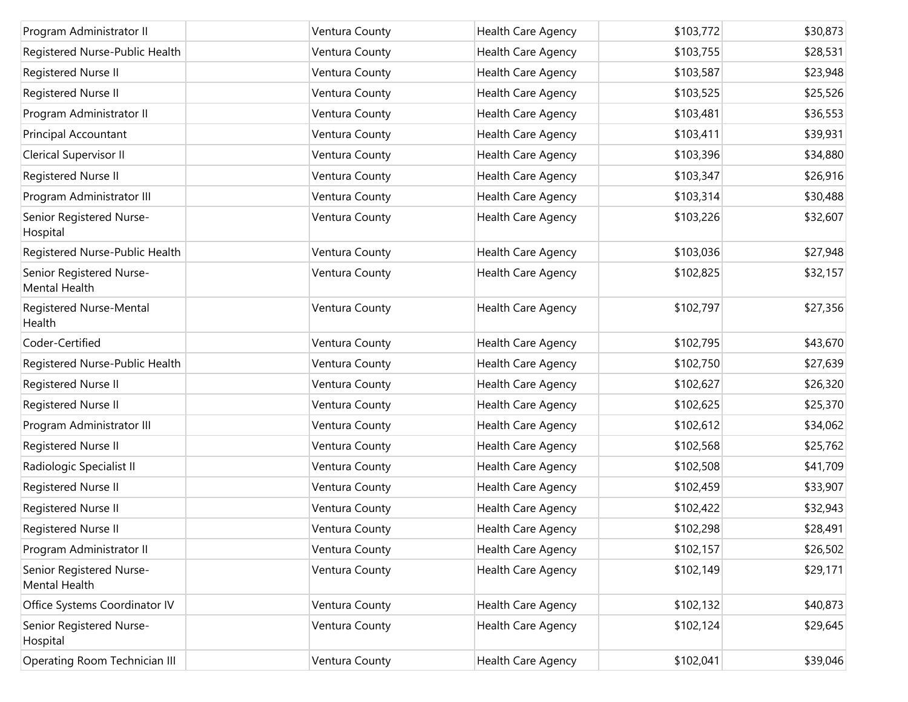| Program Administrator II | | Ventura County | Health Care Agency | $103,772 | $30,873 |
|---|---|---|---|---|---|
| Registered Nurse-Public Health | | Ventura County | Health Care Agency | $103,755 | $28,531 |
| Registered Nurse II | | Ventura County | Health Care Agency | $103,587 | $23,948 |
| Registered Nurse II | | Ventura County | Health Care Agency | $103,525 | $25,526 |
| Program Administrator II | | Ventura County | Health Care Agency | $103,481 | $36,553 |
| Principal Accountant | | Ventura County | Health Care Agency | $103,411 | $39,931 |
| Clerical Supervisor II | | Ventura County | Health Care Agency | $103,396 | $34,880 |
| Registered Nurse II | | Ventura County | Health Care Agency | $103,347 | $26,916 |
| Program Administrator III | | Ventura County | Health Care Agency | $103,314 | $30,488 |
| Senior Registered Nurse-Hospital | | Ventura County | Health Care Agency | $103,226 | $32,607 |
| Registered Nurse-Public Health | | Ventura County | Health Care Agency | $103,036 | $27,948 |
| Senior Registered Nurse-Mental Health | | Ventura County | Health Care Agency | $102,825 | $32,157 |
| Registered Nurse-Mental Health | | Ventura County | Health Care Agency | $102,797 | $27,356 |
| Coder-Certified | | Ventura County | Health Care Agency | $102,795 | $43,670 |
| Registered Nurse-Public Health | | Ventura County | Health Care Agency | $102,750 | $27,639 |
| Registered Nurse II | | Ventura County | Health Care Agency | $102,627 | $26,320 |
| Registered Nurse II | | Ventura County | Health Care Agency | $102,625 | $25,370 |
| Program Administrator III | | Ventura County | Health Care Agency | $102,612 | $34,062 |
| Registered Nurse II | | Ventura County | Health Care Agency | $102,568 | $25,762 |
| Radiologic Specialist II | | Ventura County | Health Care Agency | $102,508 | $41,709 |
| Registered Nurse II | | Ventura County | Health Care Agency | $102,459 | $33,907 |
| Registered Nurse II | | Ventura County | Health Care Agency | $102,422 | $32,943 |
| Registered Nurse II | | Ventura County | Health Care Agency | $102,298 | $28,491 |
| Program Administrator II | | Ventura County | Health Care Agency | $102,157 | $26,502 |
| Senior Registered Nurse-Mental Health | | Ventura County | Health Care Agency | $102,149 | $29,171 |
| Office Systems Coordinator IV | | Ventura County | Health Care Agency | $102,132 | $40,873 |
| Senior Registered Nurse-Hospital | | Ventura County | Health Care Agency | $102,124 | $29,645 |
| Operating Room Technician III | | Ventura County | Health Care Agency | $102,041 | $39,046 |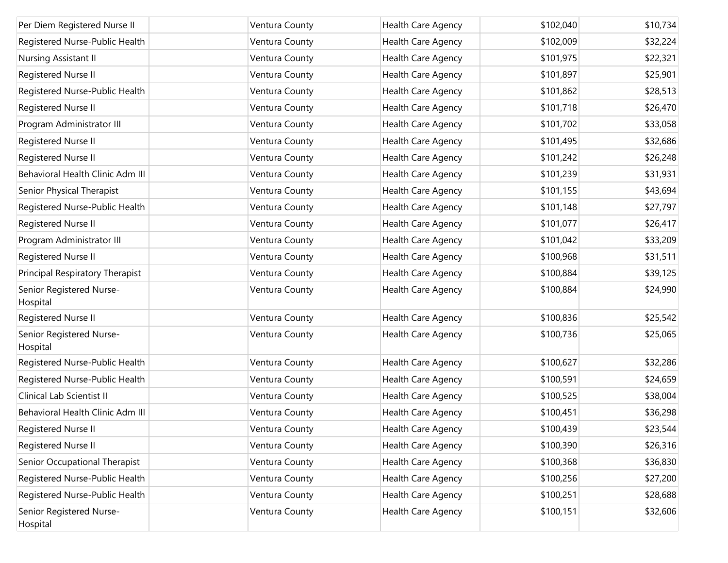| | | | | | |
|---|---|---|---|---|---|
| Per Diem Registered Nurse II | | Ventura County | Health Care Agency | $102,040 | $10,734 |
| Registered Nurse-Public Health | | Ventura County | Health Care Agency | $102,009 | $32,224 |
| Nursing Assistant II | | Ventura County | Health Care Agency | $101,975 | $22,321 |
| Registered Nurse II | | Ventura County | Health Care Agency | $101,897 | $25,901 |
| Registered Nurse-Public Health | | Ventura County | Health Care Agency | $101,862 | $28,513 |
| Registered Nurse II | | Ventura County | Health Care Agency | $101,718 | $26,470 |
| Program Administrator III | | Ventura County | Health Care Agency | $101,702 | $33,058 |
| Registered Nurse II | | Ventura County | Health Care Agency | $101,495 | $32,686 |
| Registered Nurse II | | Ventura County | Health Care Agency | $101,242 | $26,248 |
| Behavioral Health Clinic Adm III | | Ventura County | Health Care Agency | $101,239 | $31,931 |
| Senior Physical Therapist | | Ventura County | Health Care Agency | $101,155 | $43,694 |
| Registered Nurse-Public Health | | Ventura County | Health Care Agency | $101,148 | $27,797 |
| Registered Nurse II | | Ventura County | Health Care Agency | $101,077 | $26,417 |
| Program Administrator III | | Ventura County | Health Care Agency | $101,042 | $33,209 |
| Registered Nurse II | | Ventura County | Health Care Agency | $100,968 | $31,511 |
| Principal Respiratory Therapist | | Ventura County | Health Care Agency | $100,884 | $39,125 |
| Senior Registered Nurse-Hospital | | Ventura County | Health Care Agency | $100,884 | $24,990 |
| Registered Nurse II | | Ventura County | Health Care Agency | $100,836 | $25,542 |
| Senior Registered Nurse-Hospital | | Ventura County | Health Care Agency | $100,736 | $25,065 |
| Registered Nurse-Public Health | | Ventura County | Health Care Agency | $100,627 | $32,286 |
| Registered Nurse-Public Health | | Ventura County | Health Care Agency | $100,591 | $24,659 |
| Clinical Lab Scientist II | | Ventura County | Health Care Agency | $100,525 | $38,004 |
| Behavioral Health Clinic Adm III | | Ventura County | Health Care Agency | $100,451 | $36,298 |
| Registered Nurse II | | Ventura County | Health Care Agency | $100,439 | $23,544 |
| Registered Nurse II | | Ventura County | Health Care Agency | $100,390 | $26,316 |
| Senior Occupational Therapist | | Ventura County | Health Care Agency | $100,368 | $36,830 |
| Registered Nurse-Public Health | | Ventura County | Health Care Agency | $100,256 | $27,200 |
| Registered Nurse-Public Health | | Ventura County | Health Care Agency | $100,251 | $28,688 |
| Senior Registered Nurse-Hospital | | Ventura County | Health Care Agency | $100,151 | $32,606 |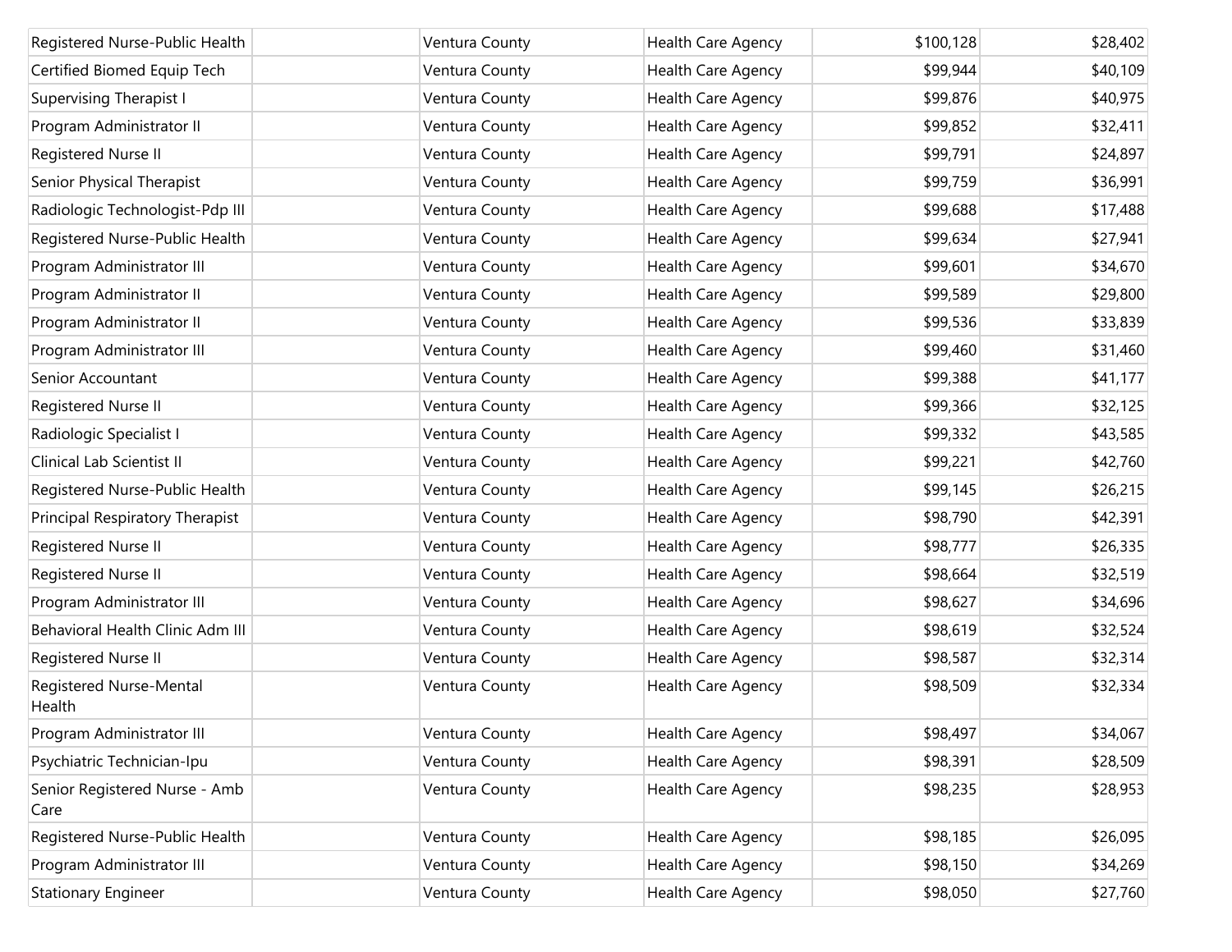| Registered Nurse-Public Health | | Ventura County | Health Care Agency | $100,128 | $28,402 |
|---|---|---|---|---|---|
| Certified Biomed Equip Tech | | Ventura County | Health Care Agency | $99,944 | $40,109 |
| Supervising Therapist I | | Ventura County | Health Care Agency | $99,876 | $40,975 |
| Program Administrator II | | Ventura County | Health Care Agency | $99,852 | $32,411 |
| Registered Nurse II | | Ventura County | Health Care Agency | $99,791 | $24,897 |
| Senior Physical Therapist | | Ventura County | Health Care Agency | $99,759 | $36,991 |
| Radiologic Technologist-Pdp III | | Ventura County | Health Care Agency | $99,688 | $17,488 |
| Registered Nurse-Public Health | | Ventura County | Health Care Agency | $99,634 | $27,941 |
| Program Administrator III | | Ventura County | Health Care Agency | $99,601 | $34,670 |
| Program Administrator II | | Ventura County | Health Care Agency | $99,589 | $29,800 |
| Program Administrator II | | Ventura County | Health Care Agency | $99,536 | $33,839 |
| Program Administrator III | | Ventura County | Health Care Agency | $99,460 | $31,460 |
| Senior Accountant | | Ventura County | Health Care Agency | $99,388 | $41,177 |
| Registered Nurse II | | Ventura County | Health Care Agency | $99,366 | $32,125 |
| Radiologic Specialist I | | Ventura County | Health Care Agency | $99,332 | $43,585 |
| Clinical Lab Scientist II | | Ventura County | Health Care Agency | $99,221 | $42,760 |
| Registered Nurse-Public Health | | Ventura County | Health Care Agency | $99,145 | $26,215 |
| Principal Respiratory Therapist | | Ventura County | Health Care Agency | $98,790 | $42,391 |
| Registered Nurse II | | Ventura County | Health Care Agency | $98,777 | $26,335 |
| Registered Nurse II | | Ventura County | Health Care Agency | $98,664 | $32,519 |
| Program Administrator III | | Ventura County | Health Care Agency | $98,627 | $34,696 |
| Behavioral Health Clinic Adm III | | Ventura County | Health Care Agency | $98,619 | $32,524 |
| Registered Nurse II | | Ventura County | Health Care Agency | $98,587 | $32,314 |
| Registered Nurse-Mental Health | | Ventura County | Health Care Agency | $98,509 | $32,334 |
| Program Administrator III | | Ventura County | Health Care Agency | $98,497 | $34,067 |
| Psychiatric Technician-Ipu | | Ventura County | Health Care Agency | $98,391 | $28,509 |
| Senior Registered Nurse - Amb Care | | Ventura County | Health Care Agency | $98,235 | $28,953 |
| Registered Nurse-Public Health | | Ventura County | Health Care Agency | $98,185 | $26,095 |
| Program Administrator III | | Ventura County | Health Care Agency | $98,150 | $34,269 |
| Stationary Engineer | | Ventura County | Health Care Agency | $98,050 | $27,760 |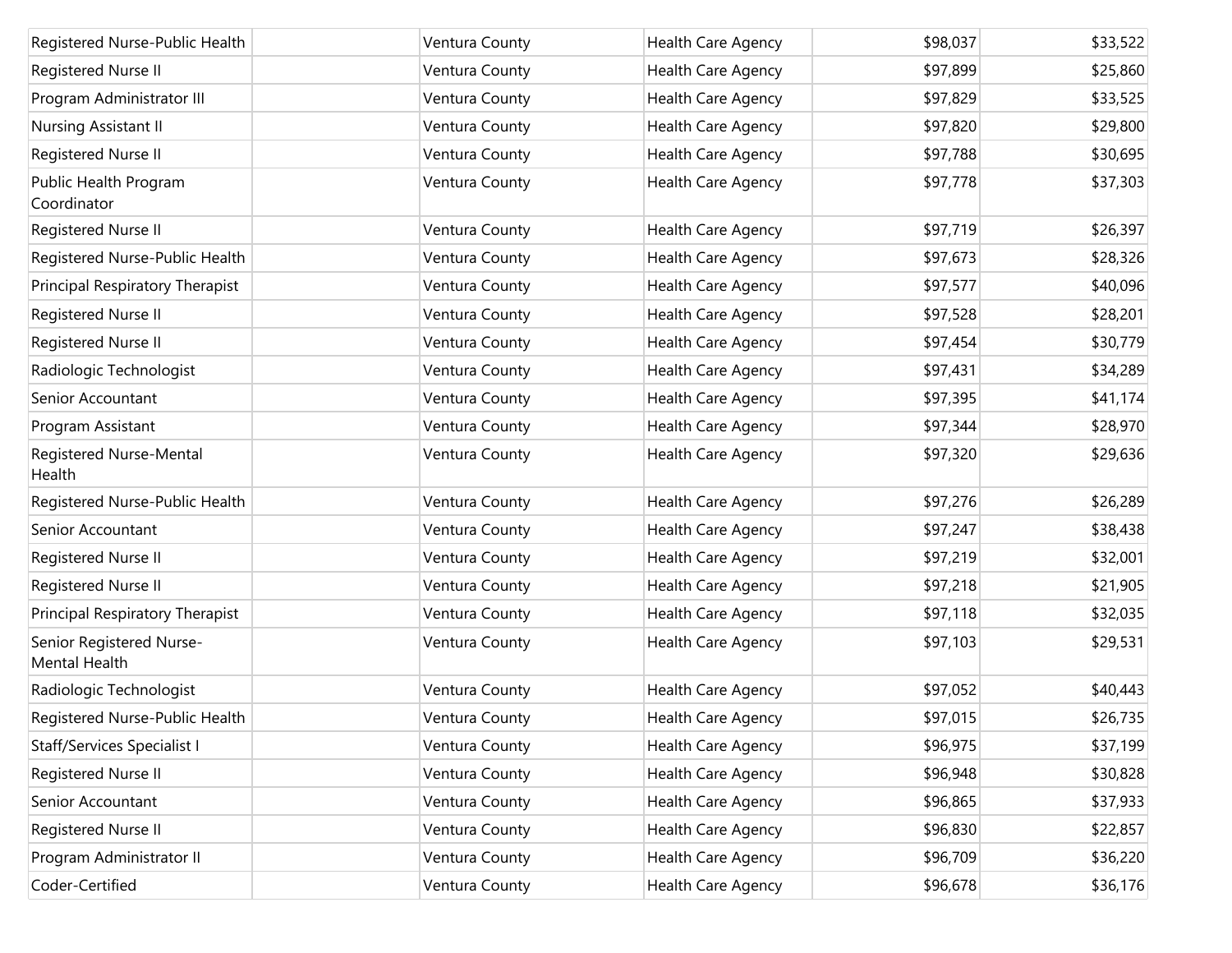| | | | | | |
|---|---|---|---|---|---|
| Registered Nurse-Public Health | | Ventura County | Health Care Agency | $98,037 | $33,522 |
| Registered Nurse II | | Ventura County | Health Care Agency | $97,899 | $25,860 |
| Program Administrator III | | Ventura County | Health Care Agency | $97,829 | $33,525 |
| Nursing Assistant II | | Ventura County | Health Care Agency | $97,820 | $29,800 |
| Registered Nurse II | | Ventura County | Health Care Agency | $97,788 | $30,695 |
| Public Health Program Coordinator | | Ventura County | Health Care Agency | $97,778 | $37,303 |
| Registered Nurse II | | Ventura County | Health Care Agency | $97,719 | $26,397 |
| Registered Nurse-Public Health | | Ventura County | Health Care Agency | $97,673 | $28,326 |
| Principal Respiratory Therapist | | Ventura County | Health Care Agency | $97,577 | $40,096 |
| Registered Nurse II | | Ventura County | Health Care Agency | $97,528 | $28,201 |
| Registered Nurse II | | Ventura County | Health Care Agency | $97,454 | $30,779 |
| Radiologic Technologist | | Ventura County | Health Care Agency | $97,431 | $34,289 |
| Senior Accountant | | Ventura County | Health Care Agency | $97,395 | $41,174 |
| Program Assistant | | Ventura County | Health Care Agency | $97,344 | $28,970 |
| Registered Nurse-Mental Health | | Ventura County | Health Care Agency | $97,320 | $29,636 |
| Registered Nurse-Public Health | | Ventura County | Health Care Agency | $97,276 | $26,289 |
| Senior Accountant | | Ventura County | Health Care Agency | $97,247 | $38,438 |
| Registered Nurse II | | Ventura County | Health Care Agency | $97,219 | $32,001 |
| Registered Nurse II | | Ventura County | Health Care Agency | $97,218 | $21,905 |
| Principal Respiratory Therapist | | Ventura County | Health Care Agency | $97,118 | $32,035 |
| Senior Registered Nurse-Mental Health | | Ventura County | Health Care Agency | $97,103 | $29,531 |
| Radiologic Technologist | | Ventura County | Health Care Agency | $97,052 | $40,443 |
| Registered Nurse-Public Health | | Ventura County | Health Care Agency | $97,015 | $26,735 |
| Staff/Services Specialist I | | Ventura County | Health Care Agency | $96,975 | $37,199 |
| Registered Nurse II | | Ventura County | Health Care Agency | $96,948 | $30,828 |
| Senior Accountant | | Ventura County | Health Care Agency | $96,865 | $37,933 |
| Registered Nurse II | | Ventura County | Health Care Agency | $96,830 | $22,857 |
| Program Administrator II | | Ventura County | Health Care Agency | $96,709 | $36,220 |
| Coder-Certified | | Ventura County | Health Care Agency | $96,678 | $36,176 |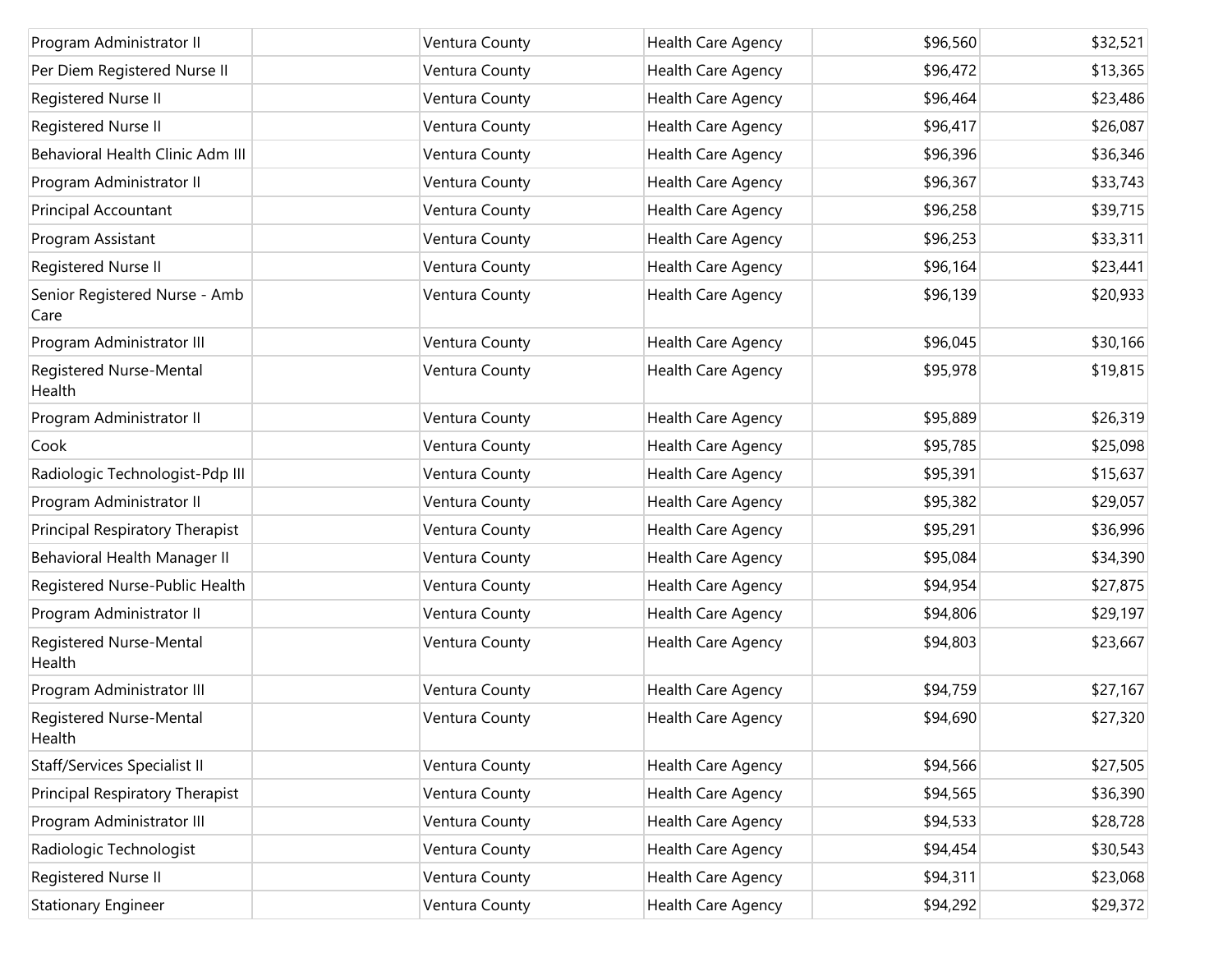| | | | | | |
|---|---|---|---|---|---|
| Program Administrator II | | Ventura County | Health Care Agency | $96,560 | $32,521 |
| Per Diem Registered Nurse II | | Ventura County | Health Care Agency | $96,472 | $13,365 |
| Registered Nurse II | | Ventura County | Health Care Agency | $96,464 | $23,486 |
| Registered Nurse II | | Ventura County | Health Care Agency | $96,417 | $26,087 |
| Behavioral Health Clinic Adm III | | Ventura County | Health Care Agency | $96,396 | $36,346 |
| Program Administrator II | | Ventura County | Health Care Agency | $96,367 | $33,743 |
| Principal Accountant | | Ventura County | Health Care Agency | $96,258 | $39,715 |
| Program Assistant | | Ventura County | Health Care Agency | $96,253 | $33,311 |
| Registered Nurse II | | Ventura County | Health Care Agency | $96,164 | $23,441 |
| Senior Registered Nurse - Amb Care | | Ventura County | Health Care Agency | $96,139 | $20,933 |
| Program Administrator III | | Ventura County | Health Care Agency | $96,045 | $30,166 |
| Registered Nurse-Mental Health | | Ventura County | Health Care Agency | $95,978 | $19,815 |
| Program Administrator II | | Ventura County | Health Care Agency | $95,889 | $26,319 |
| Cook | | Ventura County | Health Care Agency | $95,785 | $25,098 |
| Radiologic Technologist-Pdp III | | Ventura County | Health Care Agency | $95,391 | $15,637 |
| Program Administrator II | | Ventura County | Health Care Agency | $95,382 | $29,057 |
| Principal Respiratory Therapist | | Ventura County | Health Care Agency | $95,291 | $36,996 |
| Behavioral Health Manager II | | Ventura County | Health Care Agency | $95,084 | $34,390 |
| Registered Nurse-Public Health | | Ventura County | Health Care Agency | $94,954 | $27,875 |
| Program Administrator II | | Ventura County | Health Care Agency | $94,806 | $29,197 |
| Registered Nurse-Mental Health | | Ventura County | Health Care Agency | $94,803 | $23,667 |
| Program Administrator III | | Ventura County | Health Care Agency | $94,759 | $27,167 |
| Registered Nurse-Mental Health | | Ventura County | Health Care Agency | $94,690 | $27,320 |
| Staff/Services Specialist II | | Ventura County | Health Care Agency | $94,566 | $27,505 |
| Principal Respiratory Therapist | | Ventura County | Health Care Agency | $94,565 | $36,390 |
| Program Administrator III | | Ventura County | Health Care Agency | $94,533 | $28,728 |
| Radiologic Technologist | | Ventura County | Health Care Agency | $94,454 | $30,543 |
| Registered Nurse II | | Ventura County | Health Care Agency | $94,311 | $23,068 |
| Stationary Engineer | | Ventura County | Health Care Agency | $94,292 | $29,372 |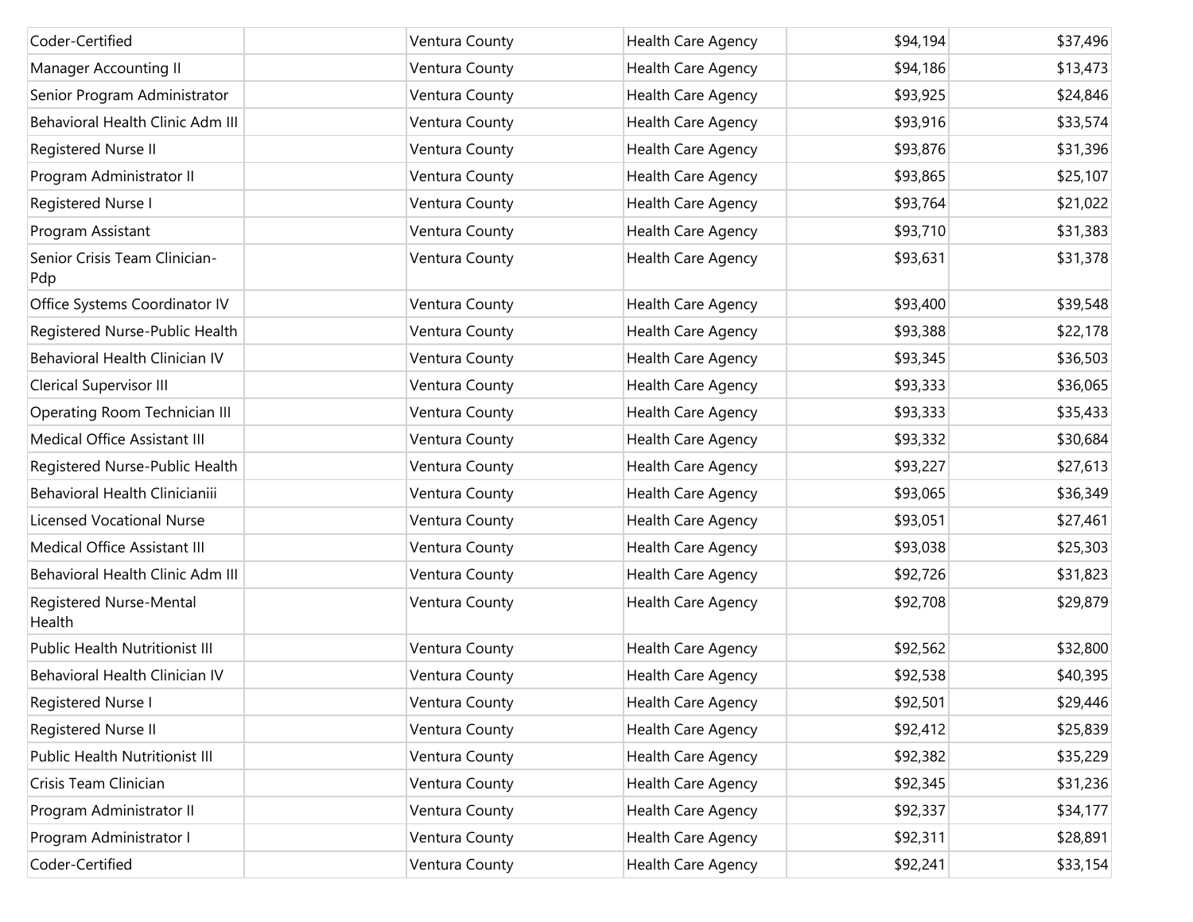| | | | | | |
|---|---|---|---|---|---|
| Coder-Certified | | Ventura County | Health Care Agency | $94,194 | $37,496 |
| Manager Accounting II | | Ventura County | Health Care Agency | $94,186 | $13,473 |
| Senior Program Administrator | | Ventura County | Health Care Agency | $93,925 | $24,846 |
| Behavioral Health Clinic Adm III | | Ventura County | Health Care Agency | $93,916 | $33,574 |
| Registered Nurse II | | Ventura County | Health Care Agency | $93,876 | $31,396 |
| Program Administrator II | | Ventura County | Health Care Agency | $93,865 | $25,107 |
| Registered Nurse I | | Ventura County | Health Care Agency | $93,764 | $21,022 |
| Program Assistant | | Ventura County | Health Care Agency | $93,710 | $31,383 |
| Senior Crisis Team Clinician-Pdp | | Ventura County | Health Care Agency | $93,631 | $31,378 |
| Office Systems Coordinator IV | | Ventura County | Health Care Agency | $93,400 | $39,548 |
| Registered Nurse-Public Health | | Ventura County | Health Care Agency | $93,388 | $22,178 |
| Behavioral Health Clinician IV | | Ventura County | Health Care Agency | $93,345 | $36,503 |
| Clerical Supervisor III | | Ventura County | Health Care Agency | $93,333 | $36,065 |
| Operating Room Technician III | | Ventura County | Health Care Agency | $93,333 | $35,433 |
| Medical Office Assistant III | | Ventura County | Health Care Agency | $93,332 | $30,684 |
| Registered Nurse-Public Health | | Ventura County | Health Care Agency | $93,227 | $27,613 |
| Behavioral Health Clinicianiii | | Ventura County | Health Care Agency | $93,065 | $36,349 |
| Licensed Vocational Nurse | | Ventura County | Health Care Agency | $93,051 | $27,461 |
| Medical Office Assistant III | | Ventura County | Health Care Agency | $93,038 | $25,303 |
| Behavioral Health Clinic Adm III | | Ventura County | Health Care Agency | $92,726 | $31,823 |
| Registered Nurse-Mental Health | | Ventura County | Health Care Agency | $92,708 | $29,879 |
| Public Health Nutritionist III | | Ventura County | Health Care Agency | $92,562 | $32,800 |
| Behavioral Health Clinician IV | | Ventura County | Health Care Agency | $92,538 | $40,395 |
| Registered Nurse I | | Ventura County | Health Care Agency | $92,501 | $29,446 |
| Registered Nurse II | | Ventura County | Health Care Agency | $92,412 | $25,839 |
| Public Health Nutritionist III | | Ventura County | Health Care Agency | $92,382 | $35,229 |
| Crisis Team Clinician | | Ventura County | Health Care Agency | $92,345 | $31,236 |
| Program Administrator II | | Ventura County | Health Care Agency | $92,337 | $34,177 |
| Program Administrator I | | Ventura County | Health Care Agency | $92,311 | $28,891 |
| Coder-Certified | | Ventura County | Health Care Agency | $92,241 | $33,154 |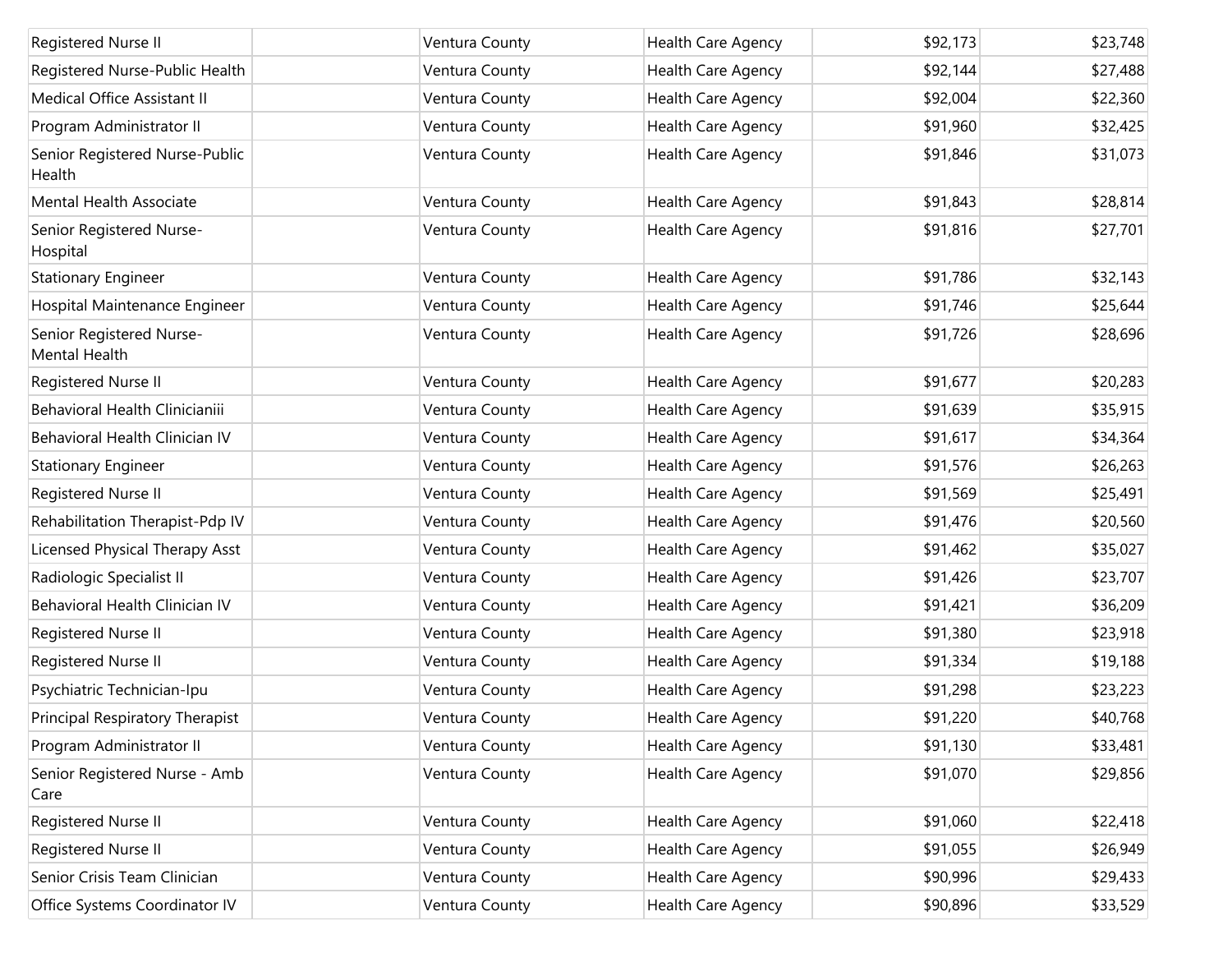| | | | | | |
|---|---|---|---|---|---|
| Registered Nurse II | | Ventura County | Health Care Agency | $92,173 | $23,748 |
| Registered Nurse-Public Health | | Ventura County | Health Care Agency | $92,144 | $27,488 |
| Medical Office Assistant II | | Ventura County | Health Care Agency | $92,004 | $22,360 |
| Program Administrator II | | Ventura County | Health Care Agency | $91,960 | $32,425 |
| Senior Registered Nurse-Public Health | | Ventura County | Health Care Agency | $91,846 | $31,073 |
| Mental Health Associate | | Ventura County | Health Care Agency | $91,843 | $28,814 |
| Senior Registered Nurse-Hospital | | Ventura County | Health Care Agency | $91,816 | $27,701 |
| Stationary Engineer | | Ventura County | Health Care Agency | $91,786 | $32,143 |
| Hospital Maintenance Engineer | | Ventura County | Health Care Agency | $91,746 | $25,644 |
| Senior Registered Nurse-Mental Health | | Ventura County | Health Care Agency | $91,726 | $28,696 |
| Registered Nurse II | | Ventura County | Health Care Agency | $91,677 | $20,283 |
| Behavioral Health Clinicianiii | | Ventura County | Health Care Agency | $91,639 | $35,915 |
| Behavioral Health Clinician IV | | Ventura County | Health Care Agency | $91,617 | $34,364 |
| Stationary Engineer | | Ventura County | Health Care Agency | $91,576 | $26,263 |
| Registered Nurse II | | Ventura County | Health Care Agency | $91,569 | $25,491 |
| Rehabilitation Therapist-Pdp IV | | Ventura County | Health Care Agency | $91,476 | $20,560 |
| Licensed Physical Therapy Asst | | Ventura County | Health Care Agency | $91,462 | $35,027 |
| Radiologic Specialist II | | Ventura County | Health Care Agency | $91,426 | $23,707 |
| Behavioral Health Clinician IV | | Ventura County | Health Care Agency | $91,421 | $36,209 |
| Registered Nurse II | | Ventura County | Health Care Agency | $91,380 | $23,918 |
| Registered Nurse II | | Ventura County | Health Care Agency | $91,334 | $19,188 |
| Psychiatric Technician-Ipu | | Ventura County | Health Care Agency | $91,298 | $23,223 |
| Principal Respiratory Therapist | | Ventura County | Health Care Agency | $91,220 | $40,768 |
| Program Administrator II | | Ventura County | Health Care Agency | $91,130 | $33,481 |
| Senior Registered Nurse - Amb Care | | Ventura County | Health Care Agency | $91,070 | $29,856 |
| Registered Nurse II | | Ventura County | Health Care Agency | $91,060 | $22,418 |
| Registered Nurse II | | Ventura County | Health Care Agency | $91,055 | $26,949 |
| Senior Crisis Team Clinician | | Ventura County | Health Care Agency | $90,996 | $29,433 |
| Office Systems Coordinator IV | | Ventura County | Health Care Agency | $90,896 | $33,529 |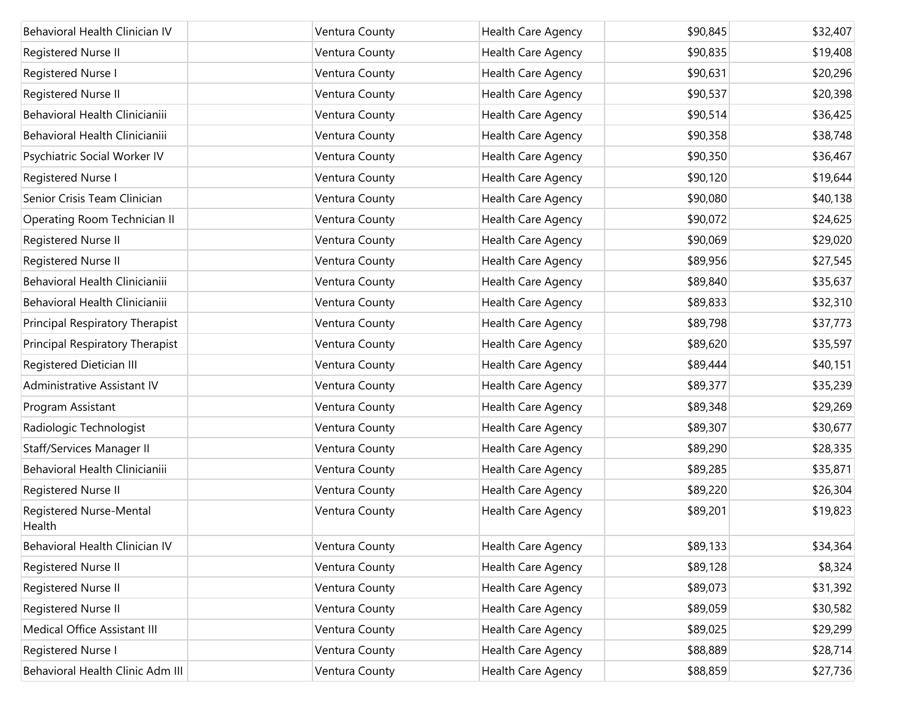| Behavioral Health Clinician IV | | Ventura County | Health Care Agency | $90,845 | $32,407 |
|---|---|---|---|---|---|
| Registered Nurse II | | Ventura County | Health Care Agency | $90,835 | $19,408 |
| Registered Nurse I | | Ventura County | Health Care Agency | $90,631 | $20,296 |
| Registered Nurse II | | Ventura County | Health Care Agency | $90,537 | $20,398 |
| Behavioral Health Clinicianiii | | Ventura County | Health Care Agency | $90,514 | $36,425 |
| Behavioral Health Clinicianiii | | Ventura County | Health Care Agency | $90,358 | $38,748 |
| Psychiatric Social Worker IV | | Ventura County | Health Care Agency | $90,350 | $36,467 |
| Registered Nurse I | | Ventura County | Health Care Agency | $90,120 | $19,644 |
| Senior Crisis Team Clinician | | Ventura County | Health Care Agency | $90,080 | $40,138 |
| Operating Room Technician II | | Ventura County | Health Care Agency | $90,072 | $24,625 |
| Registered Nurse II | | Ventura County | Health Care Agency | $90,069 | $29,020 |
| Registered Nurse II | | Ventura County | Health Care Agency | $89,956 | $27,545 |
| Behavioral Health Clinicianiii | | Ventura County | Health Care Agency | $89,840 | $35,637 |
| Behavioral Health Clinicianiii | | Ventura County | Health Care Agency | $89,833 | $32,310 |
| Principal Respiratory Therapist | | Ventura County | Health Care Agency | $89,798 | $37,773 |
| Principal Respiratory Therapist | | Ventura County | Health Care Agency | $89,620 | $35,597 |
| Registered Dietician III | | Ventura County | Health Care Agency | $89,444 | $40,151 |
| Administrative Assistant IV | | Ventura County | Health Care Agency | $89,377 | $35,239 |
| Program Assistant | | Ventura County | Health Care Agency | $89,348 | $29,269 |
| Radiologic Technologist | | Ventura County | Health Care Agency | $89,307 | $30,677 |
| Staff/Services Manager II | | Ventura County | Health Care Agency | $89,290 | $28,335 |
| Behavioral Health Clinicianiii | | Ventura County | Health Care Agency | $89,285 | $35,871 |
| Registered Nurse II | | Ventura County | Health Care Agency | $89,220 | $26,304 |
| Registered Nurse-Mental Health | | Ventura County | Health Care Agency | $89,201 | $19,823 |
| Behavioral Health Clinician IV | | Ventura County | Health Care Agency | $89,133 | $34,364 |
| Registered Nurse II | | Ventura County | Health Care Agency | $89,128 | $8,324 |
| Registered Nurse II | | Ventura County | Health Care Agency | $89,073 | $31,392 |
| Registered Nurse II | | Ventura County | Health Care Agency | $89,059 | $30,582 |
| Medical Office Assistant III | | Ventura County | Health Care Agency | $89,025 | $29,299 |
| Registered Nurse I | | Ventura County | Health Care Agency | $88,889 | $28,714 |
| Behavioral Health Clinic Adm III | | Ventura County | Health Care Agency | $88,859 | $27,736 |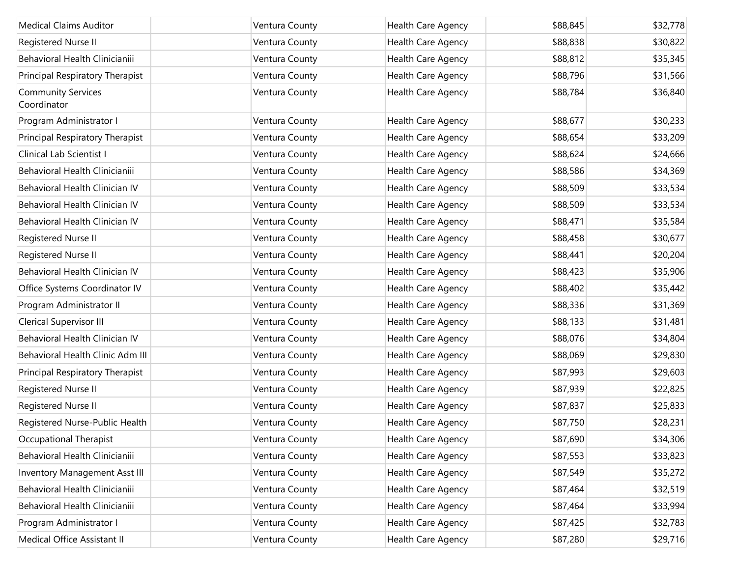| | | | | | |
|---|---|---|---|---|---|
| Medical Claims Auditor | | Ventura County | Health Care Agency | $88,845 | $32,778 |
| Registered Nurse II | | Ventura County | Health Care Agency | $88,838 | $30,822 |
| Behavioral Health Clinicianiii | | Ventura County | Health Care Agency | $88,812 | $35,345 |
| Principal Respiratory Therapist | | Ventura County | Health Care Agency | $88,796 | $31,566 |
| Community Services Coordinator | | Ventura County | Health Care Agency | $88,784 | $36,840 |
| Program Administrator I | | Ventura County | Health Care Agency | $88,677 | $30,233 |
| Principal Respiratory Therapist | | Ventura County | Health Care Agency | $88,654 | $33,209 |
| Clinical Lab Scientist I | | Ventura County | Health Care Agency | $88,624 | $24,666 |
| Behavioral Health Clinicianiii | | Ventura County | Health Care Agency | $88,586 | $34,369 |
| Behavioral Health Clinician IV | | Ventura County | Health Care Agency | $88,509 | $33,534 |
| Behavioral Health Clinician IV | | Ventura County | Health Care Agency | $88,509 | $33,534 |
| Behavioral Health Clinician IV | | Ventura County | Health Care Agency | $88,471 | $35,584 |
| Registered Nurse II | | Ventura County | Health Care Agency | $88,458 | $30,677 |
| Registered Nurse II | | Ventura County | Health Care Agency | $88,441 | $20,204 |
| Behavioral Health Clinician IV | | Ventura County | Health Care Agency | $88,423 | $35,906 |
| Office Systems Coordinator IV | | Ventura County | Health Care Agency | $88,402 | $35,442 |
| Program Administrator II | | Ventura County | Health Care Agency | $88,336 | $31,369 |
| Clerical Supervisor III | | Ventura County | Health Care Agency | $88,133 | $31,481 |
| Behavioral Health Clinician IV | | Ventura County | Health Care Agency | $88,076 | $34,804 |
| Behavioral Health Clinic Adm III | | Ventura County | Health Care Agency | $88,069 | $29,830 |
| Principal Respiratory Therapist | | Ventura County | Health Care Agency | $87,993 | $29,603 |
| Registered Nurse II | | Ventura County | Health Care Agency | $87,939 | $22,825 |
| Registered Nurse II | | Ventura County | Health Care Agency | $87,837 | $25,833 |
| Registered Nurse-Public Health | | Ventura County | Health Care Agency | $87,750 | $28,231 |
| Occupational Therapist | | Ventura County | Health Care Agency | $87,690 | $34,306 |
| Behavioral Health Clinicianiii | | Ventura County | Health Care Agency | $87,553 | $33,823 |
| Inventory Management Asst III | | Ventura County | Health Care Agency | $87,549 | $35,272 |
| Behavioral Health Clinicianiii | | Ventura County | Health Care Agency | $87,464 | $32,519 |
| Behavioral Health Clinicianiii | | Ventura County | Health Care Agency | $87,464 | $33,994 |
| Program Administrator I | | Ventura County | Health Care Agency | $87,425 | $32,783 |
| Medical Office Assistant II | | Ventura County | Health Care Agency | $87,280 | $29,716 |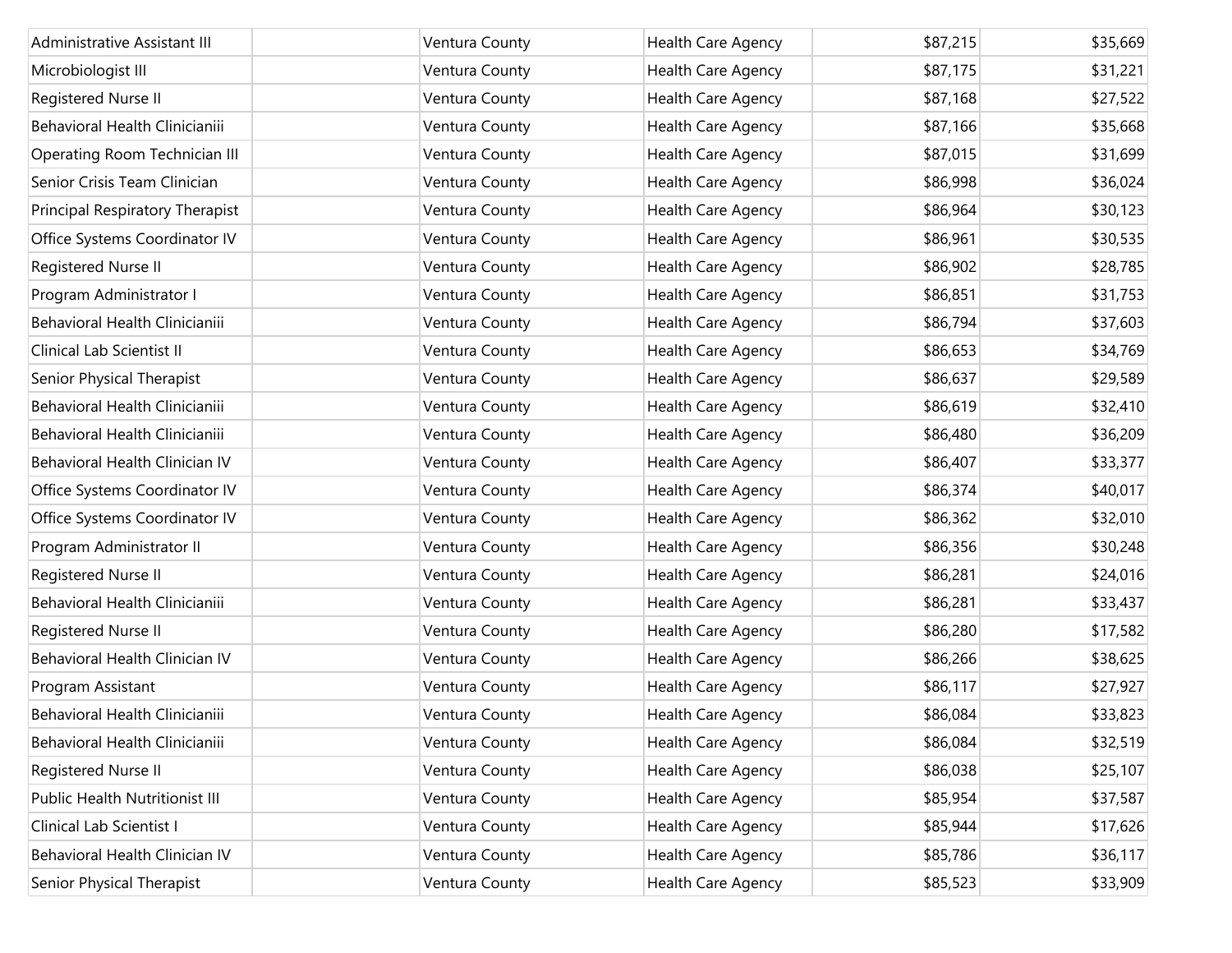| | | | | | |
|---|---|---|---|---|---|
| Administrative Assistant III | | Ventura County | Health Care Agency | $87,215 | $35,669 |
| Microbiologist III | | Ventura County | Health Care Agency | $87,175 | $31,221 |
| Registered Nurse II | | Ventura County | Health Care Agency | $87,168 | $27,522 |
| Behavioral Health Clinicianiii | | Ventura County | Health Care Agency | $87,166 | $35,668 |
| Operating Room Technician III | | Ventura County | Health Care Agency | $87,015 | $31,699 |
| Senior Crisis Team Clinician | | Ventura County | Health Care Agency | $86,998 | $36,024 |
| Principal Respiratory Therapist | | Ventura County | Health Care Agency | $86,964 | $30,123 |
| Office Systems Coordinator IV | | Ventura County | Health Care Agency | $86,961 | $30,535 |
| Registered Nurse II | | Ventura County | Health Care Agency | $86,902 | $28,785 |
| Program Administrator I | | Ventura County | Health Care Agency | $86,851 | $31,753 |
| Behavioral Health Clinicianiii | | Ventura County | Health Care Agency | $86,794 | $37,603 |
| Clinical Lab Scientist II | | Ventura County | Health Care Agency | $86,653 | $34,769 |
| Senior Physical Therapist | | Ventura County | Health Care Agency | $86,637 | $29,589 |
| Behavioral Health Clinicianiii | | Ventura County | Health Care Agency | $86,619 | $32,410 |
| Behavioral Health Clinicianiii | | Ventura County | Health Care Agency | $86,480 | $36,209 |
| Behavioral Health Clinician IV | | Ventura County | Health Care Agency | $86,407 | $33,377 |
| Office Systems Coordinator IV | | Ventura County | Health Care Agency | $86,374 | $40,017 |
| Office Systems Coordinator IV | | Ventura County | Health Care Agency | $86,362 | $32,010 |
| Program Administrator II | | Ventura County | Health Care Agency | $86,356 | $30,248 |
| Registered Nurse II | | Ventura County | Health Care Agency | $86,281 | $24,016 |
| Behavioral Health Clinicianiii | | Ventura County | Health Care Agency | $86,281 | $33,437 |
| Registered Nurse II | | Ventura County | Health Care Agency | $86,280 | $17,582 |
| Behavioral Health Clinician IV | | Ventura County | Health Care Agency | $86,266 | $38,625 |
| Program Assistant | | Ventura County | Health Care Agency | $86,117 | $27,927 |
| Behavioral Health Clinicianiii | | Ventura County | Health Care Agency | $86,084 | $33,823 |
| Behavioral Health Clinicianiii | | Ventura County | Health Care Agency | $86,084 | $32,519 |
| Registered Nurse II | | Ventura County | Health Care Agency | $86,038 | $25,107 |
| Public Health Nutritionist III | | Ventura County | Health Care Agency | $85,954 | $37,587 |
| Clinical Lab Scientist I | | Ventura County | Health Care Agency | $85,944 | $17,626 |
| Behavioral Health Clinician IV | | Ventura County | Health Care Agency | $85,786 | $36,117 |
| Senior Physical Therapist | | Ventura County | Health Care Agency | $85,523 | $33,909 |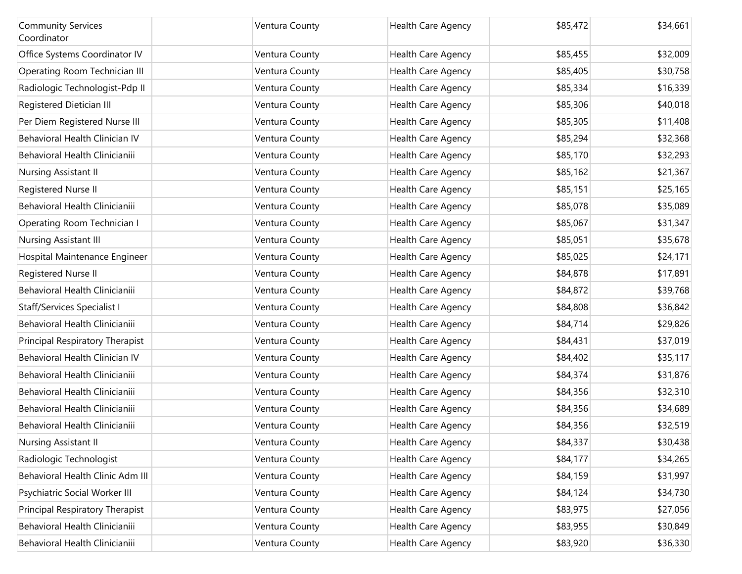| | | | | | |
|---|---|---|---|---|---|
| Community Services Coordinator | | Ventura County | Health Care Agency | $85,472 | $34,661 |
| Office Systems Coordinator IV | | Ventura County | Health Care Agency | $85,455 | $32,009 |
| Operating Room Technician III | | Ventura County | Health Care Agency | $85,405 | $30,758 |
| Radiologic Technologist-Pdp II | | Ventura County | Health Care Agency | $85,334 | $16,339 |
| Registered Dietician III | | Ventura County | Health Care Agency | $85,306 | $40,018 |
| Per Diem Registered Nurse III | | Ventura County | Health Care Agency | $85,305 | $11,408 |
| Behavioral Health Clinician IV | | Ventura County | Health Care Agency | $85,294 | $32,368 |
| Behavioral Health Clinicianiii | | Ventura County | Health Care Agency | $85,170 | $32,293 |
| Nursing Assistant II | | Ventura County | Health Care Agency | $85,162 | $21,367 |
| Registered Nurse II | | Ventura County | Health Care Agency | $85,151 | $25,165 |
| Behavioral Health Clinicianiii | | Ventura County | Health Care Agency | $85,078 | $35,089 |
| Operating Room Technician I | | Ventura County | Health Care Agency | $85,067 | $31,347 |
| Nursing Assistant III | | Ventura County | Health Care Agency | $85,051 | $35,678 |
| Hospital Maintenance Engineer | | Ventura County | Health Care Agency | $85,025 | $24,171 |
| Registered Nurse II | | Ventura County | Health Care Agency | $84,878 | $17,891 |
| Behavioral Health Clinicianiii | | Ventura County | Health Care Agency | $84,872 | $39,768 |
| Staff/Services Specialist I | | Ventura County | Health Care Agency | $84,808 | $36,842 |
| Behavioral Health Clinicianiii | | Ventura County | Health Care Agency | $84,714 | $29,826 |
| Principal Respiratory Therapist | | Ventura County | Health Care Agency | $84,431 | $37,019 |
| Behavioral Health Clinician IV | | Ventura County | Health Care Agency | $84,402 | $35,117 |
| Behavioral Health Clinicianiii | | Ventura County | Health Care Agency | $84,374 | $31,876 |
| Behavioral Health Clinicianiii | | Ventura County | Health Care Agency | $84,356 | $32,310 |
| Behavioral Health Clinicianiii | | Ventura County | Health Care Agency | $84,356 | $34,689 |
| Behavioral Health Clinicianiii | | Ventura County | Health Care Agency | $84,356 | $32,519 |
| Nursing Assistant II | | Ventura County | Health Care Agency | $84,337 | $30,438 |
| Radiologic Technologist | | Ventura County | Health Care Agency | $84,177 | $34,265 |
| Behavioral Health Clinic Adm III | | Ventura County | Health Care Agency | $84,159 | $31,997 |
| Psychiatric Social Worker III | | Ventura County | Health Care Agency | $84,124 | $34,730 |
| Principal Respiratory Therapist | | Ventura County | Health Care Agency | $83,975 | $27,056 |
| Behavioral Health Clinicianiii | | Ventura County | Health Care Agency | $83,955 | $30,849 |
| Behavioral Health Clinicianiii | | Ventura County | Health Care Agency | $83,920 | $36,330 |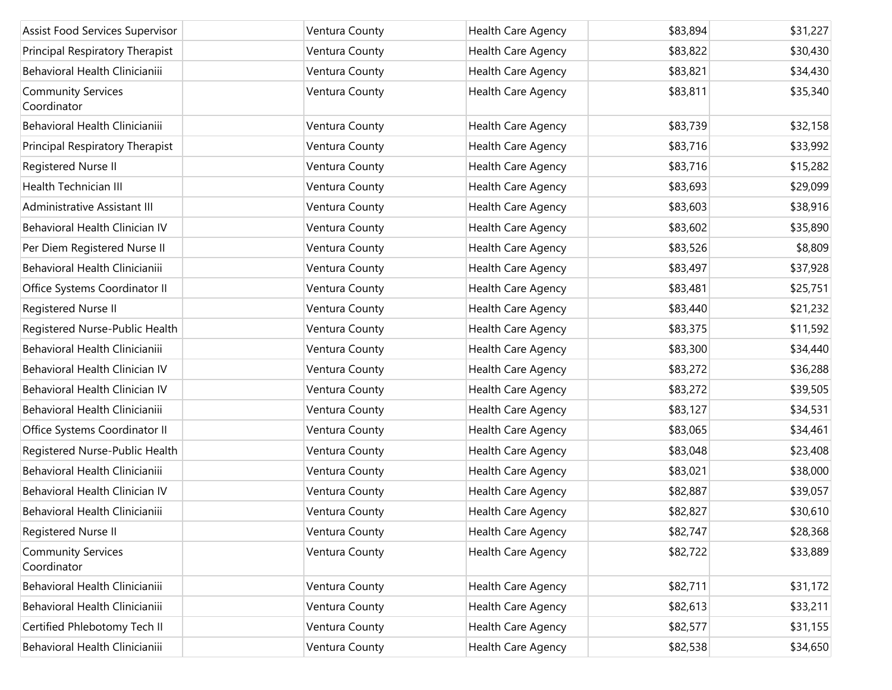| | | | | | |
|---|---|---|---|---|---|
| Assist Food Services Supervisor | | Ventura County | Health Care Agency | $83,894 | $31,227 |
| Principal Respiratory Therapist | | Ventura County | Health Care Agency | $83,822 | $30,430 |
| Behavioral Health Clinicianiii | | Ventura County | Health Care Agency | $83,821 | $34,430 |
| Community Services Coordinator | | Ventura County | Health Care Agency | $83,811 | $35,340 |
| Behavioral Health Clinicianiii | | Ventura County | Health Care Agency | $83,739 | $32,158 |
| Principal Respiratory Therapist | | Ventura County | Health Care Agency | $83,716 | $33,992 |
| Registered Nurse II | | Ventura County | Health Care Agency | $83,716 | $15,282 |
| Health Technician III | | Ventura County | Health Care Agency | $83,693 | $29,099 |
| Administrative Assistant III | | Ventura County | Health Care Agency | $83,603 | $38,916 |
| Behavioral Health Clinician IV | | Ventura County | Health Care Agency | $83,602 | $35,890 |
| Per Diem Registered Nurse II | | Ventura County | Health Care Agency | $83,526 | $8,809 |
| Behavioral Health Clinicianiii | | Ventura County | Health Care Agency | $83,497 | $37,928 |
| Office Systems Coordinator II | | Ventura County | Health Care Agency | $83,481 | $25,751 |
| Registered Nurse II | | Ventura County | Health Care Agency | $83,440 | $21,232 |
| Registered Nurse-Public Health | | Ventura County | Health Care Agency | $83,375 | $11,592 |
| Behavioral Health Clinicianiii | | Ventura County | Health Care Agency | $83,300 | $34,440 |
| Behavioral Health Clinician IV | | Ventura County | Health Care Agency | $83,272 | $36,288 |
| Behavioral Health Clinician IV | | Ventura County | Health Care Agency | $83,272 | $39,505 |
| Behavioral Health Clinicianiii | | Ventura County | Health Care Agency | $83,127 | $34,531 |
| Office Systems Coordinator II | | Ventura County | Health Care Agency | $83,065 | $34,461 |
| Registered Nurse-Public Health | | Ventura County | Health Care Agency | $83,048 | $23,408 |
| Behavioral Health Clinicianiii | | Ventura County | Health Care Agency | $83,021 | $38,000 |
| Behavioral Health Clinician IV | | Ventura County | Health Care Agency | $82,887 | $39,057 |
| Behavioral Health Clinicianiii | | Ventura County | Health Care Agency | $82,827 | $30,610 |
| Registered Nurse II | | Ventura County | Health Care Agency | $82,747 | $28,368 |
| Community Services Coordinator | | Ventura County | Health Care Agency | $82,722 | $33,889 |
| Behavioral Health Clinicianiii | | Ventura County | Health Care Agency | $82,711 | $31,172 |
| Behavioral Health Clinicianiii | | Ventura County | Health Care Agency | $82,613 | $33,211 |
| Certified Phlebotomy Tech II | | Ventura County | Health Care Agency | $82,577 | $31,155 |
| Behavioral Health Clinicianiii | | Ventura County | Health Care Agency | $82,538 | $34,650 |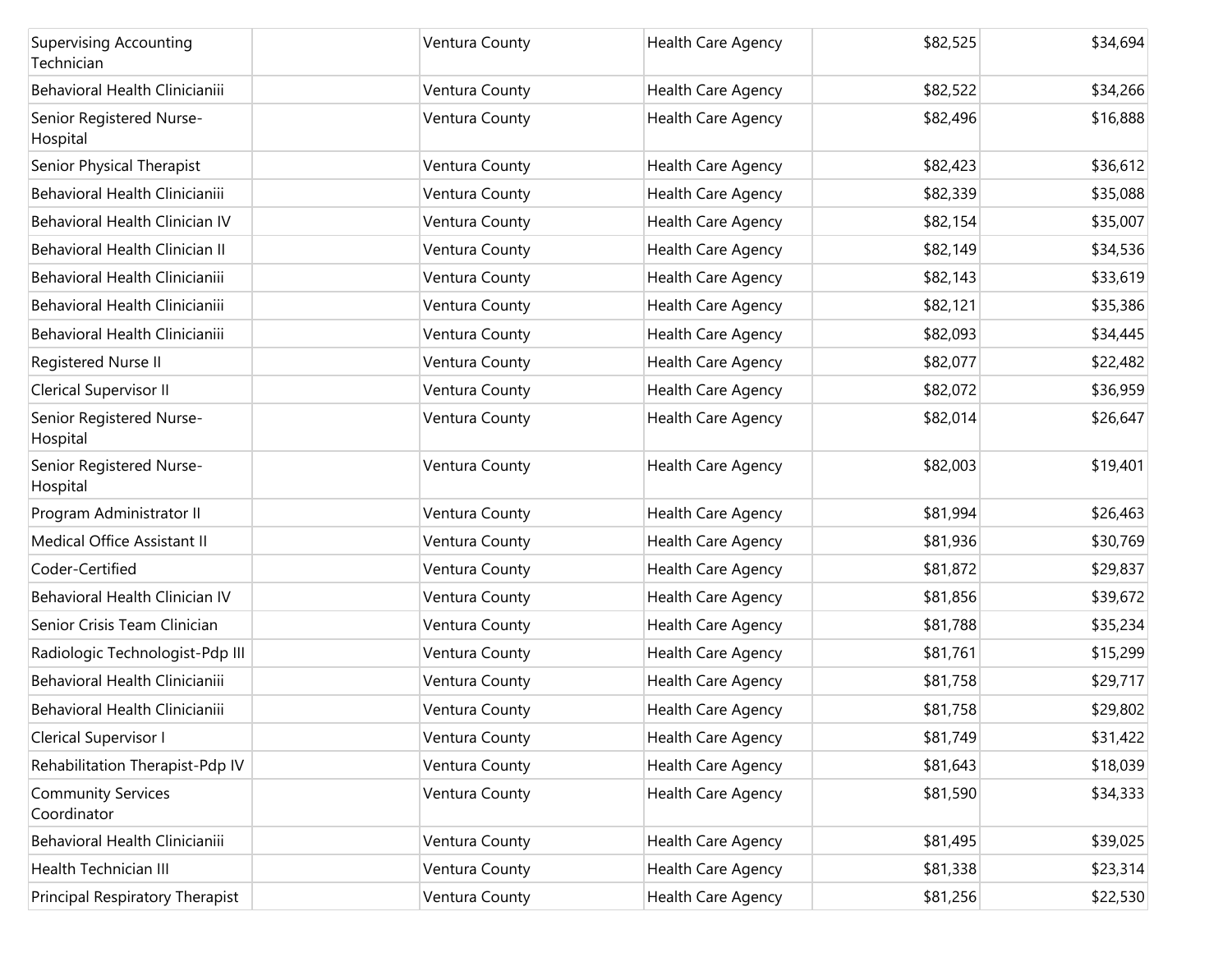| | | | | | |
|---|---|---|---|---|---|
| Supervising Accounting Technician | | Ventura County | Health Care Agency | $82,525 | $34,694 |
| Behavioral Health Clinicianiii | | Ventura County | Health Care Agency | $82,522 | $34,266 |
| Senior Registered Nurse-Hospital | | Ventura County | Health Care Agency | $82,496 | $16,888 |
| Senior Physical Therapist | | Ventura County | Health Care Agency | $82,423 | $36,612 |
| Behavioral Health Clinicianiii | | Ventura County | Health Care Agency | $82,339 | $35,088 |
| Behavioral Health Clinician IV | | Ventura County | Health Care Agency | $82,154 | $35,007 |
| Behavioral Health Clinician II | | Ventura County | Health Care Agency | $82,149 | $34,536 |
| Behavioral Health Clinicianiii | | Ventura County | Health Care Agency | $82,143 | $33,619 |
| Behavioral Health Clinicianiii | | Ventura County | Health Care Agency | $82,121 | $35,386 |
| Behavioral Health Clinicianiii | | Ventura County | Health Care Agency | $82,093 | $34,445 |
| Registered Nurse II | | Ventura County | Health Care Agency | $82,077 | $22,482 |
| Clerical Supervisor II | | Ventura County | Health Care Agency | $82,072 | $36,959 |
| Senior Registered Nurse-Hospital | | Ventura County | Health Care Agency | $82,014 | $26,647 |
| Senior Registered Nurse-Hospital | | Ventura County | Health Care Agency | $82,003 | $19,401 |
| Program Administrator II | | Ventura County | Health Care Agency | $81,994 | $26,463 |
| Medical Office Assistant II | | Ventura County | Health Care Agency | $81,936 | $30,769 |
| Coder-Certified | | Ventura County | Health Care Agency | $81,872 | $29,837 |
| Behavioral Health Clinician IV | | Ventura County | Health Care Agency | $81,856 | $39,672 |
| Senior Crisis Team Clinician | | Ventura County | Health Care Agency | $81,788 | $35,234 |
| Radiologic Technologist-Pdp III | | Ventura County | Health Care Agency | $81,761 | $15,299 |
| Behavioral Health Clinicianiii | | Ventura County | Health Care Agency | $81,758 | $29,717 |
| Behavioral Health Clinicianiii | | Ventura County | Health Care Agency | $81,758 | $29,802 |
| Clerical Supervisor I | | Ventura County | Health Care Agency | $81,749 | $31,422 |
| Rehabilitation Therapist-Pdp IV | | Ventura County | Health Care Agency | $81,643 | $18,039 |
| Community Services Coordinator | | Ventura County | Health Care Agency | $81,590 | $34,333 |
| Behavioral Health Clinicianiii | | Ventura County | Health Care Agency | $81,495 | $39,025 |
| Health Technician III | | Ventura County | Health Care Agency | $81,338 | $23,314 |
| Principal Respiratory Therapist | | Ventura County | Health Care Agency | $81,256 | $22,530 |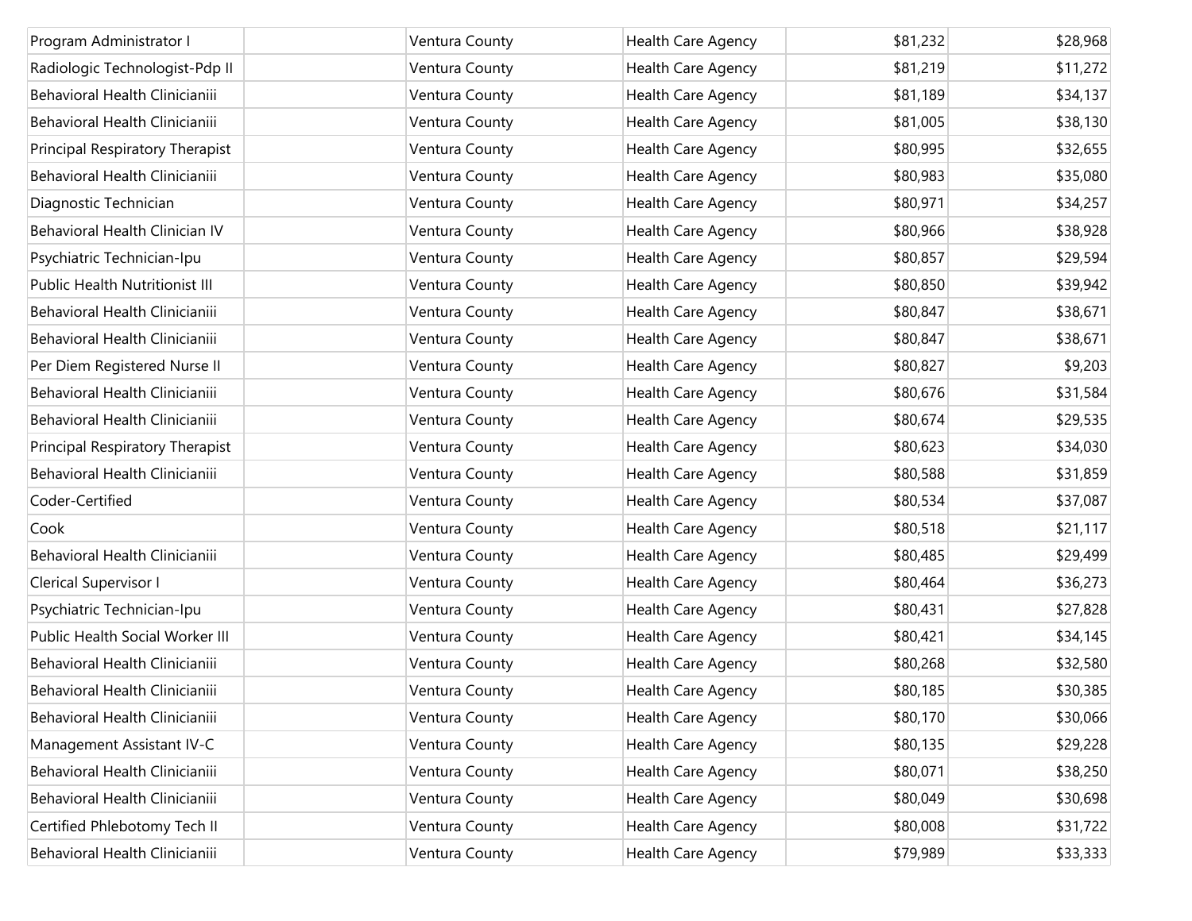| | | | | | |
|---|---|---|---|---|---|
| Program Administrator I | | Ventura County | Health Care Agency | $81,232 | $28,968 |
| Radiologic Technologist-Pdp II | | Ventura County | Health Care Agency | $81,219 | $11,272 |
| Behavioral Health Clinicianiii | | Ventura County | Health Care Agency | $81,189 | $34,137 |
| Behavioral Health Clinicianiii | | Ventura County | Health Care Agency | $81,005 | $38,130 |
| Principal Respiratory Therapist | | Ventura County | Health Care Agency | $80,995 | $32,655 |
| Behavioral Health Clinicianiii | | Ventura County | Health Care Agency | $80,983 | $35,080 |
| Diagnostic Technician | | Ventura County | Health Care Agency | $80,971 | $34,257 |
| Behavioral Health Clinician IV | | Ventura County | Health Care Agency | $80,966 | $38,928 |
| Psychiatric Technician-Ipu | | Ventura County | Health Care Agency | $80,857 | $29,594 |
| Public Health Nutritionist III | | Ventura County | Health Care Agency | $80,850 | $39,942 |
| Behavioral Health Clinicianiii | | Ventura County | Health Care Agency | $80,847 | $38,671 |
| Behavioral Health Clinicianiii | | Ventura County | Health Care Agency | $80,847 | $38,671 |
| Per Diem Registered Nurse II | | Ventura County | Health Care Agency | $80,827 | $9,203 |
| Behavioral Health Clinicianiii | | Ventura County | Health Care Agency | $80,676 | $31,584 |
| Behavioral Health Clinicianiii | | Ventura County | Health Care Agency | $80,674 | $29,535 |
| Principal Respiratory Therapist | | Ventura County | Health Care Agency | $80,623 | $34,030 |
| Behavioral Health Clinicianiii | | Ventura County | Health Care Agency | $80,588 | $31,859 |
| Coder-Certified | | Ventura County | Health Care Agency | $80,534 | $37,087 |
| Cook | | Ventura County | Health Care Agency | $80,518 | $21,117 |
| Behavioral Health Clinicianiii | | Ventura County | Health Care Agency | $80,485 | $29,499 |
| Clerical Supervisor I | | Ventura County | Health Care Agency | $80,464 | $36,273 |
| Psychiatric Technician-Ipu | | Ventura County | Health Care Agency | $80,431 | $27,828 |
| Public Health Social Worker III | | Ventura County | Health Care Agency | $80,421 | $34,145 |
| Behavioral Health Clinicianiii | | Ventura County | Health Care Agency | $80,268 | $32,580 |
| Behavioral Health Clinicianiii | | Ventura County | Health Care Agency | $80,185 | $30,385 |
| Behavioral Health Clinicianiii | | Ventura County | Health Care Agency | $80,170 | $30,066 |
| Management Assistant IV-C | | Ventura County | Health Care Agency | $80,135 | $29,228 |
| Behavioral Health Clinicianiii | | Ventura County | Health Care Agency | $80,071 | $38,250 |
| Behavioral Health Clinicianiii | | Ventura County | Health Care Agency | $80,049 | $30,698 |
| Certified Phlebotomy Tech II | | Ventura County | Health Care Agency | $80,008 | $31,722 |
| Behavioral Health Clinicianiii | | Ventura County | Health Care Agency | $79,989 | $33,333 |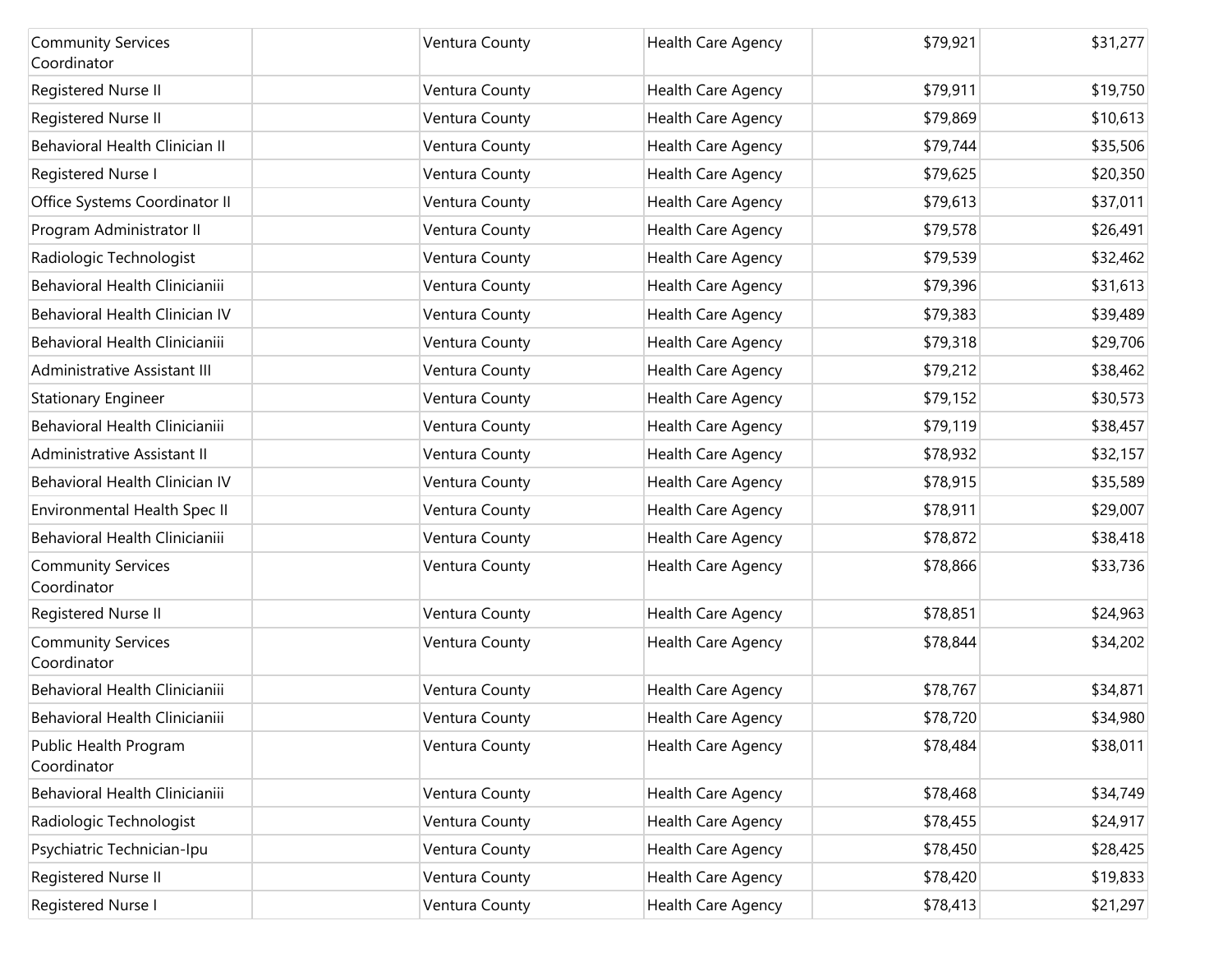| Community Services Coordinator | | Ventura County | Health Care Agency | $79,921 | $31,277 |
|---|---|---|---|---|---|
| Registered Nurse II | | Ventura County | Health Care Agency | $79,911 | $19,750 |
| Registered Nurse II | | Ventura County | Health Care Agency | $79,869 | $10,613 |
| Behavioral Health Clinician II | | Ventura County | Health Care Agency | $79,744 | $35,506 |
| Registered Nurse I | | Ventura County | Health Care Agency | $79,625 | $20,350 |
| Office Systems Coordinator II | | Ventura County | Health Care Agency | $79,613 | $37,011 |
| Program Administrator II | | Ventura County | Health Care Agency | $79,578 | $26,491 |
| Radiologic Technologist | | Ventura County | Health Care Agency | $79,539 | $32,462 |
| Behavioral Health Clinicianiii | | Ventura County | Health Care Agency | $79,396 | $31,613 |
| Behavioral Health Clinician IV | | Ventura County | Health Care Agency | $79,383 | $39,489 |
| Behavioral Health Clinicianiii | | Ventura County | Health Care Agency | $79,318 | $29,706 |
| Administrative Assistant III | | Ventura County | Health Care Agency | $79,212 | $38,462 |
| Stationary Engineer | | Ventura County | Health Care Agency | $79,152 | $30,573 |
| Behavioral Health Clinicianiii | | Ventura County | Health Care Agency | $79,119 | $38,457 |
| Administrative Assistant II | | Ventura County | Health Care Agency | $78,932 | $32,157 |
| Behavioral Health Clinician IV | | Ventura County | Health Care Agency | $78,915 | $35,589 |
| Environmental Health Spec II | | Ventura County | Health Care Agency | $78,911 | $29,007 |
| Behavioral Health Clinicianiii | | Ventura County | Health Care Agency | $78,872 | $38,418 |
| Community Services Coordinator | | Ventura County | Health Care Agency | $78,866 | $33,736 |
| Registered Nurse II | | Ventura County | Health Care Agency | $78,851 | $24,963 |
| Community Services Coordinator | | Ventura County | Health Care Agency | $78,844 | $34,202 |
| Behavioral Health Clinicianiii | | Ventura County | Health Care Agency | $78,767 | $34,871 |
| Behavioral Health Clinicianiii | | Ventura County | Health Care Agency | $78,720 | $34,980 |
| Public Health Program Coordinator | | Ventura County | Health Care Agency | $78,484 | $38,011 |
| Behavioral Health Clinicianiii | | Ventura County | Health Care Agency | $78,468 | $34,749 |
| Radiologic Technologist | | Ventura County | Health Care Agency | $78,455 | $24,917 |
| Psychiatric Technician-Ipu | | Ventura County | Health Care Agency | $78,450 | $28,425 |
| Registered Nurse II | | Ventura County | Health Care Agency | $78,420 | $19,833 |
| Registered Nurse I | | Ventura County | Health Care Agency | $78,413 | $21,297 |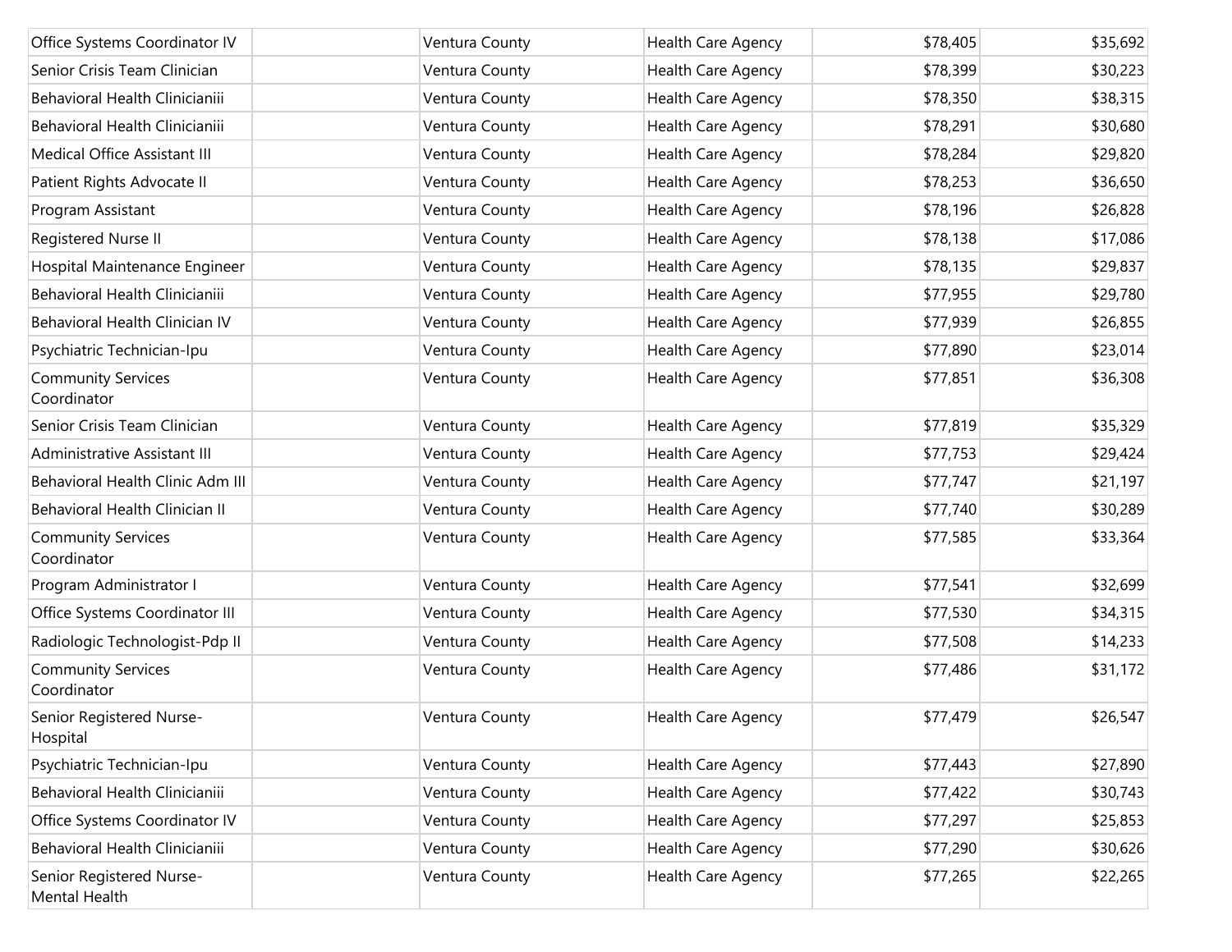| | | | | | |
|---|---|---|---|---|---|
| Office Systems Coordinator IV | | Ventura County | Health Care Agency | $78,405 | $35,692 |
| Senior Crisis Team Clinician | | Ventura County | Health Care Agency | $78,399 | $30,223 |
| Behavioral Health Clinicianiii | | Ventura County | Health Care Agency | $78,350 | $38,315 |
| Behavioral Health Clinicianiii | | Ventura County | Health Care Agency | $78,291 | $30,680 |
| Medical Office Assistant III | | Ventura County | Health Care Agency | $78,284 | $29,820 |
| Patient Rights Advocate II | | Ventura County | Health Care Agency | $78,253 | $36,650 |
| Program Assistant | | Ventura County | Health Care Agency | $78,196 | $26,828 |
| Registered Nurse II | | Ventura County | Health Care Agency | $78,138 | $17,086 |
| Hospital Maintenance Engineer | | Ventura County | Health Care Agency | $78,135 | $29,837 |
| Behavioral Health Clinicianiii | | Ventura County | Health Care Agency | $77,955 | $29,780 |
| Behavioral Health Clinician IV | | Ventura County | Health Care Agency | $77,939 | $26,855 |
| Psychiatric Technician-Ipu | | Ventura County | Health Care Agency | $77,890 | $23,014 |
| Community Services Coordinator | | Ventura County | Health Care Agency | $77,851 | $36,308 |
| Senior Crisis Team Clinician | | Ventura County | Health Care Agency | $77,819 | $35,329 |
| Administrative Assistant III | | Ventura County | Health Care Agency | $77,753 | $29,424 |
| Behavioral Health Clinic Adm III | | Ventura County | Health Care Agency | $77,747 | $21,197 |
| Behavioral Health Clinician II | | Ventura County | Health Care Agency | $77,740 | $30,289 |
| Community Services Coordinator | | Ventura County | Health Care Agency | $77,585 | $33,364 |
| Program Administrator I | | Ventura County | Health Care Agency | $77,541 | $32,699 |
| Office Systems Coordinator III | | Ventura County | Health Care Agency | $77,530 | $34,315 |
| Radiologic Technologist-Pdp II | | Ventura County | Health Care Agency | $77,508 | $14,233 |
| Community Services Coordinator | | Ventura County | Health Care Agency | $77,486 | $31,172 |
| Senior Registered Nurse-Hospital | | Ventura County | Health Care Agency | $77,479 | $26,547 |
| Psychiatric Technician-Ipu | | Ventura County | Health Care Agency | $77,443 | $27,890 |
| Behavioral Health Clinicianiii | | Ventura County | Health Care Agency | $77,422 | $30,743 |
| Office Systems Coordinator IV | | Ventura County | Health Care Agency | $77,297 | $25,853 |
| Behavioral Health Clinicianiii | | Ventura County | Health Care Agency | $77,290 | $30,626 |
| Senior Registered Nurse-Mental Health | | Ventura County | Health Care Agency | $77,265 | $22,265 |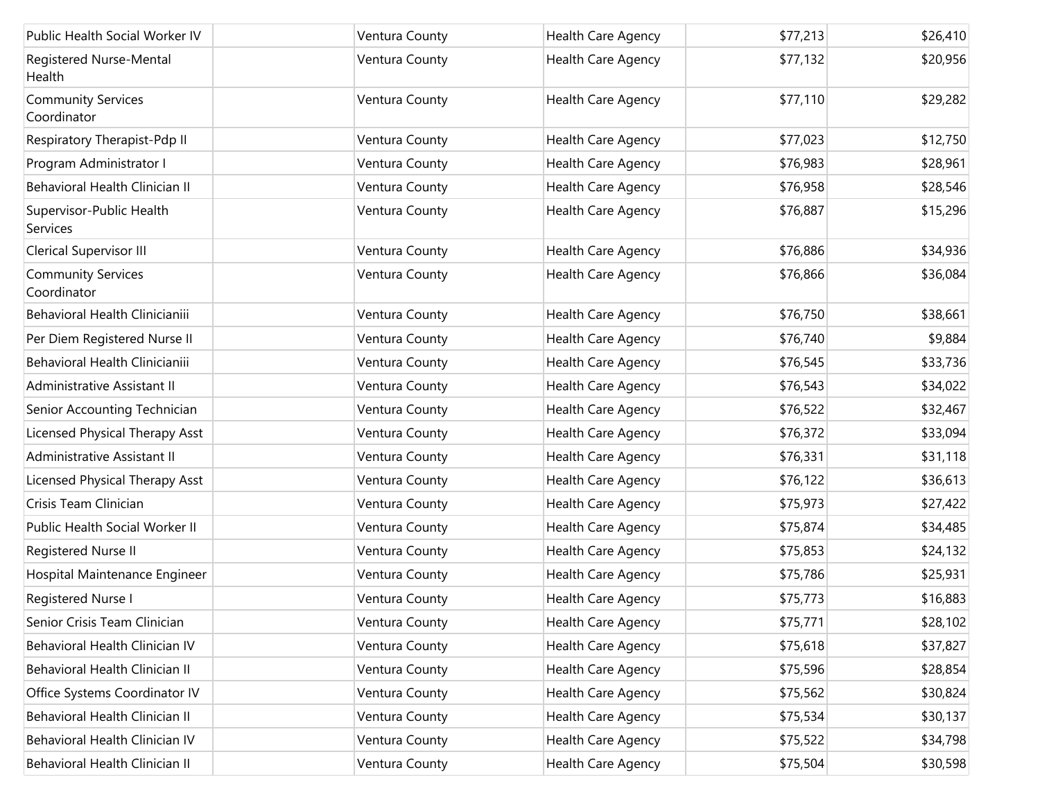| | | | | | |
|---|---|---|---|---|---|
| Public Health Social Worker IV | | Ventura County | Health Care Agency | $77,213 | $26,410 |
| Registered Nurse-Mental Health | | Ventura County | Health Care Agency | $77,132 | $20,956 |
| Community Services Coordinator | | Ventura County | Health Care Agency | $77,110 | $29,282 |
| Respiratory Therapist-Pdp II | | Ventura County | Health Care Agency | $77,023 | $12,750 |
| Program Administrator I | | Ventura County | Health Care Agency | $76,983 | $28,961 |
| Behavioral Health Clinician II | | Ventura County | Health Care Agency | $76,958 | $28,546 |
| Supervisor-Public Health Services | | Ventura County | Health Care Agency | $76,887 | $15,296 |
| Clerical Supervisor III | | Ventura County | Health Care Agency | $76,886 | $34,936 |
| Community Services Coordinator | | Ventura County | Health Care Agency | $76,866 | $36,084 |
| Behavioral Health Clinicianiii | | Ventura County | Health Care Agency | $76,750 | $38,661 |
| Per Diem Registered Nurse II | | Ventura County | Health Care Agency | $76,740 | $9,884 |
| Behavioral Health Clinicianiii | | Ventura County | Health Care Agency | $76,545 | $33,736 |
| Administrative Assistant II | | Ventura County | Health Care Agency | $76,543 | $34,022 |
| Senior Accounting Technician | | Ventura County | Health Care Agency | $76,522 | $32,467 |
| Licensed Physical Therapy Asst | | Ventura County | Health Care Agency | $76,372 | $33,094 |
| Administrative Assistant II | | Ventura County | Health Care Agency | $76,331 | $31,118 |
| Licensed Physical Therapy Asst | | Ventura County | Health Care Agency | $76,122 | $36,613 |
| Crisis Team Clinician | | Ventura County | Health Care Agency | $75,973 | $27,422 |
| Public Health Social Worker II | | Ventura County | Health Care Agency | $75,874 | $34,485 |
| Registered Nurse II | | Ventura County | Health Care Agency | $75,853 | $24,132 |
| Hospital Maintenance Engineer | | Ventura County | Health Care Agency | $75,786 | $25,931 |
| Registered Nurse I | | Ventura County | Health Care Agency | $75,773 | $16,883 |
| Senior Crisis Team Clinician | | Ventura County | Health Care Agency | $75,771 | $28,102 |
| Behavioral Health Clinician IV | | Ventura County | Health Care Agency | $75,618 | $37,827 |
| Behavioral Health Clinician II | | Ventura County | Health Care Agency | $75,596 | $28,854 |
| Office Systems Coordinator IV | | Ventura County | Health Care Agency | $75,562 | $30,824 |
| Behavioral Health Clinician II | | Ventura County | Health Care Agency | $75,534 | $30,137 |
| Behavioral Health Clinician IV | | Ventura County | Health Care Agency | $75,522 | $34,798 |
| Behavioral Health Clinician II | | Ventura County | Health Care Agency | $75,504 | $30,598 |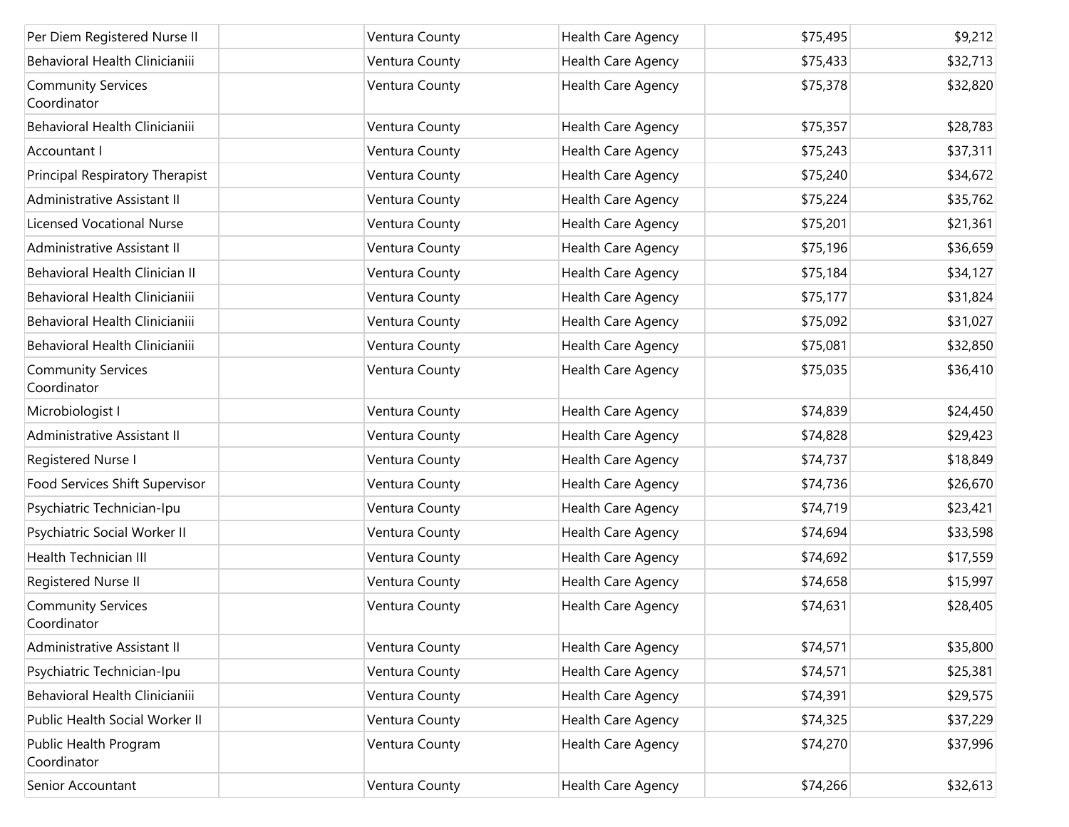| Per Diem Registered Nurse II | | Ventura County | Health Care Agency | $75,495 | $9,212 |
|---|---|---|---|---|---|
| Behavioral Health Clinicianiii | | Ventura County | Health Care Agency | $75,433 | $32,713 |
| Community Services Coordinator | | Ventura County | Health Care Agency | $75,378 | $32,820 |
| Behavioral Health Clinicianiii | | Ventura County | Health Care Agency | $75,357 | $28,783 |
| Accountant I | | Ventura County | Health Care Agency | $75,243 | $37,311 |
| Principal Respiratory Therapist | | Ventura County | Health Care Agency | $75,240 | $34,672 |
| Administrative Assistant II | | Ventura County | Health Care Agency | $75,224 | $35,762 |
| Licensed Vocational Nurse | | Ventura County | Health Care Agency | $75,201 | $21,361 |
| Administrative Assistant II | | Ventura County | Health Care Agency | $75,196 | $36,659 |
| Behavioral Health Clinician II | | Ventura County | Health Care Agency | $75,184 | $34,127 |
| Behavioral Health Clinicianiii | | Ventura County | Health Care Agency | $75,177 | $31,824 |
| Behavioral Health Clinicianiii | | Ventura County | Health Care Agency | $75,092 | $31,027 |
| Behavioral Health Clinicianiii | | Ventura County | Health Care Agency | $75,081 | $32,850 |
| Community Services Coordinator | | Ventura County | Health Care Agency | $75,035 | $36,410 |
| Microbiologist I | | Ventura County | Health Care Agency | $74,839 | $24,450 |
| Administrative Assistant II | | Ventura County | Health Care Agency | $74,828 | $29,423 |
| Registered Nurse I | | Ventura County | Health Care Agency | $74,737 | $18,849 |
| Food Services Shift Supervisor | | Ventura County | Health Care Agency | $74,736 | $26,670 |
| Psychiatric Technician-Ipu | | Ventura County | Health Care Agency | $74,719 | $23,421 |
| Psychiatric Social Worker II | | Ventura County | Health Care Agency | $74,694 | $33,598 |
| Health Technician III | | Ventura County | Health Care Agency | $74,692 | $17,559 |
| Registered Nurse II | | Ventura County | Health Care Agency | $74,658 | $15,997 |
| Community Services Coordinator | | Ventura County | Health Care Agency | $74,631 | $28,405 |
| Administrative Assistant II | | Ventura County | Health Care Agency | $74,571 | $35,800 |
| Psychiatric Technician-Ipu | | Ventura County | Health Care Agency | $74,571 | $25,381 |
| Behavioral Health Clinicianiii | | Ventura County | Health Care Agency | $74,391 | $29,575 |
| Public Health Social Worker II | | Ventura County | Health Care Agency | $74,325 | $37,229 |
| Public Health Program Coordinator | | Ventura County | Health Care Agency | $74,270 | $37,996 |
| Senior Accountant | | Ventura County | Health Care Agency | $74,266 | $32,613 |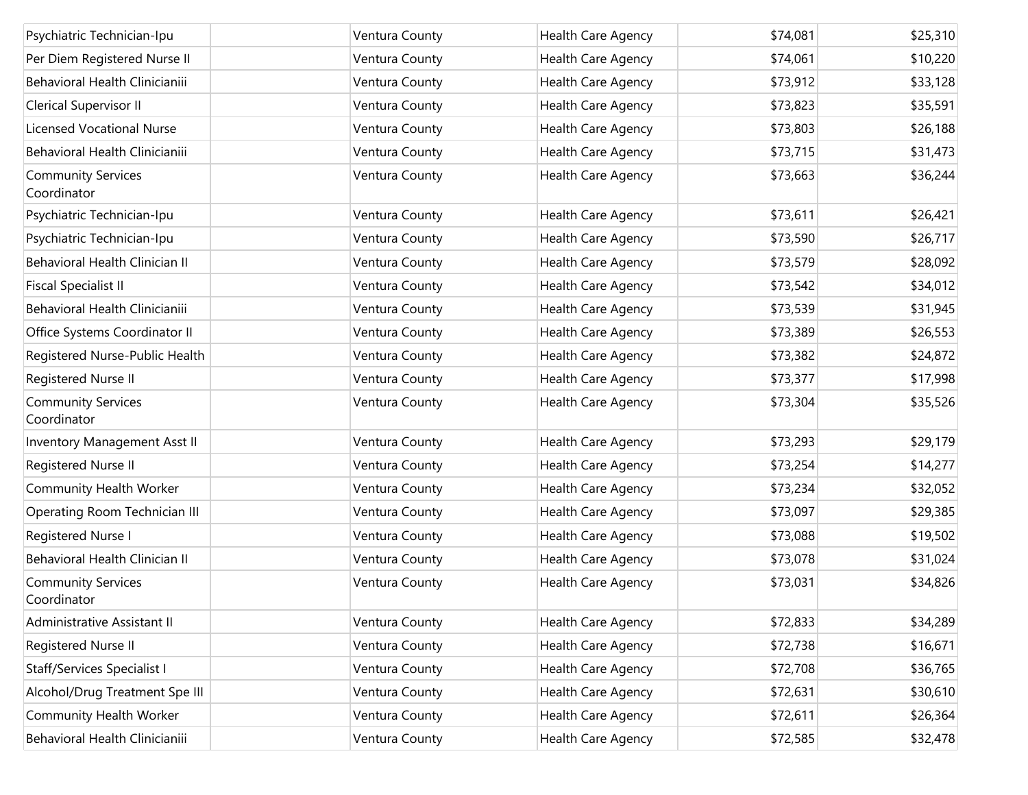| | | | | | |
|---|---|---|---|---|---|
| Psychiatric Technician-Ipu | | Ventura County | Health Care Agency | $74,081 | $25,310 |
| Per Diem Registered Nurse II | | Ventura County | Health Care Agency | $74,061 | $10,220 |
| Behavioral Health Clinicianiii | | Ventura County | Health Care Agency | $73,912 | $33,128 |
| Clerical Supervisor II | | Ventura County | Health Care Agency | $73,823 | $35,591 |
| Licensed Vocational Nurse | | Ventura County | Health Care Agency | $73,803 | $26,188 |
| Behavioral Health Clinicianiii | | Ventura County | Health Care Agency | $73,715 | $31,473 |
| Community Services Coordinator | | Ventura County | Health Care Agency | $73,663 | $36,244 |
| Psychiatric Technician-Ipu | | Ventura County | Health Care Agency | $73,611 | $26,421 |
| Psychiatric Technician-Ipu | | Ventura County | Health Care Agency | $73,590 | $26,717 |
| Behavioral Health Clinician II | | Ventura County | Health Care Agency | $73,579 | $28,092 |
| Fiscal Specialist II | | Ventura County | Health Care Agency | $73,542 | $34,012 |
| Behavioral Health Clinicianiii | | Ventura County | Health Care Agency | $73,539 | $31,945 |
| Office Systems Coordinator II | | Ventura County | Health Care Agency | $73,389 | $26,553 |
| Registered Nurse-Public Health | | Ventura County | Health Care Agency | $73,382 | $24,872 |
| Registered Nurse II | | Ventura County | Health Care Agency | $73,377 | $17,998 |
| Community Services Coordinator | | Ventura County | Health Care Agency | $73,304 | $35,526 |
| Inventory Management Asst II | | Ventura County | Health Care Agency | $73,293 | $29,179 |
| Registered Nurse II | | Ventura County | Health Care Agency | $73,254 | $14,277 |
| Community Health Worker | | Ventura County | Health Care Agency | $73,234 | $32,052 |
| Operating Room Technician III | | Ventura County | Health Care Agency | $73,097 | $29,385 |
| Registered Nurse I | | Ventura County | Health Care Agency | $73,088 | $19,502 |
| Behavioral Health Clinician II | | Ventura County | Health Care Agency | $73,078 | $31,024 |
| Community Services Coordinator | | Ventura County | Health Care Agency | $73,031 | $34,826 |
| Administrative Assistant II | | Ventura County | Health Care Agency | $72,833 | $34,289 |
| Registered Nurse II | | Ventura County | Health Care Agency | $72,738 | $16,671 |
| Staff/Services Specialist I | | Ventura County | Health Care Agency | $72,708 | $36,765 |
| Alcohol/Drug Treatment Spe III | | Ventura County | Health Care Agency | $72,631 | $30,610 |
| Community Health Worker | | Ventura County | Health Care Agency | $72,611 | $26,364 |
| Behavioral Health Clinicianiii | | Ventura County | Health Care Agency | $72,585 | $32,478 |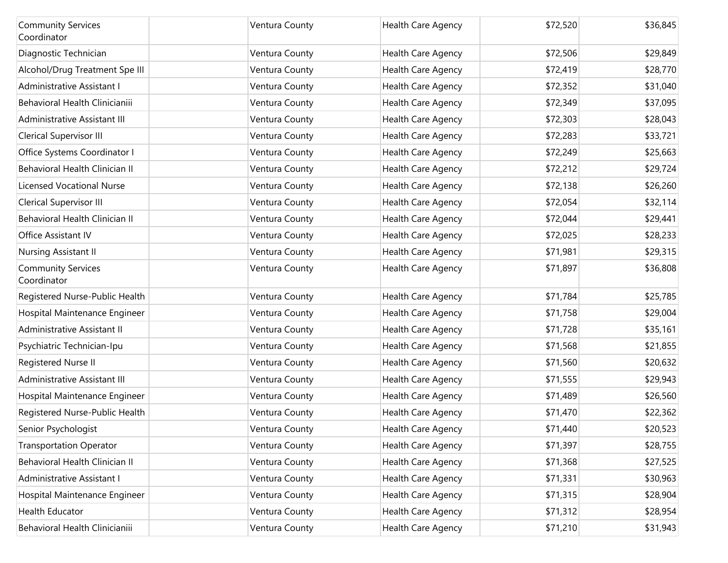| Community Services Coordinator | | Ventura County | Health Care Agency | $72,520 | $36,845 |
|---|---|---|---|---|---|
| Diagnostic Technician | | Ventura County | Health Care Agency | $72,506 | $29,849 |
| Alcohol/Drug Treatment Spe III | | Ventura County | Health Care Agency | $72,419 | $28,770 |
| Administrative Assistant I | | Ventura County | Health Care Agency | $72,352 | $31,040 |
| Behavioral Health Clinicianiii | | Ventura County | Health Care Agency | $72,349 | $37,095 |
| Administrative Assistant III | | Ventura County | Health Care Agency | $72,303 | $28,043 |
| Clerical Supervisor III | | Ventura County | Health Care Agency | $72,283 | $33,721 |
| Office Systems Coordinator I | | Ventura County | Health Care Agency | $72,249 | $25,663 |
| Behavioral Health Clinician II | | Ventura County | Health Care Agency | $72,212 | $29,724 |
| Licensed Vocational Nurse | | Ventura County | Health Care Agency | $72,138 | $26,260 |
| Clerical Supervisor III | | Ventura County | Health Care Agency | $72,054 | $32,114 |
| Behavioral Health Clinician II | | Ventura County | Health Care Agency | $72,044 | $29,441 |
| Office Assistant IV | | Ventura County | Health Care Agency | $72,025 | $28,233 |
| Nursing Assistant II | | Ventura County | Health Care Agency | $71,981 | $29,315 |
| Community Services Coordinator | | Ventura County | Health Care Agency | $71,897 | $36,808 |
| Registered Nurse-Public Health | | Ventura County | Health Care Agency | $71,784 | $25,785 |
| Hospital Maintenance Engineer | | Ventura County | Health Care Agency | $71,758 | $29,004 |
| Administrative Assistant II | | Ventura County | Health Care Agency | $71,728 | $35,161 |
| Psychiatric Technician-Ipu | | Ventura County | Health Care Agency | $71,568 | $21,855 |
| Registered Nurse II | | Ventura County | Health Care Agency | $71,560 | $20,632 |
| Administrative Assistant III | | Ventura County | Health Care Agency | $71,555 | $29,943 |
| Hospital Maintenance Engineer | | Ventura County | Health Care Agency | $71,489 | $26,560 |
| Registered Nurse-Public Health | | Ventura County | Health Care Agency | $71,470 | $22,362 |
| Senior Psychologist | | Ventura County | Health Care Agency | $71,440 | $20,523 |
| Transportation Operator | | Ventura County | Health Care Agency | $71,397 | $28,755 |
| Behavioral Health Clinician II | | Ventura County | Health Care Agency | $71,368 | $27,525 |
| Administrative Assistant I | | Ventura County | Health Care Agency | $71,331 | $30,963 |
| Hospital Maintenance Engineer | | Ventura County | Health Care Agency | $71,315 | $28,904 |
| Health Educator | | Ventura County | Health Care Agency | $71,312 | $28,954 |
| Behavioral Health Clinicianiii | | Ventura County | Health Care Agency | $71,210 | $31,943 |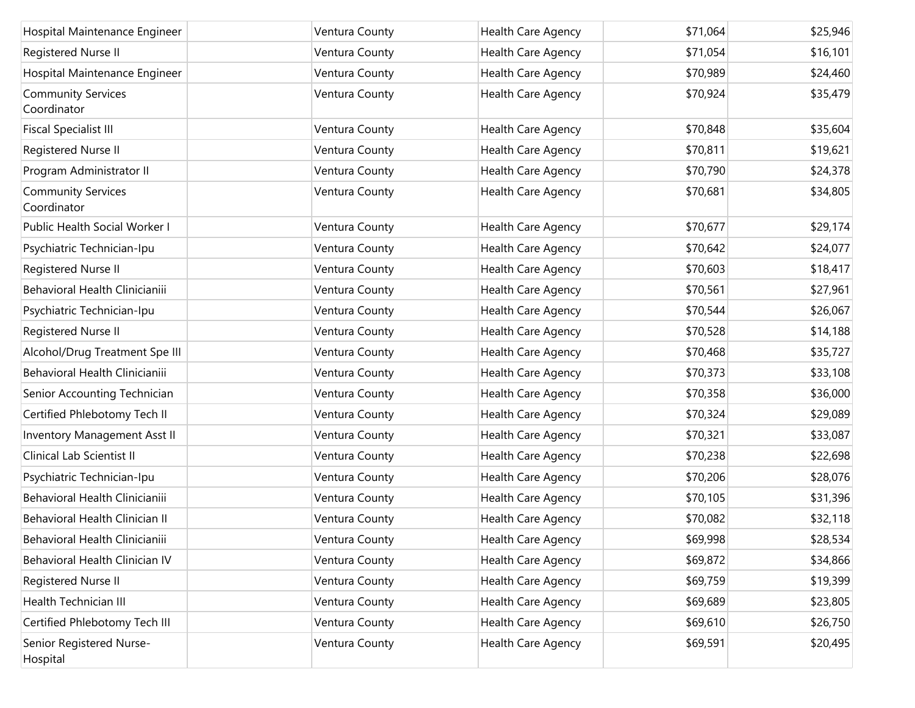| | | | | | |
|---|---|---|---|---|---|
| Hospital Maintenance Engineer | | Ventura County | Health Care Agency | $71,064 | $25,946 |
| Registered Nurse II | | Ventura County | Health Care Agency | $71,054 | $16,101 |
| Hospital Maintenance Engineer | | Ventura County | Health Care Agency | $70,989 | $24,460 |
| Community Services Coordinator | | Ventura County | Health Care Agency | $70,924 | $35,479 |
| Fiscal Specialist III | | Ventura County | Health Care Agency | $70,848 | $35,604 |
| Registered Nurse II | | Ventura County | Health Care Agency | $70,811 | $19,621 |
| Program Administrator II | | Ventura County | Health Care Agency | $70,790 | $24,378 |
| Community Services Coordinator | | Ventura County | Health Care Agency | $70,681 | $34,805 |
| Public Health Social Worker I | | Ventura County | Health Care Agency | $70,677 | $29,174 |
| Psychiatric Technician-Ipu | | Ventura County | Health Care Agency | $70,642 | $24,077 |
| Registered Nurse II | | Ventura County | Health Care Agency | $70,603 | $18,417 |
| Behavioral Health Clinicianiii | | Ventura County | Health Care Agency | $70,561 | $27,961 |
| Psychiatric Technician-Ipu | | Ventura County | Health Care Agency | $70,544 | $26,067 |
| Registered Nurse II | | Ventura County | Health Care Agency | $70,528 | $14,188 |
| Alcohol/Drug Treatment Spe III | | Ventura County | Health Care Agency | $70,468 | $35,727 |
| Behavioral Health Clinicianiii | | Ventura County | Health Care Agency | $70,373 | $33,108 |
| Senior Accounting Technician | | Ventura County | Health Care Agency | $70,358 | $36,000 |
| Certified Phlebotomy Tech II | | Ventura County | Health Care Agency | $70,324 | $29,089 |
| Inventory Management Asst II | | Ventura County | Health Care Agency | $70,321 | $33,087 |
| Clinical Lab Scientist II | | Ventura County | Health Care Agency | $70,238 | $22,698 |
| Psychiatric Technician-Ipu | | Ventura County | Health Care Agency | $70,206 | $28,076 |
| Behavioral Health Clinicianiii | | Ventura County | Health Care Agency | $70,105 | $31,396 |
| Behavioral Health Clinician II | | Ventura County | Health Care Agency | $70,082 | $32,118 |
| Behavioral Health Clinicianiii | | Ventura County | Health Care Agency | $69,998 | $28,534 |
| Behavioral Health Clinician IV | | Ventura County | Health Care Agency | $69,872 | $34,866 |
| Registered Nurse II | | Ventura County | Health Care Agency | $69,759 | $19,399 |
| Health Technician III | | Ventura County | Health Care Agency | $69,689 | $23,805 |
| Certified Phlebotomy Tech III | | Ventura County | Health Care Agency | $69,610 | $26,750 |
| Senior Registered Nurse-Hospital | | Ventura County | Health Care Agency | $69,591 | $20,495 |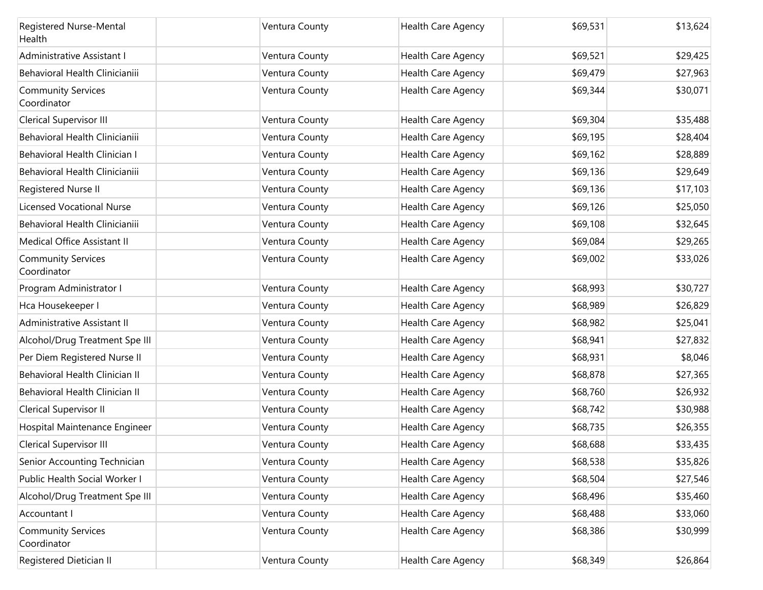| Registered Nurse-Mental Health | | Ventura County | Health Care Agency | $69,531 | $13,624 |
|---|---|---|---|---|---|
| Administrative Assistant I | | Ventura County | Health Care Agency | $69,521 | $29,425 |
| Behavioral Health Clinicianiii | | Ventura County | Health Care Agency | $69,479 | $27,963 |
| Community Services Coordinator | | Ventura County | Health Care Agency | $69,344 | $30,071 |
| Clerical Supervisor III | | Ventura County | Health Care Agency | $69,304 | $35,488 |
| Behavioral Health Clinicianiii | | Ventura County | Health Care Agency | $69,195 | $28,404 |
| Behavioral Health Clinician I | | Ventura County | Health Care Agency | $69,162 | $28,889 |
| Behavioral Health Clinicianiii | | Ventura County | Health Care Agency | $69,136 | $29,649 |
| Registered Nurse II | | Ventura County | Health Care Agency | $69,136 | $17,103 |
| Licensed Vocational Nurse | | Ventura County | Health Care Agency | $69,126 | $25,050 |
| Behavioral Health Clinicianiii | | Ventura County | Health Care Agency | $69,108 | $32,645 |
| Medical Office Assistant II | | Ventura County | Health Care Agency | $69,084 | $29,265 |
| Community Services Coordinator | | Ventura County | Health Care Agency | $69,002 | $33,026 |
| Program Administrator I | | Ventura County | Health Care Agency | $68,993 | $30,727 |
| Hca Housekeeper I | | Ventura County | Health Care Agency | $68,989 | $26,829 |
| Administrative Assistant II | | Ventura County | Health Care Agency | $68,982 | $25,041 |
| Alcohol/Drug Treatment Spe III | | Ventura County | Health Care Agency | $68,941 | $27,832 |
| Per Diem Registered Nurse II | | Ventura County | Health Care Agency | $68,931 | $8,046 |
| Behavioral Health Clinician II | | Ventura County | Health Care Agency | $68,878 | $27,365 |
| Behavioral Health Clinician II | | Ventura County | Health Care Agency | $68,760 | $26,932 |
| Clerical Supervisor II | | Ventura County | Health Care Agency | $68,742 | $30,988 |
| Hospital Maintenance Engineer | | Ventura County | Health Care Agency | $68,735 | $26,355 |
| Clerical Supervisor III | | Ventura County | Health Care Agency | $68,688 | $33,435 |
| Senior Accounting Technician | | Ventura County | Health Care Agency | $68,538 | $35,826 |
| Public Health Social Worker I | | Ventura County | Health Care Agency | $68,504 | $27,546 |
| Alcohol/Drug Treatment Spe III | | Ventura County | Health Care Agency | $68,496 | $35,460 |
| Accountant I | | Ventura County | Health Care Agency | $68,488 | $33,060 |
| Community Services Coordinator | | Ventura County | Health Care Agency | $68,386 | $30,999 |
| Registered Dietician II | | Ventura County | Health Care Agency | $68,349 | $26,864 |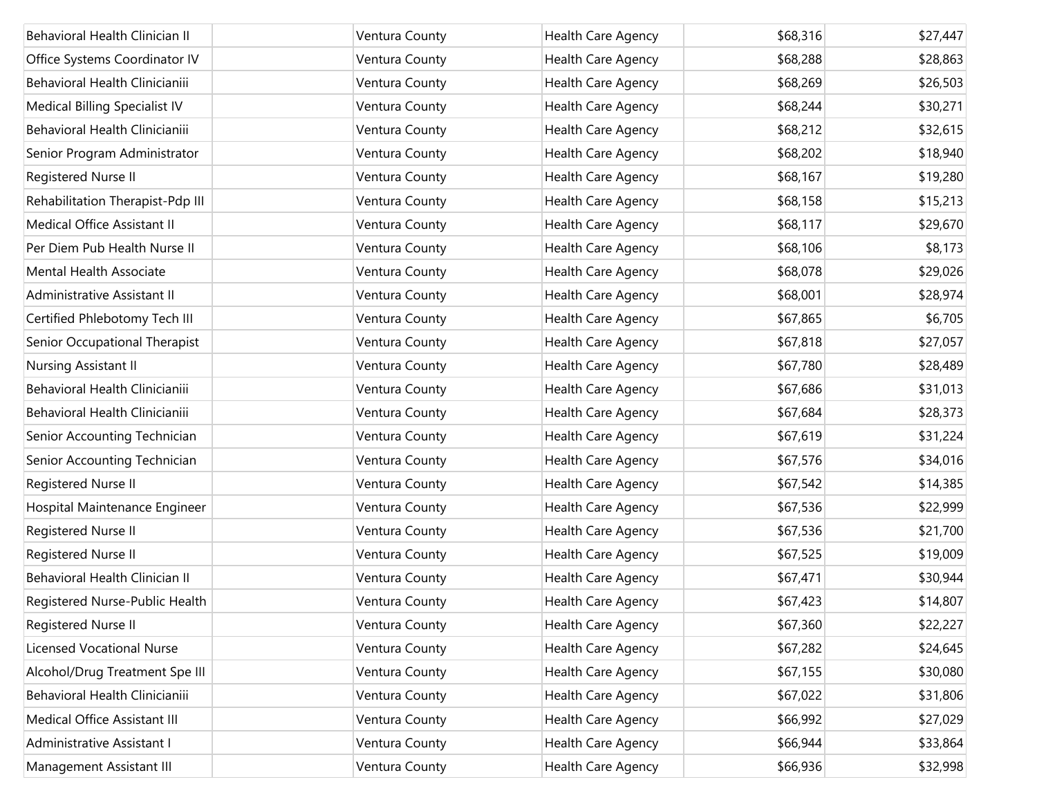| | | | | | |
|---|---|---|---|---|---|
| Behavioral Health Clinician II | | Ventura County | Health Care Agency | $68,316 | $27,447 |
| Office Systems Coordinator IV | | Ventura County | Health Care Agency | $68,288 | $28,863 |
| Behavioral Health Clinicianiii | | Ventura County | Health Care Agency | $68,269 | $26,503 |
| Medical Billing Specialist IV | | Ventura County | Health Care Agency | $68,244 | $30,271 |
| Behavioral Health Clinicianiii | | Ventura County | Health Care Agency | $68,212 | $32,615 |
| Senior Program Administrator | | Ventura County | Health Care Agency | $68,202 | $18,940 |
| Registered Nurse II | | Ventura County | Health Care Agency | $68,167 | $19,280 |
| Rehabilitation Therapist-Pdp III | | Ventura County | Health Care Agency | $68,158 | $15,213 |
| Medical Office Assistant II | | Ventura County | Health Care Agency | $68,117 | $29,670 |
| Per Diem Pub Health Nurse II | | Ventura County | Health Care Agency | $68,106 | $8,173 |
| Mental Health Associate | | Ventura County | Health Care Agency | $68,078 | $29,026 |
| Administrative Assistant II | | Ventura County | Health Care Agency | $68,001 | $28,974 |
| Certified Phlebotomy Tech III | | Ventura County | Health Care Agency | $67,865 | $6,705 |
| Senior Occupational Therapist | | Ventura County | Health Care Agency | $67,818 | $27,057 |
| Nursing Assistant II | | Ventura County | Health Care Agency | $67,780 | $28,489 |
| Behavioral Health Clinicianiii | | Ventura County | Health Care Agency | $67,686 | $31,013 |
| Behavioral Health Clinicianiii | | Ventura County | Health Care Agency | $67,684 | $28,373 |
| Senior Accounting Technician | | Ventura County | Health Care Agency | $67,619 | $31,224 |
| Senior Accounting Technician | | Ventura County | Health Care Agency | $67,576 | $34,016 |
| Registered Nurse II | | Ventura County | Health Care Agency | $67,542 | $14,385 |
| Hospital Maintenance Engineer | | Ventura County | Health Care Agency | $67,536 | $22,999 |
| Registered Nurse II | | Ventura County | Health Care Agency | $67,536 | $21,700 |
| Registered Nurse II | | Ventura County | Health Care Agency | $67,525 | $19,009 |
| Behavioral Health Clinician II | | Ventura County | Health Care Agency | $67,471 | $30,944 |
| Registered Nurse-Public Health | | Ventura County | Health Care Agency | $67,423 | $14,807 |
| Registered Nurse II | | Ventura County | Health Care Agency | $67,360 | $22,227 |
| Licensed Vocational Nurse | | Ventura County | Health Care Agency | $67,282 | $24,645 |
| Alcohol/Drug Treatment Spe III | | Ventura County | Health Care Agency | $67,155 | $30,080 |
| Behavioral Health Clinicianiii | | Ventura County | Health Care Agency | $67,022 | $31,806 |
| Medical Office Assistant III | | Ventura County | Health Care Agency | $66,992 | $27,029 |
| Administrative Assistant I | | Ventura County | Health Care Agency | $66,944 | $33,864 |
| Management Assistant III | | Ventura County | Health Care Agency | $66,936 | $32,998 |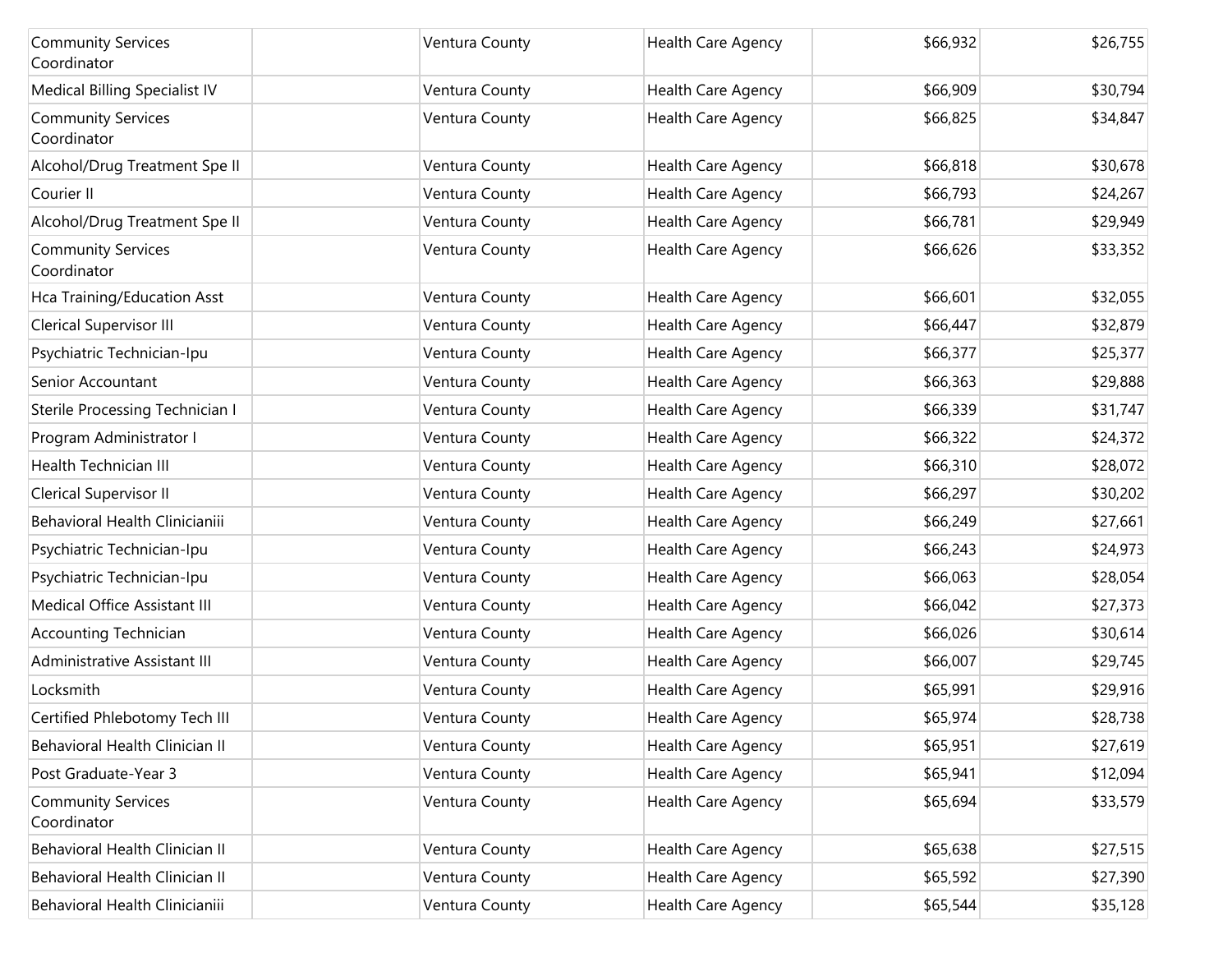| Community Services Coordinator | | Ventura County | Health Care Agency | $66,932 | $26,755 |
|---|---|---|---|---|---|
| Medical Billing Specialist IV | | Ventura County | Health Care Agency | $66,909 | $30,794 |
| Community Services Coordinator | | Ventura County | Health Care Agency | $66,825 | $34,847 |
| Alcohol/Drug Treatment Spe II | | Ventura County | Health Care Agency | $66,818 | $30,678 |
| Courier II | | Ventura County | Health Care Agency | $66,793 | $24,267 |
| Alcohol/Drug Treatment Spe II | | Ventura County | Health Care Agency | $66,781 | $29,949 |
| Community Services Coordinator | | Ventura County | Health Care Agency | $66,626 | $33,352 |
| Hca Training/Education Asst | | Ventura County | Health Care Agency | $66,601 | $32,055 |
| Clerical Supervisor III | | Ventura County | Health Care Agency | $66,447 | $32,879 |
| Psychiatric Technician-Ipu | | Ventura County | Health Care Agency | $66,377 | $25,377 |
| Senior Accountant | | Ventura County | Health Care Agency | $66,363 | $29,888 |
| Sterile Processing Technician I | | Ventura County | Health Care Agency | $66,339 | $31,747 |
| Program Administrator I | | Ventura County | Health Care Agency | $66,322 | $24,372 |
| Health Technician III | | Ventura County | Health Care Agency | $66,310 | $28,072 |
| Clerical Supervisor II | | Ventura County | Health Care Agency | $66,297 | $30,202 |
| Behavioral Health Clinicianiii | | Ventura County | Health Care Agency | $66,249 | $27,661 |
| Psychiatric Technician-Ipu | | Ventura County | Health Care Agency | $66,243 | $24,973 |
| Psychiatric Technician-Ipu | | Ventura County | Health Care Agency | $66,063 | $28,054 |
| Medical Office Assistant III | | Ventura County | Health Care Agency | $66,042 | $27,373 |
| Accounting Technician | | Ventura County | Health Care Agency | $66,026 | $30,614 |
| Administrative Assistant III | | Ventura County | Health Care Agency | $66,007 | $29,745 |
| Locksmith | | Ventura County | Health Care Agency | $65,991 | $29,916 |
| Certified Phlebotomy Tech III | | Ventura County | Health Care Agency | $65,974 | $28,738 |
| Behavioral Health Clinician II | | Ventura County | Health Care Agency | $65,951 | $27,619 |
| Post Graduate-Year 3 | | Ventura County | Health Care Agency | $65,941 | $12,094 |
| Community Services Coordinator | | Ventura County | Health Care Agency | $65,694 | $33,579 |
| Behavioral Health Clinician II | | Ventura County | Health Care Agency | $65,638 | $27,515 |
| Behavioral Health Clinician II | | Ventura County | Health Care Agency | $65,592 | $27,390 |
| Behavioral Health Clinicianiii | | Ventura County | Health Care Agency | $65,544 | $35,128 |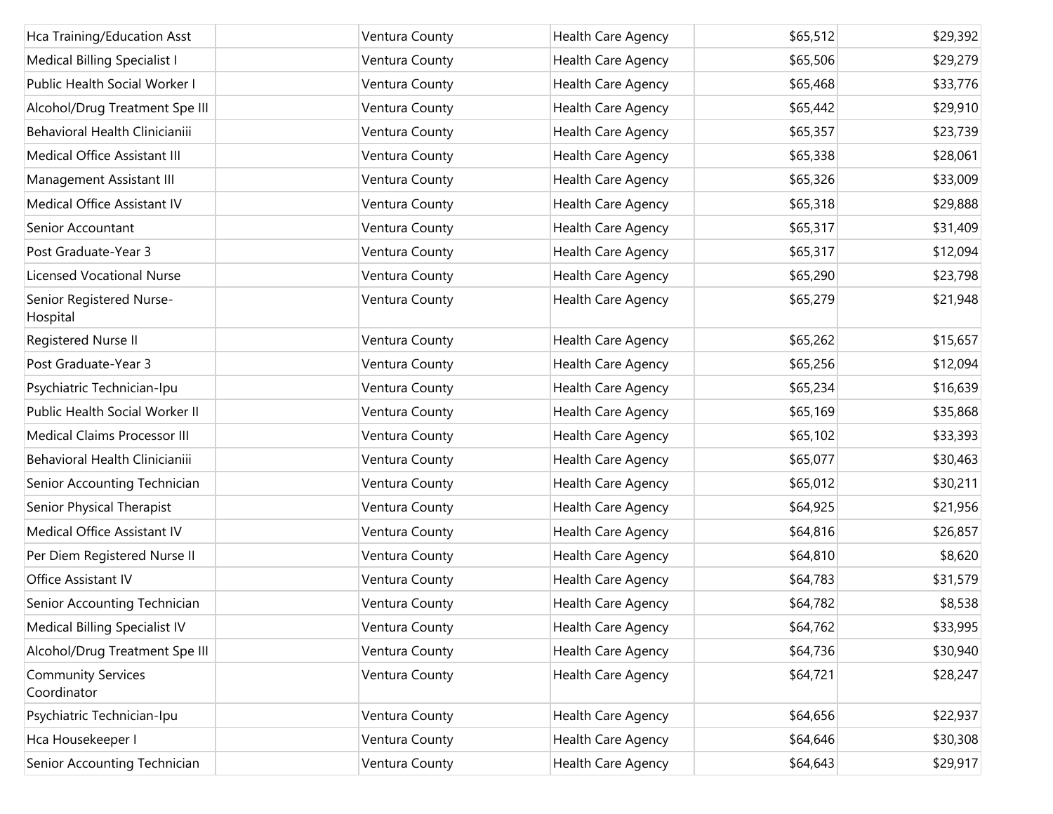| | | | | | |
|---|---|---|---|---|---|
| Hca Training/Education Asst | | Ventura County | Health Care Agency | $65,512 | $29,392 |
| Medical Billing Specialist I | | Ventura County | Health Care Agency | $65,506 | $29,279 |
| Public Health Social Worker I | | Ventura County | Health Care Agency | $65,468 | $33,776 |
| Alcohol/Drug Treatment Spe III | | Ventura County | Health Care Agency | $65,442 | $29,910 |
| Behavioral Health Clinicianiii | | Ventura County | Health Care Agency | $65,357 | $23,739 |
| Medical Office Assistant III | | Ventura County | Health Care Agency | $65,338 | $28,061 |
| Management Assistant III | | Ventura County | Health Care Agency | $65,326 | $33,009 |
| Medical Office Assistant IV | | Ventura County | Health Care Agency | $65,318 | $29,888 |
| Senior Accountant | | Ventura County | Health Care Agency | $65,317 | $31,409 |
| Post Graduate-Year 3 | | Ventura County | Health Care Agency | $65,317 | $12,094 |
| Licensed Vocational Nurse | | Ventura County | Health Care Agency | $65,290 | $23,798 |
| Senior Registered Nurse-Hospital | | Ventura County | Health Care Agency | $65,279 | $21,948 |
| Registered Nurse II | | Ventura County | Health Care Agency | $65,262 | $15,657 |
| Post Graduate-Year 3 | | Ventura County | Health Care Agency | $65,256 | $12,094 |
| Psychiatric Technician-Ipu | | Ventura County | Health Care Agency | $65,234 | $16,639 |
| Public Health Social Worker II | | Ventura County | Health Care Agency | $65,169 | $35,868 |
| Medical Claims Processor III | | Ventura County | Health Care Agency | $65,102 | $33,393 |
| Behavioral Health Clinicianiii | | Ventura County | Health Care Agency | $65,077 | $30,463 |
| Senior Accounting Technician | | Ventura County | Health Care Agency | $65,012 | $30,211 |
| Senior Physical Therapist | | Ventura County | Health Care Agency | $64,925 | $21,956 |
| Medical Office Assistant IV | | Ventura County | Health Care Agency | $64,816 | $26,857 |
| Per Diem Registered Nurse II | | Ventura County | Health Care Agency | $64,810 | $8,620 |
| Office Assistant IV | | Ventura County | Health Care Agency | $64,783 | $31,579 |
| Senior Accounting Technician | | Ventura County | Health Care Agency | $64,782 | $8,538 |
| Medical Billing Specialist IV | | Ventura County | Health Care Agency | $64,762 | $33,995 |
| Alcohol/Drug Treatment Spe III | | Ventura County | Health Care Agency | $64,736 | $30,940 |
| Community Services Coordinator | | Ventura County | Health Care Agency | $64,721 | $28,247 |
| Psychiatric Technician-Ipu | | Ventura County | Health Care Agency | $64,656 | $22,937 |
| Hca Housekeeper I | | Ventura County | Health Care Agency | $64,646 | $30,308 |
| Senior Accounting Technician | | Ventura County | Health Care Agency | $64,643 | $29,917 |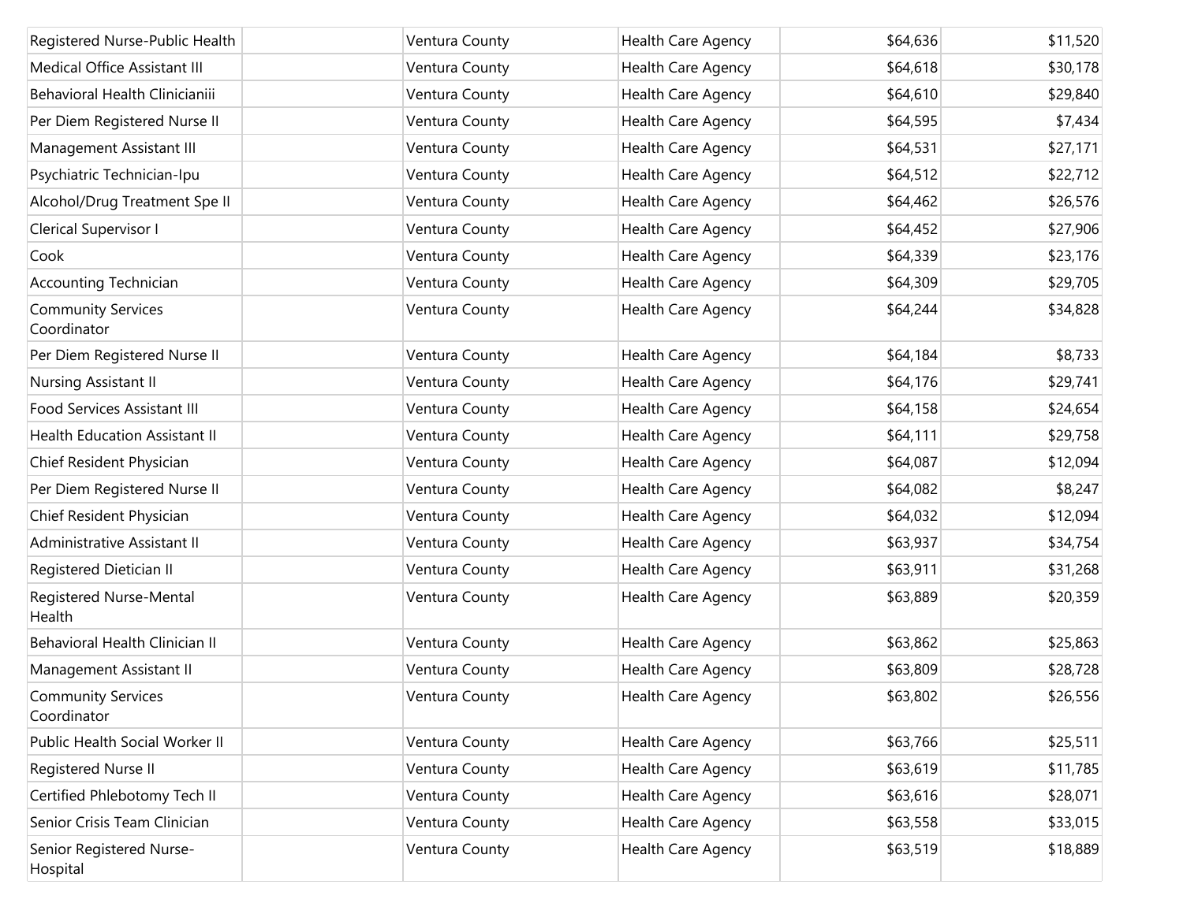| | | | | | |
|---|---|---|---|---|---|
| Registered Nurse-Public Health | | Ventura County | Health Care Agency | $64,636 | $11,520 |
| Medical Office Assistant III | | Ventura County | Health Care Agency | $64,618 | $30,178 |
| Behavioral Health Clinicianiii | | Ventura County | Health Care Agency | $64,610 | $29,840 |
| Per Diem Registered Nurse II | | Ventura County | Health Care Agency | $64,595 | $7,434 |
| Management Assistant III | | Ventura County | Health Care Agency | $64,531 | $27,171 |
| Psychiatric Technician-Ipu | | Ventura County | Health Care Agency | $64,512 | $22,712 |
| Alcohol/Drug Treatment Spe II | | Ventura County | Health Care Agency | $64,462 | $26,576 |
| Clerical Supervisor I | | Ventura County | Health Care Agency | $64,452 | $27,906 |
| Cook | | Ventura County | Health Care Agency | $64,339 | $23,176 |
| Accounting Technician | | Ventura County | Health Care Agency | $64,309 | $29,705 |
| Community Services Coordinator | | Ventura County | Health Care Agency | $64,244 | $34,828 |
| Per Diem Registered Nurse II | | Ventura County | Health Care Agency | $64,184 | $8,733 |
| Nursing Assistant II | | Ventura County | Health Care Agency | $64,176 | $29,741 |
| Food Services Assistant III | | Ventura County | Health Care Agency | $64,158 | $24,654 |
| Health Education Assistant II | | Ventura County | Health Care Agency | $64,111 | $29,758 |
| Chief Resident Physician | | Ventura County | Health Care Agency | $64,087 | $12,094 |
| Per Diem Registered Nurse II | | Ventura County | Health Care Agency | $64,082 | $8,247 |
| Chief Resident Physician | | Ventura County | Health Care Agency | $64,032 | $12,094 |
| Administrative Assistant II | | Ventura County | Health Care Agency | $63,937 | $34,754 |
| Registered Dietician II | | Ventura County | Health Care Agency | $63,911 | $31,268 |
| Registered Nurse-Mental Health | | Ventura County | Health Care Agency | $63,889 | $20,359 |
| Behavioral Health Clinician II | | Ventura County | Health Care Agency | $63,862 | $25,863 |
| Management Assistant II | | Ventura County | Health Care Agency | $63,809 | $28,728 |
| Community Services Coordinator | | Ventura County | Health Care Agency | $63,802 | $26,556 |
| Public Health Social Worker II | | Ventura County | Health Care Agency | $63,766 | $25,511 |
| Registered Nurse II | | Ventura County | Health Care Agency | $63,619 | $11,785 |
| Certified Phlebotomy Tech II | | Ventura County | Health Care Agency | $63,616 | $28,071 |
| Senior Crisis Team Clinician | | Ventura County | Health Care Agency | $63,558 | $33,015 |
| Senior Registered Nurse-Hospital | | Ventura County | Health Care Agency | $63,519 | $18,889 |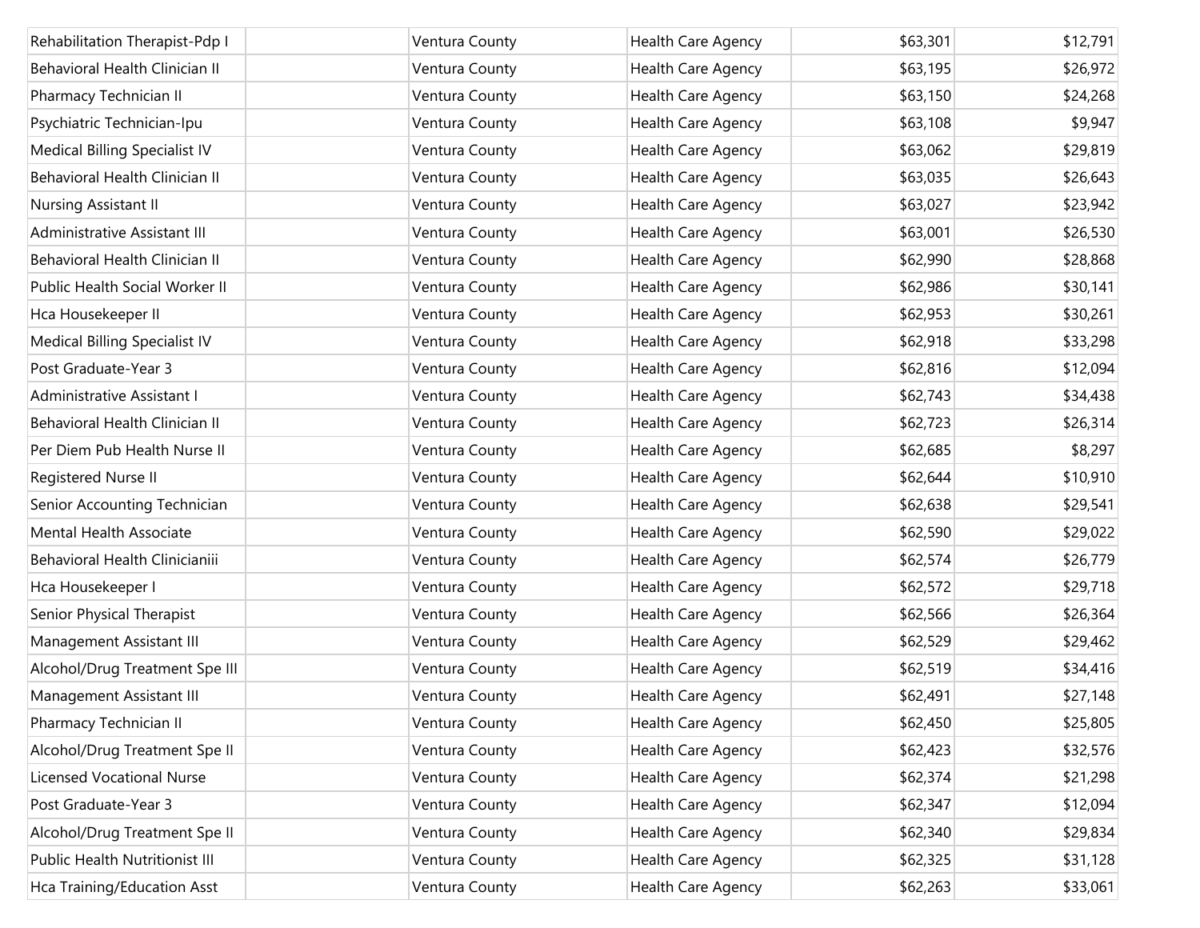| | | | | | |
|---|---|---|---|---|---|
| Rehabilitation Therapist-Pdp I | | Ventura County | Health Care Agency | $63,301 | $12,791 |
| Behavioral Health Clinician II | | Ventura County | Health Care Agency | $63,195 | $26,972 |
| Pharmacy Technician II | | Ventura County | Health Care Agency | $63,150 | $24,268 |
| Psychiatric Technician-Ipu | | Ventura County | Health Care Agency | $63,108 | $9,947 |
| Medical Billing Specialist IV | | Ventura County | Health Care Agency | $63,062 | $29,819 |
| Behavioral Health Clinician II | | Ventura County | Health Care Agency | $63,035 | $26,643 |
| Nursing Assistant II | | Ventura County | Health Care Agency | $63,027 | $23,942 |
| Administrative Assistant III | | Ventura County | Health Care Agency | $63,001 | $26,530 |
| Behavioral Health Clinician II | | Ventura County | Health Care Agency | $62,990 | $28,868 |
| Public Health Social Worker II | | Ventura County | Health Care Agency | $62,986 | $30,141 |
| Hca Housekeeper II | | Ventura County | Health Care Agency | $62,953 | $30,261 |
| Medical Billing Specialist IV | | Ventura County | Health Care Agency | $62,918 | $33,298 |
| Post Graduate-Year 3 | | Ventura County | Health Care Agency | $62,816 | $12,094 |
| Administrative Assistant I | | Ventura County | Health Care Agency | $62,743 | $34,438 |
| Behavioral Health Clinician II | | Ventura County | Health Care Agency | $62,723 | $26,314 |
| Per Diem Pub Health Nurse II | | Ventura County | Health Care Agency | $62,685 | $8,297 |
| Registered Nurse II | | Ventura County | Health Care Agency | $62,644 | $10,910 |
| Senior Accounting Technician | | Ventura County | Health Care Agency | $62,638 | $29,541 |
| Mental Health Associate | | Ventura County | Health Care Agency | $62,590 | $29,022 |
| Behavioral Health Clinicianiii | | Ventura County | Health Care Agency | $62,574 | $26,779 |
| Hca Housekeeper I | | Ventura County | Health Care Agency | $62,572 | $29,718 |
| Senior Physical Therapist | | Ventura County | Health Care Agency | $62,566 | $26,364 |
| Management Assistant III | | Ventura County | Health Care Agency | $62,529 | $29,462 |
| Alcohol/Drug Treatment Spe III | | Ventura County | Health Care Agency | $62,519 | $34,416 |
| Management Assistant III | | Ventura County | Health Care Agency | $62,491 | $27,148 |
| Pharmacy Technician II | | Ventura County | Health Care Agency | $62,450 | $25,805 |
| Alcohol/Drug Treatment Spe II | | Ventura County | Health Care Agency | $62,423 | $32,576 |
| Licensed Vocational Nurse | | Ventura County | Health Care Agency | $62,374 | $21,298 |
| Post Graduate-Year 3 | | Ventura County | Health Care Agency | $62,347 | $12,094 |
| Alcohol/Drug Treatment Spe II | | Ventura County | Health Care Agency | $62,340 | $29,834 |
| Public Health Nutritionist III | | Ventura County | Health Care Agency | $62,325 | $31,128 |
| Hca Training/Education Asst | | Ventura County | Health Care Agency | $62,263 | $33,061 |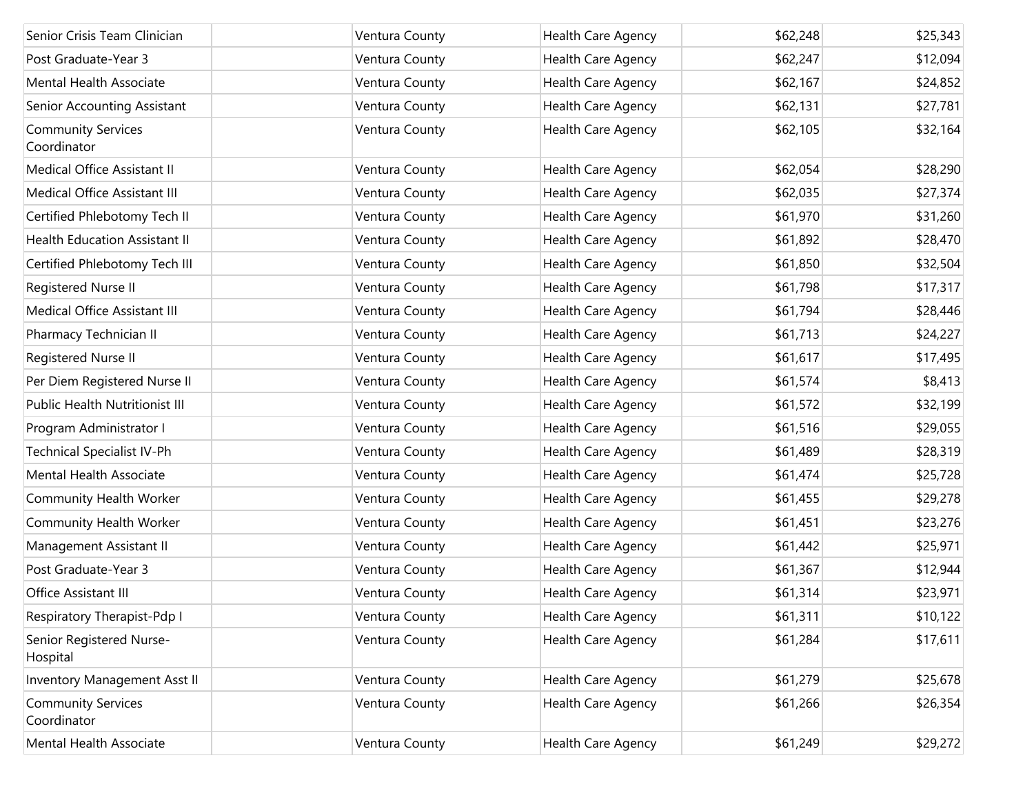| | | | | | |
|---|---|---|---|---|---|
| Senior Crisis Team Clinician | | Ventura County | Health Care Agency | $62,248 | $25,343 |
| Post Graduate-Year 3 | | Ventura County | Health Care Agency | $62,247 | $12,094 |
| Mental Health Associate | | Ventura County | Health Care Agency | $62,167 | $24,852 |
| Senior Accounting Assistant | | Ventura County | Health Care Agency | $62,131 | $27,781 |
| Community Services Coordinator | | Ventura County | Health Care Agency | $62,105 | $32,164 |
| Medical Office Assistant II | | Ventura County | Health Care Agency | $62,054 | $28,290 |
| Medical Office Assistant III | | Ventura County | Health Care Agency | $62,035 | $27,374 |
| Certified Phlebotomy Tech II | | Ventura County | Health Care Agency | $61,970 | $31,260 |
| Health Education Assistant II | | Ventura County | Health Care Agency | $61,892 | $28,470 |
| Certified Phlebotomy Tech III | | Ventura County | Health Care Agency | $61,850 | $32,504 |
| Registered Nurse II | | Ventura County | Health Care Agency | $61,798 | $17,317 |
| Medical Office Assistant III | | Ventura County | Health Care Agency | $61,794 | $28,446 |
| Pharmacy Technician II | | Ventura County | Health Care Agency | $61,713 | $24,227 |
| Registered Nurse II | | Ventura County | Health Care Agency | $61,617 | $17,495 |
| Per Diem Registered Nurse II | | Ventura County | Health Care Agency | $61,574 | $8,413 |
| Public Health Nutritionist III | | Ventura County | Health Care Agency | $61,572 | $32,199 |
| Program Administrator I | | Ventura County | Health Care Agency | $61,516 | $29,055 |
| Technical Specialist IV-Ph | | Ventura County | Health Care Agency | $61,489 | $28,319 |
| Mental Health Associate | | Ventura County | Health Care Agency | $61,474 | $25,728 |
| Community Health Worker | | Ventura County | Health Care Agency | $61,455 | $29,278 |
| Community Health Worker | | Ventura County | Health Care Agency | $61,451 | $23,276 |
| Management Assistant II | | Ventura County | Health Care Agency | $61,442 | $25,971 |
| Post Graduate-Year 3 | | Ventura County | Health Care Agency | $61,367 | $12,944 |
| Office Assistant III | | Ventura County | Health Care Agency | $61,314 | $23,971 |
| Respiratory Therapist-Pdp I | | Ventura County | Health Care Agency | $61,311 | $10,122 |
| Senior Registered Nurse-Hospital | | Ventura County | Health Care Agency | $61,284 | $17,611 |
| Inventory Management Asst II | | Ventura County | Health Care Agency | $61,279 | $25,678 |
| Community Services Coordinator | | Ventura County | Health Care Agency | $61,266 | $26,354 |
| Mental Health Associate | | Ventura County | Health Care Agency | $61,249 | $29,272 |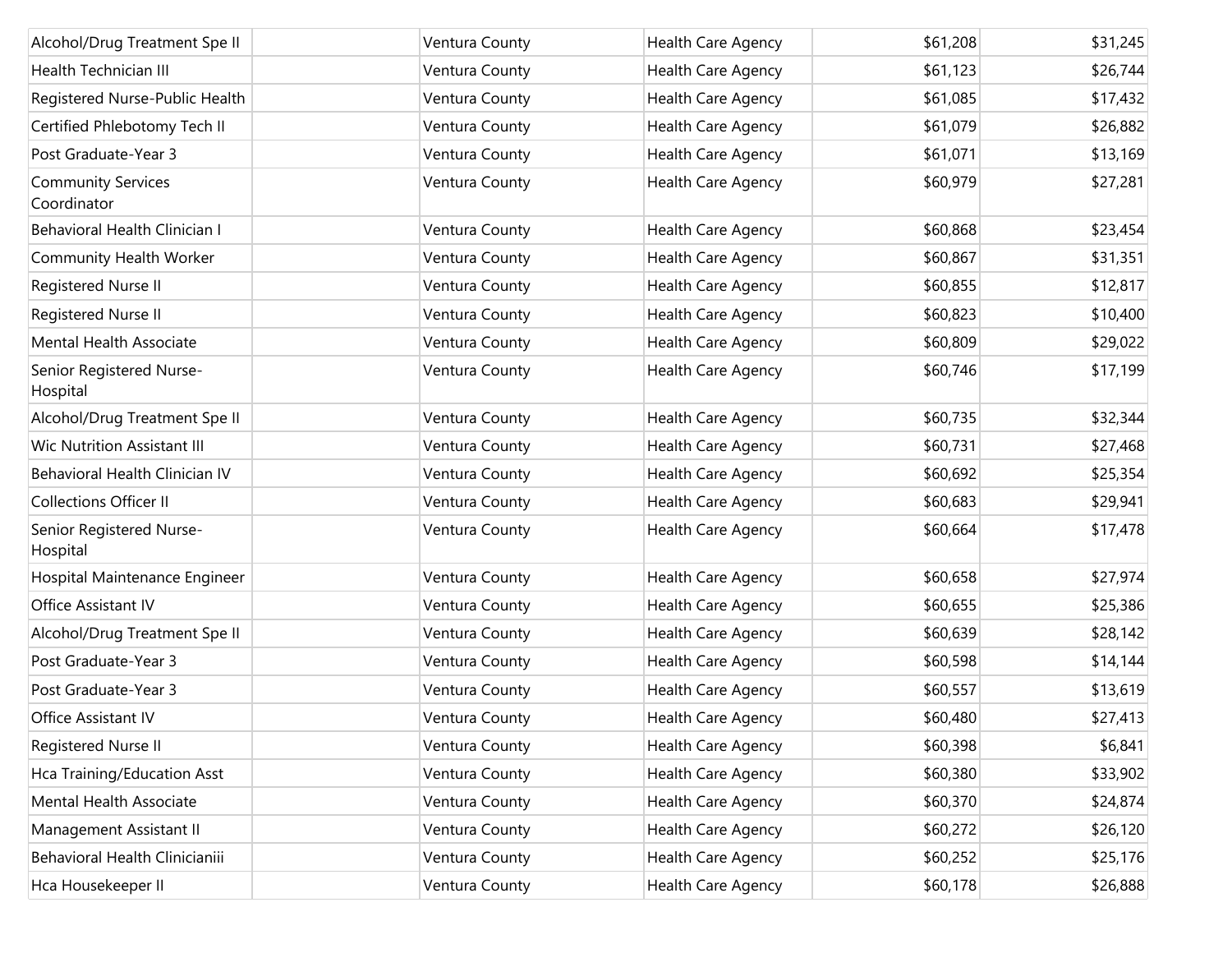| | | | | | |
|---|---|---|---|---|---|
| Alcohol/Drug Treatment Spe II | | Ventura County | Health Care Agency | $61,208 | $31,245 |
| Health Technician III | | Ventura County | Health Care Agency | $61,123 | $26,744 |
| Registered Nurse-Public Health | | Ventura County | Health Care Agency | $61,085 | $17,432 |
| Certified Phlebotomy Tech II | | Ventura County | Health Care Agency | $61,079 | $26,882 |
| Post Graduate-Year 3 | | Ventura County | Health Care Agency | $61,071 | $13,169 |
| Community Services Coordinator | | Ventura County | Health Care Agency | $60,979 | $27,281 |
| Behavioral Health Clinician I | | Ventura County | Health Care Agency | $60,868 | $23,454 |
| Community Health Worker | | Ventura County | Health Care Agency | $60,867 | $31,351 |
| Registered Nurse II | | Ventura County | Health Care Agency | $60,855 | $12,817 |
| Registered Nurse II | | Ventura County | Health Care Agency | $60,823 | $10,400 |
| Mental Health Associate | | Ventura County | Health Care Agency | $60,809 | $29,022 |
| Senior Registered Nurse-Hospital | | Ventura County | Health Care Agency | $60,746 | $17,199 |
| Alcohol/Drug Treatment Spe II | | Ventura County | Health Care Agency | $60,735 | $32,344 |
| Wic Nutrition Assistant III | | Ventura County | Health Care Agency | $60,731 | $27,468 |
| Behavioral Health Clinician IV | | Ventura County | Health Care Agency | $60,692 | $25,354 |
| Collections Officer II | | Ventura County | Health Care Agency | $60,683 | $29,941 |
| Senior Registered Nurse-Hospital | | Ventura County | Health Care Agency | $60,664 | $17,478 |
| Hospital Maintenance Engineer | | Ventura County | Health Care Agency | $60,658 | $27,974 |
| Office Assistant IV | | Ventura County | Health Care Agency | $60,655 | $25,386 |
| Alcohol/Drug Treatment Spe II | | Ventura County | Health Care Agency | $60,639 | $28,142 |
| Post Graduate-Year 3 | | Ventura County | Health Care Agency | $60,598 | $14,144 |
| Post Graduate-Year 3 | | Ventura County | Health Care Agency | $60,557 | $13,619 |
| Office Assistant IV | | Ventura County | Health Care Agency | $60,480 | $27,413 |
| Registered Nurse II | | Ventura County | Health Care Agency | $60,398 | $6,841 |
| Hca Training/Education Asst | | Ventura County | Health Care Agency | $60,380 | $33,902 |
| Mental Health Associate | | Ventura County | Health Care Agency | $60,370 | $24,874 |
| Management Assistant II | | Ventura County | Health Care Agency | $60,272 | $26,120 |
| Behavioral Health Clinicianiii | | Ventura County | Health Care Agency | $60,252 | $25,176 |
| Hca Housekeeper II | | Ventura County | Health Care Agency | $60,178 | $26,888 |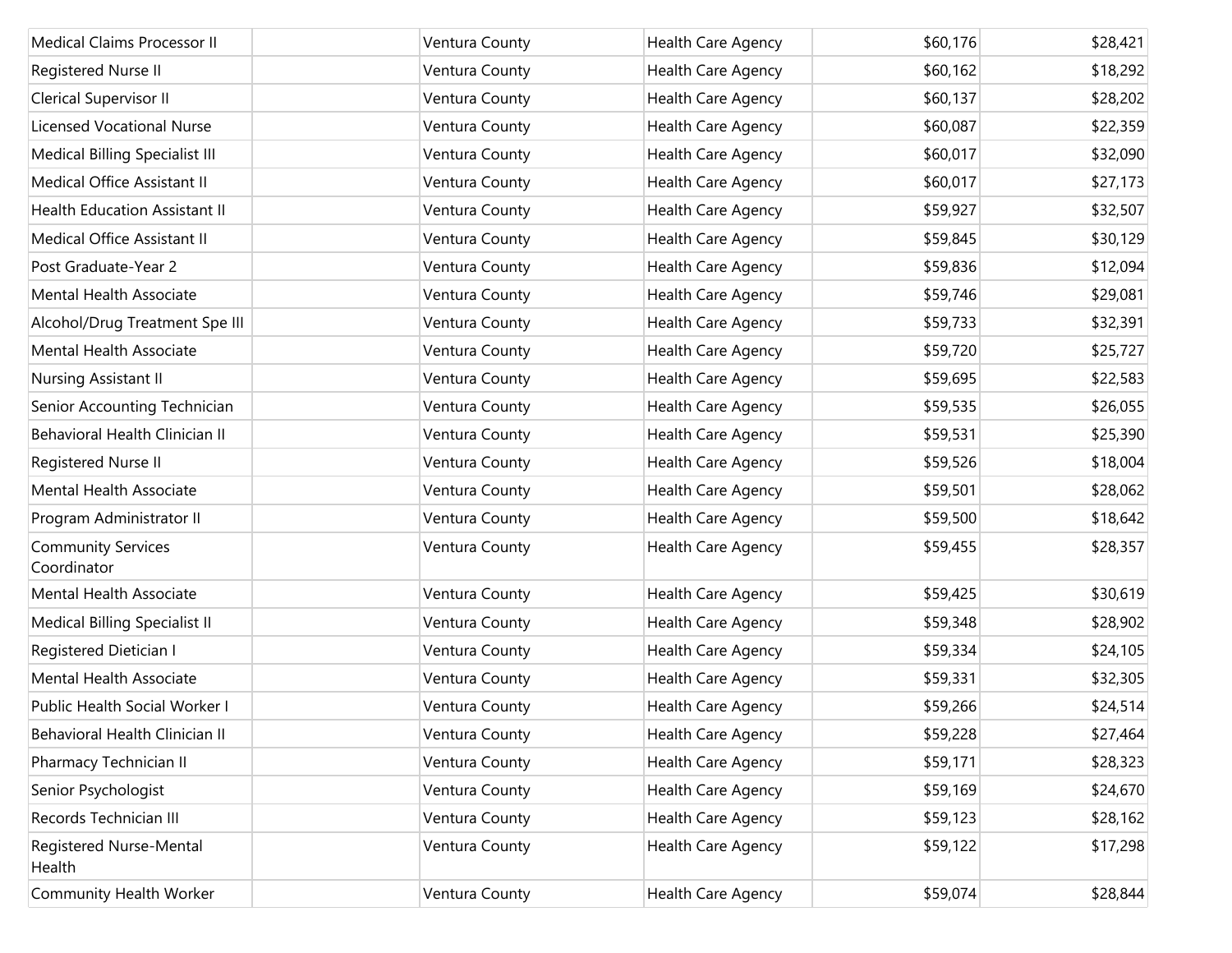| | | | | | |
|---|---|---|---|---|---|
| Medical Claims Processor II | | Ventura County | Health Care Agency | $60,176 | $28,421 |
| Registered Nurse II | | Ventura County | Health Care Agency | $60,162 | $18,292 |
| Clerical Supervisor II | | Ventura County | Health Care Agency | $60,137 | $28,202 |
| Licensed Vocational Nurse | | Ventura County | Health Care Agency | $60,087 | $22,359 |
| Medical Billing Specialist III | | Ventura County | Health Care Agency | $60,017 | $32,090 |
| Medical Office Assistant II | | Ventura County | Health Care Agency | $60,017 | $27,173 |
| Health Education Assistant II | | Ventura County | Health Care Agency | $59,927 | $32,507 |
| Medical Office Assistant II | | Ventura County | Health Care Agency | $59,845 | $30,129 |
| Post Graduate-Year 2 | | Ventura County | Health Care Agency | $59,836 | $12,094 |
| Mental Health Associate | | Ventura County | Health Care Agency | $59,746 | $29,081 |
| Alcohol/Drug Treatment Spe III | | Ventura County | Health Care Agency | $59,733 | $32,391 |
| Mental Health Associate | | Ventura County | Health Care Agency | $59,720 | $25,727 |
| Nursing Assistant II | | Ventura County | Health Care Agency | $59,695 | $22,583 |
| Senior Accounting Technician | | Ventura County | Health Care Agency | $59,535 | $26,055 |
| Behavioral Health Clinician II | | Ventura County | Health Care Agency | $59,531 | $25,390 |
| Registered Nurse II | | Ventura County | Health Care Agency | $59,526 | $18,004 |
| Mental Health Associate | | Ventura County | Health Care Agency | $59,501 | $28,062 |
| Program Administrator II | | Ventura County | Health Care Agency | $59,500 | $18,642 |
| Community Services Coordinator | | Ventura County | Health Care Agency | $59,455 | $28,357 |
| Mental Health Associate | | Ventura County | Health Care Agency | $59,425 | $30,619 |
| Medical Billing Specialist II | | Ventura County | Health Care Agency | $59,348 | $28,902 |
| Registered Dietician I | | Ventura County | Health Care Agency | $59,334 | $24,105 |
| Mental Health Associate | | Ventura County | Health Care Agency | $59,331 | $32,305 |
| Public Health Social Worker I | | Ventura County | Health Care Agency | $59,266 | $24,514 |
| Behavioral Health Clinician II | | Ventura County | Health Care Agency | $59,228 | $27,464 |
| Pharmacy Technician II | | Ventura County | Health Care Agency | $59,171 | $28,323 |
| Senior Psychologist | | Ventura County | Health Care Agency | $59,169 | $24,670 |
| Records Technician III | | Ventura County | Health Care Agency | $59,123 | $28,162 |
| Registered Nurse-Mental Health | | Ventura County | Health Care Agency | $59,122 | $17,298 |
| Community Health Worker | | Ventura County | Health Care Agency | $59,074 | $28,844 |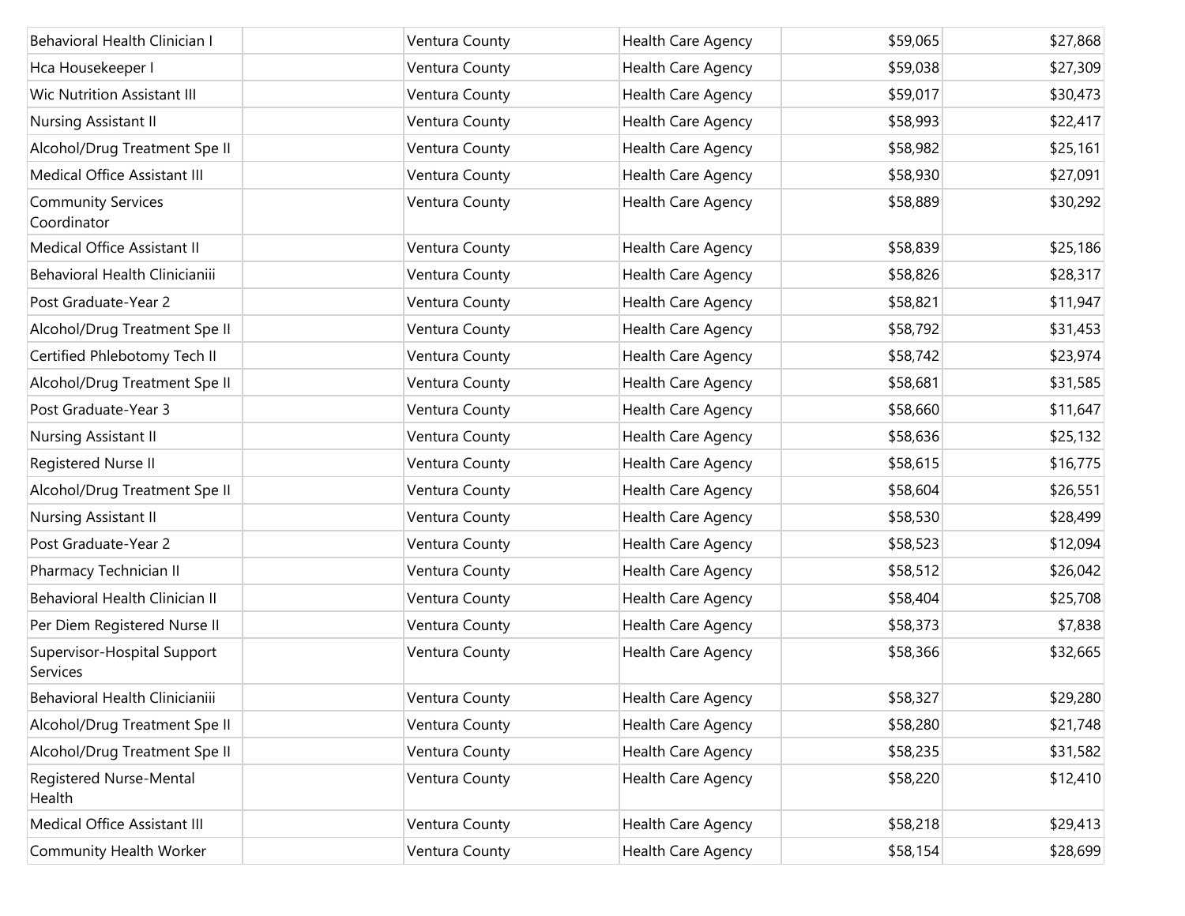| | | | | | |
|---|---|---|---|---|---|
| Behavioral Health Clinician I | | Ventura County | Health Care Agency | $59,065 | $27,868 |
| Hca Housekeeper I | | Ventura County | Health Care Agency | $59,038 | $27,309 |
| Wic Nutrition Assistant III | | Ventura County | Health Care Agency | $59,017 | $30,473 |
| Nursing Assistant II | | Ventura County | Health Care Agency | $58,993 | $22,417 |
| Alcohol/Drug Treatment Spe II | | Ventura County | Health Care Agency | $58,982 | $25,161 |
| Medical Office Assistant III | | Ventura County | Health Care Agency | $58,930 | $27,091 |
| Community Services Coordinator | | Ventura County | Health Care Agency | $58,889 | $30,292 |
| Medical Office Assistant II | | Ventura County | Health Care Agency | $58,839 | $25,186 |
| Behavioral Health Clinicianiii | | Ventura County | Health Care Agency | $58,826 | $28,317 |
| Post Graduate-Year 2 | | Ventura County | Health Care Agency | $58,821 | $11,947 |
| Alcohol/Drug Treatment Spe II | | Ventura County | Health Care Agency | $58,792 | $31,453 |
| Certified Phlebotomy Tech II | | Ventura County | Health Care Agency | $58,742 | $23,974 |
| Alcohol/Drug Treatment Spe II | | Ventura County | Health Care Agency | $58,681 | $31,585 |
| Post Graduate-Year 3 | | Ventura County | Health Care Agency | $58,660 | $11,647 |
| Nursing Assistant II | | Ventura County | Health Care Agency | $58,636 | $25,132 |
| Registered Nurse II | | Ventura County | Health Care Agency | $58,615 | $16,775 |
| Alcohol/Drug Treatment Spe II | | Ventura County | Health Care Agency | $58,604 | $26,551 |
| Nursing Assistant II | | Ventura County | Health Care Agency | $58,530 | $28,499 |
| Post Graduate-Year 2 | | Ventura County | Health Care Agency | $58,523 | $12,094 |
| Pharmacy Technician II | | Ventura County | Health Care Agency | $58,512 | $26,042 |
| Behavioral Health Clinician II | | Ventura County | Health Care Agency | $58,404 | $25,708 |
| Per Diem Registered Nurse II | | Ventura County | Health Care Agency | $58,373 | $7,838 |
| Supervisor-Hospital Support Services | | Ventura County | Health Care Agency | $58,366 | $32,665 |
| Behavioral Health Clinicianiii | | Ventura County | Health Care Agency | $58,327 | $29,280 |
| Alcohol/Drug Treatment Spe II | | Ventura County | Health Care Agency | $58,280 | $21,748 |
| Alcohol/Drug Treatment Spe II | | Ventura County | Health Care Agency | $58,235 | $31,582 |
| Registered Nurse-Mental Health | | Ventura County | Health Care Agency | $58,220 | $12,410 |
| Medical Office Assistant III | | Ventura County | Health Care Agency | $58,218 | $29,413 |
| Community Health Worker | | Ventura County | Health Care Agency | $58,154 | $28,699 |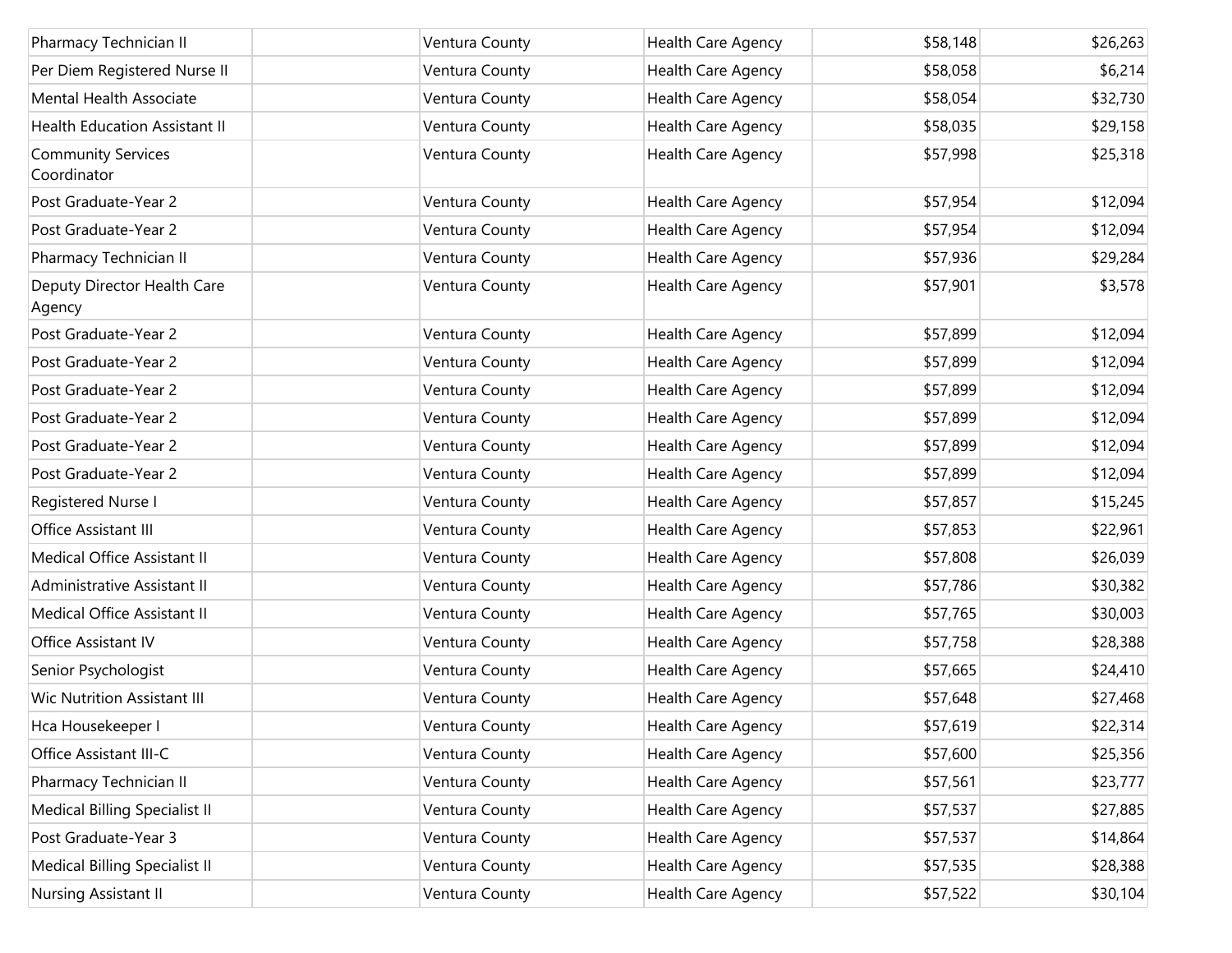| Pharmacy Technician II | | Ventura County | Health Care Agency | $58,148 | $26,263 |
|---|---|---|---|---|---|
| Per Diem Registered Nurse II | | Ventura County | Health Care Agency | $58,058 | $6,214 |
| Mental Health Associate | | Ventura County | Health Care Agency | $58,054 | $32,730 |
| Health Education Assistant II | | Ventura County | Health Care Agency | $58,035 | $29,158 |
| Community Services Coordinator | | Ventura County | Health Care Agency | $57,998 | $25,318 |
| Post Graduate-Year 2 | | Ventura County | Health Care Agency | $57,954 | $12,094 |
| Post Graduate-Year 2 | | Ventura County | Health Care Agency | $57,954 | $12,094 |
| Pharmacy Technician II | | Ventura County | Health Care Agency | $57,936 | $29,284 |
| Deputy Director Health Care Agency | | Ventura County | Health Care Agency | $57,901 | $3,578 |
| Post Graduate-Year 2 | | Ventura County | Health Care Agency | $57,899 | $12,094 |
| Post Graduate-Year 2 | | Ventura County | Health Care Agency | $57,899 | $12,094 |
| Post Graduate-Year 2 | | Ventura County | Health Care Agency | $57,899 | $12,094 |
| Post Graduate-Year 2 | | Ventura County | Health Care Agency | $57,899 | $12,094 |
| Post Graduate-Year 2 | | Ventura County | Health Care Agency | $57,899 | $12,094 |
| Post Graduate-Year 2 | | Ventura County | Health Care Agency | $57,899 | $12,094 |
| Registered Nurse I | | Ventura County | Health Care Agency | $57,857 | $15,245 |
| Office Assistant III | | Ventura County | Health Care Agency | $57,853 | $22,961 |
| Medical Office Assistant II | | Ventura County | Health Care Agency | $57,808 | $26,039 |
| Administrative Assistant II | | Ventura County | Health Care Agency | $57,786 | $30,382 |
| Medical Office Assistant II | | Ventura County | Health Care Agency | $57,765 | $30,003 |
| Office Assistant IV | | Ventura County | Health Care Agency | $57,758 | $28,388 |
| Senior Psychologist | | Ventura County | Health Care Agency | $57,665 | $24,410 |
| Wic Nutrition Assistant III | | Ventura County | Health Care Agency | $57,648 | $27,468 |
| Hca Housekeeper I | | Ventura County | Health Care Agency | $57,619 | $22,314 |
| Office Assistant III-C | | Ventura County | Health Care Agency | $57,600 | $25,356 |
| Pharmacy Technician II | | Ventura County | Health Care Agency | $57,561 | $23,777 |
| Medical Billing Specialist II | | Ventura County | Health Care Agency | $57,537 | $27,885 |
| Post Graduate-Year 3 | | Ventura County | Health Care Agency | $57,537 | $14,864 |
| Medical Billing Specialist II | | Ventura County | Health Care Agency | $57,535 | $28,388 |
| Nursing Assistant II | | Ventura County | Health Care Agency | $57,522 | $30,104 |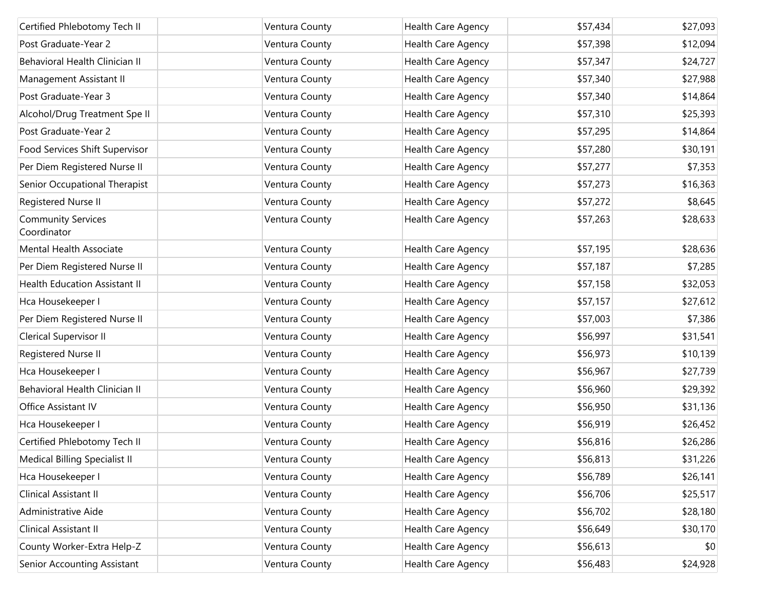| | | | | | |
|---|---|---|---|---|---|
| Certified Phlebotomy Tech II | | Ventura County | Health Care Agency | $57,434 | $27,093 |
| Post Graduate-Year 2 | | Ventura County | Health Care Agency | $57,398 | $12,094 |
| Behavioral Health Clinician II | | Ventura County | Health Care Agency | $57,347 | $24,727 |
| Management Assistant II | | Ventura County | Health Care Agency | $57,340 | $27,988 |
| Post Graduate-Year 3 | | Ventura County | Health Care Agency | $57,340 | $14,864 |
| Alcohol/Drug Treatment Spe II | | Ventura County | Health Care Agency | $57,310 | $25,393 |
| Post Graduate-Year 2 | | Ventura County | Health Care Agency | $57,295 | $14,864 |
| Food Services Shift Supervisor | | Ventura County | Health Care Agency | $57,280 | $30,191 |
| Per Diem Registered Nurse II | | Ventura County | Health Care Agency | $57,277 | $7,353 |
| Senior Occupational Therapist | | Ventura County | Health Care Agency | $57,273 | $16,363 |
| Registered Nurse II | | Ventura County | Health Care Agency | $57,272 | $8,645 |
| Community Services Coordinator | | Ventura County | Health Care Agency | $57,263 | $28,633 |
| Mental Health Associate | | Ventura County | Health Care Agency | $57,195 | $28,636 |
| Per Diem Registered Nurse II | | Ventura County | Health Care Agency | $57,187 | $7,285 |
| Health Education Assistant II | | Ventura County | Health Care Agency | $57,158 | $32,053 |
| Hca Housekeeper I | | Ventura County | Health Care Agency | $57,157 | $27,612 |
| Per Diem Registered Nurse II | | Ventura County | Health Care Agency | $57,003 | $7,386 |
| Clerical Supervisor II | | Ventura County | Health Care Agency | $56,997 | $31,541 |
| Registered Nurse II | | Ventura County | Health Care Agency | $56,973 | $10,139 |
| Hca Housekeeper I | | Ventura County | Health Care Agency | $56,967 | $27,739 |
| Behavioral Health Clinician II | | Ventura County | Health Care Agency | $56,960 | $29,392 |
| Office Assistant IV | | Ventura County | Health Care Agency | $56,950 | $31,136 |
| Hca Housekeeper I | | Ventura County | Health Care Agency | $56,919 | $26,452 |
| Certified Phlebotomy Tech II | | Ventura County | Health Care Agency | $56,816 | $26,286 |
| Medical Billing Specialist II | | Ventura County | Health Care Agency | $56,813 | $31,226 |
| Hca Housekeeper I | | Ventura County | Health Care Agency | $56,789 | $26,141 |
| Clinical Assistant II | | Ventura County | Health Care Agency | $56,706 | $25,517 |
| Administrative Aide | | Ventura County | Health Care Agency | $56,702 | $28,180 |
| Clinical Assistant II | | Ventura County | Health Care Agency | $56,649 | $30,170 |
| County Worker-Extra Help-Z | | Ventura County | Health Care Agency | $56,613 | $0 |
| Senior Accounting Assistant | | Ventura County | Health Care Agency | $56,483 | $24,928 |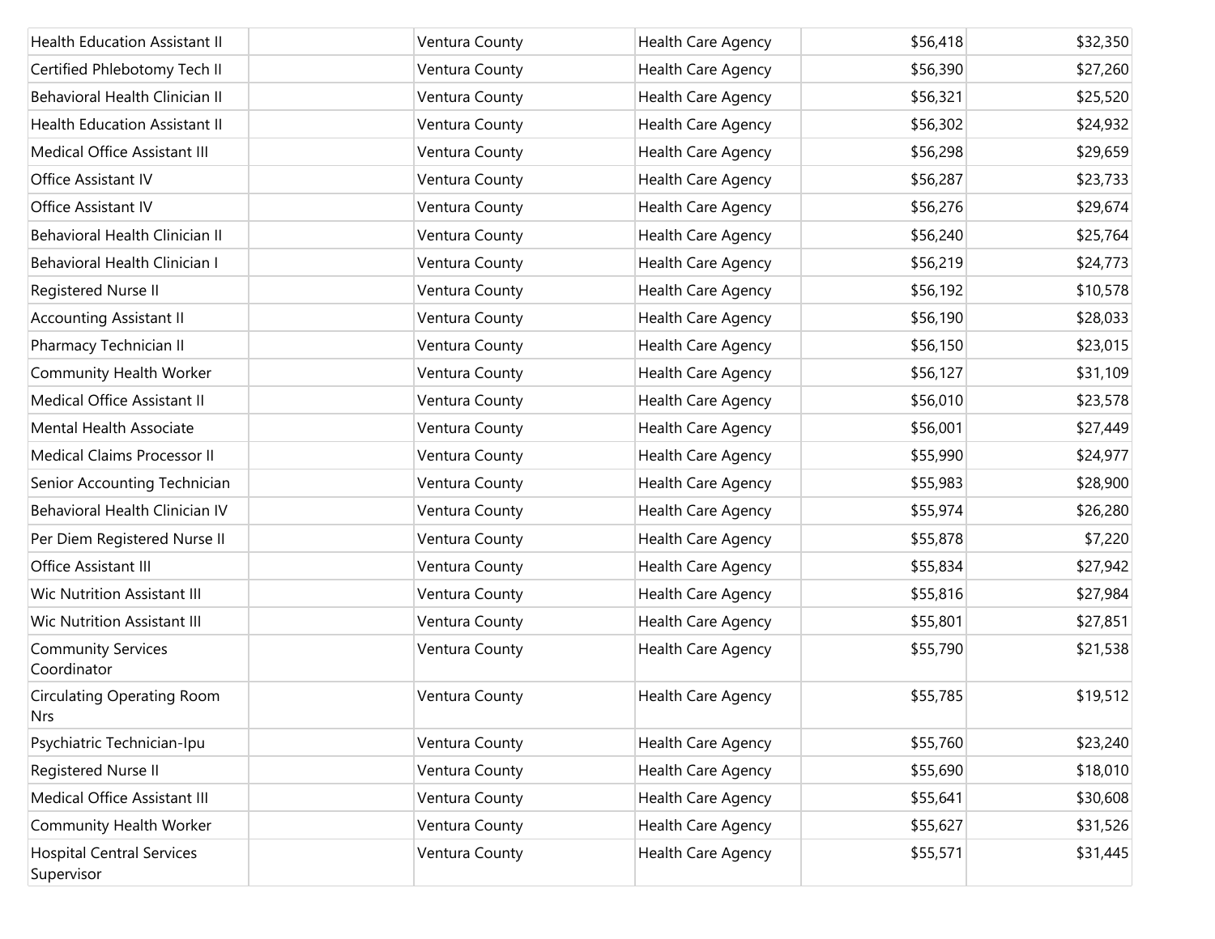| | | | | | |
|---|---|---|---|---|---|
| Health Education Assistant II | | Ventura County | Health Care Agency | $56,418 | $32,350 |
| Certified Phlebotomy Tech II | | Ventura County | Health Care Agency | $56,390 | $27,260 |
| Behavioral Health Clinician II | | Ventura County | Health Care Agency | $56,321 | $25,520 |
| Health Education Assistant II | | Ventura County | Health Care Agency | $56,302 | $24,932 |
| Medical Office Assistant III | | Ventura County | Health Care Agency | $56,298 | $29,659 |
| Office Assistant IV | | Ventura County | Health Care Agency | $56,287 | $23,733 |
| Office Assistant IV | | Ventura County | Health Care Agency | $56,276 | $29,674 |
| Behavioral Health Clinician II | | Ventura County | Health Care Agency | $56,240 | $25,764 |
| Behavioral Health Clinician I | | Ventura County | Health Care Agency | $56,219 | $24,773 |
| Registered Nurse II | | Ventura County | Health Care Agency | $56,192 | $10,578 |
| Accounting Assistant II | | Ventura County | Health Care Agency | $56,190 | $28,033 |
| Pharmacy Technician II | | Ventura County | Health Care Agency | $56,150 | $23,015 |
| Community Health Worker | | Ventura County | Health Care Agency | $56,127 | $31,109 |
| Medical Office Assistant II | | Ventura County | Health Care Agency | $56,010 | $23,578 |
| Mental Health Associate | | Ventura County | Health Care Agency | $56,001 | $27,449 |
| Medical Claims Processor II | | Ventura County | Health Care Agency | $55,990 | $24,977 |
| Senior Accounting Technician | | Ventura County | Health Care Agency | $55,983 | $28,900 |
| Behavioral Health Clinician IV | | Ventura County | Health Care Agency | $55,974 | $26,280 |
| Per Diem Registered Nurse II | | Ventura County | Health Care Agency | $55,878 | $7,220 |
| Office Assistant III | | Ventura County | Health Care Agency | $55,834 | $27,942 |
| Wic Nutrition Assistant III | | Ventura County | Health Care Agency | $55,816 | $27,984 |
| Wic Nutrition Assistant III | | Ventura County | Health Care Agency | $55,801 | $27,851 |
| Community Services Coordinator | | Ventura County | Health Care Agency | $55,790 | $21,538 |
| Circulating Operating Room Nrs | | Ventura County | Health Care Agency | $55,785 | $19,512 |
| Psychiatric Technician-Ipu | | Ventura County | Health Care Agency | $55,760 | $23,240 |
| Registered Nurse II | | Ventura County | Health Care Agency | $55,690 | $18,010 |
| Medical Office Assistant III | | Ventura County | Health Care Agency | $55,641 | $30,608 |
| Community Health Worker | | Ventura County | Health Care Agency | $55,627 | $31,526 |
| Hospital Central Services Supervisor | | Ventura County | Health Care Agency | $55,571 | $31,445 |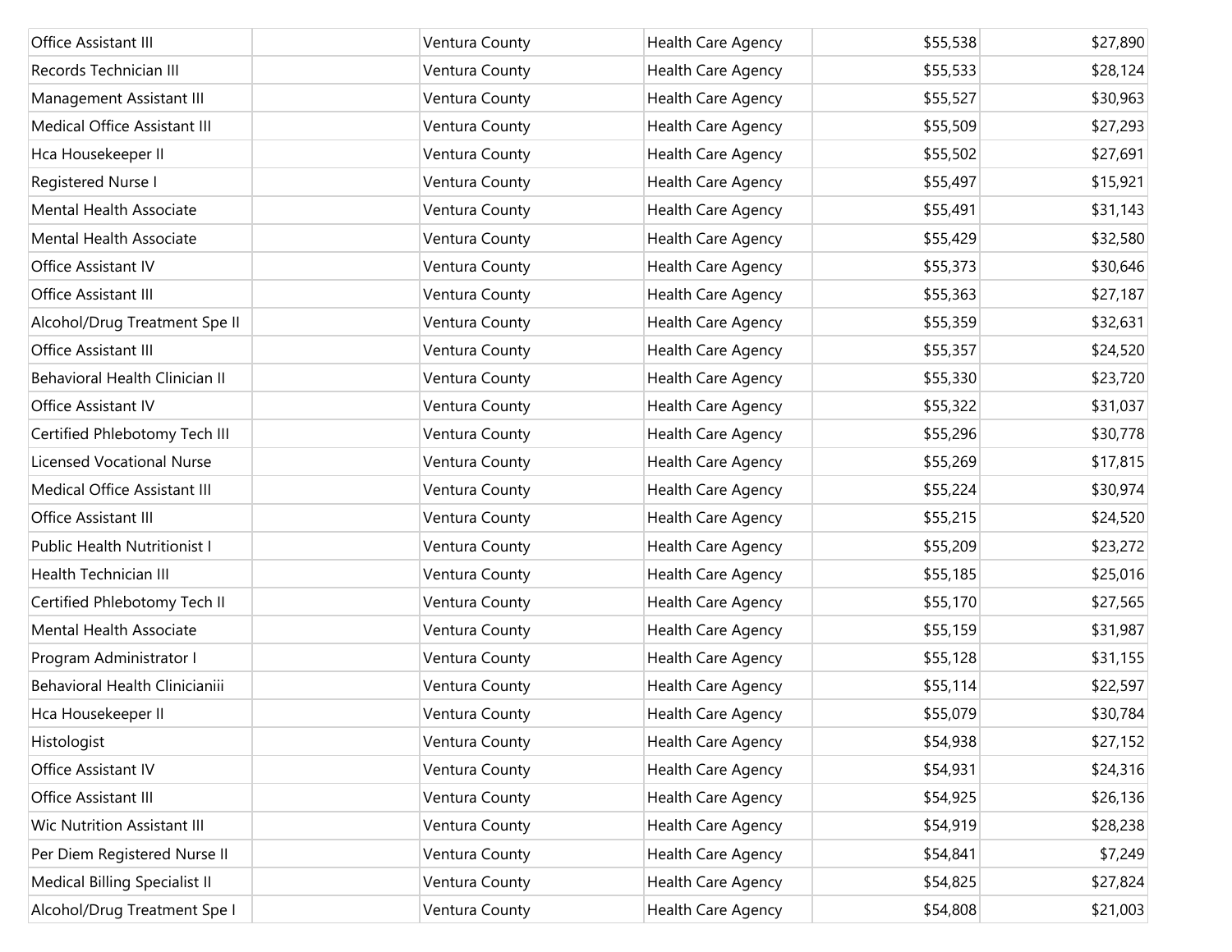| | | | | | |
|---|---|---|---|---|---|
| Office Assistant III | | Ventura County | Health Care Agency | $55,538 | $27,890 |
| Records Technician III | | Ventura County | Health Care Agency | $55,533 | $28,124 |
| Management Assistant III | | Ventura County | Health Care Agency | $55,527 | $30,963 |
| Medical Office Assistant III | | Ventura County | Health Care Agency | $55,509 | $27,293 |
| Hca Housekeeper II | | Ventura County | Health Care Agency | $55,502 | $27,691 |
| Registered Nurse I | | Ventura County | Health Care Agency | $55,497 | $15,921 |
| Mental Health Associate | | Ventura County | Health Care Agency | $55,491 | $31,143 |
| Mental Health Associate | | Ventura County | Health Care Agency | $55,429 | $32,580 |
| Office Assistant IV | | Ventura County | Health Care Agency | $55,373 | $30,646 |
| Office Assistant III | | Ventura County | Health Care Agency | $55,363 | $27,187 |
| Alcohol/Drug Treatment Spe II | | Ventura County | Health Care Agency | $55,359 | $32,631 |
| Office Assistant III | | Ventura County | Health Care Agency | $55,357 | $24,520 |
| Behavioral Health Clinician II | | Ventura County | Health Care Agency | $55,330 | $23,720 |
| Office Assistant IV | | Ventura County | Health Care Agency | $55,322 | $31,037 |
| Certified Phlebotomy Tech III | | Ventura County | Health Care Agency | $55,296 | $30,778 |
| Licensed Vocational Nurse | | Ventura County | Health Care Agency | $55,269 | $17,815 |
| Medical Office Assistant III | | Ventura County | Health Care Agency | $55,224 | $30,974 |
| Office Assistant III | | Ventura County | Health Care Agency | $55,215 | $24,520 |
| Public Health Nutritionist I | | Ventura County | Health Care Agency | $55,209 | $23,272 |
| Health Technician III | | Ventura County | Health Care Agency | $55,185 | $25,016 |
| Certified Phlebotomy Tech II | | Ventura County | Health Care Agency | $55,170 | $27,565 |
| Mental Health Associate | | Ventura County | Health Care Agency | $55,159 | $31,987 |
| Program Administrator I | | Ventura County | Health Care Agency | $55,128 | $31,155 |
| Behavioral Health Clinicianiii | | Ventura County | Health Care Agency | $55,114 | $22,597 |
| Hca Housekeeper II | | Ventura County | Health Care Agency | $55,079 | $30,784 |
| Histologist | | Ventura County | Health Care Agency | $54,938 | $27,152 |
| Office Assistant IV | | Ventura County | Health Care Agency | $54,931 | $24,316 |
| Office Assistant III | | Ventura County | Health Care Agency | $54,925 | $26,136 |
| Wic Nutrition Assistant III | | Ventura County | Health Care Agency | $54,919 | $28,238 |
| Per Diem Registered Nurse II | | Ventura County | Health Care Agency | $54,841 | $7,249 |
| Medical Billing Specialist II | | Ventura County | Health Care Agency | $54,825 | $27,824 |
| Alcohol/Drug Treatment Spe I | | Ventura County | Health Care Agency | $54,808 | $21,003 |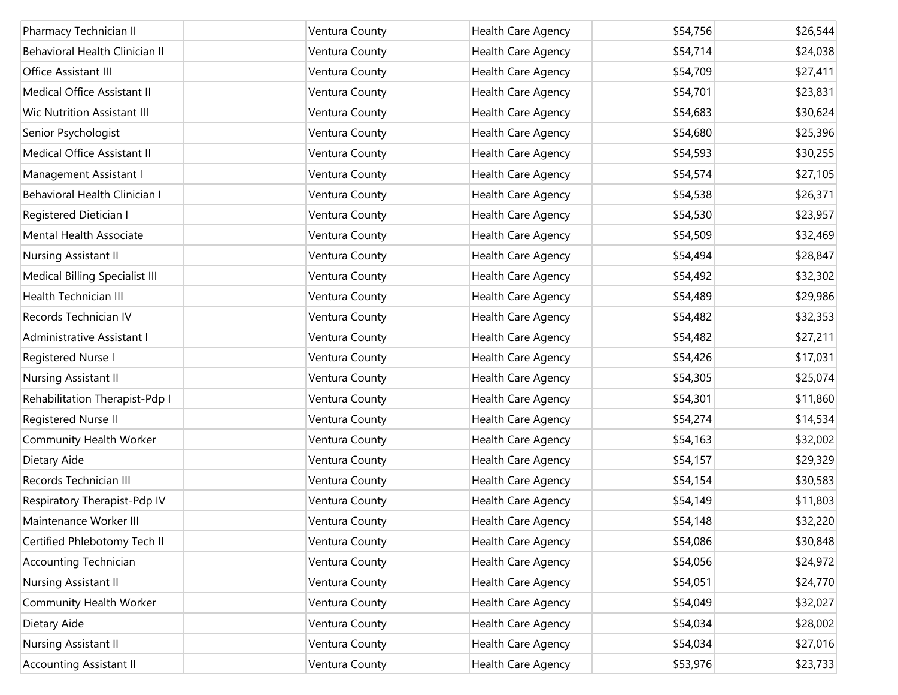| | | | | | |
|---|---|---|---|---|---|
| Pharmacy Technician II | | Ventura County | Health Care Agency | $54,756 | $26,544 |
| Behavioral Health Clinician II | | Ventura County | Health Care Agency | $54,714 | $24,038 |
| Office Assistant III | | Ventura County | Health Care Agency | $54,709 | $27,411 |
| Medical Office Assistant II | | Ventura County | Health Care Agency | $54,701 | $23,831 |
| Wic Nutrition Assistant III | | Ventura County | Health Care Agency | $54,683 | $30,624 |
| Senior Psychologist | | Ventura County | Health Care Agency | $54,680 | $25,396 |
| Medical Office Assistant II | | Ventura County | Health Care Agency | $54,593 | $30,255 |
| Management Assistant I | | Ventura County | Health Care Agency | $54,574 | $27,105 |
| Behavioral Health Clinician I | | Ventura County | Health Care Agency | $54,538 | $26,371 |
| Registered Dietician I | | Ventura County | Health Care Agency | $54,530 | $23,957 |
| Mental Health Associate | | Ventura County | Health Care Agency | $54,509 | $32,469 |
| Nursing Assistant II | | Ventura County | Health Care Agency | $54,494 | $28,847 |
| Medical Billing Specialist III | | Ventura County | Health Care Agency | $54,492 | $32,302 |
| Health Technician III | | Ventura County | Health Care Agency | $54,489 | $29,986 |
| Records Technician IV | | Ventura County | Health Care Agency | $54,482 | $32,353 |
| Administrative Assistant I | | Ventura County | Health Care Agency | $54,482 | $27,211 |
| Registered Nurse I | | Ventura County | Health Care Agency | $54,426 | $17,031 |
| Nursing Assistant II | | Ventura County | Health Care Agency | $54,305 | $25,074 |
| Rehabilitation Therapist-Pdp I | | Ventura County | Health Care Agency | $54,301 | $11,860 |
| Registered Nurse II | | Ventura County | Health Care Agency | $54,274 | $14,534 |
| Community Health Worker | | Ventura County | Health Care Agency | $54,163 | $32,002 |
| Dietary Aide | | Ventura County | Health Care Agency | $54,157 | $29,329 |
| Records Technician III | | Ventura County | Health Care Agency | $54,154 | $30,583 |
| Respiratory Therapist-Pdp IV | | Ventura County | Health Care Agency | $54,149 | $11,803 |
| Maintenance Worker III | | Ventura County | Health Care Agency | $54,148 | $32,220 |
| Certified Phlebotomy Tech II | | Ventura County | Health Care Agency | $54,086 | $30,848 |
| Accounting Technician | | Ventura County | Health Care Agency | $54,056 | $24,972 |
| Nursing Assistant II | | Ventura County | Health Care Agency | $54,051 | $24,770 |
| Community Health Worker | | Ventura County | Health Care Agency | $54,049 | $32,027 |
| Dietary Aide | | Ventura County | Health Care Agency | $54,034 | $28,002 |
| Nursing Assistant II | | Ventura County | Health Care Agency | $54,034 | $27,016 |
| Accounting Assistant II | | Ventura County | Health Care Agency | $53,976 | $23,733 |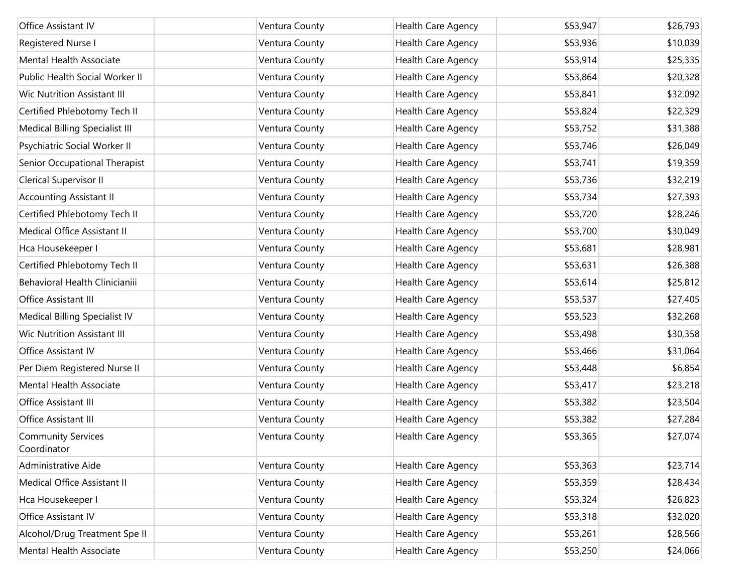| | | | | | |
|---|---|---|---|---|---|
| Office Assistant IV | | Ventura County | Health Care Agency | $53,947 | $26,793 |
| Registered Nurse I | | Ventura County | Health Care Agency | $53,936 | $10,039 |
| Mental Health Associate | | Ventura County | Health Care Agency | $53,914 | $25,335 |
| Public Health Social Worker II | | Ventura County | Health Care Agency | $53,864 | $20,328 |
| Wic Nutrition Assistant III | | Ventura County | Health Care Agency | $53,841 | $32,092 |
| Certified Phlebotomy Tech II | | Ventura County | Health Care Agency | $53,824 | $22,329 |
| Medical Billing Specialist III | | Ventura County | Health Care Agency | $53,752 | $31,388 |
| Psychiatric Social Worker II | | Ventura County | Health Care Agency | $53,746 | $26,049 |
| Senior Occupational Therapist | | Ventura County | Health Care Agency | $53,741 | $19,359 |
| Clerical Supervisor II | | Ventura County | Health Care Agency | $53,736 | $32,219 |
| Accounting Assistant II | | Ventura County | Health Care Agency | $53,734 | $27,393 |
| Certified Phlebotomy Tech II | | Ventura County | Health Care Agency | $53,720 | $28,246 |
| Medical Office Assistant II | | Ventura County | Health Care Agency | $53,700 | $30,049 |
| Hca Housekeeper I | | Ventura County | Health Care Agency | $53,681 | $28,981 |
| Certified Phlebotomy Tech II | | Ventura County | Health Care Agency | $53,631 | $26,388 |
| Behavioral Health Clinicianiii | | Ventura County | Health Care Agency | $53,614 | $25,812 |
| Office Assistant III | | Ventura County | Health Care Agency | $53,537 | $27,405 |
| Medical Billing Specialist IV | | Ventura County | Health Care Agency | $53,523 | $32,268 |
| Wic Nutrition Assistant III | | Ventura County | Health Care Agency | $53,498 | $30,358 |
| Office Assistant IV | | Ventura County | Health Care Agency | $53,466 | $31,064 |
| Per Diem Registered Nurse II | | Ventura County | Health Care Agency | $53,448 | $6,854 |
| Mental Health Associate | | Ventura County | Health Care Agency | $53,417 | $23,218 |
| Office Assistant III | | Ventura County | Health Care Agency | $53,382 | $23,504 |
| Office Assistant III | | Ventura County | Health Care Agency | $53,382 | $27,284 |
| Community Services Coordinator | | Ventura County | Health Care Agency | $53,365 | $27,074 |
| Administrative Aide | | Ventura County | Health Care Agency | $53,363 | $23,714 |
| Medical Office Assistant II | | Ventura County | Health Care Agency | $53,359 | $28,434 |
| Hca Housekeeper I | | Ventura County | Health Care Agency | $53,324 | $26,823 |
| Office Assistant IV | | Ventura County | Health Care Agency | $53,318 | $32,020 |
| Alcohol/Drug Treatment Spe II | | Ventura County | Health Care Agency | $53,261 | $28,566 |
| Mental Health Associate | | Ventura County | Health Care Agency | $53,250 | $24,066 |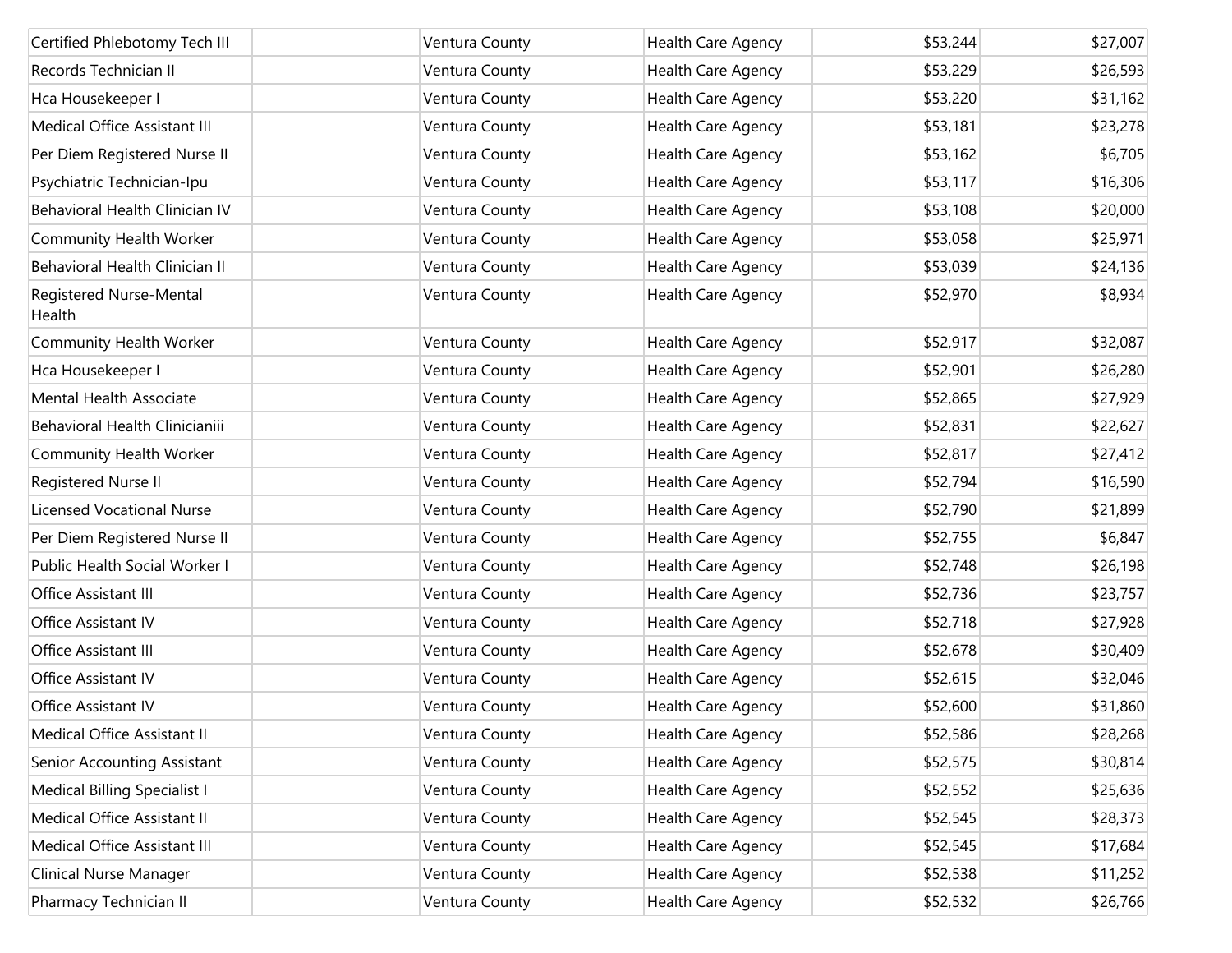| Certified Phlebotomy Tech III | | Ventura County | Health Care Agency | $53,244 | $27,007 |
|---|---|---|---|---|---|
| Records Technician II | | Ventura County | Health Care Agency | $53,229 | $26,593 |
| Hca Housekeeper I | | Ventura County | Health Care Agency | $53,220 | $31,162 |
| Medical Office Assistant III | | Ventura County | Health Care Agency | $53,181 | $23,278 |
| Per Diem Registered Nurse II | | Ventura County | Health Care Agency | $53,162 | $6,705 |
| Psychiatric Technician-Ipu | | Ventura County | Health Care Agency | $53,117 | $16,306 |
| Behavioral Health Clinician IV | | Ventura County | Health Care Agency | $53,108 | $20,000 |
| Community Health Worker | | Ventura County | Health Care Agency | $53,058 | $25,971 |
| Behavioral Health Clinician II | | Ventura County | Health Care Agency | $53,039 | $24,136 |
| Registered Nurse-Mental Health | | Ventura County | Health Care Agency | $52,970 | $8,934 |
| Community Health Worker | | Ventura County | Health Care Agency | $52,917 | $32,087 |
| Hca Housekeeper I | | Ventura County | Health Care Agency | $52,901 | $26,280 |
| Mental Health Associate | | Ventura County | Health Care Agency | $52,865 | $27,929 |
| Behavioral Health Clinicianiii | | Ventura County | Health Care Agency | $52,831 | $22,627 |
| Community Health Worker | | Ventura County | Health Care Agency | $52,817 | $27,412 |
| Registered Nurse II | | Ventura County | Health Care Agency | $52,794 | $16,590 |
| Licensed Vocational Nurse | | Ventura County | Health Care Agency | $52,790 | $21,899 |
| Per Diem Registered Nurse II | | Ventura County | Health Care Agency | $52,755 | $6,847 |
| Public Health Social Worker I | | Ventura County | Health Care Agency | $52,748 | $26,198 |
| Office Assistant III | | Ventura County | Health Care Agency | $52,736 | $23,757 |
| Office Assistant IV | | Ventura County | Health Care Agency | $52,718 | $27,928 |
| Office Assistant III | | Ventura County | Health Care Agency | $52,678 | $30,409 |
| Office Assistant IV | | Ventura County | Health Care Agency | $52,615 | $32,046 |
| Office Assistant IV | | Ventura County | Health Care Agency | $52,600 | $31,860 |
| Medical Office Assistant II | | Ventura County | Health Care Agency | $52,586 | $28,268 |
| Senior Accounting Assistant | | Ventura County | Health Care Agency | $52,575 | $30,814 |
| Medical Billing Specialist I | | Ventura County | Health Care Agency | $52,552 | $25,636 |
| Medical Office Assistant II | | Ventura County | Health Care Agency | $52,545 | $28,373 |
| Medical Office Assistant III | | Ventura County | Health Care Agency | $52,545 | $17,684 |
| Clinical Nurse Manager | | Ventura County | Health Care Agency | $52,538 | $11,252 |
| Pharmacy Technician II | | Ventura County | Health Care Agency | $52,532 | $26,766 |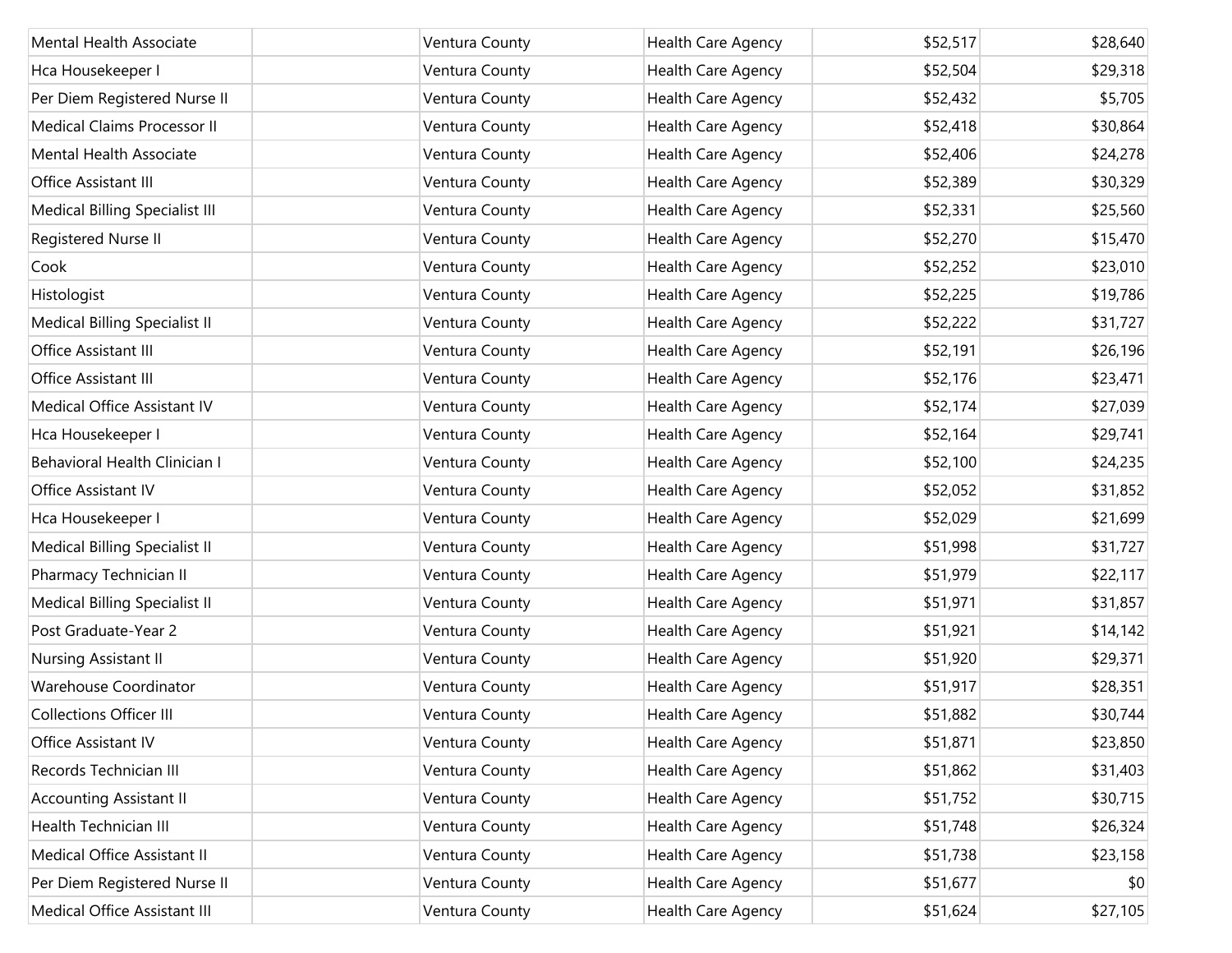| | | | | | |
|---|---|---|---|---|---|
| Mental Health Associate | | Ventura County | Health Care Agency | $52,517 | $28,640 |
| Hca Housekeeper I | | Ventura County | Health Care Agency | $52,504 | $29,318 |
| Per Diem Registered Nurse II | | Ventura County | Health Care Agency | $52,432 | $5,705 |
| Medical Claims Processor II | | Ventura County | Health Care Agency | $52,418 | $30,864 |
| Mental Health Associate | | Ventura County | Health Care Agency | $52,406 | $24,278 |
| Office Assistant III | | Ventura County | Health Care Agency | $52,389 | $30,329 |
| Medical Billing Specialist III | | Ventura County | Health Care Agency | $52,331 | $25,560 |
| Registered Nurse II | | Ventura County | Health Care Agency | $52,270 | $15,470 |
| Cook | | Ventura County | Health Care Agency | $52,252 | $23,010 |
| Histologist | | Ventura County | Health Care Agency | $52,225 | $19,786 |
| Medical Billing Specialist II | | Ventura County | Health Care Agency | $52,222 | $31,727 |
| Office Assistant III | | Ventura County | Health Care Agency | $52,191 | $26,196 |
| Office Assistant III | | Ventura County | Health Care Agency | $52,176 | $23,471 |
| Medical Office Assistant IV | | Ventura County | Health Care Agency | $52,174 | $27,039 |
| Hca Housekeeper I | | Ventura County | Health Care Agency | $52,164 | $29,741 |
| Behavioral Health Clinician I | | Ventura County | Health Care Agency | $52,100 | $24,235 |
| Office Assistant IV | | Ventura County | Health Care Agency | $52,052 | $31,852 |
| Hca Housekeeper I | | Ventura County | Health Care Agency | $52,029 | $21,699 |
| Medical Billing Specialist II | | Ventura County | Health Care Agency | $51,998 | $31,727 |
| Pharmacy Technician II | | Ventura County | Health Care Agency | $51,979 | $22,117 |
| Medical Billing Specialist II | | Ventura County | Health Care Agency | $51,971 | $31,857 |
| Post Graduate-Year 2 | | Ventura County | Health Care Agency | $51,921 | $14,142 |
| Nursing Assistant II | | Ventura County | Health Care Agency | $51,920 | $29,371 |
| Warehouse Coordinator | | Ventura County | Health Care Agency | $51,917 | $28,351 |
| Collections Officer III | | Ventura County | Health Care Agency | $51,882 | $30,744 |
| Office Assistant IV | | Ventura County | Health Care Agency | $51,871 | $23,850 |
| Records Technician III | | Ventura County | Health Care Agency | $51,862 | $31,403 |
| Accounting Assistant II | | Ventura County | Health Care Agency | $51,752 | $30,715 |
| Health Technician III | | Ventura County | Health Care Agency | $51,748 | $26,324 |
| Medical Office Assistant II | | Ventura County | Health Care Agency | $51,738 | $23,158 |
| Per Diem Registered Nurse II | | Ventura County | Health Care Agency | $51,677 | $0 |
| Medical Office Assistant III | | Ventura County | Health Care Agency | $51,624 | $27,105 |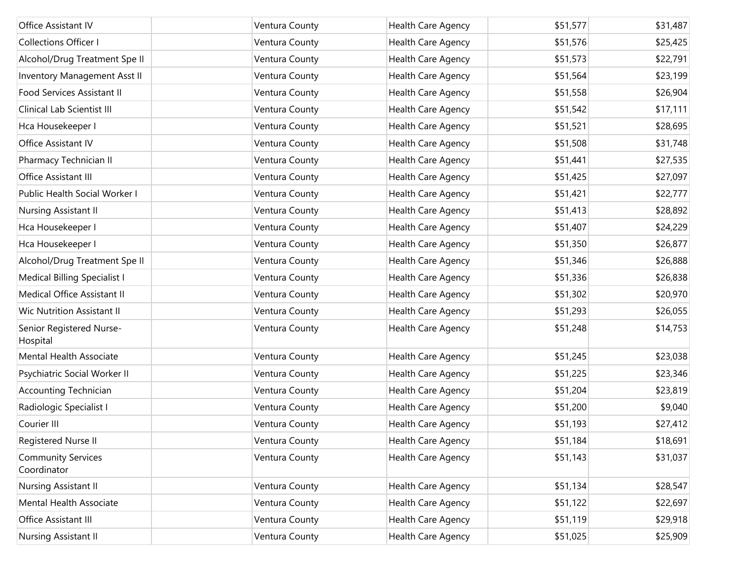| | | | | | |
|---|---|---|---|---|---|
| Office Assistant IV | | Ventura County | Health Care Agency | $51,577 | $31,487 |
| Collections Officer I | | Ventura County | Health Care Agency | $51,576 | $25,425 |
| Alcohol/Drug Treatment Spe II | | Ventura County | Health Care Agency | $51,573 | $22,791 |
| Inventory Management Asst II | | Ventura County | Health Care Agency | $51,564 | $23,199 |
| Food Services Assistant II | | Ventura County | Health Care Agency | $51,558 | $26,904 |
| Clinical Lab Scientist III | | Ventura County | Health Care Agency | $51,542 | $17,111 |
| Hca Housekeeper I | | Ventura County | Health Care Agency | $51,521 | $28,695 |
| Office Assistant IV | | Ventura County | Health Care Agency | $51,508 | $31,748 |
| Pharmacy Technician II | | Ventura County | Health Care Agency | $51,441 | $27,535 |
| Office Assistant III | | Ventura County | Health Care Agency | $51,425 | $27,097 |
| Public Health Social Worker I | | Ventura County | Health Care Agency | $51,421 | $22,777 |
| Nursing Assistant II | | Ventura County | Health Care Agency | $51,413 | $28,892 |
| Hca Housekeeper I | | Ventura County | Health Care Agency | $51,407 | $24,229 |
| Hca Housekeeper I | | Ventura County | Health Care Agency | $51,350 | $26,877 |
| Alcohol/Drug Treatment Spe II | | Ventura County | Health Care Agency | $51,346 | $26,888 |
| Medical Billing Specialist I | | Ventura County | Health Care Agency | $51,336 | $26,838 |
| Medical Office Assistant II | | Ventura County | Health Care Agency | $51,302 | $20,970 |
| Wic Nutrition Assistant II | | Ventura County | Health Care Agency | $51,293 | $26,055 |
| Senior Registered Nurse-Hospital | | Ventura County | Health Care Agency | $51,248 | $14,753 |
| Mental Health Associate | | Ventura County | Health Care Agency | $51,245 | $23,038 |
| Psychiatric Social Worker II | | Ventura County | Health Care Agency | $51,225 | $23,346 |
| Accounting Technician | | Ventura County | Health Care Agency | $51,204 | $23,819 |
| Radiologic Specialist I | | Ventura County | Health Care Agency | $51,200 | $9,040 |
| Courier III | | Ventura County | Health Care Agency | $51,193 | $27,412 |
| Registered Nurse II | | Ventura County | Health Care Agency | $51,184 | $18,691 |
| Community Services Coordinator | | Ventura County | Health Care Agency | $51,143 | $31,037 |
| Nursing Assistant II | | Ventura County | Health Care Agency | $51,134 | $28,547 |
| Mental Health Associate | | Ventura County | Health Care Agency | $51,122 | $22,697 |
| Office Assistant III | | Ventura County | Health Care Agency | $51,119 | $29,918 |
| Nursing Assistant II | | Ventura County | Health Care Agency | $51,025 | $25,909 |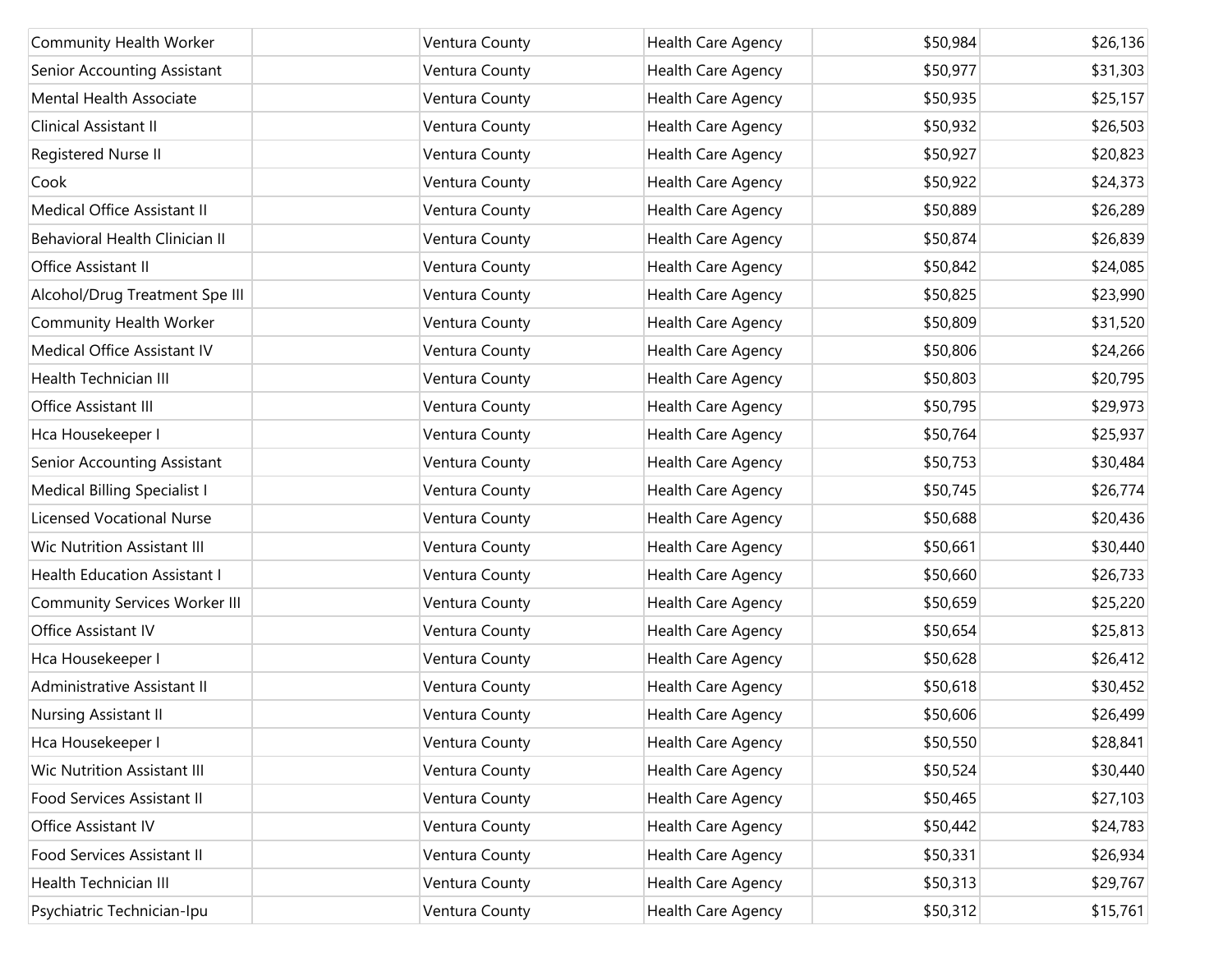| | | | | | |
|---|---|---|---|---|---|
| Community Health Worker | | Ventura County | Health Care Agency | $50,984 | $26,136 |
| Senior Accounting Assistant | | Ventura County | Health Care Agency | $50,977 | $31,303 |
| Mental Health Associate | | Ventura County | Health Care Agency | $50,935 | $25,157 |
| Clinical Assistant II | | Ventura County | Health Care Agency | $50,932 | $26,503 |
| Registered Nurse II | | Ventura County | Health Care Agency | $50,927 | $20,823 |
| Cook | | Ventura County | Health Care Agency | $50,922 | $24,373 |
| Medical Office Assistant II | | Ventura County | Health Care Agency | $50,889 | $26,289 |
| Behavioral Health Clinician II | | Ventura County | Health Care Agency | $50,874 | $26,839 |
| Office Assistant II | | Ventura County | Health Care Agency | $50,842 | $24,085 |
| Alcohol/Drug Treatment Spe III | | Ventura County | Health Care Agency | $50,825 | $23,990 |
| Community Health Worker | | Ventura County | Health Care Agency | $50,809 | $31,520 |
| Medical Office Assistant IV | | Ventura County | Health Care Agency | $50,806 | $24,266 |
| Health Technician III | | Ventura County | Health Care Agency | $50,803 | $20,795 |
| Office Assistant III | | Ventura County | Health Care Agency | $50,795 | $29,973 |
| Hca Housekeeper I | | Ventura County | Health Care Agency | $50,764 | $25,937 |
| Senior Accounting Assistant | | Ventura County | Health Care Agency | $50,753 | $30,484 |
| Medical Billing Specialist I | | Ventura County | Health Care Agency | $50,745 | $26,774 |
| Licensed Vocational Nurse | | Ventura County | Health Care Agency | $50,688 | $20,436 |
| Wic Nutrition Assistant III | | Ventura County | Health Care Agency | $50,661 | $30,440 |
| Health Education Assistant I | | Ventura County | Health Care Agency | $50,660 | $26,733 |
| Community Services Worker III | | Ventura County | Health Care Agency | $50,659 | $25,220 |
| Office Assistant IV | | Ventura County | Health Care Agency | $50,654 | $25,813 |
| Hca Housekeeper I | | Ventura County | Health Care Agency | $50,628 | $26,412 |
| Administrative Assistant II | | Ventura County | Health Care Agency | $50,618 | $30,452 |
| Nursing Assistant II | | Ventura County | Health Care Agency | $50,606 | $26,499 |
| Hca Housekeeper I | | Ventura County | Health Care Agency | $50,550 | $28,841 |
| Wic Nutrition Assistant III | | Ventura County | Health Care Agency | $50,524 | $30,440 |
| Food Services Assistant II | | Ventura County | Health Care Agency | $50,465 | $27,103 |
| Office Assistant IV | | Ventura County | Health Care Agency | $50,442 | $24,783 |
| Food Services Assistant II | | Ventura County | Health Care Agency | $50,331 | $26,934 |
| Health Technician III | | Ventura County | Health Care Agency | $50,313 | $29,767 |
| Psychiatric Technician-Ipu | | Ventura County | Health Care Agency | $50,312 | $15,761 |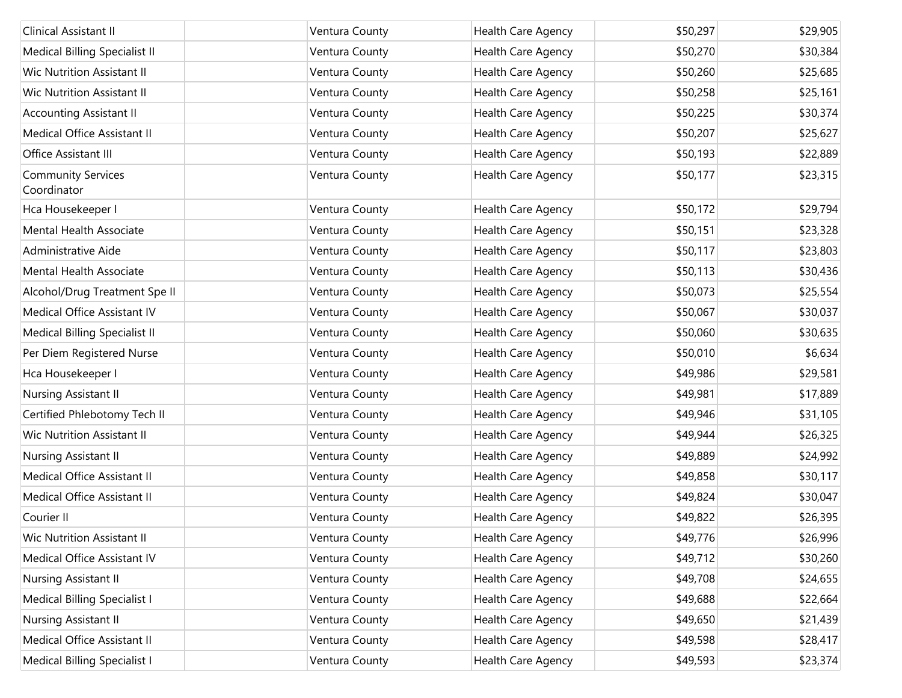| Clinical Assistant II | | Ventura County | Health Care Agency | $50,297 | $29,905 |
|---|---|---|---|---|---|
| Medical Billing Specialist II | | Ventura County | Health Care Agency | $50,270 | $30,384 |
| Wic Nutrition Assistant II | | Ventura County | Health Care Agency | $50,260 | $25,685 |
| Wic Nutrition Assistant II | | Ventura County | Health Care Agency | $50,258 | $25,161 |
| Accounting Assistant II | | Ventura County | Health Care Agency | $50,225 | $30,374 |
| Medical Office Assistant II | | Ventura County | Health Care Agency | $50,207 | $25,627 |
| Office Assistant III | | Ventura County | Health Care Agency | $50,193 | $22,889 |
| Community Services Coordinator | | Ventura County | Health Care Agency | $50,177 | $23,315 |
| Hca Housekeeper I | | Ventura County | Health Care Agency | $50,172 | $29,794 |
| Mental Health Associate | | Ventura County | Health Care Agency | $50,151 | $23,328 |
| Administrative Aide | | Ventura County | Health Care Agency | $50,117 | $23,803 |
| Mental Health Associate | | Ventura County | Health Care Agency | $50,113 | $30,436 |
| Alcohol/Drug Treatment Spe II | | Ventura County | Health Care Agency | $50,073 | $25,554 |
| Medical Office Assistant IV | | Ventura County | Health Care Agency | $50,067 | $30,037 |
| Medical Billing Specialist II | | Ventura County | Health Care Agency | $50,060 | $30,635 |
| Per Diem Registered Nurse | | Ventura County | Health Care Agency | $50,010 | $6,634 |
| Hca Housekeeper I | | Ventura County | Health Care Agency | $49,986 | $29,581 |
| Nursing Assistant II | | Ventura County | Health Care Agency | $49,981 | $17,889 |
| Certified Phlebotomy Tech II | | Ventura County | Health Care Agency | $49,946 | $31,105 |
| Wic Nutrition Assistant II | | Ventura County | Health Care Agency | $49,944 | $26,325 |
| Nursing Assistant II | | Ventura County | Health Care Agency | $49,889 | $24,992 |
| Medical Office Assistant II | | Ventura County | Health Care Agency | $49,858 | $30,117 |
| Medical Office Assistant II | | Ventura County | Health Care Agency | $49,824 | $30,047 |
| Courier II | | Ventura County | Health Care Agency | $49,822 | $26,395 |
| Wic Nutrition Assistant II | | Ventura County | Health Care Agency | $49,776 | $26,996 |
| Medical Office Assistant IV | | Ventura County | Health Care Agency | $49,712 | $30,260 |
| Nursing Assistant II | | Ventura County | Health Care Agency | $49,708 | $24,655 |
| Medical Billing Specialist I | | Ventura County | Health Care Agency | $49,688 | $22,664 |
| Nursing Assistant II | | Ventura County | Health Care Agency | $49,650 | $21,439 |
| Medical Office Assistant II | | Ventura County | Health Care Agency | $49,598 | $28,417 |
| Medical Billing Specialist I | | Ventura County | Health Care Agency | $49,593 | $23,374 |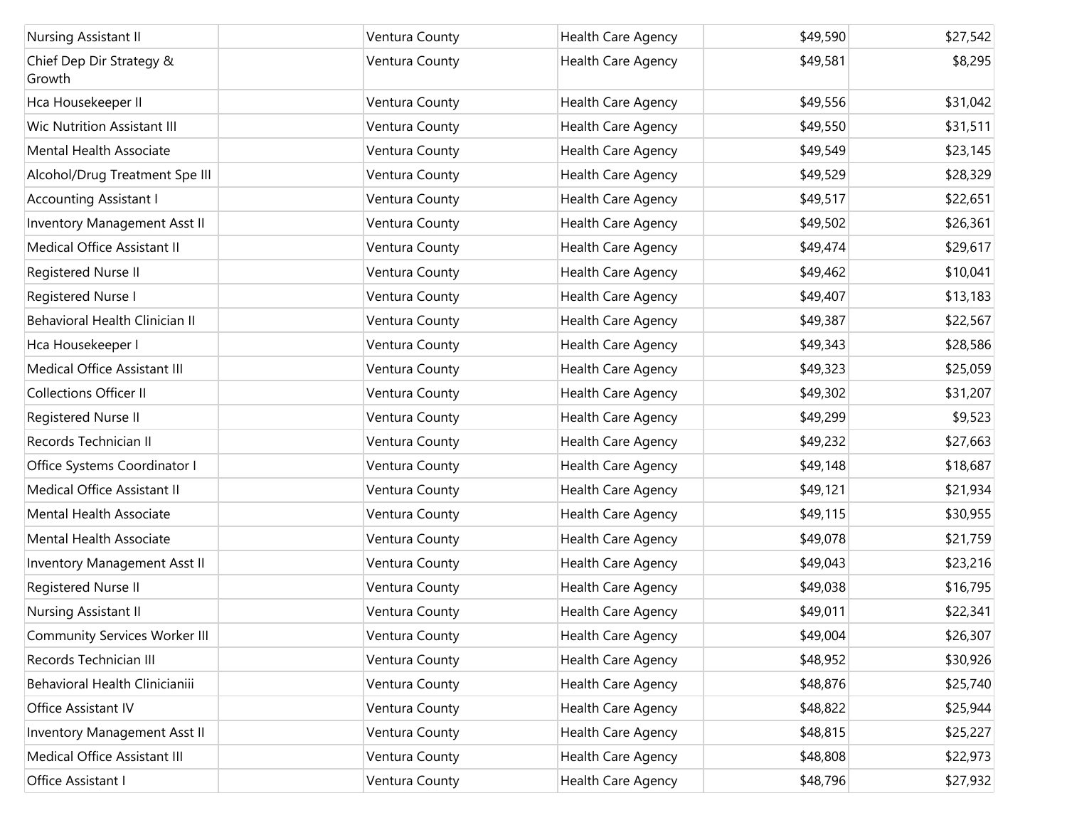| | | | | | |
|---|---|---|---|---|---|
| Nursing Assistant II | | Ventura County | Health Care Agency | $49,590 | $27,542 |
| Chief Dep Dir Strategy & Growth | | Ventura County | Health Care Agency | $49,581 | $8,295 |
| Hca Housekeeper II | | Ventura County | Health Care Agency | $49,556 | $31,042 |
| Wic Nutrition Assistant III | | Ventura County | Health Care Agency | $49,550 | $31,511 |
| Mental Health Associate | | Ventura County | Health Care Agency | $49,549 | $23,145 |
| Alcohol/Drug Treatment Spe III | | Ventura County | Health Care Agency | $49,529 | $28,329 |
| Accounting Assistant I | | Ventura County | Health Care Agency | $49,517 | $22,651 |
| Inventory Management Asst II | | Ventura County | Health Care Agency | $49,502 | $26,361 |
| Medical Office Assistant II | | Ventura County | Health Care Agency | $49,474 | $29,617 |
| Registered Nurse II | | Ventura County | Health Care Agency | $49,462 | $10,041 |
| Registered Nurse I | | Ventura County | Health Care Agency | $49,407 | $13,183 |
| Behavioral Health Clinician II | | Ventura County | Health Care Agency | $49,387 | $22,567 |
| Hca Housekeeper I | | Ventura County | Health Care Agency | $49,343 | $28,586 |
| Medical Office Assistant III | | Ventura County | Health Care Agency | $49,323 | $25,059 |
| Collections Officer II | | Ventura County | Health Care Agency | $49,302 | $31,207 |
| Registered Nurse II | | Ventura County | Health Care Agency | $49,299 | $9,523 |
| Records Technician II | | Ventura County | Health Care Agency | $49,232 | $27,663 |
| Office Systems Coordinator I | | Ventura County | Health Care Agency | $49,148 | $18,687 |
| Medical Office Assistant II | | Ventura County | Health Care Agency | $49,121 | $21,934 |
| Mental Health Associate | | Ventura County | Health Care Agency | $49,115 | $30,955 |
| Mental Health Associate | | Ventura County | Health Care Agency | $49,078 | $21,759 |
| Inventory Management Asst II | | Ventura County | Health Care Agency | $49,043 | $23,216 |
| Registered Nurse II | | Ventura County | Health Care Agency | $49,038 | $16,795 |
| Nursing Assistant II | | Ventura County | Health Care Agency | $49,011 | $22,341 |
| Community Services Worker III | | Ventura County | Health Care Agency | $49,004 | $26,307 |
| Records Technician III | | Ventura County | Health Care Agency | $48,952 | $30,926 |
| Behavioral Health Clinicianiii | | Ventura County | Health Care Agency | $48,876 | $25,740 |
| Office Assistant IV | | Ventura County | Health Care Agency | $48,822 | $25,944 |
| Inventory Management Asst II | | Ventura County | Health Care Agency | $48,815 | $25,227 |
| Medical Office Assistant III | | Ventura County | Health Care Agency | $48,808 | $22,973 |
| Office Assistant I | | Ventura County | Health Care Agency | $48,796 | $27,932 |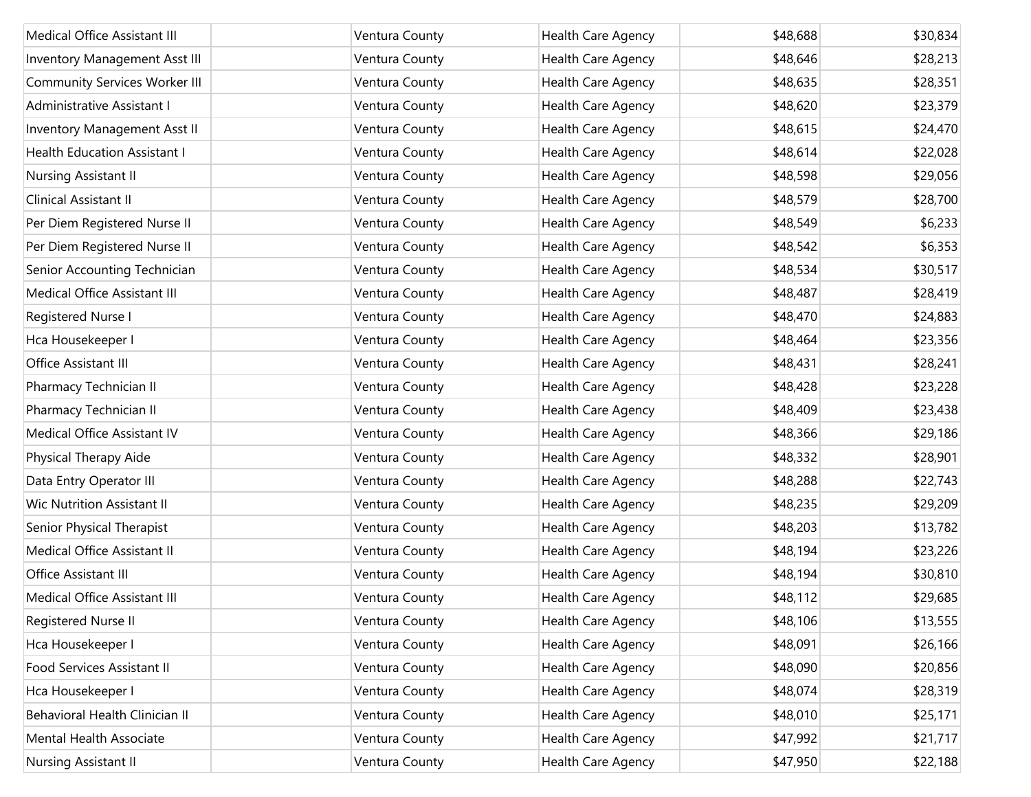| | | | | | |
|---|---|---|---|---|---|
| Medical Office Assistant III | | Ventura County | Health Care Agency | $48,688 | $30,834 |
| Inventory Management Asst III | | Ventura County | Health Care Agency | $48,646 | $28,213 |
| Community Services Worker III | | Ventura County | Health Care Agency | $48,635 | $28,351 |
| Administrative Assistant I | | Ventura County | Health Care Agency | $48,620 | $23,379 |
| Inventory Management Asst II | | Ventura County | Health Care Agency | $48,615 | $24,470 |
| Health Education Assistant I | | Ventura County | Health Care Agency | $48,614 | $22,028 |
| Nursing Assistant II | | Ventura County | Health Care Agency | $48,598 | $29,056 |
| Clinical Assistant II | | Ventura County | Health Care Agency | $48,579 | $28,700 |
| Per Diem Registered Nurse II | | Ventura County | Health Care Agency | $48,549 | $6,233 |
| Per Diem Registered Nurse II | | Ventura County | Health Care Agency | $48,542 | $6,353 |
| Senior Accounting Technician | | Ventura County | Health Care Agency | $48,534 | $30,517 |
| Medical Office Assistant III | | Ventura County | Health Care Agency | $48,487 | $28,419 |
| Registered Nurse I | | Ventura County | Health Care Agency | $48,470 | $24,883 |
| Hca Housekeeper I | | Ventura County | Health Care Agency | $48,464 | $23,356 |
| Office Assistant III | | Ventura County | Health Care Agency | $48,431 | $28,241 |
| Pharmacy Technician II | | Ventura County | Health Care Agency | $48,428 | $23,228 |
| Pharmacy Technician II | | Ventura County | Health Care Agency | $48,409 | $23,438 |
| Medical Office Assistant IV | | Ventura County | Health Care Agency | $48,366 | $29,186 |
| Physical Therapy Aide | | Ventura County | Health Care Agency | $48,332 | $28,901 |
| Data Entry Operator III | | Ventura County | Health Care Agency | $48,288 | $22,743 |
| Wic Nutrition Assistant II | | Ventura County | Health Care Agency | $48,235 | $29,209 |
| Senior Physical Therapist | | Ventura County | Health Care Agency | $48,203 | $13,782 |
| Medical Office Assistant II | | Ventura County | Health Care Agency | $48,194 | $23,226 |
| Office Assistant III | | Ventura County | Health Care Agency | $48,194 | $30,810 |
| Medical Office Assistant III | | Ventura County | Health Care Agency | $48,112 | $29,685 |
| Registered Nurse II | | Ventura County | Health Care Agency | $48,106 | $13,555 |
| Hca Housekeeper I | | Ventura County | Health Care Agency | $48,091 | $26,166 |
| Food Services Assistant II | | Ventura County | Health Care Agency | $48,090 | $20,856 |
| Hca Housekeeper I | | Ventura County | Health Care Agency | $48,074 | $28,319 |
| Behavioral Health Clinician II | | Ventura County | Health Care Agency | $48,010 | $25,171 |
| Mental Health Associate | | Ventura County | Health Care Agency | $47,992 | $21,717 |
| Nursing Assistant II | | Ventura County | Health Care Agency | $47,950 | $22,188 |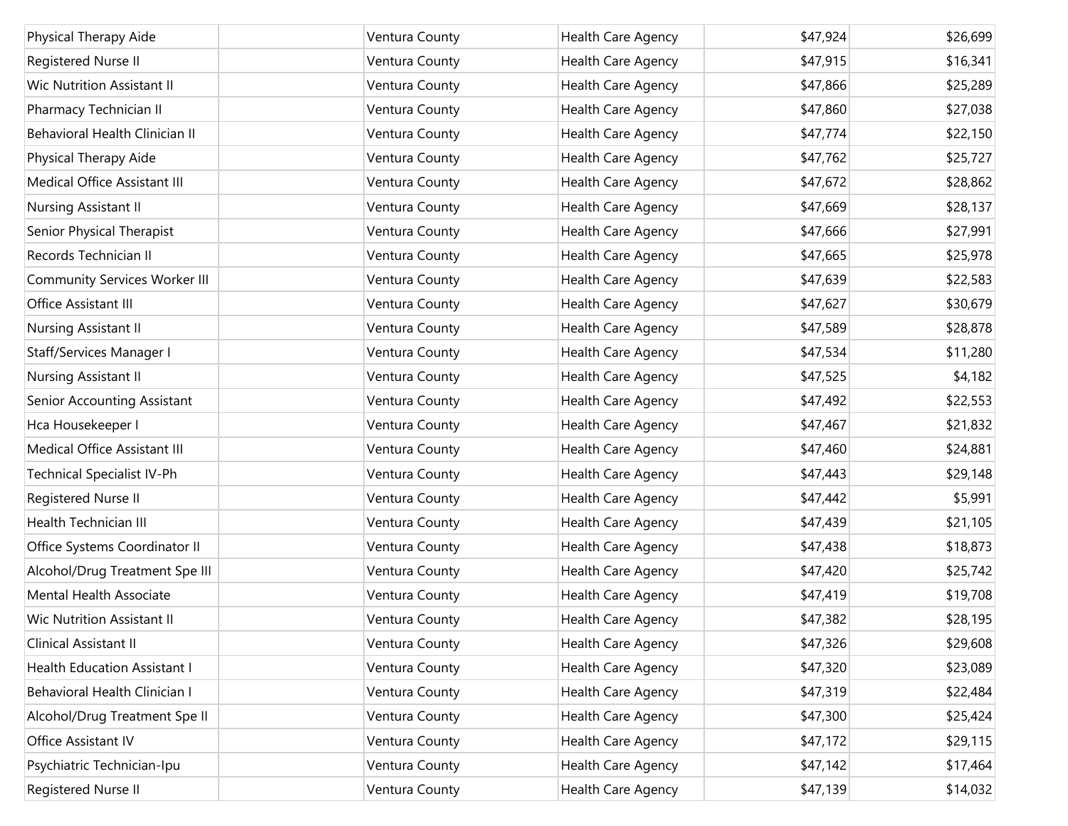| | | | | | |
|---|---|---|---|---|---|
| Physical Therapy Aide | | Ventura County | Health Care Agency | $47,924 | $26,699 |
| Registered Nurse II | | Ventura County | Health Care Agency | $47,915 | $16,341 |
| Wic Nutrition Assistant II | | Ventura County | Health Care Agency | $47,866 | $25,289 |
| Pharmacy Technician II | | Ventura County | Health Care Agency | $47,860 | $27,038 |
| Behavioral Health Clinician II | | Ventura County | Health Care Agency | $47,774 | $22,150 |
| Physical Therapy Aide | | Ventura County | Health Care Agency | $47,762 | $25,727 |
| Medical Office Assistant III | | Ventura County | Health Care Agency | $47,672 | $28,862 |
| Nursing Assistant II | | Ventura County | Health Care Agency | $47,669 | $28,137 |
| Senior Physical Therapist | | Ventura County | Health Care Agency | $47,666 | $27,991 |
| Records Technician II | | Ventura County | Health Care Agency | $47,665 | $25,978 |
| Community Services Worker III | | Ventura County | Health Care Agency | $47,639 | $22,583 |
| Office Assistant III | | Ventura County | Health Care Agency | $47,627 | $30,679 |
| Nursing Assistant II | | Ventura County | Health Care Agency | $47,589 | $28,878 |
| Staff/Services Manager I | | Ventura County | Health Care Agency | $47,534 | $11,280 |
| Nursing Assistant II | | Ventura County | Health Care Agency | $47,525 | $4,182 |
| Senior Accounting Assistant | | Ventura County | Health Care Agency | $47,492 | $22,553 |
| Hca Housekeeper I | | Ventura County | Health Care Agency | $47,467 | $21,832 |
| Medical Office Assistant III | | Ventura County | Health Care Agency | $47,460 | $24,881 |
| Technical Specialist IV-Ph | | Ventura County | Health Care Agency | $47,443 | $29,148 |
| Registered Nurse II | | Ventura County | Health Care Agency | $47,442 | $5,991 |
| Health Technician III | | Ventura County | Health Care Agency | $47,439 | $21,105 |
| Office Systems Coordinator II | | Ventura County | Health Care Agency | $47,438 | $18,873 |
| Alcohol/Drug Treatment Spe III | | Ventura County | Health Care Agency | $47,420 | $25,742 |
| Mental Health Associate | | Ventura County | Health Care Agency | $47,419 | $19,708 |
| Wic Nutrition Assistant II | | Ventura County | Health Care Agency | $47,382 | $28,195 |
| Clinical Assistant II | | Ventura County | Health Care Agency | $47,326 | $29,608 |
| Health Education Assistant I | | Ventura County | Health Care Agency | $47,320 | $23,089 |
| Behavioral Health Clinician I | | Ventura County | Health Care Agency | $47,319 | $22,484 |
| Alcohol/Drug Treatment Spe II | | Ventura County | Health Care Agency | $47,300 | $25,424 |
| Office Assistant IV | | Ventura County | Health Care Agency | $47,172 | $29,115 |
| Psychiatric Technician-Ipu | | Ventura County | Health Care Agency | $47,142 | $17,464 |
| Registered Nurse II | | Ventura County | Health Care Agency | $47,139 | $14,032 |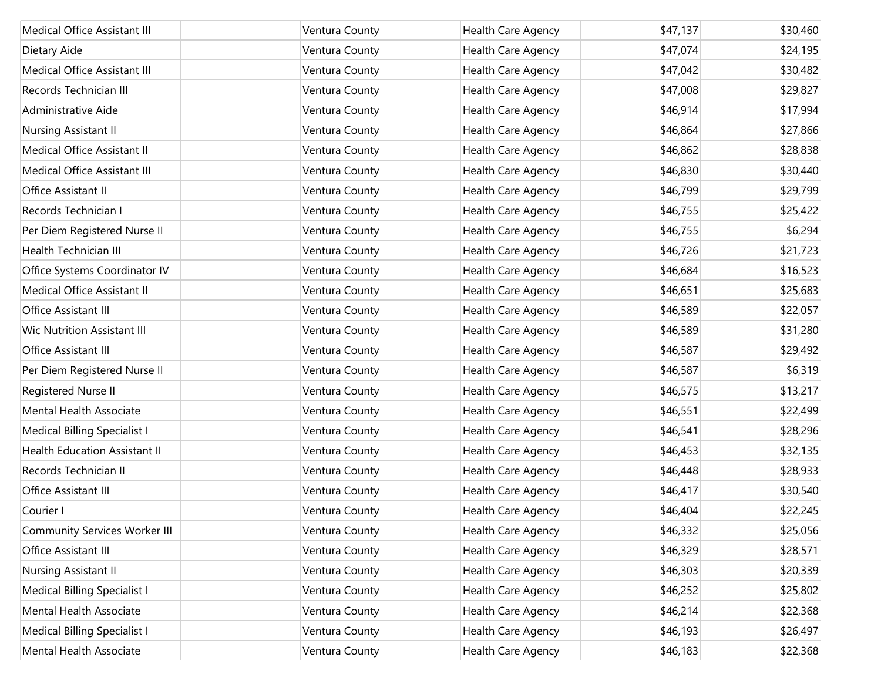| | | | | | |
|---|---|---|---|---|---|
| Medical Office Assistant III | | Ventura County | Health Care Agency | $47,137 | $30,460 |
| Dietary Aide | | Ventura County | Health Care Agency | $47,074 | $24,195 |
| Medical Office Assistant III | | Ventura County | Health Care Agency | $47,042 | $30,482 |
| Records Technician III | | Ventura County | Health Care Agency | $47,008 | $29,827 |
| Administrative Aide | | Ventura County | Health Care Agency | $46,914 | $17,994 |
| Nursing Assistant II | | Ventura County | Health Care Agency | $46,864 | $27,866 |
| Medical Office Assistant II | | Ventura County | Health Care Agency | $46,862 | $28,838 |
| Medical Office Assistant III | | Ventura County | Health Care Agency | $46,830 | $30,440 |
| Office Assistant II | | Ventura County | Health Care Agency | $46,799 | $29,799 |
| Records Technician I | | Ventura County | Health Care Agency | $46,755 | $25,422 |
| Per Diem Registered Nurse II | | Ventura County | Health Care Agency | $46,755 | $6,294 |
| Health Technician III | | Ventura County | Health Care Agency | $46,726 | $21,723 |
| Office Systems Coordinator IV | | Ventura County | Health Care Agency | $46,684 | $16,523 |
| Medical Office Assistant II | | Ventura County | Health Care Agency | $46,651 | $25,683 |
| Office Assistant III | | Ventura County | Health Care Agency | $46,589 | $22,057 |
| Wic Nutrition Assistant III | | Ventura County | Health Care Agency | $46,589 | $31,280 |
| Office Assistant III | | Ventura County | Health Care Agency | $46,587 | $29,492 |
| Per Diem Registered Nurse II | | Ventura County | Health Care Agency | $46,587 | $6,319 |
| Registered Nurse II | | Ventura County | Health Care Agency | $46,575 | $13,217 |
| Mental Health Associate | | Ventura County | Health Care Agency | $46,551 | $22,499 |
| Medical Billing Specialist I | | Ventura County | Health Care Agency | $46,541 | $28,296 |
| Health Education Assistant II | | Ventura County | Health Care Agency | $46,453 | $32,135 |
| Records Technician II | | Ventura County | Health Care Agency | $46,448 | $28,933 |
| Office Assistant III | | Ventura County | Health Care Agency | $46,417 | $30,540 |
| Courier I | | Ventura County | Health Care Agency | $46,404 | $22,245 |
| Community Services Worker III | | Ventura County | Health Care Agency | $46,332 | $25,056 |
| Office Assistant III | | Ventura County | Health Care Agency | $46,329 | $28,571 |
| Nursing Assistant II | | Ventura County | Health Care Agency | $46,303 | $20,339 |
| Medical Billing Specialist I | | Ventura County | Health Care Agency | $46,252 | $25,802 |
| Mental Health Associate | | Ventura County | Health Care Agency | $46,214 | $22,368 |
| Medical Billing Specialist I | | Ventura County | Health Care Agency | $46,193 | $26,497 |
| Mental Health Associate | | Ventura County | Health Care Agency | $46,183 | $22,368 |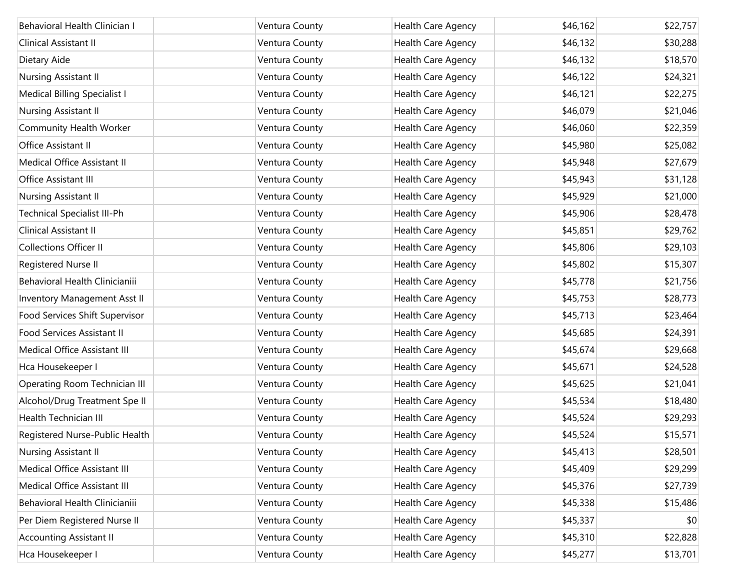| | | | | | |
|---|---|---|---|---|---|
| Behavioral Health Clinician I | | Ventura County | Health Care Agency | $46,162 | $22,757 |
| Clinical Assistant II | | Ventura County | Health Care Agency | $46,132 | $30,288 |
| Dietary Aide | | Ventura County | Health Care Agency | $46,132 | $18,570 |
| Nursing Assistant II | | Ventura County | Health Care Agency | $46,122 | $24,321 |
| Medical Billing Specialist I | | Ventura County | Health Care Agency | $46,121 | $22,275 |
| Nursing Assistant II | | Ventura County | Health Care Agency | $46,079 | $21,046 |
| Community Health Worker | | Ventura County | Health Care Agency | $46,060 | $22,359 |
| Office Assistant II | | Ventura County | Health Care Agency | $45,980 | $25,082 |
| Medical Office Assistant II | | Ventura County | Health Care Agency | $45,948 | $27,679 |
| Office Assistant III | | Ventura County | Health Care Agency | $45,943 | $31,128 |
| Nursing Assistant II | | Ventura County | Health Care Agency | $45,929 | $21,000 |
| Technical Specialist III-Ph | | Ventura County | Health Care Agency | $45,906 | $28,478 |
| Clinical Assistant II | | Ventura County | Health Care Agency | $45,851 | $29,762 |
| Collections Officer II | | Ventura County | Health Care Agency | $45,806 | $29,103 |
| Registered Nurse II | | Ventura County | Health Care Agency | $45,802 | $15,307 |
| Behavioral Health Clinicianiii | | Ventura County | Health Care Agency | $45,778 | $21,756 |
| Inventory Management Asst II | | Ventura County | Health Care Agency | $45,753 | $28,773 |
| Food Services Shift Supervisor | | Ventura County | Health Care Agency | $45,713 | $23,464 |
| Food Services Assistant II | | Ventura County | Health Care Agency | $45,685 | $24,391 |
| Medical Office Assistant III | | Ventura County | Health Care Agency | $45,674 | $29,668 |
| Hca Housekeeper I | | Ventura County | Health Care Agency | $45,671 | $24,528 |
| Operating Room Technician III | | Ventura County | Health Care Agency | $45,625 | $21,041 |
| Alcohol/Drug Treatment Spe II | | Ventura County | Health Care Agency | $45,534 | $18,480 |
| Health Technician III | | Ventura County | Health Care Agency | $45,524 | $29,293 |
| Registered Nurse-Public Health | | Ventura County | Health Care Agency | $45,524 | $15,571 |
| Nursing Assistant II | | Ventura County | Health Care Agency | $45,413 | $28,501 |
| Medical Office Assistant III | | Ventura County | Health Care Agency | $45,409 | $29,299 |
| Medical Office Assistant III | | Ventura County | Health Care Agency | $45,376 | $27,739 |
| Behavioral Health Clinicianiii | | Ventura County | Health Care Agency | $45,338 | $15,486 |
| Per Diem Registered Nurse II | | Ventura County | Health Care Agency | $45,337 | $0 |
| Accounting Assistant II | | Ventura County | Health Care Agency | $45,310 | $22,828 |
| Hca Housekeeper I | | Ventura County | Health Care Agency | $45,277 | $13,701 |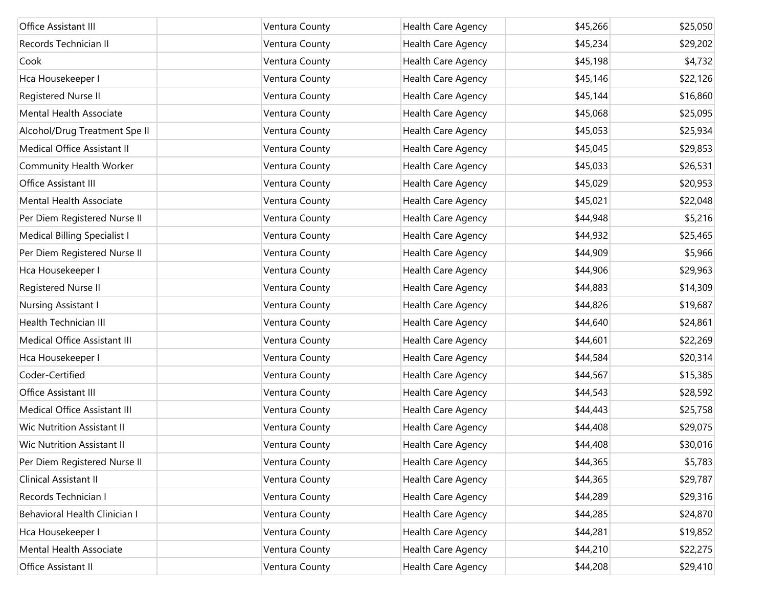| | | | | | |
|---|---|---|---|---|---|
| Office Assistant III | | Ventura County | Health Care Agency | $45,266 | $25,050 |
| Records Technician II | | Ventura County | Health Care Agency | $45,234 | $29,202 |
| Cook | | Ventura County | Health Care Agency | $45,198 | $4,732 |
| Hca Housekeeper I | | Ventura County | Health Care Agency | $45,146 | $22,126 |
| Registered Nurse II | | Ventura County | Health Care Agency | $45,144 | $16,860 |
| Mental Health Associate | | Ventura County | Health Care Agency | $45,068 | $25,095 |
| Alcohol/Drug Treatment Spe II | | Ventura County | Health Care Agency | $45,053 | $25,934 |
| Medical Office Assistant II | | Ventura County | Health Care Agency | $45,045 | $29,853 |
| Community Health Worker | | Ventura County | Health Care Agency | $45,033 | $26,531 |
| Office Assistant III | | Ventura County | Health Care Agency | $45,029 | $20,953 |
| Mental Health Associate | | Ventura County | Health Care Agency | $45,021 | $22,048 |
| Per Diem Registered Nurse II | | Ventura County | Health Care Agency | $44,948 | $5,216 |
| Medical Billing Specialist I | | Ventura County | Health Care Agency | $44,932 | $25,465 |
| Per Diem Registered Nurse II | | Ventura County | Health Care Agency | $44,909 | $5,966 |
| Hca Housekeeper I | | Ventura County | Health Care Agency | $44,906 | $29,963 |
| Registered Nurse II | | Ventura County | Health Care Agency | $44,883 | $14,309 |
| Nursing Assistant I | | Ventura County | Health Care Agency | $44,826 | $19,687 |
| Health Technician III | | Ventura County | Health Care Agency | $44,640 | $24,861 |
| Medical Office Assistant III | | Ventura County | Health Care Agency | $44,601 | $22,269 |
| Hca Housekeeper I | | Ventura County | Health Care Agency | $44,584 | $20,314 |
| Coder-Certified | | Ventura County | Health Care Agency | $44,567 | $15,385 |
| Office Assistant III | | Ventura County | Health Care Agency | $44,543 | $28,592 |
| Medical Office Assistant III | | Ventura County | Health Care Agency | $44,443 | $25,758 |
| Wic Nutrition Assistant II | | Ventura County | Health Care Agency | $44,408 | $29,075 |
| Wic Nutrition Assistant II | | Ventura County | Health Care Agency | $44,408 | $30,016 |
| Per Diem Registered Nurse II | | Ventura County | Health Care Agency | $44,365 | $5,783 |
| Clinical Assistant II | | Ventura County | Health Care Agency | $44,365 | $29,787 |
| Records Technician I | | Ventura County | Health Care Agency | $44,289 | $29,316 |
| Behavioral Health Clinician I | | Ventura County | Health Care Agency | $44,285 | $24,870 |
| Hca Housekeeper I | | Ventura County | Health Care Agency | $44,281 | $19,852 |
| Mental Health Associate | | Ventura County | Health Care Agency | $44,210 | $22,275 |
| Office Assistant II | | Ventura County | Health Care Agency | $44,208 | $29,410 |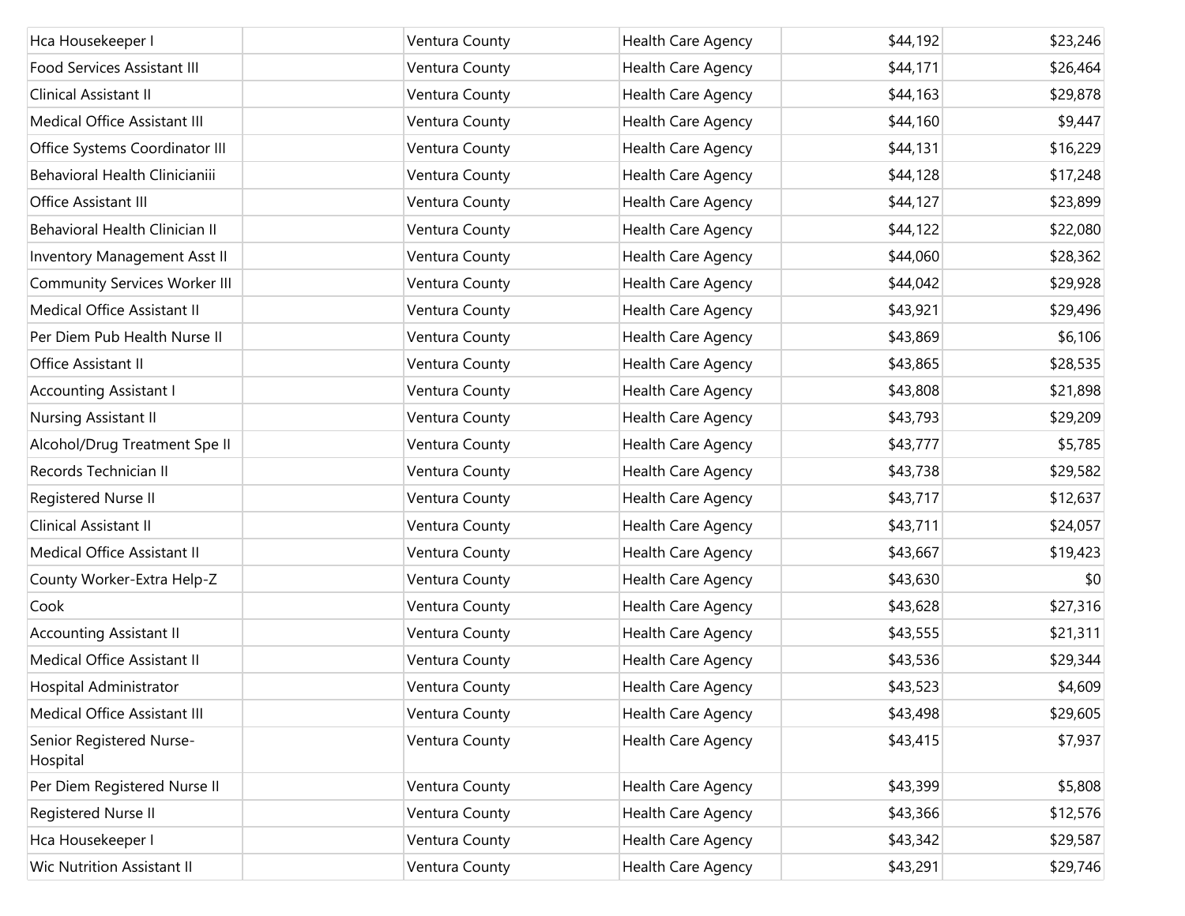| | | | | | |
|---|---|---|---|---|---|
| Hca Housekeeper I | | Ventura County | Health Care Agency | $44,192 | $23,246 |
| Food Services Assistant III | | Ventura County | Health Care Agency | $44,171 | $26,464 |
| Clinical Assistant II | | Ventura County | Health Care Agency | $44,163 | $29,878 |
| Medical Office Assistant III | | Ventura County | Health Care Agency | $44,160 | $9,447 |
| Office Systems Coordinator III | | Ventura County | Health Care Agency | $44,131 | $16,229 |
| Behavioral Health Clinicianiii | | Ventura County | Health Care Agency | $44,128 | $17,248 |
| Office Assistant III | | Ventura County | Health Care Agency | $44,127 | $23,899 |
| Behavioral Health Clinician II | | Ventura County | Health Care Agency | $44,122 | $22,080 |
| Inventory Management Asst II | | Ventura County | Health Care Agency | $44,060 | $28,362 |
| Community Services Worker III | | Ventura County | Health Care Agency | $44,042 | $29,928 |
| Medical Office Assistant II | | Ventura County | Health Care Agency | $43,921 | $29,496 |
| Per Diem Pub Health Nurse II | | Ventura County | Health Care Agency | $43,869 | $6,106 |
| Office Assistant II | | Ventura County | Health Care Agency | $43,865 | $28,535 |
| Accounting Assistant I | | Ventura County | Health Care Agency | $43,808 | $21,898 |
| Nursing Assistant II | | Ventura County | Health Care Agency | $43,793 | $29,209 |
| Alcohol/Drug Treatment Spe II | | Ventura County | Health Care Agency | $43,777 | $5,785 |
| Records Technician II | | Ventura County | Health Care Agency | $43,738 | $29,582 |
| Registered Nurse II | | Ventura County | Health Care Agency | $43,717 | $12,637 |
| Clinical Assistant II | | Ventura County | Health Care Agency | $43,711 | $24,057 |
| Medical Office Assistant II | | Ventura County | Health Care Agency | $43,667 | $19,423 |
| County Worker-Extra Help-Z | | Ventura County | Health Care Agency | $43,630 | $0 |
| Cook | | Ventura County | Health Care Agency | $43,628 | $27,316 |
| Accounting Assistant II | | Ventura County | Health Care Agency | $43,555 | $21,311 |
| Medical Office Assistant II | | Ventura County | Health Care Agency | $43,536 | $29,344 |
| Hospital Administrator | | Ventura County | Health Care Agency | $43,523 | $4,609 |
| Medical Office Assistant III | | Ventura County | Health Care Agency | $43,498 | $29,605 |
| Senior Registered Nurse-Hospital | | Ventura County | Health Care Agency | $43,415 | $7,937 |
| Per Diem Registered Nurse II | | Ventura County | Health Care Agency | $43,399 | $5,808 |
| Registered Nurse II | | Ventura County | Health Care Agency | $43,366 | $12,576 |
| Hca Housekeeper I | | Ventura County | Health Care Agency | $43,342 | $29,587 |
| Wic Nutrition Assistant II | | Ventura County | Health Care Agency | $43,291 | $29,746 |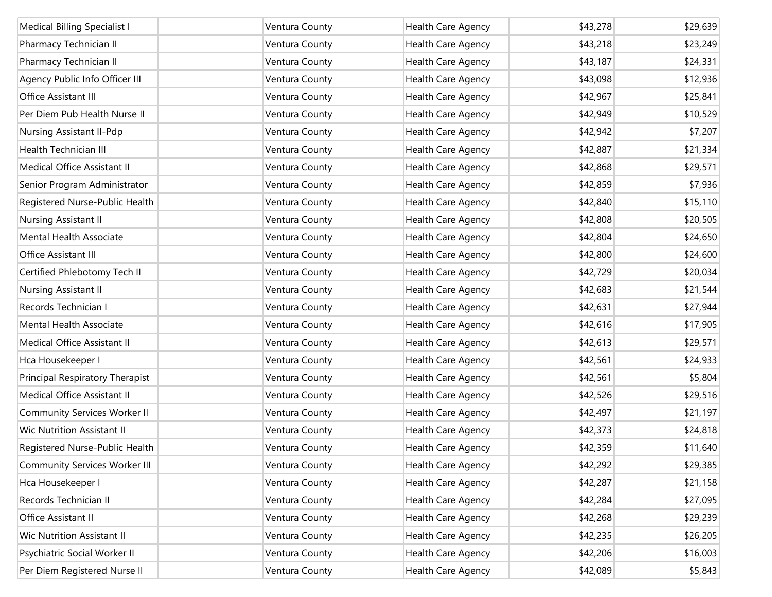| | | | | | |
|---|---|---|---|---|---|
| Medical Billing Specialist I | | Ventura County | Health Care Agency | $43,278 | $29,639 |
| Pharmacy Technician II | | Ventura County | Health Care Agency | $43,218 | $23,249 |
| Pharmacy Technician II | | Ventura County | Health Care Agency | $43,187 | $24,331 |
| Agency Public Info Officer III | | Ventura County | Health Care Agency | $43,098 | $12,936 |
| Office Assistant III | | Ventura County | Health Care Agency | $42,967 | $25,841 |
| Per Diem Pub Health Nurse II | | Ventura County | Health Care Agency | $42,949 | $10,529 |
| Nursing Assistant II-Pdp | | Ventura County | Health Care Agency | $42,942 | $7,207 |
| Health Technician III | | Ventura County | Health Care Agency | $42,887 | $21,334 |
| Medical Office Assistant II | | Ventura County | Health Care Agency | $42,868 | $29,571 |
| Senior Program Administrator | | Ventura County | Health Care Agency | $42,859 | $7,936 |
| Registered Nurse-Public Health | | Ventura County | Health Care Agency | $42,840 | $15,110 |
| Nursing Assistant II | | Ventura County | Health Care Agency | $42,808 | $20,505 |
| Mental Health Associate | | Ventura County | Health Care Agency | $42,804 | $24,650 |
| Office Assistant III | | Ventura County | Health Care Agency | $42,800 | $24,600 |
| Certified Phlebotomy Tech II | | Ventura County | Health Care Agency | $42,729 | $20,034 |
| Nursing Assistant II | | Ventura County | Health Care Agency | $42,683 | $21,544 |
| Records Technician I | | Ventura County | Health Care Agency | $42,631 | $27,944 |
| Mental Health Associate | | Ventura County | Health Care Agency | $42,616 | $17,905 |
| Medical Office Assistant II | | Ventura County | Health Care Agency | $42,613 | $29,571 |
| Hca Housekeeper I | | Ventura County | Health Care Agency | $42,561 | $24,933 |
| Principal Respiratory Therapist | | Ventura County | Health Care Agency | $42,561 | $5,804 |
| Medical Office Assistant II | | Ventura County | Health Care Agency | $42,526 | $29,516 |
| Community Services Worker II | | Ventura County | Health Care Agency | $42,497 | $21,197 |
| Wic Nutrition Assistant II | | Ventura County | Health Care Agency | $42,373 | $24,818 |
| Registered Nurse-Public Health | | Ventura County | Health Care Agency | $42,359 | $11,640 |
| Community Services Worker III | | Ventura County | Health Care Agency | $42,292 | $29,385 |
| Hca Housekeeper I | | Ventura County | Health Care Agency | $42,287 | $21,158 |
| Records Technician II | | Ventura County | Health Care Agency | $42,284 | $27,095 |
| Office Assistant II | | Ventura County | Health Care Agency | $42,268 | $29,239 |
| Wic Nutrition Assistant II | | Ventura County | Health Care Agency | $42,235 | $26,205 |
| Psychiatric Social Worker II | | Ventura County | Health Care Agency | $42,206 | $16,003 |
| Per Diem Registered Nurse II | | Ventura County | Health Care Agency | $42,089 | $5,843 |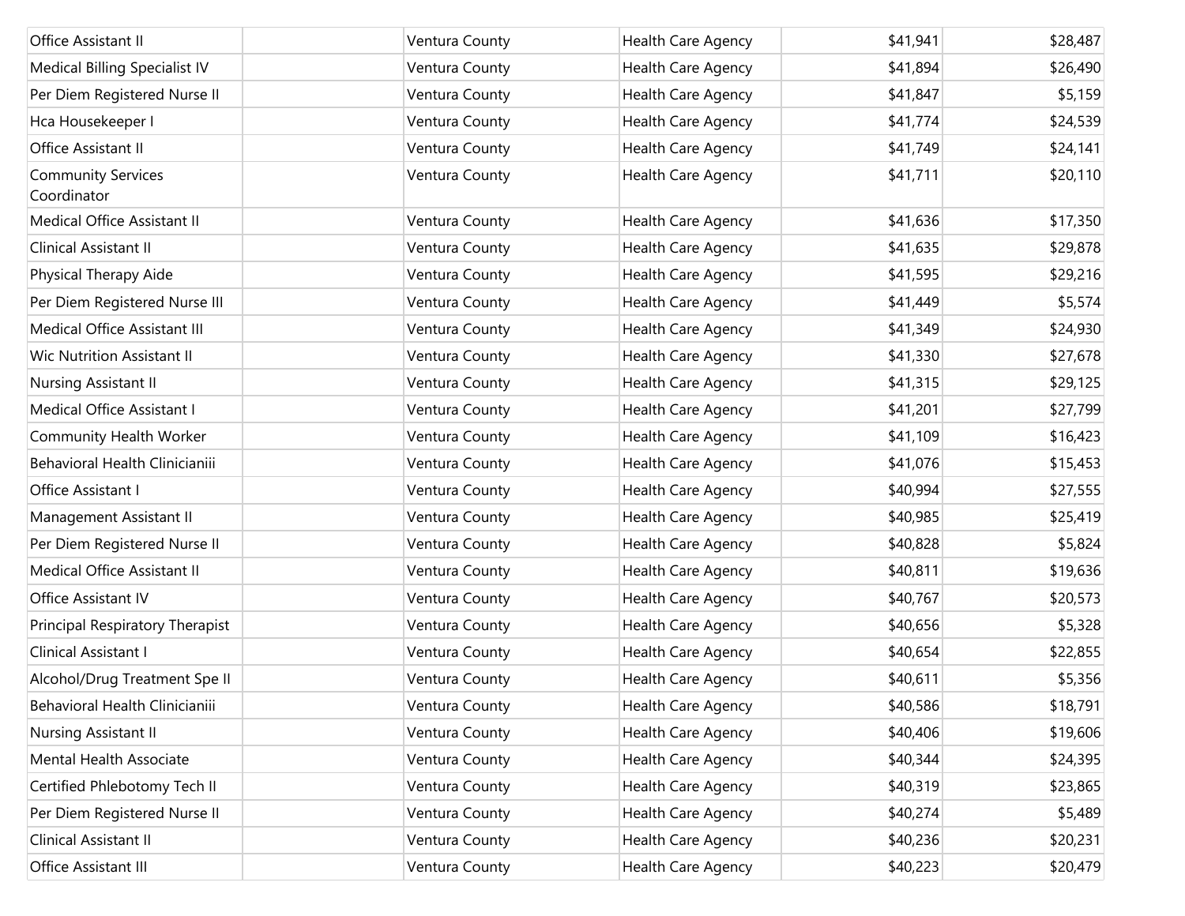| | | | | | |
|---|---|---|---|---|---|
| Office Assistant II | | Ventura County | Health Care Agency | $41,941 | $28,487 |
| Medical Billing Specialist IV | | Ventura County | Health Care Agency | $41,894 | $26,490 |
| Per Diem Registered Nurse II | | Ventura County | Health Care Agency | $41,847 | $5,159 |
| Hca Housekeeper I | | Ventura County | Health Care Agency | $41,774 | $24,539 |
| Office Assistant II | | Ventura County | Health Care Agency | $41,749 | $24,141 |
| Community Services Coordinator | | Ventura County | Health Care Agency | $41,711 | $20,110 |
| Medical Office Assistant II | | Ventura County | Health Care Agency | $41,636 | $17,350 |
| Clinical Assistant II | | Ventura County | Health Care Agency | $41,635 | $29,878 |
| Physical Therapy Aide | | Ventura County | Health Care Agency | $41,595 | $29,216 |
| Per Diem Registered Nurse III | | Ventura County | Health Care Agency | $41,449 | $5,574 |
| Medical Office Assistant III | | Ventura County | Health Care Agency | $41,349 | $24,930 |
| Wic Nutrition Assistant II | | Ventura County | Health Care Agency | $41,330 | $27,678 |
| Nursing Assistant II | | Ventura County | Health Care Agency | $41,315 | $29,125 |
| Medical Office Assistant I | | Ventura County | Health Care Agency | $41,201 | $27,799 |
| Community Health Worker | | Ventura County | Health Care Agency | $41,109 | $16,423 |
| Behavioral Health Clinicianiii | | Ventura County | Health Care Agency | $41,076 | $15,453 |
| Office Assistant I | | Ventura County | Health Care Agency | $40,994 | $27,555 |
| Management Assistant II | | Ventura County | Health Care Agency | $40,985 | $25,419 |
| Per Diem Registered Nurse II | | Ventura County | Health Care Agency | $40,828 | $5,824 |
| Medical Office Assistant II | | Ventura County | Health Care Agency | $40,811 | $19,636 |
| Office Assistant IV | | Ventura County | Health Care Agency | $40,767 | $20,573 |
| Principal Respiratory Therapist | | Ventura County | Health Care Agency | $40,656 | $5,328 |
| Clinical Assistant I | | Ventura County | Health Care Agency | $40,654 | $22,855 |
| Alcohol/Drug Treatment Spe II | | Ventura County | Health Care Agency | $40,611 | $5,356 |
| Behavioral Health Clinicianiii | | Ventura County | Health Care Agency | $40,586 | $18,791 |
| Nursing Assistant II | | Ventura County | Health Care Agency | $40,406 | $19,606 |
| Mental Health Associate | | Ventura County | Health Care Agency | $40,344 | $24,395 |
| Certified Phlebotomy Tech II | | Ventura County | Health Care Agency | $40,319 | $23,865 |
| Per Diem Registered Nurse II | | Ventura County | Health Care Agency | $40,274 | $5,489 |
| Clinical Assistant II | | Ventura County | Health Care Agency | $40,236 | $20,231 |
| Office Assistant III | | Ventura County | Health Care Agency | $40,223 | $20,479 |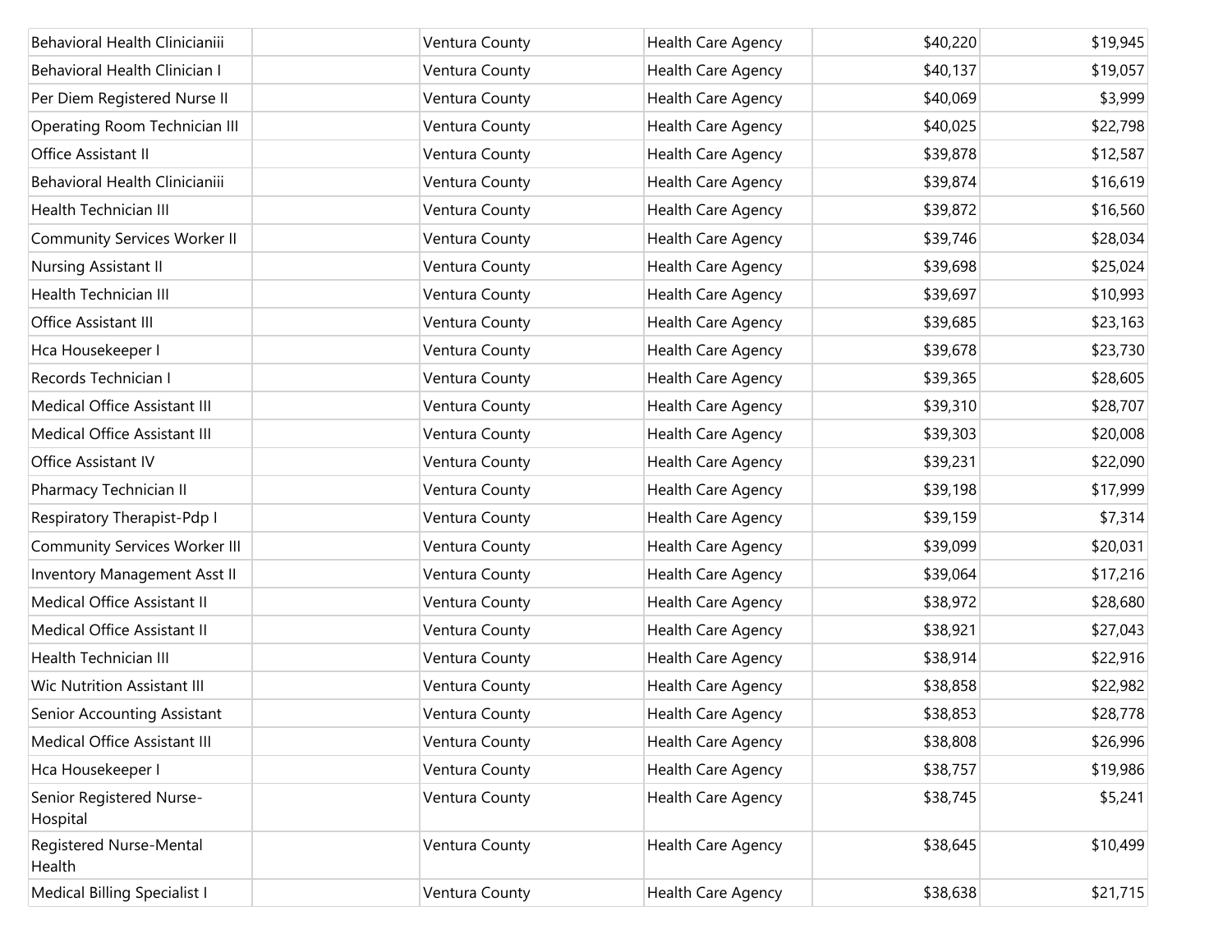| | | | | | |
|---|---|---|---|---|---|
| Behavioral Health Clinicianiii | | Ventura County | Health Care Agency | $40,220 | $19,945 |
| Behavioral Health Clinician I | | Ventura County | Health Care Agency | $40,137 | $19,057 |
| Per Diem Registered Nurse II | | Ventura County | Health Care Agency | $40,069 | $3,999 |
| Operating Room Technician III | | Ventura County | Health Care Agency | $40,025 | $22,798 |
| Office Assistant II | | Ventura County | Health Care Agency | $39,878 | $12,587 |
| Behavioral Health Clinicianiii | | Ventura County | Health Care Agency | $39,874 | $16,619 |
| Health Technician III | | Ventura County | Health Care Agency | $39,872 | $16,560 |
| Community Services Worker II | | Ventura County | Health Care Agency | $39,746 | $28,034 |
| Nursing Assistant II | | Ventura County | Health Care Agency | $39,698 | $25,024 |
| Health Technician III | | Ventura County | Health Care Agency | $39,697 | $10,993 |
| Office Assistant III | | Ventura County | Health Care Agency | $39,685 | $23,163 |
| Hca Housekeeper I | | Ventura County | Health Care Agency | $39,678 | $23,730 |
| Records Technician I | | Ventura County | Health Care Agency | $39,365 | $28,605 |
| Medical Office Assistant III | | Ventura County | Health Care Agency | $39,310 | $28,707 |
| Medical Office Assistant III | | Ventura County | Health Care Agency | $39,303 | $20,008 |
| Office Assistant IV | | Ventura County | Health Care Agency | $39,231 | $22,090 |
| Pharmacy Technician II | | Ventura County | Health Care Agency | $39,198 | $17,999 |
| Respiratory Therapist-Pdp I | | Ventura County | Health Care Agency | $39,159 | $7,314 |
| Community Services Worker III | | Ventura County | Health Care Agency | $39,099 | $20,031 |
| Inventory Management Asst II | | Ventura County | Health Care Agency | $39,064 | $17,216 |
| Medical Office Assistant II | | Ventura County | Health Care Agency | $38,972 | $28,680 |
| Medical Office Assistant II | | Ventura County | Health Care Agency | $38,921 | $27,043 |
| Health Technician III | | Ventura County | Health Care Agency | $38,914 | $22,916 |
| Wic Nutrition Assistant III | | Ventura County | Health Care Agency | $38,858 | $22,982 |
| Senior Accounting Assistant | | Ventura County | Health Care Agency | $38,853 | $28,778 |
| Medical Office Assistant III | | Ventura County | Health Care Agency | $38,808 | $26,996 |
| Hca Housekeeper I | | Ventura County | Health Care Agency | $38,757 | $19,986 |
| Senior Registered Nurse-Hospital | | Ventura County | Health Care Agency | $38,745 | $5,241 |
| Registered Nurse-Mental Health | | Ventura County | Health Care Agency | $38,645 | $10,499 |
| Medical Billing Specialist I | | Ventura County | Health Care Agency | $38,638 | $21,715 |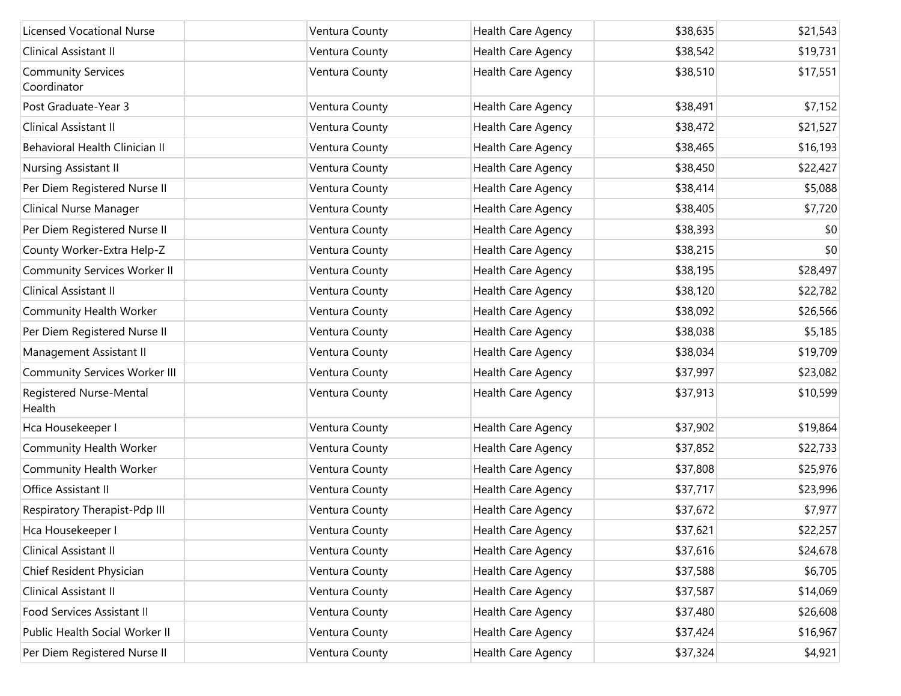| | | | | | |
|---|---|---|---|---|---|
| Licensed Vocational Nurse | | Ventura County | Health Care Agency | $38,635 | $21,543 |
| Clinical Assistant II | | Ventura County | Health Care Agency | $38,542 | $19,731 |
| Community Services Coordinator | | Ventura County | Health Care Agency | $38,510 | $17,551 |
| Post Graduate-Year 3 | | Ventura County | Health Care Agency | $38,491 | $7,152 |
| Clinical Assistant II | | Ventura County | Health Care Agency | $38,472 | $21,527 |
| Behavioral Health Clinician II | | Ventura County | Health Care Agency | $38,465 | $16,193 |
| Nursing Assistant II | | Ventura County | Health Care Agency | $38,450 | $22,427 |
| Per Diem Registered Nurse II | | Ventura County | Health Care Agency | $38,414 | $5,088 |
| Clinical Nurse Manager | | Ventura County | Health Care Agency | $38,405 | $7,720 |
| Per Diem Registered Nurse II | | Ventura County | Health Care Agency | $38,393 | $0 |
| County Worker-Extra Help-Z | | Ventura County | Health Care Agency | $38,215 | $0 |
| Community Services Worker II | | Ventura County | Health Care Agency | $38,195 | $28,497 |
| Clinical Assistant II | | Ventura County | Health Care Agency | $38,120 | $22,782 |
| Community Health Worker | | Ventura County | Health Care Agency | $38,092 | $26,566 |
| Per Diem Registered Nurse II | | Ventura County | Health Care Agency | $38,038 | $5,185 |
| Management Assistant II | | Ventura County | Health Care Agency | $38,034 | $19,709 |
| Community Services Worker III | | Ventura County | Health Care Agency | $37,997 | $23,082 |
| Registered Nurse-Mental Health | | Ventura County | Health Care Agency | $37,913 | $10,599 |
| Hca Housekeeper I | | Ventura County | Health Care Agency | $37,902 | $19,864 |
| Community Health Worker | | Ventura County | Health Care Agency | $37,852 | $22,733 |
| Community Health Worker | | Ventura County | Health Care Agency | $37,808 | $25,976 |
| Office Assistant II | | Ventura County | Health Care Agency | $37,717 | $23,996 |
| Respiratory Therapist-Pdp III | | Ventura County | Health Care Agency | $37,672 | $7,977 |
| Hca Housekeeper I | | Ventura County | Health Care Agency | $37,621 | $22,257 |
| Clinical Assistant II | | Ventura County | Health Care Agency | $37,616 | $24,678 |
| Chief Resident Physician | | Ventura County | Health Care Agency | $37,588 | $6,705 |
| Clinical Assistant II | | Ventura County | Health Care Agency | $37,587 | $14,069 |
| Food Services Assistant II | | Ventura County | Health Care Agency | $37,480 | $26,608 |
| Public Health Social Worker II | | Ventura County | Health Care Agency | $37,424 | $16,967 |
| Per Diem Registered Nurse II | | Ventura County | Health Care Agency | $37,324 | $4,921 |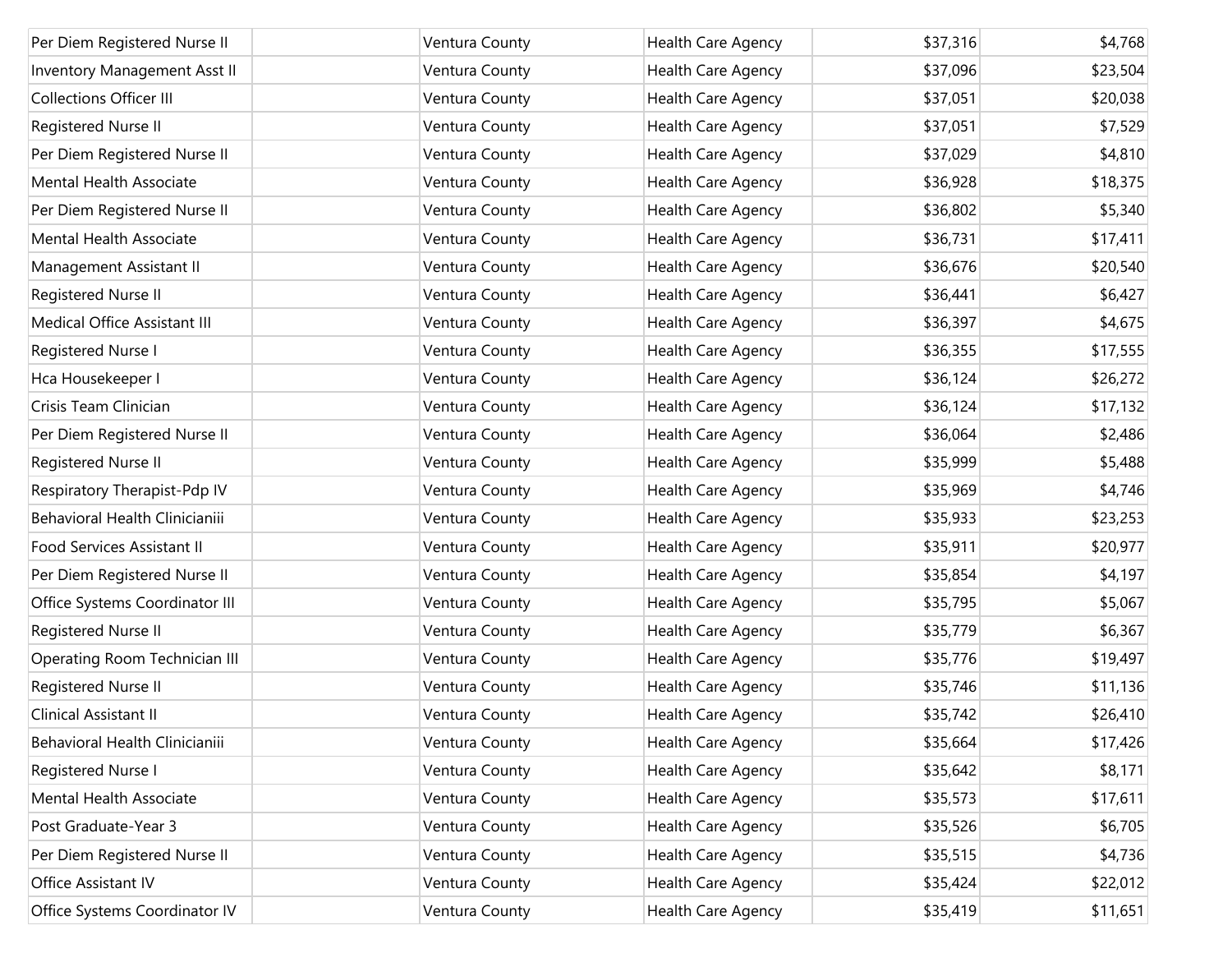| Per Diem Registered Nurse II | | Ventura County | Health Care Agency | $37,316 | $4,768 |
|---|---|---|---|---|---|
| Inventory Management Asst II | | Ventura County | Health Care Agency | $37,096 | $23,504 |
| Collections Officer III | | Ventura County | Health Care Agency | $37,051 | $20,038 |
| Registered Nurse II | | Ventura County | Health Care Agency | $37,051 | $7,529 |
| Per Diem Registered Nurse II | | Ventura County | Health Care Agency | $37,029 | $4,810 |
| Mental Health Associate | | Ventura County | Health Care Agency | $36,928 | $18,375 |
| Per Diem Registered Nurse II | | Ventura County | Health Care Agency | $36,802 | $5,340 |
| Mental Health Associate | | Ventura County | Health Care Agency | $36,731 | $17,411 |
| Management Assistant II | | Ventura County | Health Care Agency | $36,676 | $20,540 |
| Registered Nurse II | | Ventura County | Health Care Agency | $36,441 | $6,427 |
| Medical Office Assistant III | | Ventura County | Health Care Agency | $36,397 | $4,675 |
| Registered Nurse I | | Ventura County | Health Care Agency | $36,355 | $17,555 |
| Hca Housekeeper I | | Ventura County | Health Care Agency | $36,124 | $26,272 |
| Crisis Team Clinician | | Ventura County | Health Care Agency | $36,124 | $17,132 |
| Per Diem Registered Nurse II | | Ventura County | Health Care Agency | $36,064 | $2,486 |
| Registered Nurse II | | Ventura County | Health Care Agency | $35,999 | $5,488 |
| Respiratory Therapist-Pdp IV | | Ventura County | Health Care Agency | $35,969 | $4,746 |
| Behavioral Health Clinicianiii | | Ventura County | Health Care Agency | $35,933 | $23,253 |
| Food Services Assistant II | | Ventura County | Health Care Agency | $35,911 | $20,977 |
| Per Diem Registered Nurse II | | Ventura County | Health Care Agency | $35,854 | $4,197 |
| Office Systems Coordinator III | | Ventura County | Health Care Agency | $35,795 | $5,067 |
| Registered Nurse II | | Ventura County | Health Care Agency | $35,779 | $6,367 |
| Operating Room Technician III | | Ventura County | Health Care Agency | $35,776 | $19,497 |
| Registered Nurse II | | Ventura County | Health Care Agency | $35,746 | $11,136 |
| Clinical Assistant II | | Ventura County | Health Care Agency | $35,742 | $26,410 |
| Behavioral Health Clinicianiii | | Ventura County | Health Care Agency | $35,664 | $17,426 |
| Registered Nurse I | | Ventura County | Health Care Agency | $35,642 | $8,171 |
| Mental Health Associate | | Ventura County | Health Care Agency | $35,573 | $17,611 |
| Post Graduate-Year 3 | | Ventura County | Health Care Agency | $35,526 | $6,705 |
| Per Diem Registered Nurse II | | Ventura County | Health Care Agency | $35,515 | $4,736 |
| Office Assistant IV | | Ventura County | Health Care Agency | $35,424 | $22,012 |
| Office Systems Coordinator IV | | Ventura County | Health Care Agency | $35,419 | $11,651 |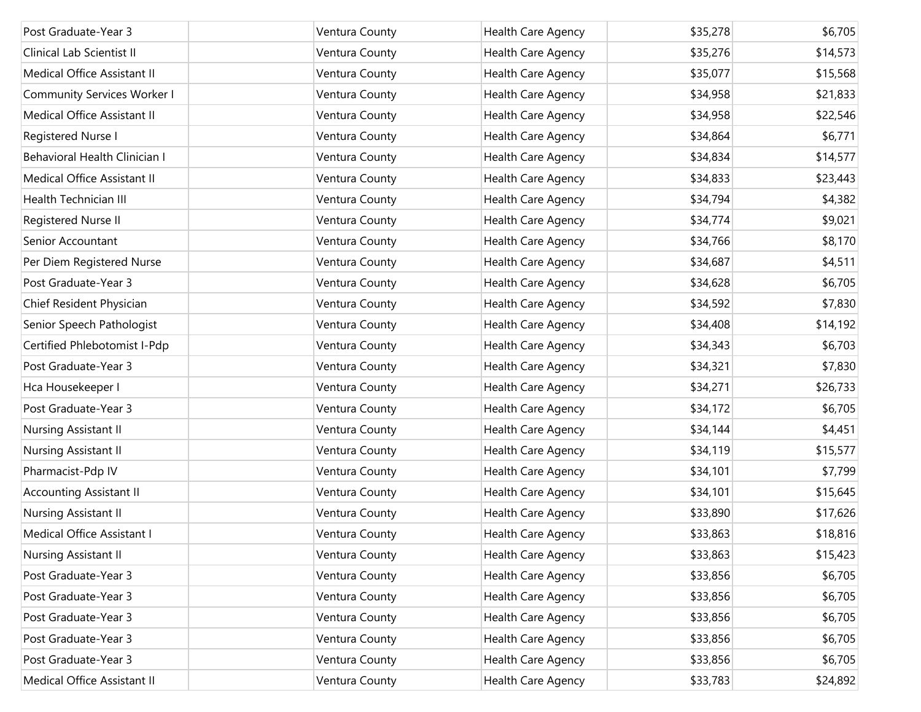| Post Graduate-Year 3 | | Ventura County | Health Care Agency | $35,278 | $6,705 |
|---|---|---|---|---|---|
| Clinical Lab Scientist II | | Ventura County | Health Care Agency | $35,276 | $14,573 |
| Medical Office Assistant II | | Ventura County | Health Care Agency | $35,077 | $15,568 |
| Community Services Worker I | | Ventura County | Health Care Agency | $34,958 | $21,833 |
| Medical Office Assistant II | | Ventura County | Health Care Agency | $34,958 | $22,546 |
| Registered Nurse I | | Ventura County | Health Care Agency | $34,864 | $6,771 |
| Behavioral Health Clinician I | | Ventura County | Health Care Agency | $34,834 | $14,577 |
| Medical Office Assistant II | | Ventura County | Health Care Agency | $34,833 | $23,443 |
| Health Technician III | | Ventura County | Health Care Agency | $34,794 | $4,382 |
| Registered Nurse II | | Ventura County | Health Care Agency | $34,774 | $9,021 |
| Senior Accountant | | Ventura County | Health Care Agency | $34,766 | $8,170 |
| Per Diem Registered Nurse | | Ventura County | Health Care Agency | $34,687 | $4,511 |
| Post Graduate-Year 3 | | Ventura County | Health Care Agency | $34,628 | $6,705 |
| Chief Resident Physician | | Ventura County | Health Care Agency | $34,592 | $7,830 |
| Senior Speech Pathologist | | Ventura County | Health Care Agency | $34,408 | $14,192 |
| Certified Phlebotomist I-Pdp | | Ventura County | Health Care Agency | $34,343 | $6,703 |
| Post Graduate-Year 3 | | Ventura County | Health Care Agency | $34,321 | $7,830 |
| Hca Housekeeper I | | Ventura County | Health Care Agency | $34,271 | $26,733 |
| Post Graduate-Year 3 | | Ventura County | Health Care Agency | $34,172 | $6,705 |
| Nursing Assistant II | | Ventura County | Health Care Agency | $34,144 | $4,451 |
| Nursing Assistant II | | Ventura County | Health Care Agency | $34,119 | $15,577 |
| Pharmacist-Pdp IV | | Ventura County | Health Care Agency | $34,101 | $7,799 |
| Accounting Assistant II | | Ventura County | Health Care Agency | $34,101 | $15,645 |
| Nursing Assistant II | | Ventura County | Health Care Agency | $33,890 | $17,626 |
| Medical Office Assistant I | | Ventura County | Health Care Agency | $33,863 | $18,816 |
| Nursing Assistant II | | Ventura County | Health Care Agency | $33,863 | $15,423 |
| Post Graduate-Year 3 | | Ventura County | Health Care Agency | $33,856 | $6,705 |
| Post Graduate-Year 3 | | Ventura County | Health Care Agency | $33,856 | $6,705 |
| Post Graduate-Year 3 | | Ventura County | Health Care Agency | $33,856 | $6,705 |
| Post Graduate-Year 3 | | Ventura County | Health Care Agency | $33,856 | $6,705 |
| Post Graduate-Year 3 | | Ventura County | Health Care Agency | $33,856 | $6,705 |
| Medical Office Assistant II | | Ventura County | Health Care Agency | $33,783 | $24,892 |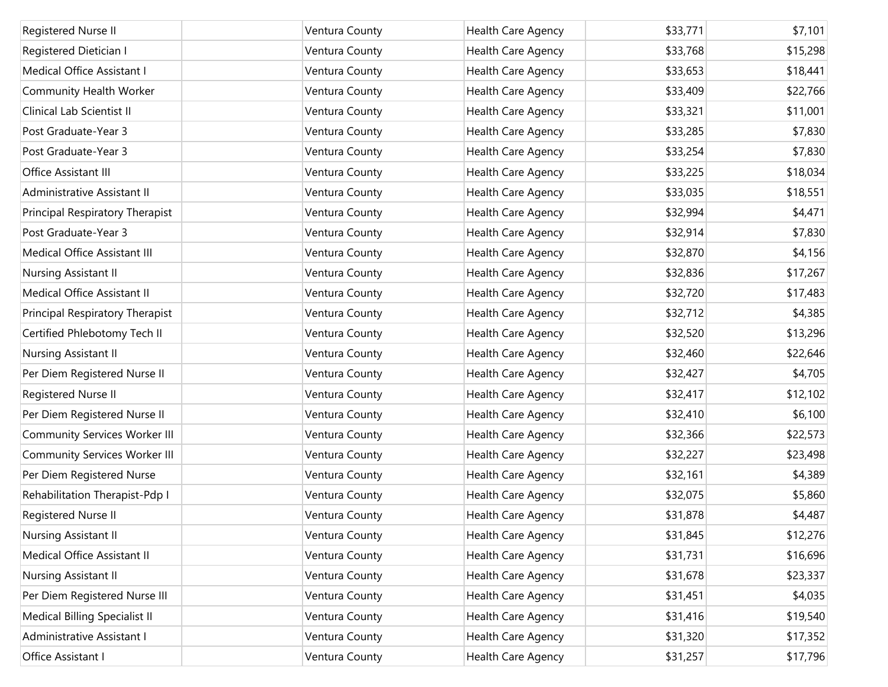| | | | | | |
|---|---|---|---|---|---|
| Registered Nurse II | | Ventura County | Health Care Agency | $33,771 | $7,101 |
| Registered Dietician I | | Ventura County | Health Care Agency | $33,768 | $15,298 |
| Medical Office Assistant I | | Ventura County | Health Care Agency | $33,653 | $18,441 |
| Community Health Worker | | Ventura County | Health Care Agency | $33,409 | $22,766 |
| Clinical Lab Scientist II | | Ventura County | Health Care Agency | $33,321 | $11,001 |
| Post Graduate-Year 3 | | Ventura County | Health Care Agency | $33,285 | $7,830 |
| Post Graduate-Year 3 | | Ventura County | Health Care Agency | $33,254 | $7,830 |
| Office Assistant III | | Ventura County | Health Care Agency | $33,225 | $18,034 |
| Administrative Assistant II | | Ventura County | Health Care Agency | $33,035 | $18,551 |
| Principal Respiratory Therapist | | Ventura County | Health Care Agency | $32,994 | $4,471 |
| Post Graduate-Year 3 | | Ventura County | Health Care Agency | $32,914 | $7,830 |
| Medical Office Assistant III | | Ventura County | Health Care Agency | $32,870 | $4,156 |
| Nursing Assistant II | | Ventura County | Health Care Agency | $32,836 | $17,267 |
| Medical Office Assistant II | | Ventura County | Health Care Agency | $32,720 | $17,483 |
| Principal Respiratory Therapist | | Ventura County | Health Care Agency | $32,712 | $4,385 |
| Certified Phlebotomy Tech II | | Ventura County | Health Care Agency | $32,520 | $13,296 |
| Nursing Assistant II | | Ventura County | Health Care Agency | $32,460 | $22,646 |
| Per Diem Registered Nurse II | | Ventura County | Health Care Agency | $32,427 | $4,705 |
| Registered Nurse II | | Ventura County | Health Care Agency | $32,417 | $12,102 |
| Per Diem Registered Nurse II | | Ventura County | Health Care Agency | $32,410 | $6,100 |
| Community Services Worker III | | Ventura County | Health Care Agency | $32,366 | $22,573 |
| Community Services Worker III | | Ventura County | Health Care Agency | $32,227 | $23,498 |
| Per Diem Registered Nurse | | Ventura County | Health Care Agency | $32,161 | $4,389 |
| Rehabilitation Therapist-Pdp I | | Ventura County | Health Care Agency | $32,075 | $5,860 |
| Registered Nurse II | | Ventura County | Health Care Agency | $31,878 | $4,487 |
| Nursing Assistant II | | Ventura County | Health Care Agency | $31,845 | $12,276 |
| Medical Office Assistant II | | Ventura County | Health Care Agency | $31,731 | $16,696 |
| Nursing Assistant II | | Ventura County | Health Care Agency | $31,678 | $23,337 |
| Per Diem Registered Nurse III | | Ventura County | Health Care Agency | $31,451 | $4,035 |
| Medical Billing Specialist II | | Ventura County | Health Care Agency | $31,416 | $19,540 |
| Administrative Assistant I | | Ventura County | Health Care Agency | $31,320 | $17,352 |
| Office Assistant I | | Ventura County | Health Care Agency | $31,257 | $17,796 |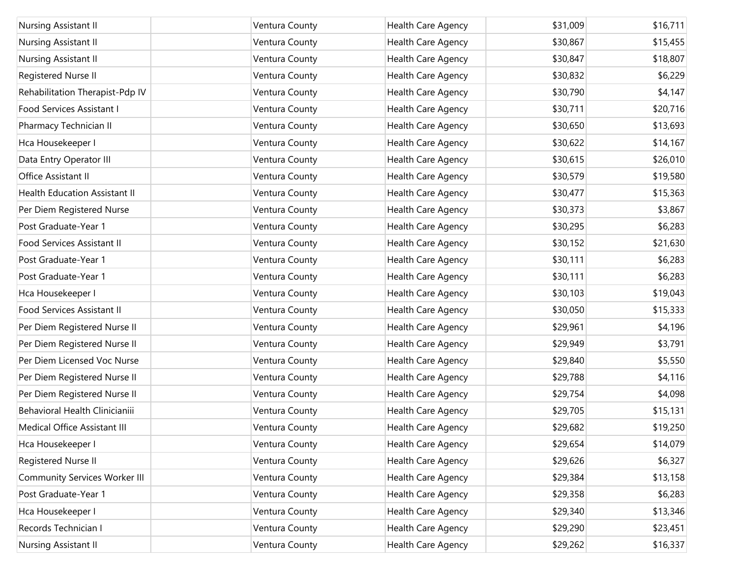| | | | | | |
|---|---|---|---|---|---|
| Nursing Assistant II | | Ventura County | Health Care Agency | $31,009 | $16,711 |
| Nursing Assistant II | | Ventura County | Health Care Agency | $30,867 | $15,455 |
| Nursing Assistant II | | Ventura County | Health Care Agency | $30,847 | $18,807 |
| Registered Nurse II | | Ventura County | Health Care Agency | $30,832 | $6,229 |
| Rehabilitation Therapist-Pdp IV | | Ventura County | Health Care Agency | $30,790 | $4,147 |
| Food Services Assistant I | | Ventura County | Health Care Agency | $30,711 | $20,716 |
| Pharmacy Technician II | | Ventura County | Health Care Agency | $30,650 | $13,693 |
| Hca Housekeeper I | | Ventura County | Health Care Agency | $30,622 | $14,167 |
| Data Entry Operator III | | Ventura County | Health Care Agency | $30,615 | $26,010 |
| Office Assistant II | | Ventura County | Health Care Agency | $30,579 | $19,580 |
| Health Education Assistant II | | Ventura County | Health Care Agency | $30,477 | $15,363 |
| Per Diem Registered Nurse | | Ventura County | Health Care Agency | $30,373 | $3,867 |
| Post Graduate-Year 1 | | Ventura County | Health Care Agency | $30,295 | $6,283 |
| Food Services Assistant II | | Ventura County | Health Care Agency | $30,152 | $21,630 |
| Post Graduate-Year 1 | | Ventura County | Health Care Agency | $30,111 | $6,283 |
| Post Graduate-Year 1 | | Ventura County | Health Care Agency | $30,111 | $6,283 |
| Hca Housekeeper I | | Ventura County | Health Care Agency | $30,103 | $19,043 |
| Food Services Assistant II | | Ventura County | Health Care Agency | $30,050 | $15,333 |
| Per Diem Registered Nurse II | | Ventura County | Health Care Agency | $29,961 | $4,196 |
| Per Diem Registered Nurse II | | Ventura County | Health Care Agency | $29,949 | $3,791 |
| Per Diem Licensed Voc Nurse | | Ventura County | Health Care Agency | $29,840 | $5,550 |
| Per Diem Registered Nurse II | | Ventura County | Health Care Agency | $29,788 | $4,116 |
| Per Diem Registered Nurse II | | Ventura County | Health Care Agency | $29,754 | $4,098 |
| Behavioral Health Clinicianiii | | Ventura County | Health Care Agency | $29,705 | $15,131 |
| Medical Office Assistant III | | Ventura County | Health Care Agency | $29,682 | $19,250 |
| Hca Housekeeper I | | Ventura County | Health Care Agency | $29,654 | $14,079 |
| Registered Nurse II | | Ventura County | Health Care Agency | $29,626 | $6,327 |
| Community Services Worker III | | Ventura County | Health Care Agency | $29,384 | $13,158 |
| Post Graduate-Year 1 | | Ventura County | Health Care Agency | $29,358 | $6,283 |
| Hca Housekeeper I | | Ventura County | Health Care Agency | $29,340 | $13,346 |
| Records Technician I | | Ventura County | Health Care Agency | $29,290 | $23,451 |
| Nursing Assistant II | | Ventura County | Health Care Agency | $29,262 | $16,337 |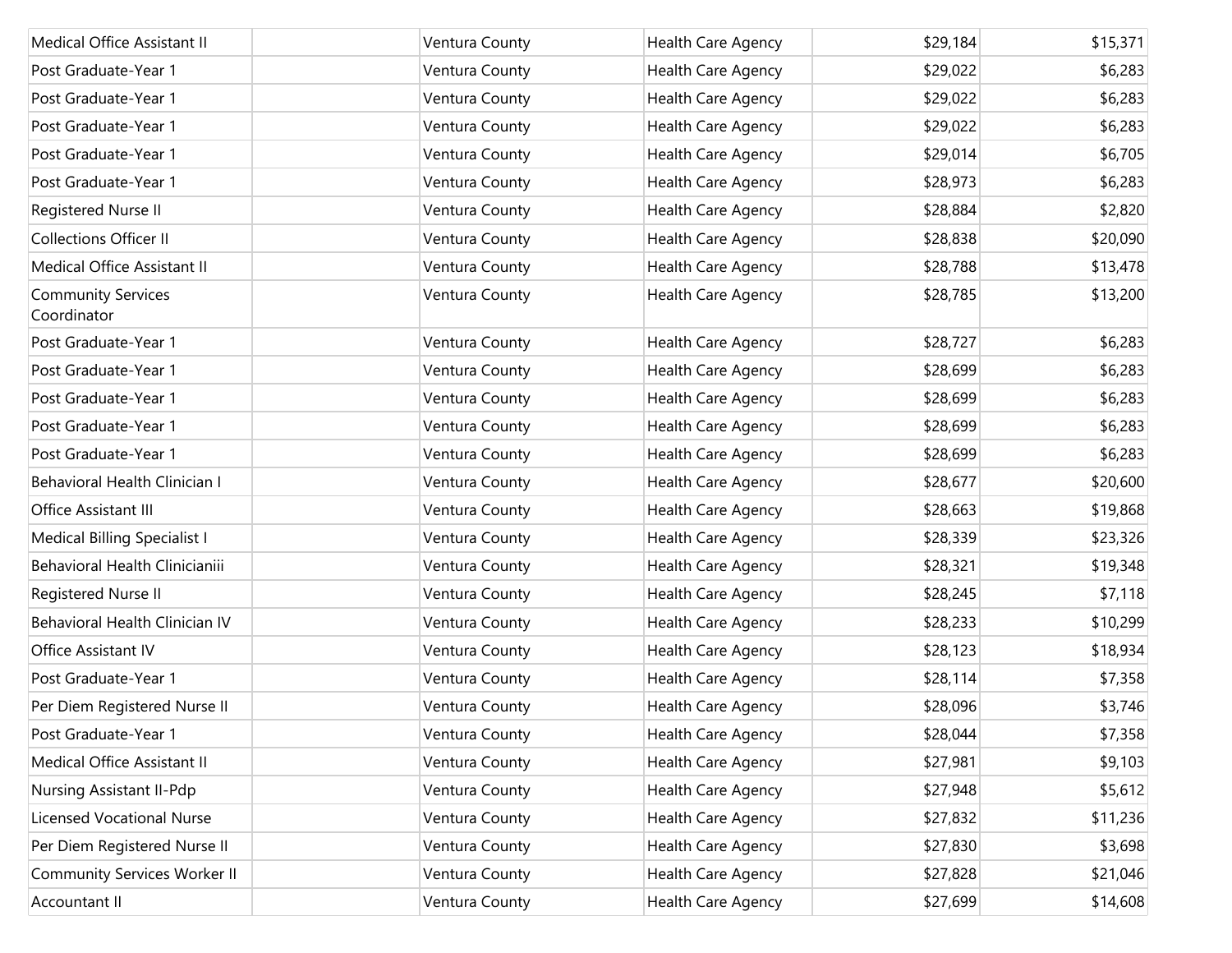| | | | | | |
|---|---|---|---|---|---|
| Medical Office Assistant II | | Ventura County | Health Care Agency | $29,184 | $15,371 |
| Post Graduate-Year 1 | | Ventura County | Health Care Agency | $29,022 | $6,283 |
| Post Graduate-Year 1 | | Ventura County | Health Care Agency | $29,022 | $6,283 |
| Post Graduate-Year 1 | | Ventura County | Health Care Agency | $29,022 | $6,283 |
| Post Graduate-Year 1 | | Ventura County | Health Care Agency | $29,014 | $6,705 |
| Post Graduate-Year 1 | | Ventura County | Health Care Agency | $28,973 | $6,283 |
| Registered Nurse II | | Ventura County | Health Care Agency | $28,884 | $2,820 |
| Collections Officer II | | Ventura County | Health Care Agency | $28,838 | $20,090 |
| Medical Office Assistant II | | Ventura County | Health Care Agency | $28,788 | $13,478 |
| Community Services Coordinator | | Ventura County | Health Care Agency | $28,785 | $13,200 |
| Post Graduate-Year 1 | | Ventura County | Health Care Agency | $28,727 | $6,283 |
| Post Graduate-Year 1 | | Ventura County | Health Care Agency | $28,699 | $6,283 |
| Post Graduate-Year 1 | | Ventura County | Health Care Agency | $28,699 | $6,283 |
| Post Graduate-Year 1 | | Ventura County | Health Care Agency | $28,699 | $6,283 |
| Post Graduate-Year 1 | | Ventura County | Health Care Agency | $28,699 | $6,283 |
| Behavioral Health Clinician I | | Ventura County | Health Care Agency | $28,677 | $20,600 |
| Office Assistant III | | Ventura County | Health Care Agency | $28,663 | $19,868 |
| Medical Billing Specialist I | | Ventura County | Health Care Agency | $28,339 | $23,326 |
| Behavioral Health Clinicianiii | | Ventura County | Health Care Agency | $28,321 | $19,348 |
| Registered Nurse II | | Ventura County | Health Care Agency | $28,245 | $7,118 |
| Behavioral Health Clinician IV | | Ventura County | Health Care Agency | $28,233 | $10,299 |
| Office Assistant IV | | Ventura County | Health Care Agency | $28,123 | $18,934 |
| Post Graduate-Year 1 | | Ventura County | Health Care Agency | $28,114 | $7,358 |
| Per Diem Registered Nurse II | | Ventura County | Health Care Agency | $28,096 | $3,746 |
| Post Graduate-Year 1 | | Ventura County | Health Care Agency | $28,044 | $7,358 |
| Medical Office Assistant II | | Ventura County | Health Care Agency | $27,981 | $9,103 |
| Nursing Assistant II-Pdp | | Ventura County | Health Care Agency | $27,948 | $5,612 |
| Licensed Vocational Nurse | | Ventura County | Health Care Agency | $27,832 | $11,236 |
| Per Diem Registered Nurse II | | Ventura County | Health Care Agency | $27,830 | $3,698 |
| Community Services Worker II | | Ventura County | Health Care Agency | $27,828 | $21,046 |
| Accountant II | | Ventura County | Health Care Agency | $27,699 | $14,608 |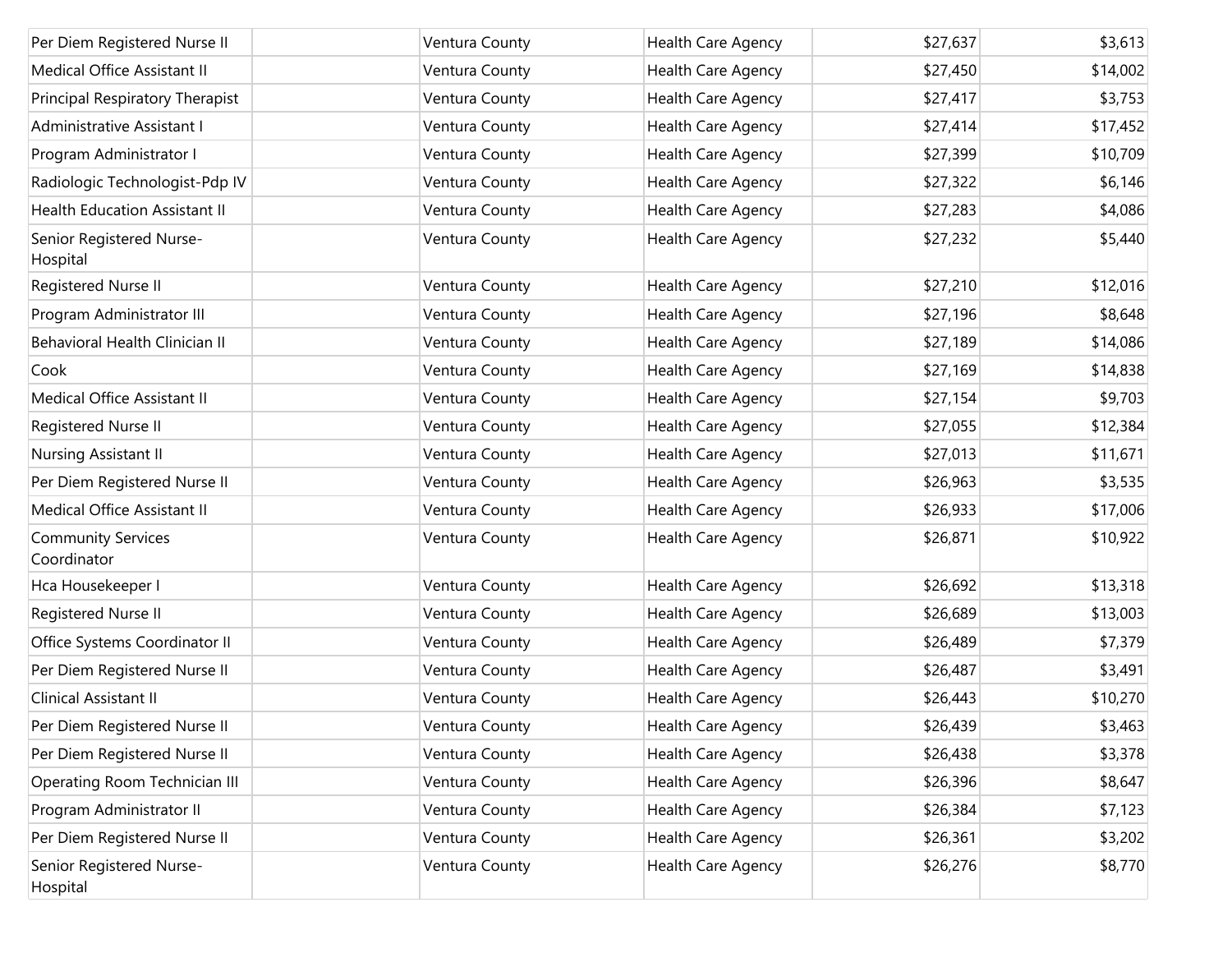| | | | | | |
|---|---|---|---|---|---|
| Per Diem Registered Nurse II | | Ventura County | Health Care Agency | $27,637 | $3,613 |
| Medical Office Assistant II | | Ventura County | Health Care Agency | $27,450 | $14,002 |
| Principal Respiratory Therapist | | Ventura County | Health Care Agency | $27,417 | $3,753 |
| Administrative Assistant I | | Ventura County | Health Care Agency | $27,414 | $17,452 |
| Program Administrator I | | Ventura County | Health Care Agency | $27,399 | $10,709 |
| Radiologic Technologist-Pdp IV | | Ventura County | Health Care Agency | $27,322 | $6,146 |
| Health Education Assistant II | | Ventura County | Health Care Agency | $27,283 | $4,086 |
| Senior Registered Nurse-Hospital | | Ventura County | Health Care Agency | $27,232 | $5,440 |
| Registered Nurse II | | Ventura County | Health Care Agency | $27,210 | $12,016 |
| Program Administrator III | | Ventura County | Health Care Agency | $27,196 | $8,648 |
| Behavioral Health Clinician II | | Ventura County | Health Care Agency | $27,189 | $14,086 |
| Cook | | Ventura County | Health Care Agency | $27,169 | $14,838 |
| Medical Office Assistant II | | Ventura County | Health Care Agency | $27,154 | $9,703 |
| Registered Nurse II | | Ventura County | Health Care Agency | $27,055 | $12,384 |
| Nursing Assistant II | | Ventura County | Health Care Agency | $27,013 | $11,671 |
| Per Diem Registered Nurse II | | Ventura County | Health Care Agency | $26,963 | $3,535 |
| Medical Office Assistant II | | Ventura County | Health Care Agency | $26,933 | $17,006 |
| Community Services Coordinator | | Ventura County | Health Care Agency | $26,871 | $10,922 |
| Hca Housekeeper I | | Ventura County | Health Care Agency | $26,692 | $13,318 |
| Registered Nurse II | | Ventura County | Health Care Agency | $26,689 | $13,003 |
| Office Systems Coordinator II | | Ventura County | Health Care Agency | $26,489 | $7,379 |
| Per Diem Registered Nurse II | | Ventura County | Health Care Agency | $26,487 | $3,491 |
| Clinical Assistant II | | Ventura County | Health Care Agency | $26,443 | $10,270 |
| Per Diem Registered Nurse II | | Ventura County | Health Care Agency | $26,439 | $3,463 |
| Per Diem Registered Nurse II | | Ventura County | Health Care Agency | $26,438 | $3,378 |
| Operating Room Technician III | | Ventura County | Health Care Agency | $26,396 | $8,647 |
| Program Administrator II | | Ventura County | Health Care Agency | $26,384 | $7,123 |
| Per Diem Registered Nurse II | | Ventura County | Health Care Agency | $26,361 | $3,202 |
| Senior Registered Nurse-Hospital | | Ventura County | Health Care Agency | $26,276 | $8,770 |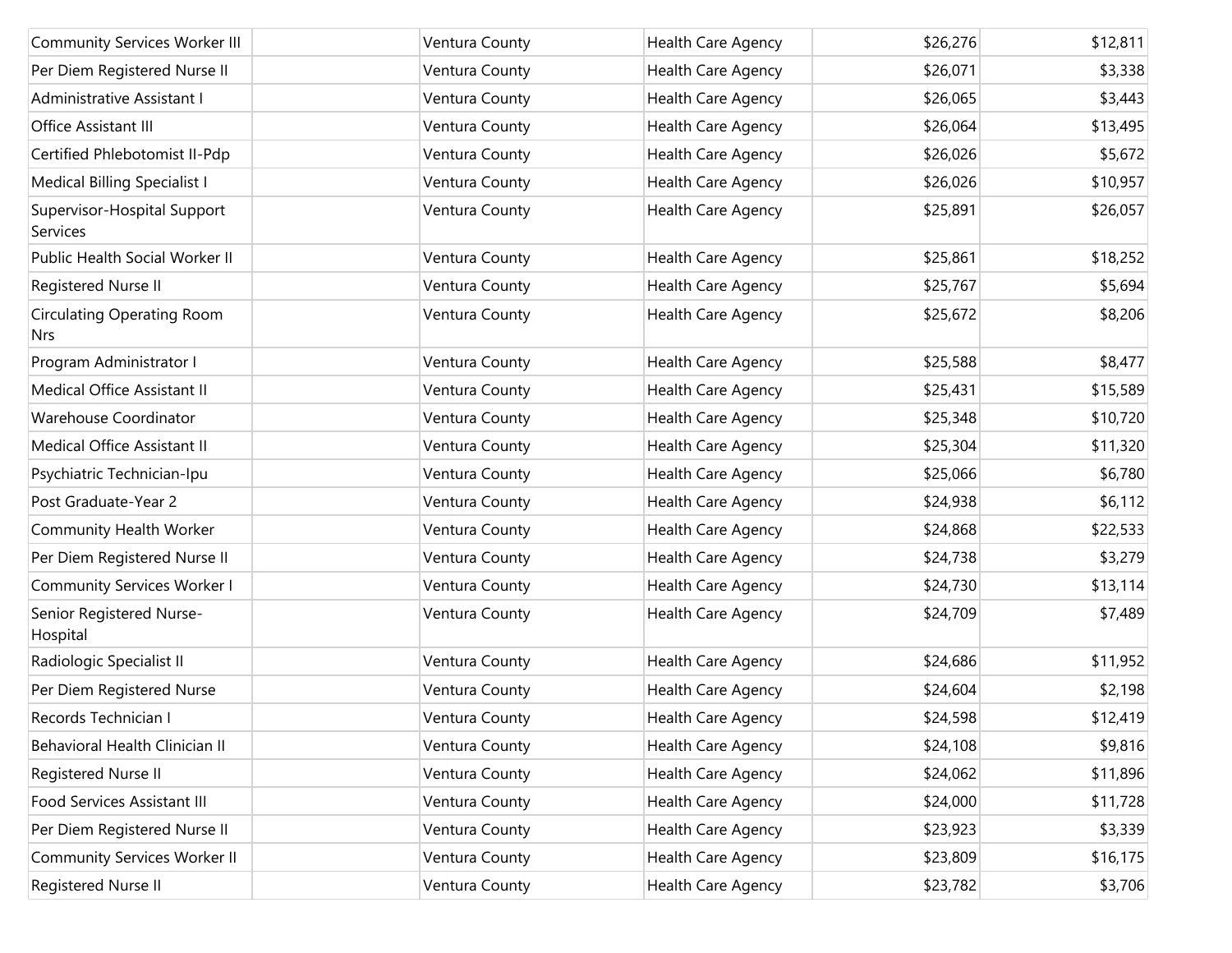| | | | | | |
|---|---|---|---|---|---|
| Community Services Worker III | | Ventura County | Health Care Agency | $26,276 | $12,811 |
| Per Diem Registered Nurse II | | Ventura County | Health Care Agency | $26,071 | $3,338 |
| Administrative Assistant I | | Ventura County | Health Care Agency | $26,065 | $3,443 |
| Office Assistant III | | Ventura County | Health Care Agency | $26,064 | $13,495 |
| Certified Phlebotomist II-Pdp | | Ventura County | Health Care Agency | $26,026 | $5,672 |
| Medical Billing Specialist I | | Ventura County | Health Care Agency | $26,026 | $10,957 |
| Supervisor-Hospital Support Services | | Ventura County | Health Care Agency | $25,891 | $26,057 |
| Public Health Social Worker II | | Ventura County | Health Care Agency | $25,861 | $18,252 |
| Registered Nurse II | | Ventura County | Health Care Agency | $25,767 | $5,694 |
| Circulating Operating Room Nrs | | Ventura County | Health Care Agency | $25,672 | $8,206 |
| Program Administrator I | | Ventura County | Health Care Agency | $25,588 | $8,477 |
| Medical Office Assistant II | | Ventura County | Health Care Agency | $25,431 | $15,589 |
| Warehouse Coordinator | | Ventura County | Health Care Agency | $25,348 | $10,720 |
| Medical Office Assistant II | | Ventura County | Health Care Agency | $25,304 | $11,320 |
| Psychiatric Technician-Ipu | | Ventura County | Health Care Agency | $25,066 | $6,780 |
| Post Graduate-Year 2 | | Ventura County | Health Care Agency | $24,938 | $6,112 |
| Community Health Worker | | Ventura County | Health Care Agency | $24,868 | $22,533 |
| Per Diem Registered Nurse II | | Ventura County | Health Care Agency | $24,738 | $3,279 |
| Community Services Worker I | | Ventura County | Health Care Agency | $24,730 | $13,114 |
| Senior Registered Nurse-Hospital | | Ventura County | Health Care Agency | $24,709 | $7,489 |
| Radiologic Specialist II | | Ventura County | Health Care Agency | $24,686 | $11,952 |
| Per Diem Registered Nurse | | Ventura County | Health Care Agency | $24,604 | $2,198 |
| Records Technician I | | Ventura County | Health Care Agency | $24,598 | $12,419 |
| Behavioral Health Clinician II | | Ventura County | Health Care Agency | $24,108 | $9,816 |
| Registered Nurse II | | Ventura County | Health Care Agency | $24,062 | $11,896 |
| Food Services Assistant III | | Ventura County | Health Care Agency | $24,000 | $11,728 |
| Per Diem Registered Nurse II | | Ventura County | Health Care Agency | $23,923 | $3,339 |
| Community Services Worker II | | Ventura County | Health Care Agency | $23,809 | $16,175 |
| Registered Nurse II | | Ventura County | Health Care Agency | $23,782 | $3,706 |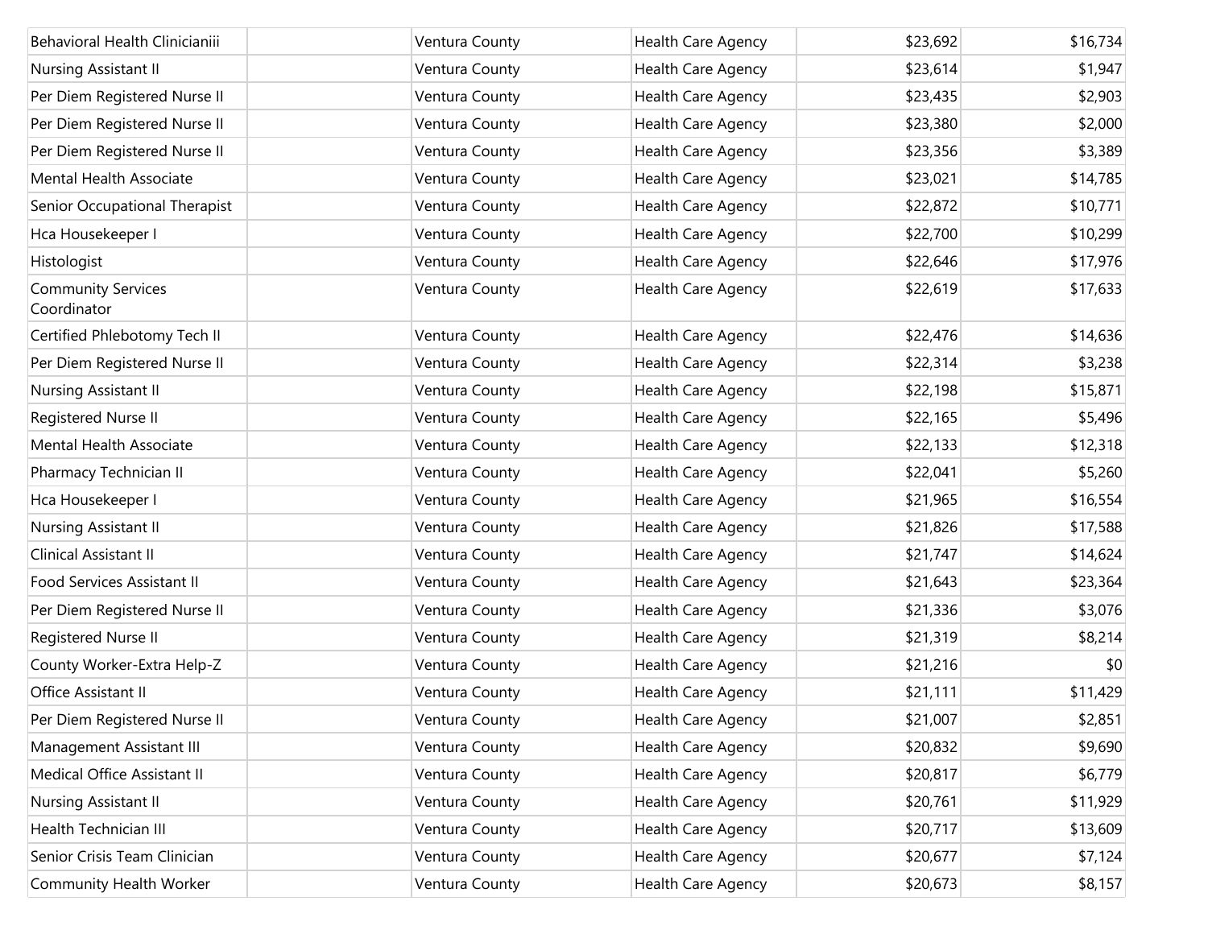| | | | | | |
|---|---|---|---|---|---|
| Behavioral Health Clinicianiii | | Ventura County | Health Care Agency | $23,692 | $16,734 |
| Nursing Assistant II | | Ventura County | Health Care Agency | $23,614 | $1,947 |
| Per Diem Registered Nurse II | | Ventura County | Health Care Agency | $23,435 | $2,903 |
| Per Diem Registered Nurse II | | Ventura County | Health Care Agency | $23,380 | $2,000 |
| Per Diem Registered Nurse II | | Ventura County | Health Care Agency | $23,356 | $3,389 |
| Mental Health Associate | | Ventura County | Health Care Agency | $23,021 | $14,785 |
| Senior Occupational Therapist | | Ventura County | Health Care Agency | $22,872 | $10,771 |
| Hca Housekeeper I | | Ventura County | Health Care Agency | $22,700 | $10,299 |
| Histologist | | Ventura County | Health Care Agency | $22,646 | $17,976 |
| Community Services Coordinator | | Ventura County | Health Care Agency | $22,619 | $17,633 |
| Certified Phlebotomy Tech II | | Ventura County | Health Care Agency | $22,476 | $14,636 |
| Per Diem Registered Nurse II | | Ventura County | Health Care Agency | $22,314 | $3,238 |
| Nursing Assistant II | | Ventura County | Health Care Agency | $22,198 | $15,871 |
| Registered Nurse II | | Ventura County | Health Care Agency | $22,165 | $5,496 |
| Mental Health Associate | | Ventura County | Health Care Agency | $22,133 | $12,318 |
| Pharmacy Technician II | | Ventura County | Health Care Agency | $22,041 | $5,260 |
| Hca Housekeeper I | | Ventura County | Health Care Agency | $21,965 | $16,554 |
| Nursing Assistant II | | Ventura County | Health Care Agency | $21,826 | $17,588 |
| Clinical Assistant II | | Ventura County | Health Care Agency | $21,747 | $14,624 |
| Food Services Assistant II | | Ventura County | Health Care Agency | $21,643 | $23,364 |
| Per Diem Registered Nurse II | | Ventura County | Health Care Agency | $21,336 | $3,076 |
| Registered Nurse II | | Ventura County | Health Care Agency | $21,319 | $8,214 |
| County Worker-Extra Help-Z | | Ventura County | Health Care Agency | $21,216 | $0 |
| Office Assistant II | | Ventura County | Health Care Agency | $21,111 | $11,429 |
| Per Diem Registered Nurse II | | Ventura County | Health Care Agency | $21,007 | $2,851 |
| Management Assistant III | | Ventura County | Health Care Agency | $20,832 | $9,690 |
| Medical Office Assistant II | | Ventura County | Health Care Agency | $20,817 | $6,779 |
| Nursing Assistant II | | Ventura County | Health Care Agency | $20,761 | $11,929 |
| Health Technician III | | Ventura County | Health Care Agency | $20,717 | $13,609 |
| Senior Crisis Team Clinician | | Ventura County | Health Care Agency | $20,677 | $7,124 |
| Community Health Worker | | Ventura County | Health Care Agency | $20,673 | $8,157 |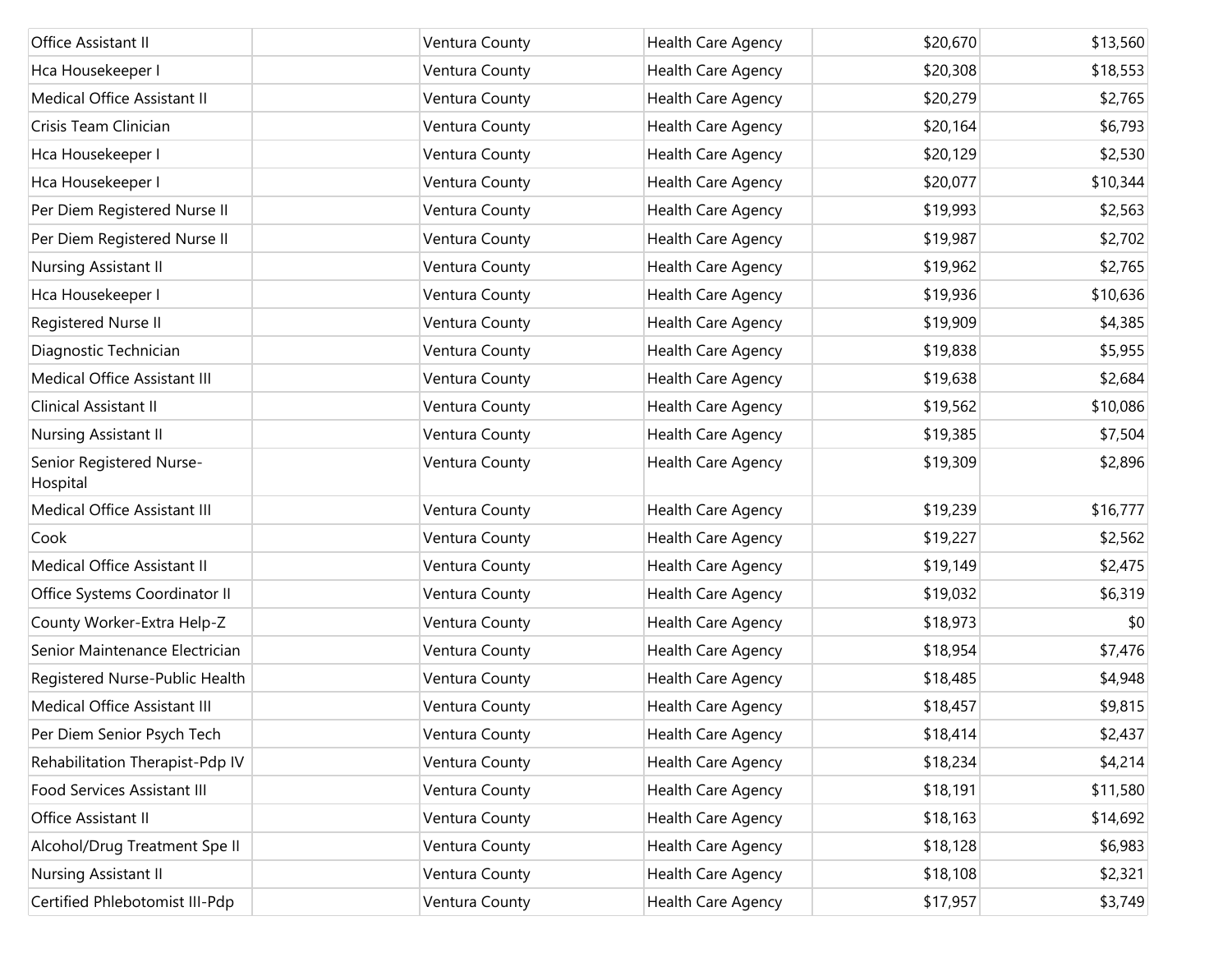| | | | | | |
|---|---|---|---|---|---|
| Office Assistant II | | Ventura County | Health Care Agency | $20,670 | $13,560 |
| Hca Housekeeper I | | Ventura County | Health Care Agency | $20,308 | $18,553 |
| Medical Office Assistant II | | Ventura County | Health Care Agency | $20,279 | $2,765 |
| Crisis Team Clinician | | Ventura County | Health Care Agency | $20,164 | $6,793 |
| Hca Housekeeper I | | Ventura County | Health Care Agency | $20,129 | $2,530 |
| Hca Housekeeper I | | Ventura County | Health Care Agency | $20,077 | $10,344 |
| Per Diem Registered Nurse II | | Ventura County | Health Care Agency | $19,993 | $2,563 |
| Per Diem Registered Nurse II | | Ventura County | Health Care Agency | $19,987 | $2,702 |
| Nursing Assistant II | | Ventura County | Health Care Agency | $19,962 | $2,765 |
| Hca Housekeeper I | | Ventura County | Health Care Agency | $19,936 | $10,636 |
| Registered Nurse II | | Ventura County | Health Care Agency | $19,909 | $4,385 |
| Diagnostic Technician | | Ventura County | Health Care Agency | $19,838 | $5,955 |
| Medical Office Assistant III | | Ventura County | Health Care Agency | $19,638 | $2,684 |
| Clinical Assistant II | | Ventura County | Health Care Agency | $19,562 | $10,086 |
| Nursing Assistant II | | Ventura County | Health Care Agency | $19,385 | $7,504 |
| Senior Registered Nurse-Hospital | | Ventura County | Health Care Agency | $19,309 | $2,896 |
| Medical Office Assistant III | | Ventura County | Health Care Agency | $19,239 | $16,777 |
| Cook | | Ventura County | Health Care Agency | $19,227 | $2,562 |
| Medical Office Assistant II | | Ventura County | Health Care Agency | $19,149 | $2,475 |
| Office Systems Coordinator II | | Ventura County | Health Care Agency | $19,032 | $6,319 |
| County Worker-Extra Help-Z | | Ventura County | Health Care Agency | $18,973 | $0 |
| Senior Maintenance Electrician | | Ventura County | Health Care Agency | $18,954 | $7,476 |
| Registered Nurse-Public Health | | Ventura County | Health Care Agency | $18,485 | $4,948 |
| Medical Office Assistant III | | Ventura County | Health Care Agency | $18,457 | $9,815 |
| Per Diem Senior Psych Tech | | Ventura County | Health Care Agency | $18,414 | $2,437 |
| Rehabilitation Therapist-Pdp IV | | Ventura County | Health Care Agency | $18,234 | $4,214 |
| Food Services Assistant III | | Ventura County | Health Care Agency | $18,191 | $11,580 |
| Office Assistant II | | Ventura County | Health Care Agency | $18,163 | $14,692 |
| Alcohol/Drug Treatment Spe II | | Ventura County | Health Care Agency | $18,128 | $6,983 |
| Nursing Assistant II | | Ventura County | Health Care Agency | $18,108 | $2,321 |
| Certified Phlebotomist III-Pdp | | Ventura County | Health Care Agency | $17,957 | $3,749 |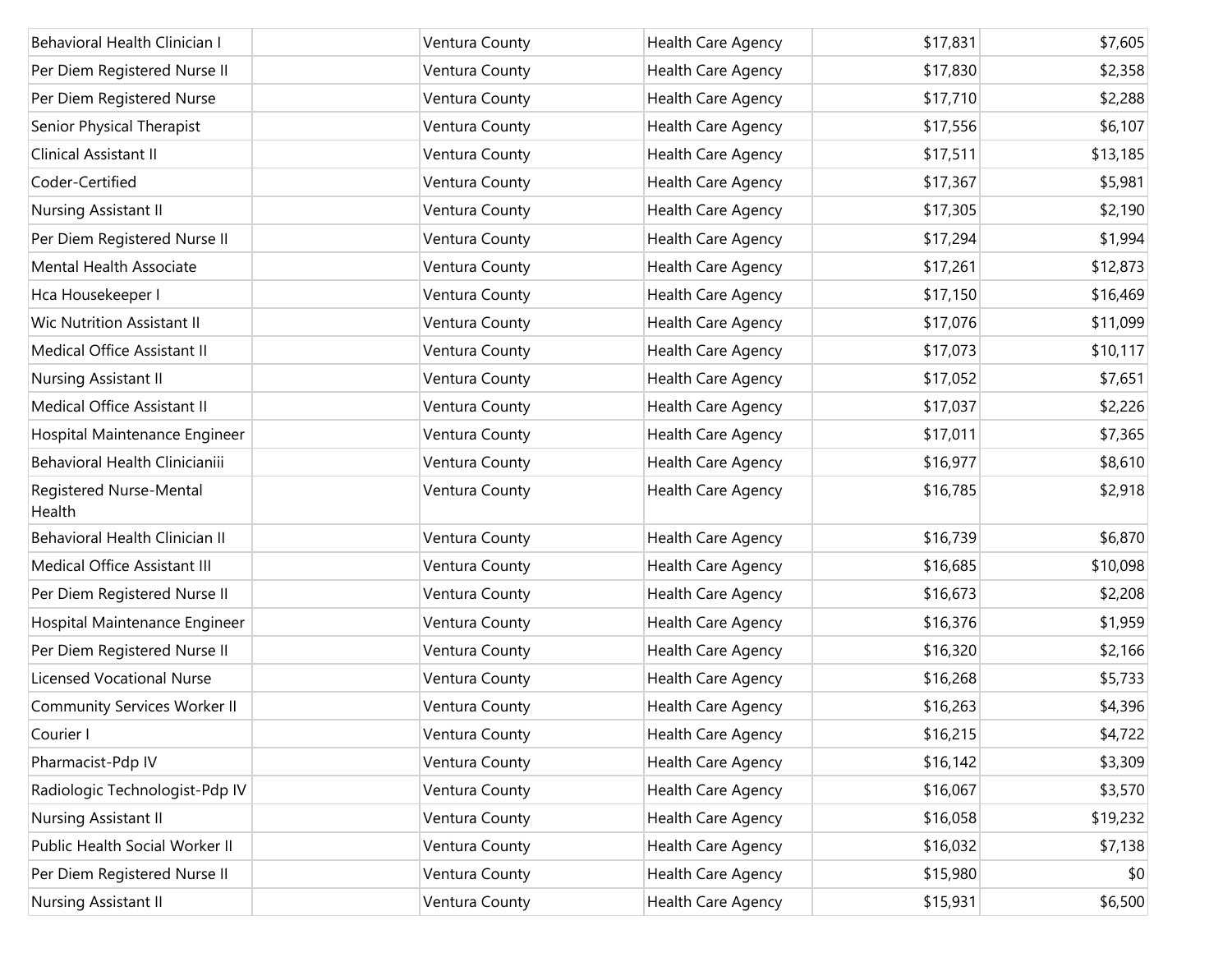| | | | | | |
|---|---|---|---|---|---|
| Behavioral Health Clinician I | | Ventura County | Health Care Agency | $17,831 | $7,605 |
| Per Diem Registered Nurse II | | Ventura County | Health Care Agency | $17,830 | $2,358 |
| Per Diem Registered Nurse | | Ventura County | Health Care Agency | $17,710 | $2,288 |
| Senior Physical Therapist | | Ventura County | Health Care Agency | $17,556 | $6,107 |
| Clinical Assistant II | | Ventura County | Health Care Agency | $17,511 | $13,185 |
| Coder-Certified | | Ventura County | Health Care Agency | $17,367 | $5,981 |
| Nursing Assistant II | | Ventura County | Health Care Agency | $17,305 | $2,190 |
| Per Diem Registered Nurse II | | Ventura County | Health Care Agency | $17,294 | $1,994 |
| Mental Health Associate | | Ventura County | Health Care Agency | $17,261 | $12,873 |
| Hca Housekeeper I | | Ventura County | Health Care Agency | $17,150 | $16,469 |
| Wic Nutrition Assistant II | | Ventura County | Health Care Agency | $17,076 | $11,099 |
| Medical Office Assistant II | | Ventura County | Health Care Agency | $17,073 | $10,117 |
| Nursing Assistant II | | Ventura County | Health Care Agency | $17,052 | $7,651 |
| Medical Office Assistant II | | Ventura County | Health Care Agency | $17,037 | $2,226 |
| Hospital Maintenance Engineer | | Ventura County | Health Care Agency | $17,011 | $7,365 |
| Behavioral Health Clinicianiii | | Ventura County | Health Care Agency | $16,977 | $8,610 |
| Registered Nurse-Mental Health | | Ventura County | Health Care Agency | $16,785 | $2,918 |
| Behavioral Health Clinician II | | Ventura County | Health Care Agency | $16,739 | $6,870 |
| Medical Office Assistant III | | Ventura County | Health Care Agency | $16,685 | $10,098 |
| Per Diem Registered Nurse II | | Ventura County | Health Care Agency | $16,673 | $2,208 |
| Hospital Maintenance Engineer | | Ventura County | Health Care Agency | $16,376 | $1,959 |
| Per Diem Registered Nurse II | | Ventura County | Health Care Agency | $16,320 | $2,166 |
| Licensed Vocational Nurse | | Ventura County | Health Care Agency | $16,268 | $5,733 |
| Community Services Worker II | | Ventura County | Health Care Agency | $16,263 | $4,396 |
| Courier I | | Ventura County | Health Care Agency | $16,215 | $4,722 |
| Pharmacist-Pdp IV | | Ventura County | Health Care Agency | $16,142 | $3,309 |
| Radiologic Technologist-Pdp IV | | Ventura County | Health Care Agency | $16,067 | $3,570 |
| Nursing Assistant II | | Ventura County | Health Care Agency | $16,058 | $19,232 |
| Public Health Social Worker II | | Ventura County | Health Care Agency | $16,032 | $7,138 |
| Per Diem Registered Nurse II | | Ventura County | Health Care Agency | $15,980 | $0 |
| Nursing Assistant II | | Ventura County | Health Care Agency | $15,931 | $6,500 |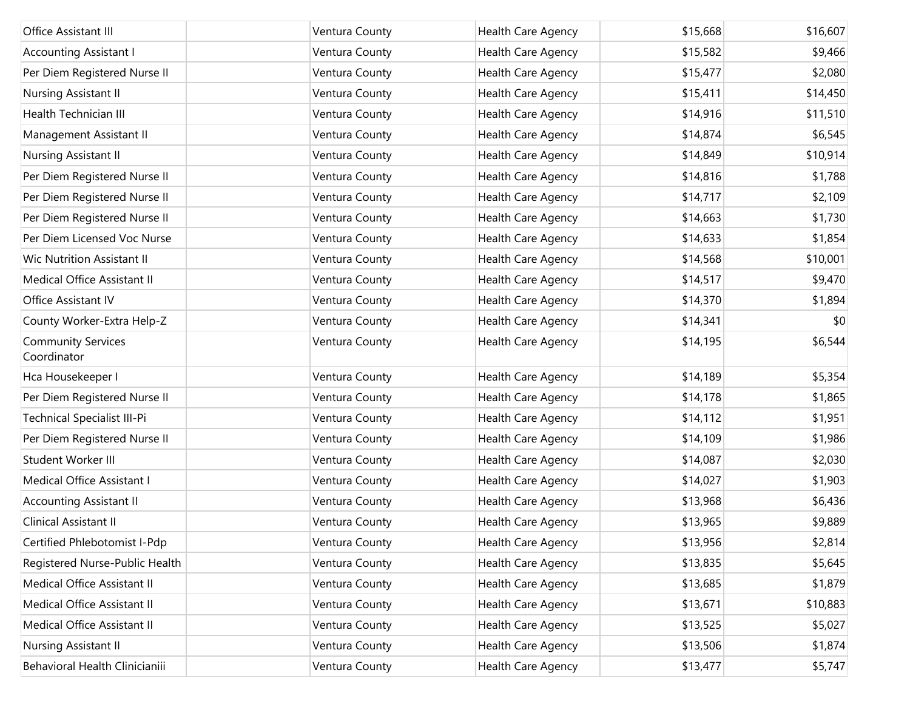| | | | | | |
|---|---|---|---|---|---|
| Office Assistant III | | Ventura County | Health Care Agency | $15,668 | $16,607 |
| Accounting Assistant I | | Ventura County | Health Care Agency | $15,582 | $9,466 |
| Per Diem Registered Nurse II | | Ventura County | Health Care Agency | $15,477 | $2,080 |
| Nursing Assistant II | | Ventura County | Health Care Agency | $15,411 | $14,450 |
| Health Technician III | | Ventura County | Health Care Agency | $14,916 | $11,510 |
| Management Assistant II | | Ventura County | Health Care Agency | $14,874 | $6,545 |
| Nursing Assistant II | | Ventura County | Health Care Agency | $14,849 | $10,914 |
| Per Diem Registered Nurse II | | Ventura County | Health Care Agency | $14,816 | $1,788 |
| Per Diem Registered Nurse II | | Ventura County | Health Care Agency | $14,717 | $2,109 |
| Per Diem Registered Nurse II | | Ventura County | Health Care Agency | $14,663 | $1,730 |
| Per Diem Licensed Voc Nurse | | Ventura County | Health Care Agency | $14,633 | $1,854 |
| Wic Nutrition Assistant II | | Ventura County | Health Care Agency | $14,568 | $10,001 |
| Medical Office Assistant II | | Ventura County | Health Care Agency | $14,517 | $9,470 |
| Office Assistant IV | | Ventura County | Health Care Agency | $14,370 | $1,894 |
| County Worker-Extra Help-Z | | Ventura County | Health Care Agency | $14,341 | $0 |
| Community Services Coordinator | | Ventura County | Health Care Agency | $14,195 | $6,544 |
| Hca Housekeeper I | | Ventura County | Health Care Agency | $14,189 | $5,354 |
| Per Diem Registered Nurse II | | Ventura County | Health Care Agency | $14,178 | $1,865 |
| Technical Specialist III-Pi | | Ventura County | Health Care Agency | $14,112 | $1,951 |
| Per Diem Registered Nurse II | | Ventura County | Health Care Agency | $14,109 | $1,986 |
| Student Worker III | | Ventura County | Health Care Agency | $14,087 | $2,030 |
| Medical Office Assistant I | | Ventura County | Health Care Agency | $14,027 | $1,903 |
| Accounting Assistant II | | Ventura County | Health Care Agency | $13,968 | $6,436 |
| Clinical Assistant II | | Ventura County | Health Care Agency | $13,965 | $9,889 |
| Certified Phlebotomist I-Pdp | | Ventura County | Health Care Agency | $13,956 | $2,814 |
| Registered Nurse-Public Health | | Ventura County | Health Care Agency | $13,835 | $5,645 |
| Medical Office Assistant II | | Ventura County | Health Care Agency | $13,685 | $1,879 |
| Medical Office Assistant II | | Ventura County | Health Care Agency | $13,671 | $10,883 |
| Medical Office Assistant II | | Ventura County | Health Care Agency | $13,525 | $5,027 |
| Nursing Assistant II | | Ventura County | Health Care Agency | $13,506 | $1,874 |
| Behavioral Health Clinicianiii | | Ventura County | Health Care Agency | $13,477 | $5,747 |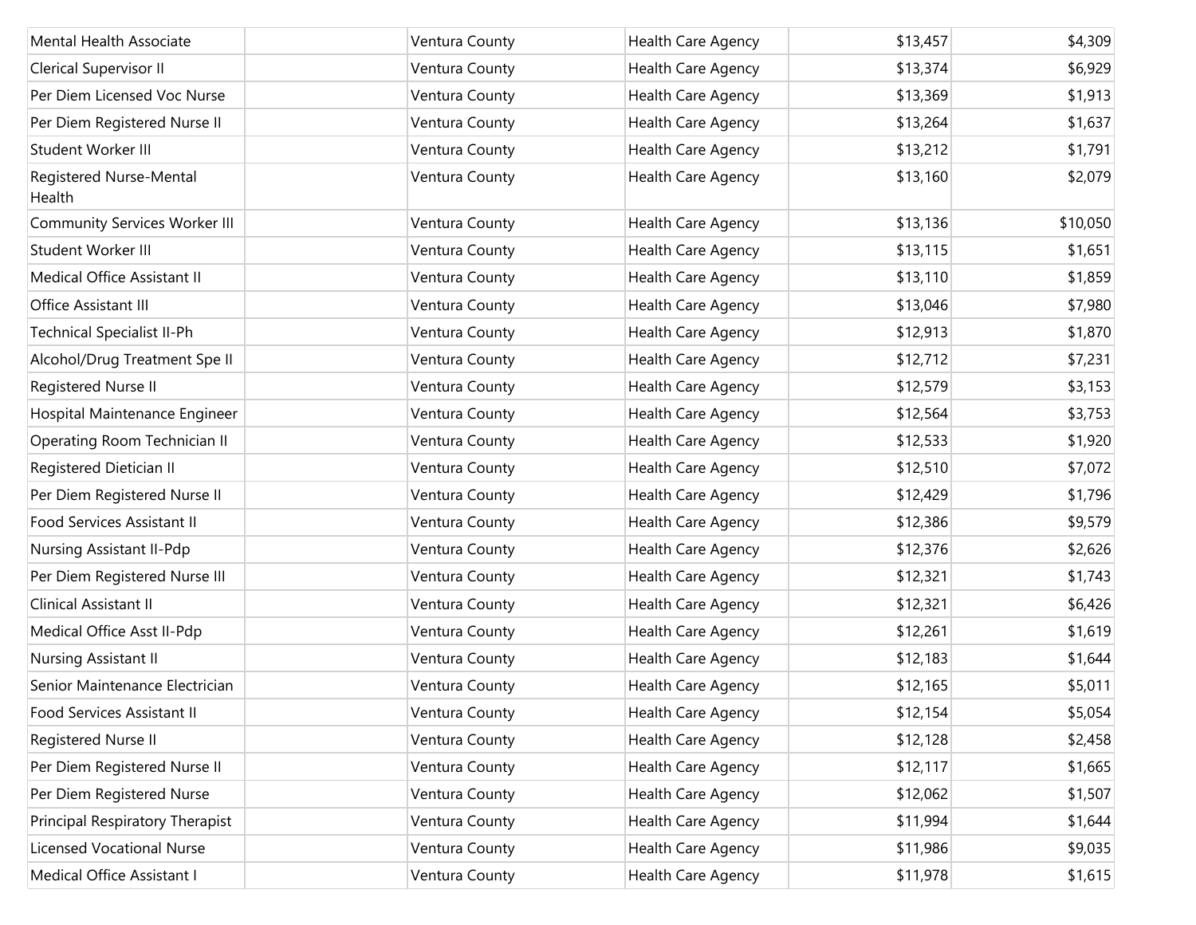| | | | | | |
|---|---|---|---|---|---|
| Mental Health Associate | | Ventura County | Health Care Agency | $13,457 | $4,309 |
| Clerical Supervisor II | | Ventura County | Health Care Agency | $13,374 | $6,929 |
| Per Diem Licensed Voc Nurse | | Ventura County | Health Care Agency | $13,369 | $1,913 |
| Per Diem Registered Nurse II | | Ventura County | Health Care Agency | $13,264 | $1,637 |
| Student Worker III | | Ventura County | Health Care Agency | $13,212 | $1,791 |
| Registered Nurse-Mental Health | | Ventura County | Health Care Agency | $13,160 | $2,079 |
| Community Services Worker III | | Ventura County | Health Care Agency | $13,136 | $10,050 |
| Student Worker III | | Ventura County | Health Care Agency | $13,115 | $1,651 |
| Medical Office Assistant II | | Ventura County | Health Care Agency | $13,110 | $1,859 |
| Office Assistant III | | Ventura County | Health Care Agency | $13,046 | $7,980 |
| Technical Specialist II-Ph | | Ventura County | Health Care Agency | $12,913 | $1,870 |
| Alcohol/Drug Treatment Spe II | | Ventura County | Health Care Agency | $12,712 | $7,231 |
| Registered Nurse II | | Ventura County | Health Care Agency | $12,579 | $3,153 |
| Hospital Maintenance Engineer | | Ventura County | Health Care Agency | $12,564 | $3,753 |
| Operating Room Technician II | | Ventura County | Health Care Agency | $12,533 | $1,920 |
| Registered Dietician II | | Ventura County | Health Care Agency | $12,510 | $7,072 |
| Per Diem Registered Nurse II | | Ventura County | Health Care Agency | $12,429 | $1,796 |
| Food Services Assistant II | | Ventura County | Health Care Agency | $12,386 | $9,579 |
| Nursing Assistant II-Pdp | | Ventura County | Health Care Agency | $12,376 | $2,626 |
| Per Diem Registered Nurse III | | Ventura County | Health Care Agency | $12,321 | $1,743 |
| Clinical Assistant II | | Ventura County | Health Care Agency | $12,321 | $6,426 |
| Medical Office Asst II-Pdp | | Ventura County | Health Care Agency | $12,261 | $1,619 |
| Nursing Assistant II | | Ventura County | Health Care Agency | $12,183 | $1,644 |
| Senior Maintenance Electrician | | Ventura County | Health Care Agency | $12,165 | $5,011 |
| Food Services Assistant II | | Ventura County | Health Care Agency | $12,154 | $5,054 |
| Registered Nurse II | | Ventura County | Health Care Agency | $12,128 | $2,458 |
| Per Diem Registered Nurse II | | Ventura County | Health Care Agency | $12,117 | $1,665 |
| Per Diem Registered Nurse | | Ventura County | Health Care Agency | $12,062 | $1,507 |
| Principal Respiratory Therapist | | Ventura County | Health Care Agency | $11,994 | $1,644 |
| Licensed Vocational Nurse | | Ventura County | Health Care Agency | $11,986 | $9,035 |
| Medical Office Assistant I | | Ventura County | Health Care Agency | $11,978 | $1,615 |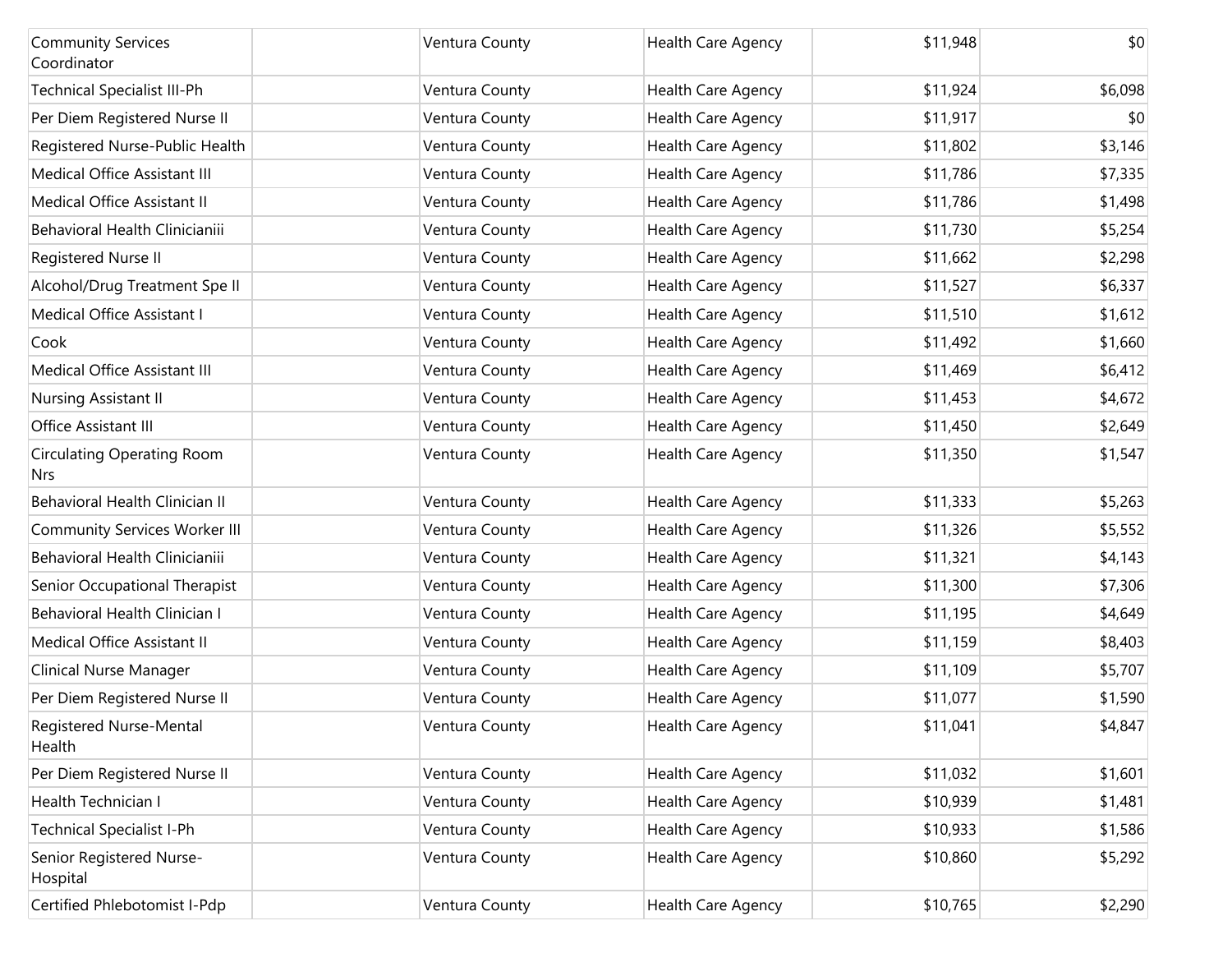| Community Services Coordinator | | Ventura County | Health Care Agency | $11,948 | $0 |
|---|---|---|---|---|---|
| Technical Specialist III-Ph | | Ventura County | Health Care Agency | $11,924 | $6,098 |
| Per Diem Registered Nurse II | | Ventura County | Health Care Agency | $11,917 | $0 |
| Registered Nurse-Public Health | | Ventura County | Health Care Agency | $11,802 | $3,146 |
| Medical Office Assistant III | | Ventura County | Health Care Agency | $11,786 | $7,335 |
| Medical Office Assistant II | | Ventura County | Health Care Agency | $11,786 | $1,498 |
| Behavioral Health Clinicianiii | | Ventura County | Health Care Agency | $11,730 | $5,254 |
| Registered Nurse II | | Ventura County | Health Care Agency | $11,662 | $2,298 |
| Alcohol/Drug Treatment Spe II | | Ventura County | Health Care Agency | $11,527 | $6,337 |
| Medical Office Assistant I | | Ventura County | Health Care Agency | $11,510 | $1,612 |
| Cook | | Ventura County | Health Care Agency | $11,492 | $1,660 |
| Medical Office Assistant III | | Ventura County | Health Care Agency | $11,469 | $6,412 |
| Nursing Assistant II | | Ventura County | Health Care Agency | $11,453 | $4,672 |
| Office Assistant III | | Ventura County | Health Care Agency | $11,450 | $2,649 |
| Circulating Operating Room Nrs | | Ventura County | Health Care Agency | $11,350 | $1,547 |
| Behavioral Health Clinician II | | Ventura County | Health Care Agency | $11,333 | $5,263 |
| Community Services Worker III | | Ventura County | Health Care Agency | $11,326 | $5,552 |
| Behavioral Health Clinicianiii | | Ventura County | Health Care Agency | $11,321 | $4,143 |
| Senior Occupational Therapist | | Ventura County | Health Care Agency | $11,300 | $7,306 |
| Behavioral Health Clinician I | | Ventura County | Health Care Agency | $11,195 | $4,649 |
| Medical Office Assistant II | | Ventura County | Health Care Agency | $11,159 | $8,403 |
| Clinical Nurse Manager | | Ventura County | Health Care Agency | $11,109 | $5,707 |
| Per Diem Registered Nurse II | | Ventura County | Health Care Agency | $11,077 | $1,590 |
| Registered Nurse-Mental Health | | Ventura County | Health Care Agency | $11,041 | $4,847 |
| Per Diem Registered Nurse II | | Ventura County | Health Care Agency | $11,032 | $1,601 |
| Health Technician I | | Ventura County | Health Care Agency | $10,939 | $1,481 |
| Technical Specialist I-Ph | | Ventura County | Health Care Agency | $10,933 | $1,586 |
| Senior Registered Nurse-Hospital | | Ventura County | Health Care Agency | $10,860 | $5,292 |
| Certified Phlebotomist I-Pdp | | Ventura County | Health Care Agency | $10,765 | $2,290 |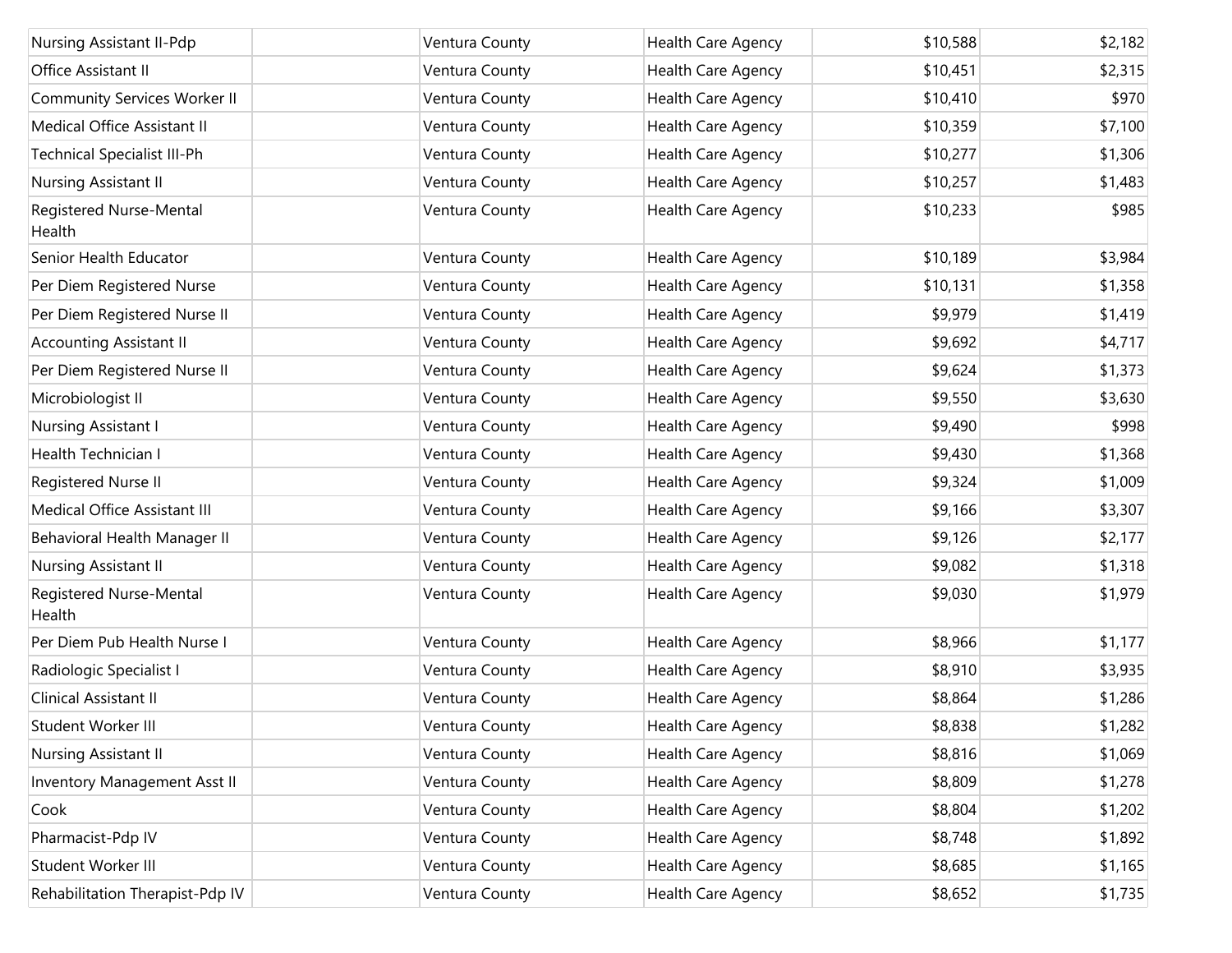| | | | | | |
|---|---|---|---|---|---|
| Nursing Assistant II-Pdp | | Ventura County | Health Care Agency | $10,588 | $2,182 |
| Office Assistant II | | Ventura County | Health Care Agency | $10,451 | $2,315 |
| Community Services Worker II | | Ventura County | Health Care Agency | $10,410 | $970 |
| Medical Office Assistant II | | Ventura County | Health Care Agency | $10,359 | $7,100 |
| Technical Specialist III-Ph | | Ventura County | Health Care Agency | $10,277 | $1,306 |
| Nursing Assistant II | | Ventura County | Health Care Agency | $10,257 | $1,483 |
| Registered Nurse-Mental Health | | Ventura County | Health Care Agency | $10,233 | $985 |
| Senior Health Educator | | Ventura County | Health Care Agency | $10,189 | $3,984 |
| Per Diem Registered Nurse | | Ventura County | Health Care Agency | $10,131 | $1,358 |
| Per Diem Registered Nurse II | | Ventura County | Health Care Agency | $9,979 | $1,419 |
| Accounting Assistant II | | Ventura County | Health Care Agency | $9,692 | $4,717 |
| Per Diem Registered Nurse II | | Ventura County | Health Care Agency | $9,624 | $1,373 |
| Microbiologist II | | Ventura County | Health Care Agency | $9,550 | $3,630 |
| Nursing Assistant I | | Ventura County | Health Care Agency | $9,490 | $998 |
| Health Technician I | | Ventura County | Health Care Agency | $9,430 | $1,368 |
| Registered Nurse II | | Ventura County | Health Care Agency | $9,324 | $1,009 |
| Medical Office Assistant III | | Ventura County | Health Care Agency | $9,166 | $3,307 |
| Behavioral Health Manager II | | Ventura County | Health Care Agency | $9,126 | $2,177 |
| Nursing Assistant II | | Ventura County | Health Care Agency | $9,082 | $1,318 |
| Registered Nurse-Mental Health | | Ventura County | Health Care Agency | $9,030 | $1,979 |
| Per Diem Pub Health Nurse I | | Ventura County | Health Care Agency | $8,966 | $1,177 |
| Radiologic Specialist I | | Ventura County | Health Care Agency | $8,910 | $3,935 |
| Clinical Assistant II | | Ventura County | Health Care Agency | $8,864 | $1,286 |
| Student Worker III | | Ventura County | Health Care Agency | $8,838 | $1,282 |
| Nursing Assistant II | | Ventura County | Health Care Agency | $8,816 | $1,069 |
| Inventory Management Asst II | | Ventura County | Health Care Agency | $8,809 | $1,278 |
| Cook | | Ventura County | Health Care Agency | $8,804 | $1,202 |
| Pharmacist-Pdp IV | | Ventura County | Health Care Agency | $8,748 | $1,892 |
| Student Worker III | | Ventura County | Health Care Agency | $8,685 | $1,165 |
| Rehabilitation Therapist-Pdp IV | | Ventura County | Health Care Agency | $8,652 | $1,735 |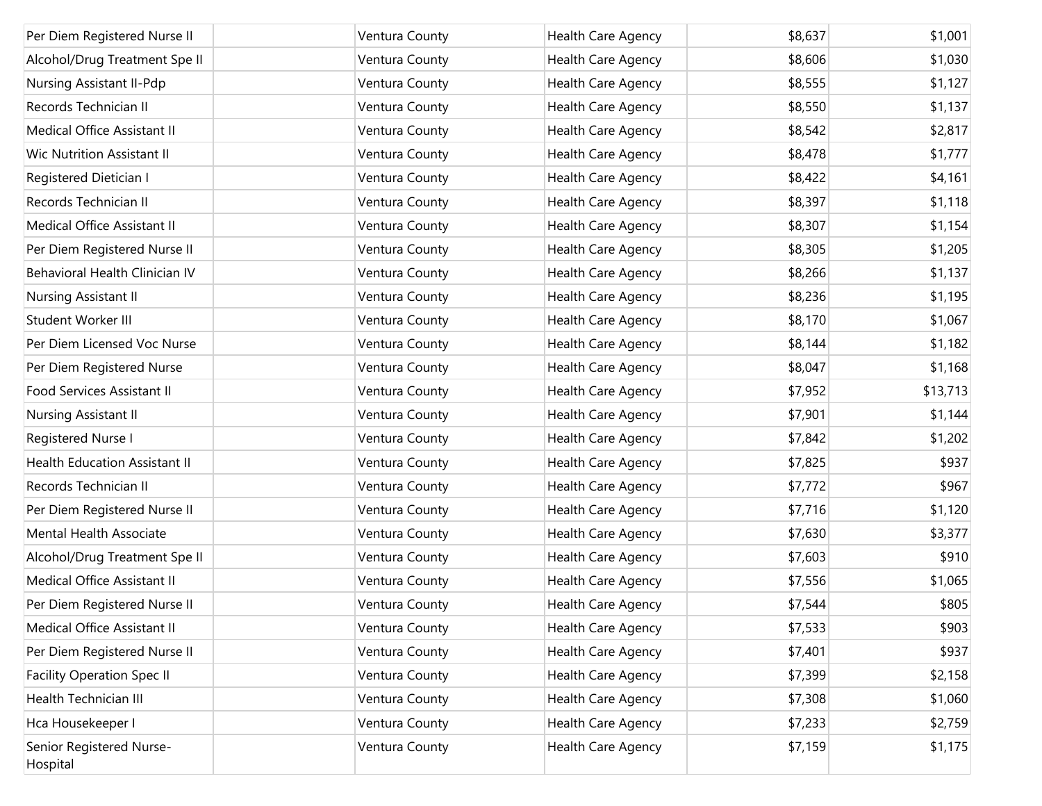| | | | | | |
|---|---|---|---|---|---|
| Per Diem Registered Nurse II | | Ventura County | Health Care Agency | $8,637 | $1,001 |
| Alcohol/Drug Treatment Spe II | | Ventura County | Health Care Agency | $8,606 | $1,030 |
| Nursing Assistant II-Pdp | | Ventura County | Health Care Agency | $8,555 | $1,127 |
| Records Technician II | | Ventura County | Health Care Agency | $8,550 | $1,137 |
| Medical Office Assistant II | | Ventura County | Health Care Agency | $8,542 | $2,817 |
| Wic Nutrition Assistant II | | Ventura County | Health Care Agency | $8,478 | $1,777 |
| Registered Dietician I | | Ventura County | Health Care Agency | $8,422 | $4,161 |
| Records Technician II | | Ventura County | Health Care Agency | $8,397 | $1,118 |
| Medical Office Assistant II | | Ventura County | Health Care Agency | $8,307 | $1,154 |
| Per Diem Registered Nurse II | | Ventura County | Health Care Agency | $8,305 | $1,205 |
| Behavioral Health Clinician IV | | Ventura County | Health Care Agency | $8,266 | $1,137 |
| Nursing Assistant II | | Ventura County | Health Care Agency | $8,236 | $1,195 |
| Student Worker III | | Ventura County | Health Care Agency | $8,170 | $1,067 |
| Per Diem Licensed Voc Nurse | | Ventura County | Health Care Agency | $8,144 | $1,182 |
| Per Diem Registered Nurse | | Ventura County | Health Care Agency | $8,047 | $1,168 |
| Food Services Assistant II | | Ventura County | Health Care Agency | $7,952 | $13,713 |
| Nursing Assistant II | | Ventura County | Health Care Agency | $7,901 | $1,144 |
| Registered Nurse I | | Ventura County | Health Care Agency | $7,842 | $1,202 |
| Health Education Assistant II | | Ventura County | Health Care Agency | $7,825 | $937 |
| Records Technician II | | Ventura County | Health Care Agency | $7,772 | $967 |
| Per Diem Registered Nurse II | | Ventura County | Health Care Agency | $7,716 | $1,120 |
| Mental Health Associate | | Ventura County | Health Care Agency | $7,630 | $3,377 |
| Alcohol/Drug Treatment Spe II | | Ventura County | Health Care Agency | $7,603 | $910 |
| Medical Office Assistant II | | Ventura County | Health Care Agency | $7,556 | $1,065 |
| Per Diem Registered Nurse II | | Ventura County | Health Care Agency | $7,544 | $805 |
| Medical Office Assistant II | | Ventura County | Health Care Agency | $7,533 | $903 |
| Per Diem Registered Nurse II | | Ventura County | Health Care Agency | $7,401 | $937 |
| Facility Operation Spec II | | Ventura County | Health Care Agency | $7,399 | $2,158 |
| Health Technician III | | Ventura County | Health Care Agency | $7,308 | $1,060 |
| Hca Housekeeper I | | Ventura County | Health Care Agency | $7,233 | $2,759 |
| Senior Registered Nurse-Hospital | | Ventura County | Health Care Agency | $7,159 | $1,175 |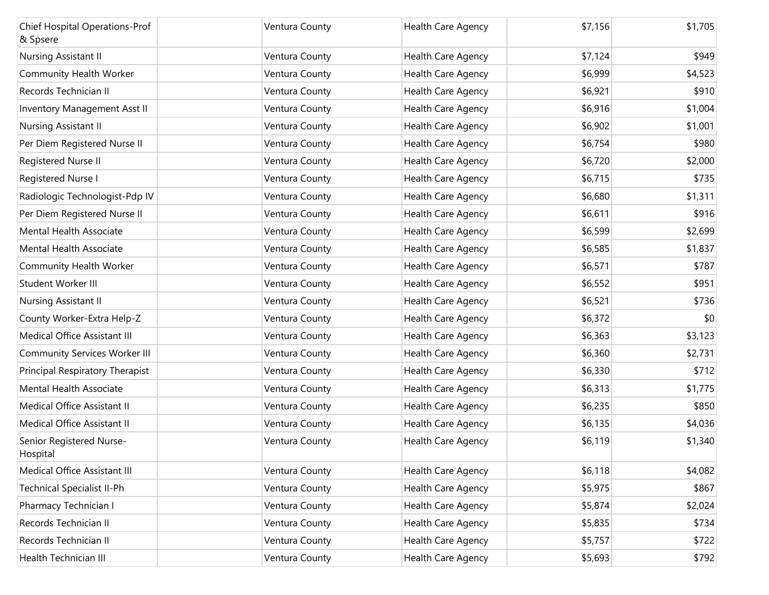| | | | | | |
|---|---|---|---|---|---|
| Chief Hospital Operations-Prof & Spsere | | Ventura County | Health Care Agency | $7,156 | $1,705 |
| Nursing Assistant II | | Ventura County | Health Care Agency | $7,124 | $949 |
| Community Health Worker | | Ventura County | Health Care Agency | $6,999 | $4,523 |
| Records Technician II | | Ventura County | Health Care Agency | $6,921 | $910 |
| Inventory Management Asst II | | Ventura County | Health Care Agency | $6,916 | $1,004 |
| Nursing Assistant II | | Ventura County | Health Care Agency | $6,902 | $1,001 |
| Per Diem Registered Nurse II | | Ventura County | Health Care Agency | $6,754 | $980 |
| Registered Nurse II | | Ventura County | Health Care Agency | $6,720 | $2,000 |
| Registered Nurse I | | Ventura County | Health Care Agency | $6,715 | $735 |
| Radiologic Technologist-Pdp IV | | Ventura County | Health Care Agency | $6,680 | $1,311 |
| Per Diem Registered Nurse II | | Ventura County | Health Care Agency | $6,611 | $916 |
| Mental Health Associate | | Ventura County | Health Care Agency | $6,599 | $2,699 |
| Mental Health Associate | | Ventura County | Health Care Agency | $6,585 | $1,837 |
| Community Health Worker | | Ventura County | Health Care Agency | $6,571 | $787 |
| Student Worker III | | Ventura County | Health Care Agency | $6,552 | $951 |
| Nursing Assistant II | | Ventura County | Health Care Agency | $6,521 | $736 |
| County Worker-Extra Help-Z | | Ventura County | Health Care Agency | $6,372 | $0 |
| Medical Office Assistant III | | Ventura County | Health Care Agency | $6,363 | $3,123 |
| Community Services Worker III | | Ventura County | Health Care Agency | $6,360 | $2,731 |
| Principal Respiratory Therapist | | Ventura County | Health Care Agency | $6,330 | $712 |
| Mental Health Associate | | Ventura County | Health Care Agency | $6,313 | $1,775 |
| Medical Office Assistant II | | Ventura County | Health Care Agency | $6,235 | $850 |
| Medical Office Assistant II | | Ventura County | Health Care Agency | $6,135 | $4,036 |
| Senior Registered Nurse-Hospital | | Ventura County | Health Care Agency | $6,119 | $1,340 |
| Medical Office Assistant III | | Ventura County | Health Care Agency | $6,118 | $4,082 |
| Technical Specialist II-Ph | | Ventura County | Health Care Agency | $5,975 | $867 |
| Pharmacy Technician I | | Ventura County | Health Care Agency | $5,874 | $2,024 |
| Records Technician II | | Ventura County | Health Care Agency | $5,835 | $734 |
| Records Technician II | | Ventura County | Health Care Agency | $5,757 | $722 |
| Health Technician III | | Ventura County | Health Care Agency | $5,693 | $792 |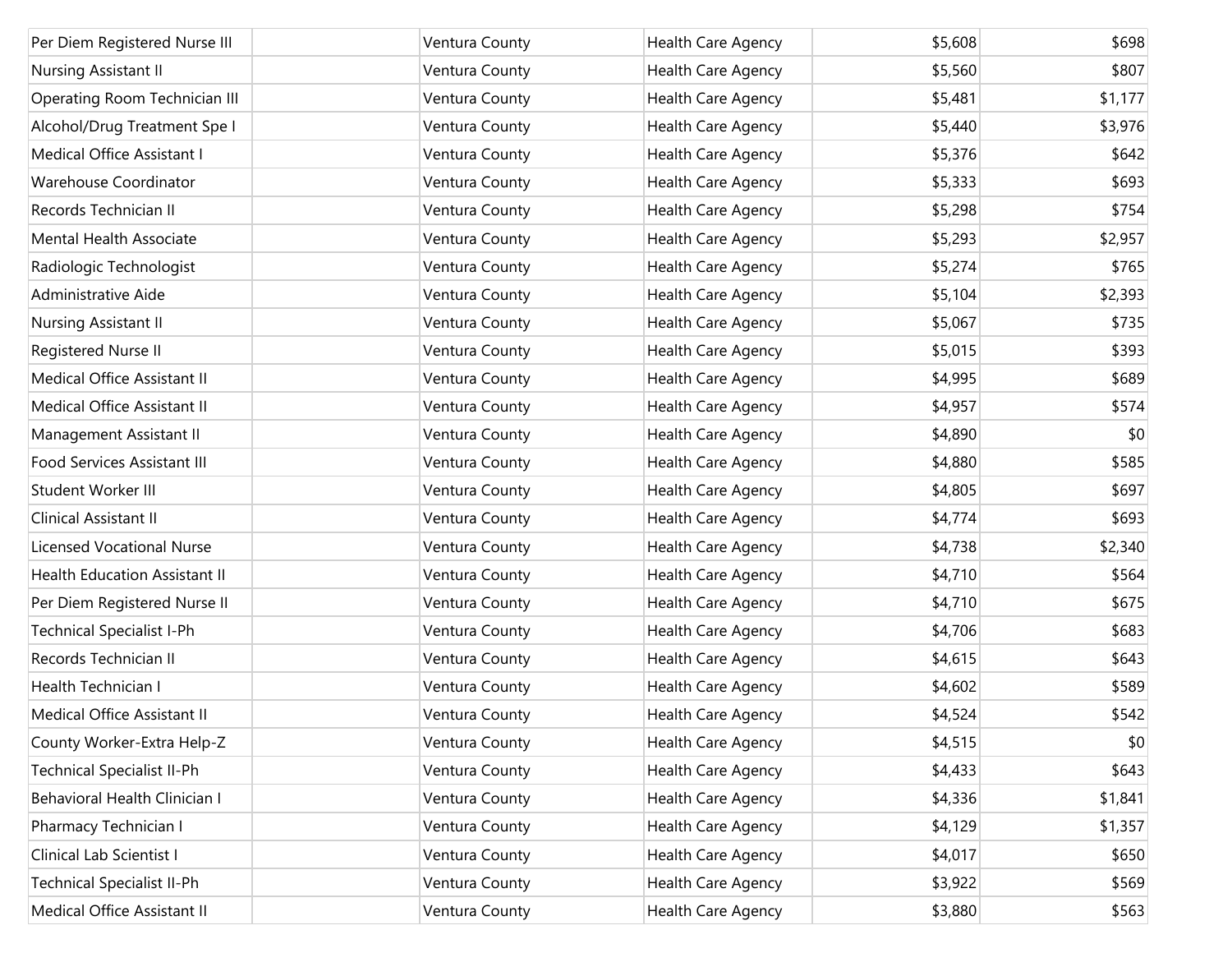| | | | | | |
|---|---|---|---|---|---|
| Per Diem Registered Nurse III | | Ventura County | Health Care Agency | $5,608 | $698 |
| Nursing Assistant II | | Ventura County | Health Care Agency | $5,560 | $807 |
| Operating Room Technician III | | Ventura County | Health Care Agency | $5,481 | $1,177 |
| Alcohol/Drug Treatment Spe I | | Ventura County | Health Care Agency | $5,440 | $3,976 |
| Medical Office Assistant I | | Ventura County | Health Care Agency | $5,376 | $642 |
| Warehouse Coordinator | | Ventura County | Health Care Agency | $5,333 | $693 |
| Records Technician II | | Ventura County | Health Care Agency | $5,298 | $754 |
| Mental Health Associate | | Ventura County | Health Care Agency | $5,293 | $2,957 |
| Radiologic Technologist | | Ventura County | Health Care Agency | $5,274 | $765 |
| Administrative Aide | | Ventura County | Health Care Agency | $5,104 | $2,393 |
| Nursing Assistant II | | Ventura County | Health Care Agency | $5,067 | $735 |
| Registered Nurse II | | Ventura County | Health Care Agency | $5,015 | $393 |
| Medical Office Assistant II | | Ventura County | Health Care Agency | $4,995 | $689 |
| Medical Office Assistant II | | Ventura County | Health Care Agency | $4,957 | $574 |
| Management Assistant II | | Ventura County | Health Care Agency | $4,890 | $0 |
| Food Services Assistant III | | Ventura County | Health Care Agency | $4,880 | $585 |
| Student Worker III | | Ventura County | Health Care Agency | $4,805 | $697 |
| Clinical Assistant II | | Ventura County | Health Care Agency | $4,774 | $693 |
| Licensed Vocational Nurse | | Ventura County | Health Care Agency | $4,738 | $2,340 |
| Health Education Assistant II | | Ventura County | Health Care Agency | $4,710 | $564 |
| Per Diem Registered Nurse II | | Ventura County | Health Care Agency | $4,710 | $675 |
| Technical Specialist I-Ph | | Ventura County | Health Care Agency | $4,706 | $683 |
| Records Technician II | | Ventura County | Health Care Agency | $4,615 | $643 |
| Health Technician I | | Ventura County | Health Care Agency | $4,602 | $589 |
| Medical Office Assistant II | | Ventura County | Health Care Agency | $4,524 | $542 |
| County Worker-Extra Help-Z | | Ventura County | Health Care Agency | $4,515 | $0 |
| Technical Specialist II-Ph | | Ventura County | Health Care Agency | $4,433 | $643 |
| Behavioral Health Clinician I | | Ventura County | Health Care Agency | $4,336 | $1,841 |
| Pharmacy Technician I | | Ventura County | Health Care Agency | $4,129 | $1,357 |
| Clinical Lab Scientist I | | Ventura County | Health Care Agency | $4,017 | $650 |
| Technical Specialist II-Ph | | Ventura County | Health Care Agency | $3,922 | $569 |
| Medical Office Assistant II | | Ventura County | Health Care Agency | $3,880 | $563 |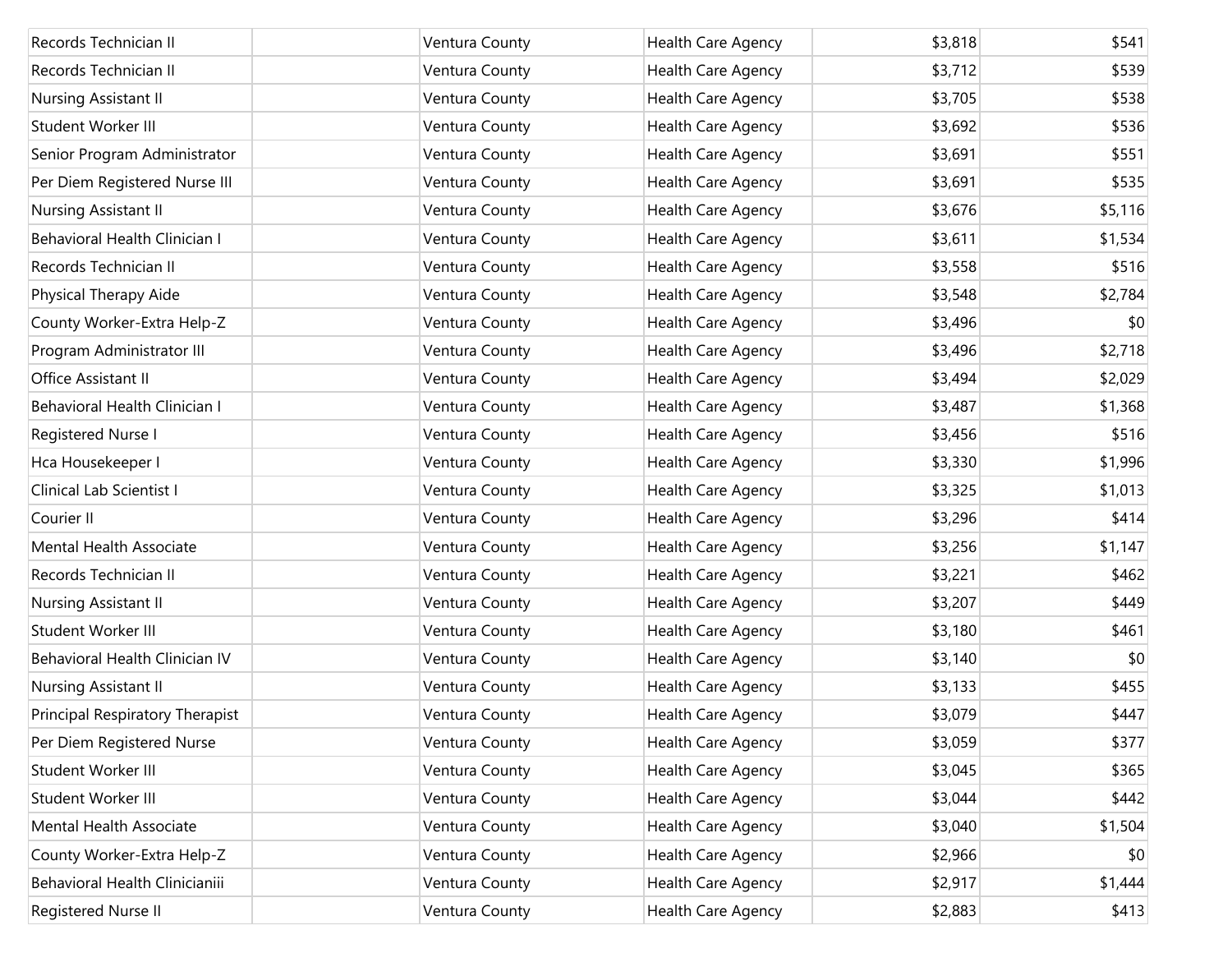| | | | | | |
|---|---|---|---|---|---|
| Records Technician II | | Ventura County | Health Care Agency | $3,818 | $541 |
| Records Technician II | | Ventura County | Health Care Agency | $3,712 | $539 |
| Nursing Assistant II | | Ventura County | Health Care Agency | $3,705 | $538 |
| Student Worker III | | Ventura County | Health Care Agency | $3,692 | $536 |
| Senior Program Administrator | | Ventura County | Health Care Agency | $3,691 | $551 |
| Per Diem Registered Nurse III | | Ventura County | Health Care Agency | $3,691 | $535 |
| Nursing Assistant II | | Ventura County | Health Care Agency | $3,676 | $5,116 |
| Behavioral Health Clinician I | | Ventura County | Health Care Agency | $3,611 | $1,534 |
| Records Technician II | | Ventura County | Health Care Agency | $3,558 | $516 |
| Physical Therapy Aide | | Ventura County | Health Care Agency | $3,548 | $2,784 |
| County Worker-Extra Help-Z | | Ventura County | Health Care Agency | $3,496 | $0 |
| Program Administrator III | | Ventura County | Health Care Agency | $3,496 | $2,718 |
| Office Assistant II | | Ventura County | Health Care Agency | $3,494 | $2,029 |
| Behavioral Health Clinician I | | Ventura County | Health Care Agency | $3,487 | $1,368 |
| Registered Nurse I | | Ventura County | Health Care Agency | $3,456 | $516 |
| Hca Housekeeper I | | Ventura County | Health Care Agency | $3,330 | $1,996 |
| Clinical Lab Scientist I | | Ventura County | Health Care Agency | $3,325 | $1,013 |
| Courier II | | Ventura County | Health Care Agency | $3,296 | $414 |
| Mental Health Associate | | Ventura County | Health Care Agency | $3,256 | $1,147 |
| Records Technician II | | Ventura County | Health Care Agency | $3,221 | $462 |
| Nursing Assistant II | | Ventura County | Health Care Agency | $3,207 | $449 |
| Student Worker III | | Ventura County | Health Care Agency | $3,180 | $461 |
| Behavioral Health Clinician IV | | Ventura County | Health Care Agency | $3,140 | $0 |
| Nursing Assistant II | | Ventura County | Health Care Agency | $3,133 | $455 |
| Principal Respiratory Therapist | | Ventura County | Health Care Agency | $3,079 | $447 |
| Per Diem Registered Nurse | | Ventura County | Health Care Agency | $3,059 | $377 |
| Student Worker III | | Ventura County | Health Care Agency | $3,045 | $365 |
| Student Worker III | | Ventura County | Health Care Agency | $3,044 | $442 |
| Mental Health Associate | | Ventura County | Health Care Agency | $3,040 | $1,504 |
| County Worker-Extra Help-Z | | Ventura County | Health Care Agency | $2,966 | $0 |
| Behavioral Health Clinicianiii | | Ventura County | Health Care Agency | $2,917 | $1,444 |
| Registered Nurse II | | Ventura County | Health Care Agency | $2,883 | $413 |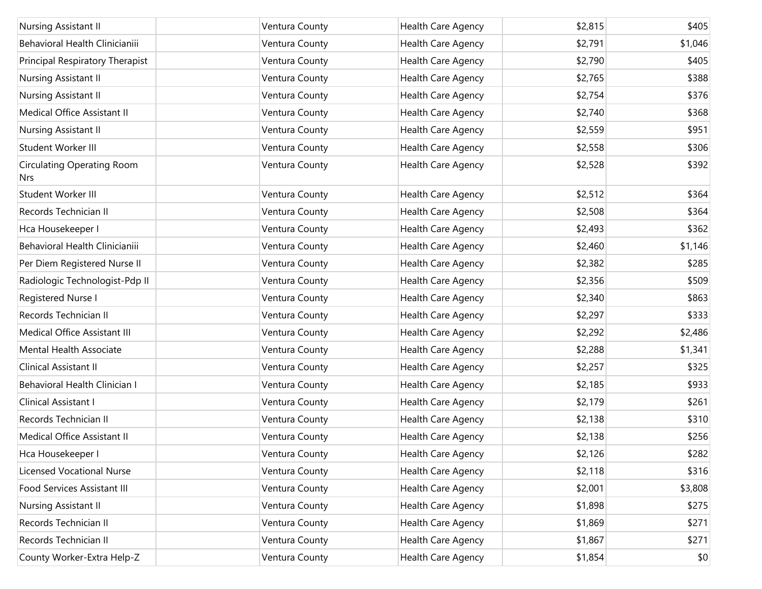| | | | | | |
|---|---|---|---|---|---|
| Nursing Assistant II | | Ventura County | Health Care Agency | $2,815 | $405 |
| Behavioral Health Clinicianiii | | Ventura County | Health Care Agency | $2,791 | $1,046 |
| Principal Respiratory Therapist | | Ventura County | Health Care Agency | $2,790 | $405 |
| Nursing Assistant II | | Ventura County | Health Care Agency | $2,765 | $388 |
| Nursing Assistant II | | Ventura County | Health Care Agency | $2,754 | $376 |
| Medical Office Assistant II | | Ventura County | Health Care Agency | $2,740 | $368 |
| Nursing Assistant II | | Ventura County | Health Care Agency | $2,559 | $951 |
| Student Worker III | | Ventura County | Health Care Agency | $2,558 | $306 |
| Circulating Operating Room Nrs | | Ventura County | Health Care Agency | $2,528 | $392 |
| Student Worker III | | Ventura County | Health Care Agency | $2,512 | $364 |
| Records Technician II | | Ventura County | Health Care Agency | $2,508 | $364 |
| Hca Housekeeper I | | Ventura County | Health Care Agency | $2,493 | $362 |
| Behavioral Health Clinicianiii | | Ventura County | Health Care Agency | $2,460 | $1,146 |
| Per Diem Registered Nurse II | | Ventura County | Health Care Agency | $2,382 | $285 |
| Radiologic Technologist-Pdp II | | Ventura County | Health Care Agency | $2,356 | $509 |
| Registered Nurse I | | Ventura County | Health Care Agency | $2,340 | $863 |
| Records Technician II | | Ventura County | Health Care Agency | $2,297 | $333 |
| Medical Office Assistant III | | Ventura County | Health Care Agency | $2,292 | $2,486 |
| Mental Health Associate | | Ventura County | Health Care Agency | $2,288 | $1,341 |
| Clinical Assistant II | | Ventura County | Health Care Agency | $2,257 | $325 |
| Behavioral Health Clinician I | | Ventura County | Health Care Agency | $2,185 | $933 |
| Clinical Assistant I | | Ventura County | Health Care Agency | $2,179 | $261 |
| Records Technician II | | Ventura County | Health Care Agency | $2,138 | $310 |
| Medical Office Assistant II | | Ventura County | Health Care Agency | $2,138 | $256 |
| Hca Housekeeper I | | Ventura County | Health Care Agency | $2,126 | $282 |
| Licensed Vocational Nurse | | Ventura County | Health Care Agency | $2,118 | $316 |
| Food Services Assistant III | | Ventura County | Health Care Agency | $2,001 | $3,808 |
| Nursing Assistant II | | Ventura County | Health Care Agency | $1,898 | $275 |
| Records Technician II | | Ventura County | Health Care Agency | $1,869 | $271 |
| Records Technician II | | Ventura County | Health Care Agency | $1,867 | $271 |
| County Worker-Extra Help-Z | | Ventura County | Health Care Agency | $1,854 | $0 |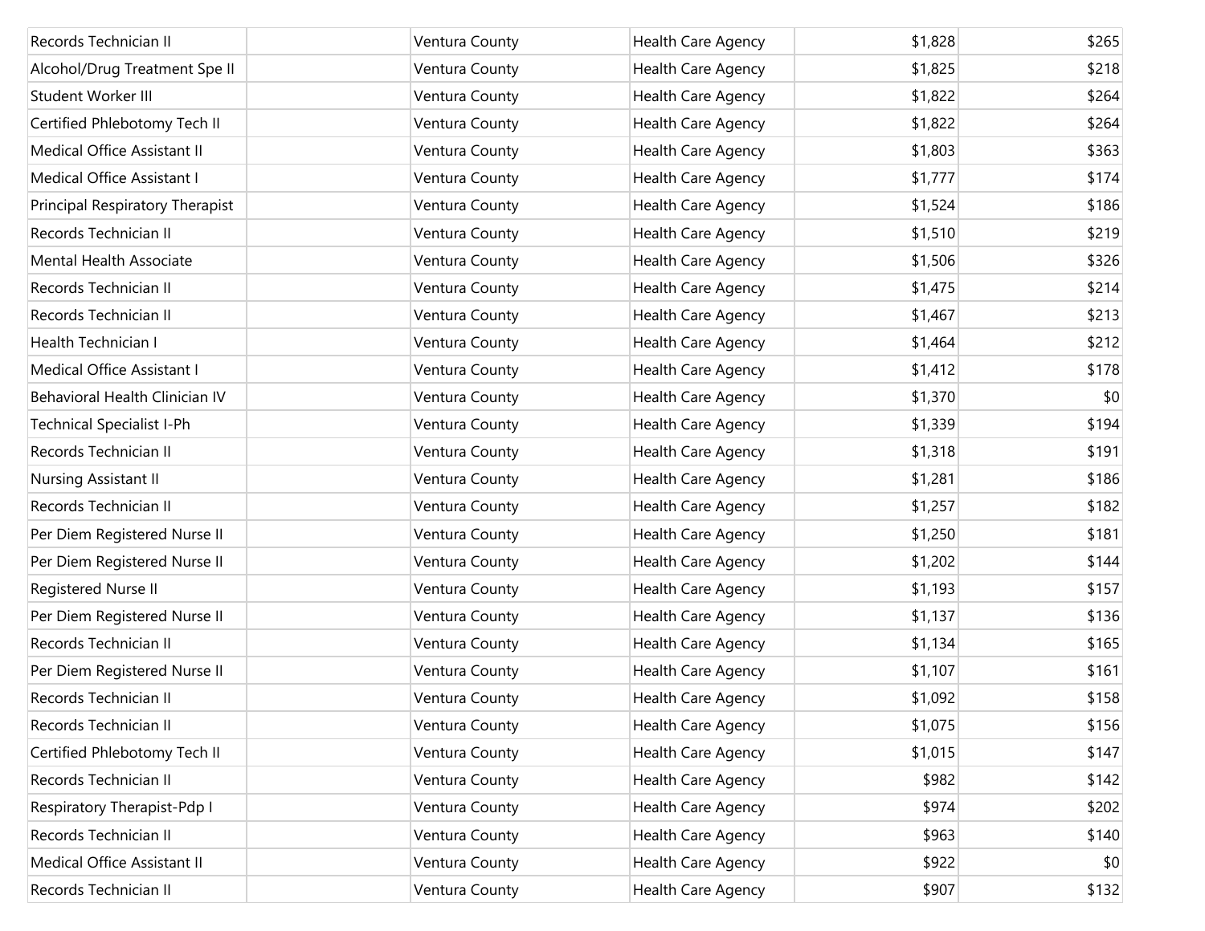| | | | | | |
|---|---|---|---|---|---|
| Records Technician II | | Ventura County | Health Care Agency | $1,828 | $265 |
| Alcohol/Drug Treatment Spe II | | Ventura County | Health Care Agency | $1,825 | $218 |
| Student Worker III | | Ventura County | Health Care Agency | $1,822 | $264 |
| Certified Phlebotomy Tech II | | Ventura County | Health Care Agency | $1,822 | $264 |
| Medical Office Assistant II | | Ventura County | Health Care Agency | $1,803 | $363 |
| Medical Office Assistant I | | Ventura County | Health Care Agency | $1,777 | $174 |
| Principal Respiratory Therapist | | Ventura County | Health Care Agency | $1,524 | $186 |
| Records Technician II | | Ventura County | Health Care Agency | $1,510 | $219 |
| Mental Health Associate | | Ventura County | Health Care Agency | $1,506 | $326 |
| Records Technician II | | Ventura County | Health Care Agency | $1,475 | $214 |
| Records Technician II | | Ventura County | Health Care Agency | $1,467 | $213 |
| Health Technician I | | Ventura County | Health Care Agency | $1,464 | $212 |
| Medical Office Assistant I | | Ventura County | Health Care Agency | $1,412 | $178 |
| Behavioral Health Clinician IV | | Ventura County | Health Care Agency | $1,370 | $0 |
| Technical Specialist I-Ph | | Ventura County | Health Care Agency | $1,339 | $194 |
| Records Technician II | | Ventura County | Health Care Agency | $1,318 | $191 |
| Nursing Assistant II | | Ventura County | Health Care Agency | $1,281 | $186 |
| Records Technician II | | Ventura County | Health Care Agency | $1,257 | $182 |
| Per Diem Registered Nurse II | | Ventura County | Health Care Agency | $1,250 | $181 |
| Per Diem Registered Nurse II | | Ventura County | Health Care Agency | $1,202 | $144 |
| Registered Nurse II | | Ventura County | Health Care Agency | $1,193 | $157 |
| Per Diem Registered Nurse II | | Ventura County | Health Care Agency | $1,137 | $136 |
| Records Technician II | | Ventura County | Health Care Agency | $1,134 | $165 |
| Per Diem Registered Nurse II | | Ventura County | Health Care Agency | $1,107 | $161 |
| Records Technician II | | Ventura County | Health Care Agency | $1,092 | $158 |
| Records Technician II | | Ventura County | Health Care Agency | $1,075 | $156 |
| Certified Phlebotomy Tech II | | Ventura County | Health Care Agency | $1,015 | $147 |
| Records Technician II | | Ventura County | Health Care Agency | $982 | $142 |
| Respiratory Therapist-Pdp I | | Ventura County | Health Care Agency | $974 | $202 |
| Records Technician II | | Ventura County | Health Care Agency | $963 | $140 |
| Medical Office Assistant II | | Ventura County | Health Care Agency | $922 | $0 |
| Records Technician II | | Ventura County | Health Care Agency | $907 | $132 |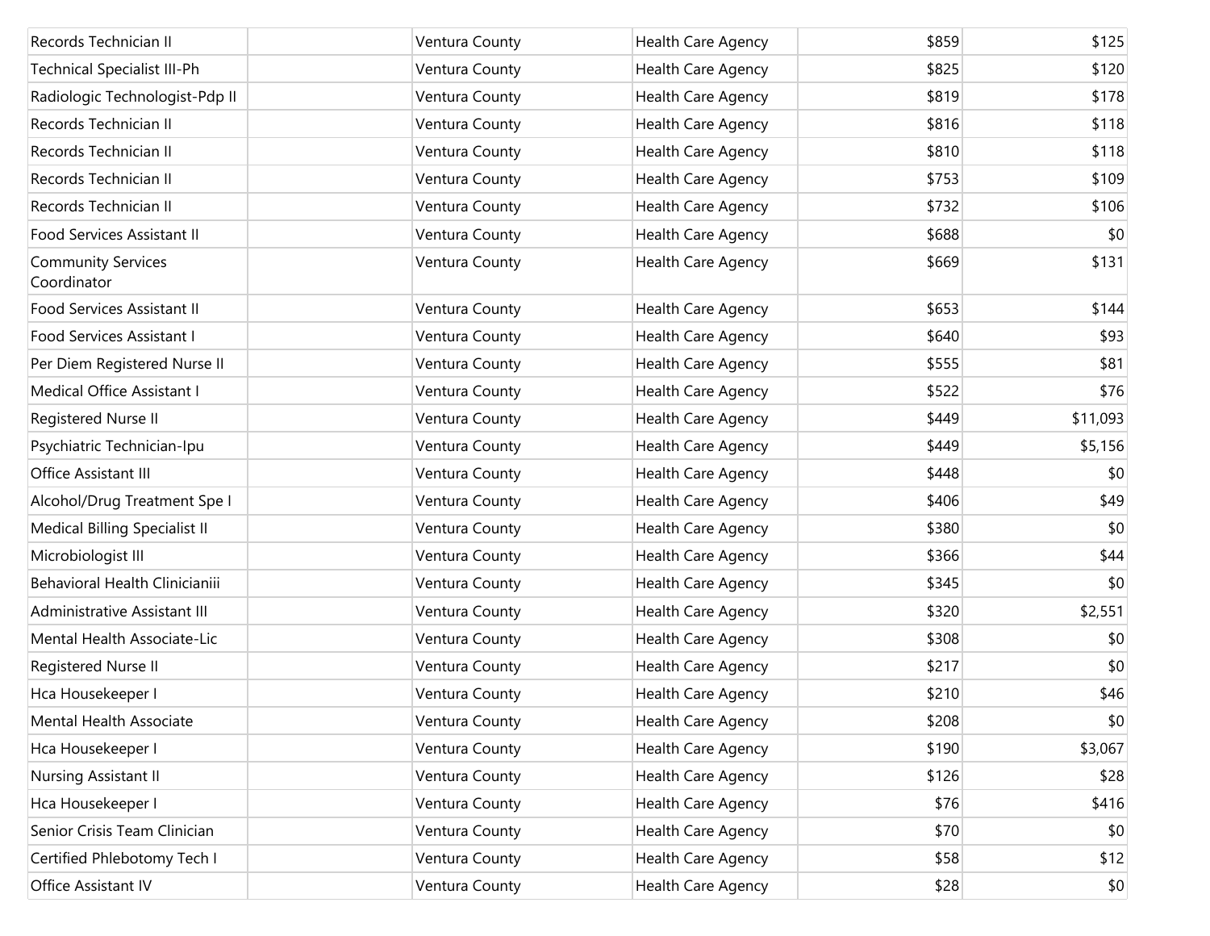| | | | | | |
|---|---|---|---|---|---|
| Records Technician II | | Ventura County | Health Care Agency | $859 | $125 |
| Technical Specialist III-Ph | | Ventura County | Health Care Agency | $825 | $120 |
| Radiologic Technologist-Pdp II | | Ventura County | Health Care Agency | $819 | $178 |
| Records Technician II | | Ventura County | Health Care Agency | $816 | $118 |
| Records Technician II | | Ventura County | Health Care Agency | $810 | $118 |
| Records Technician II | | Ventura County | Health Care Agency | $753 | $109 |
| Records Technician II | | Ventura County | Health Care Agency | $732 | $106 |
| Food Services Assistant II | | Ventura County | Health Care Agency | $688 | $0 |
| Community Services Coordinator | | Ventura County | Health Care Agency | $669 | $131 |
| Food Services Assistant II | | Ventura County | Health Care Agency | $653 | $144 |
| Food Services Assistant I | | Ventura County | Health Care Agency | $640 | $93 |
| Per Diem Registered Nurse II | | Ventura County | Health Care Agency | $555 | $81 |
| Medical Office Assistant I | | Ventura County | Health Care Agency | $522 | $76 |
| Registered Nurse II | | Ventura County | Health Care Agency | $449 | $11,093 |
| Psychiatric Technician-Ipu | | Ventura County | Health Care Agency | $449 | $5,156 |
| Office Assistant III | | Ventura County | Health Care Agency | $448 | $0 |
| Alcohol/Drug Treatment Spe I | | Ventura County | Health Care Agency | $406 | $49 |
| Medical Billing Specialist II | | Ventura County | Health Care Agency | $380 | $0 |
| Microbiologist III | | Ventura County | Health Care Agency | $366 | $44 |
| Behavioral Health Clinicianiii | | Ventura County | Health Care Agency | $345 | $0 |
| Administrative Assistant III | | Ventura County | Health Care Agency | $320 | $2,551 |
| Mental Health Associate-Lic | | Ventura County | Health Care Agency | $308 | $0 |
| Registered Nurse II | | Ventura County | Health Care Agency | $217 | $0 |
| Hca Housekeeper I | | Ventura County | Health Care Agency | $210 | $46 |
| Mental Health Associate | | Ventura County | Health Care Agency | $208 | $0 |
| Hca Housekeeper I | | Ventura County | Health Care Agency | $190 | $3,067 |
| Nursing Assistant II | | Ventura County | Health Care Agency | $126 | $28 |
| Hca Housekeeper I | | Ventura County | Health Care Agency | $76 | $416 |
| Senior Crisis Team Clinician | | Ventura County | Health Care Agency | $70 | $0 |
| Certified Phlebotomy Tech I | | Ventura County | Health Care Agency | $58 | $12 |
| Office Assistant IV | | Ventura County | Health Care Agency | $28 | $0 |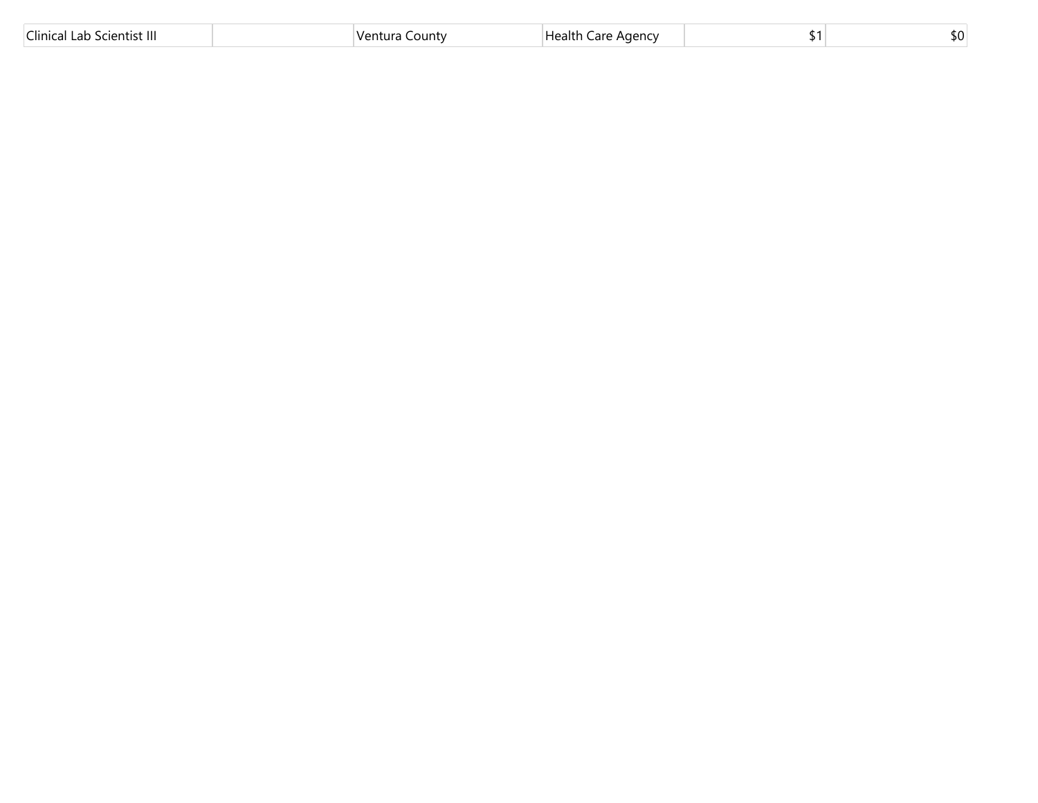| | | | | | |
|---|---|---|---|---|---|
| Clinical Lab Scientist III | | Ventura County | Health Care Agency | $1 | $0 |